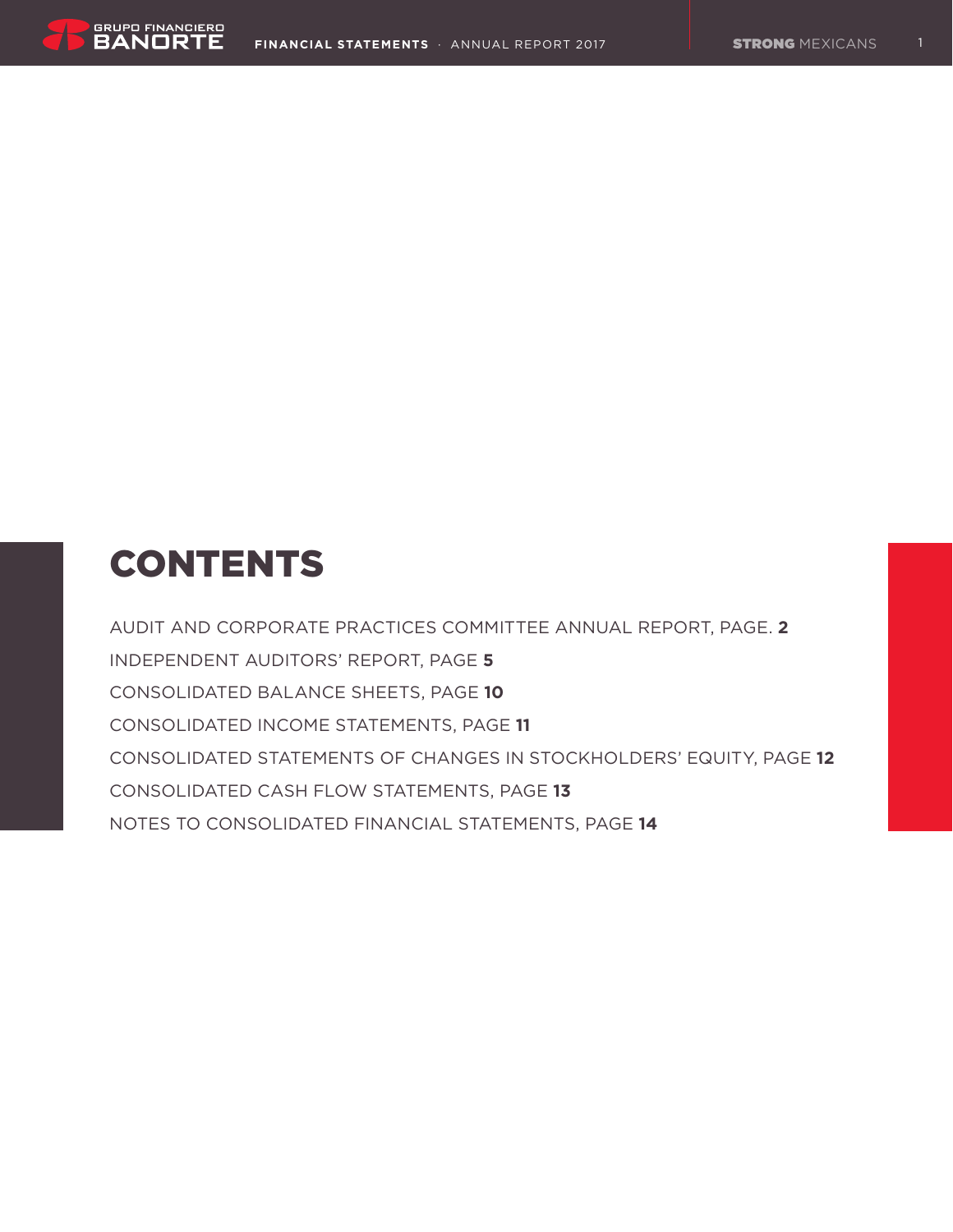# CONTENTS

AUDIT AND CORPORATE PRACTICES COMMITTEE ANNUAL REPORT, PAGE. **2**

INDEPENDENT AUDITORS' REPORT, PAGE **5**

CONSOLIDATED BALANCE SHEETS, PAGE **10**

CONSOLIDATED INCOME STATEMENTS, PAGE **11**

CONSOLIDATED STATEMENTS OF CHANGES IN STOCKHOLDERS' EQUITY, PAGE **12**

CONSOLIDATED CASH FLOW STATEMENTS, PAGE **13**

NOTES TO CONSOLIDATED FINANCIAL STATEMENTS, PAGE **14**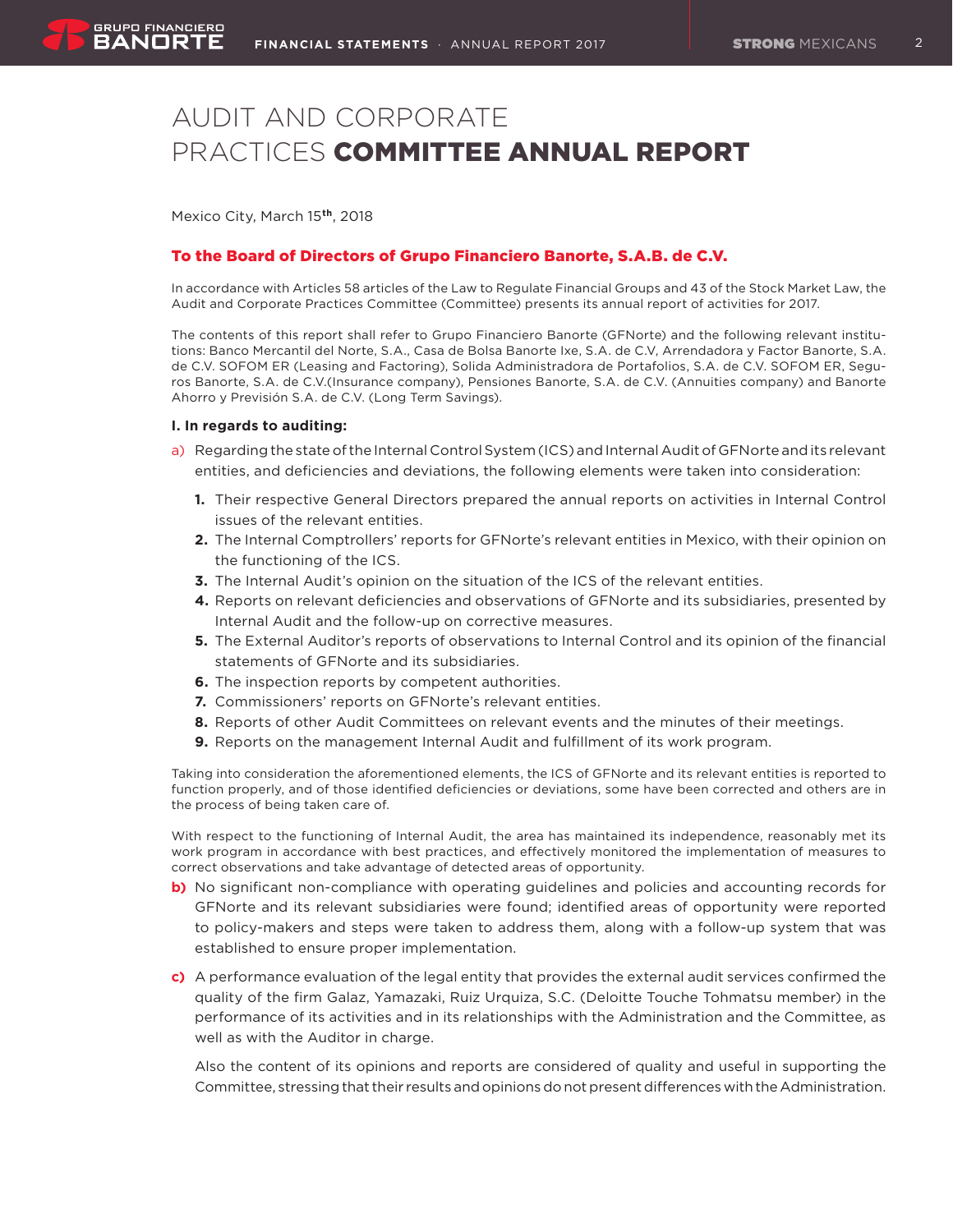# AUDIT AND CORPORATE PRACTICES **COMMITTEE ANNUAL REPORT**

Mexico City, March 15th, 2018

**To the Board of Directors of Grupo Financiero Banorte, S.A.B. de C.V.**

In accordance with Articles 58 articles of the Law to Regulate Financial Groups and 43 of the Stock Market Law, the Audit and Corporate Practices Committee (Committee) presents its annual report of activities for 2017.

The contents of this report shall refer to Grupo Financiero Banorte (GFNorte) and the following relevant institutions: Banco Mercantil del Norte, S.A., Casa de Bolsa Banorte Ixe, S.A. de C.V, Arrendadora y Factor Banorte, S.A. de C.V. SOFOM ER (Leasing and Factoring), Solida Administradora de Portafolios, S.A. de C.V. SOFOM ER, Seguros Banorte, S.A. de C.V.(Insurance company), Pensiones Banorte, S.A. de C.V. (Annuities company) and Banorte Ahorro y Previsión S.A. de C.V. (Long Term Savings).

**I. In regards to auditing:**

a) Regarding the state of the Internal Control System (ICS) and Internal Audit of GFNorte and its relevant entities, and deficiencies and deviations, the following elements were taken into consideration:

   1. Their respective General Directors prepared the annual reports on activities in Internal Control issues of the relevant entities.
   2. The Internal Comptrollers' reports for GFNorte's relevant entities in Mexico, with their opinion on the functioning of the ICS.
   3. The Internal Audit's opinion on the situation of the ICS of the relevant entities.
   4. Reports on relevant deficiencies and observations of GFNorte and its subsidiaries, presented by Internal Audit and the follow-up on corrective measures.
   5. The External Auditor's reports of observations to Internal Control and its opinion of the financial statements of GFNorte and its subsidiaries.
   6. The inspection reports by competent authorities.
   7. Commissioners' reports on GFNorte's relevant entities.
   8. Reports of other Audit Committees on relevant events and the minutes of their meetings.
   9. Reports on the management Internal Audit and fulfillment of its work program.

Taking into consideration the aforementioned elements, the ICS of GFNorte and its relevant entities is reported to function properly, and of those identified deficiencies or deviations, some have been corrected and others are in the process of being taken care of.

With respect to the functioning of Internal Audit, the area has maintained its independence, reasonably met its work program in accordance with best practices, and effectively monitored the implementation of measures to correct observations and take advantage of detected areas of opportunity.

b) No significant non-compliance with operating guidelines and policies and accounting records for GFNorte and its relevant subsidiaries were found; identified areas of opportunity were reported to policy-makers and steps were taken to address them, along with a follow-up system that was established to ensure proper implementation.

c) A performance evaluation of the legal entity that provides the external audit services confirmed the quality of the firm Galaz, Yamazaki, Ruiz Urquiza, S.C. (Deloitte Touche Tohmatsu member) in the performance of its activities and in its relationships with the Administration and the Committee, as well as with the Auditor in charge.

   Also the content of its opinions and reports are considered of quality and useful in supporting the Committee, stressing that their results and opinions do not present differences with the Administration.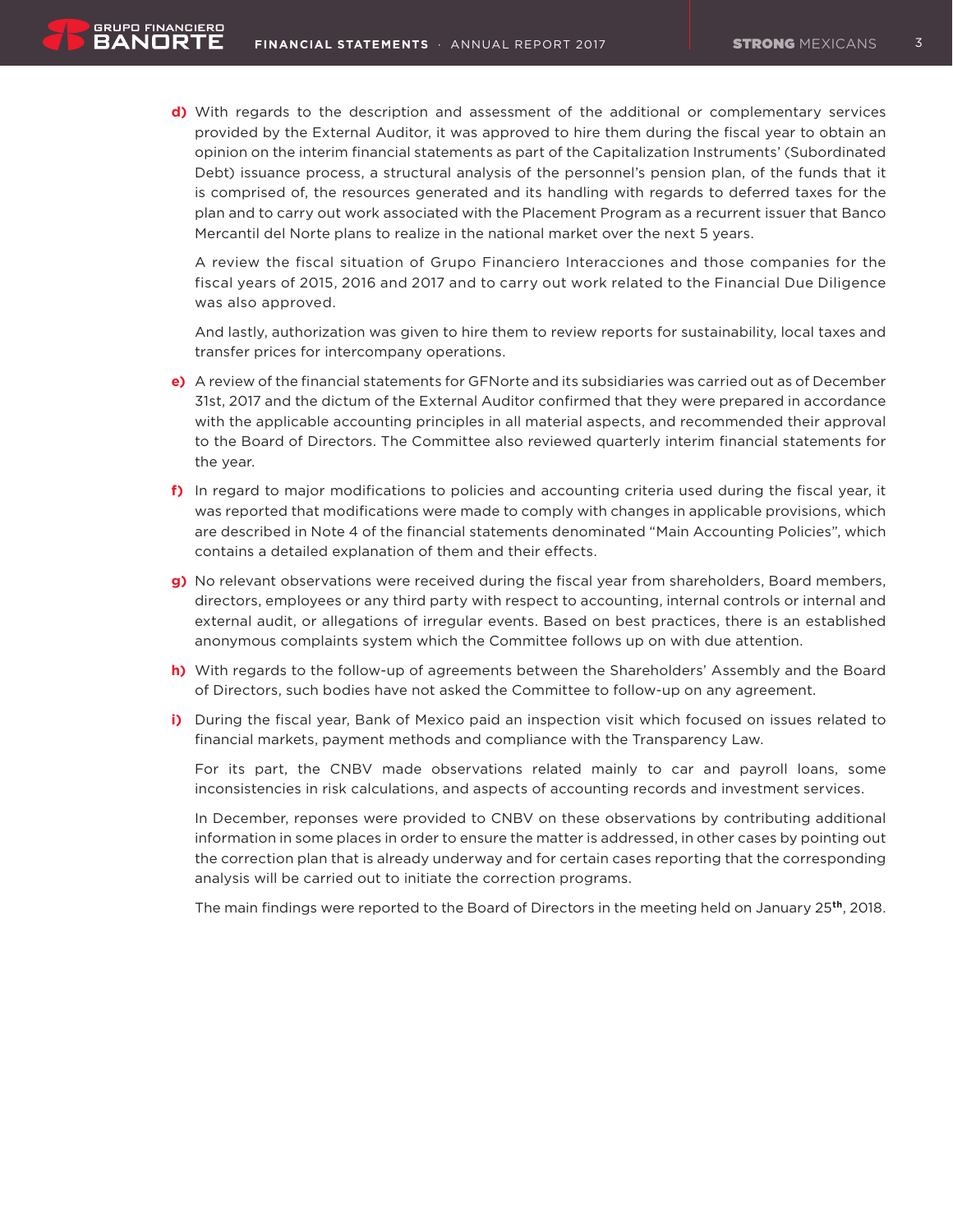**d)** With regards to the description and assessment of the additional or complementary services provided by the External Auditor, it was approved to hire them during the fiscal year to obtain an opinion on the interim financial statements as part of the Capitalization Instruments' (Subordinated Debt) issuance process, a structural analysis of the personnel's pension plan, of the funds that it is comprised of, the resources generated and its handling with regards to deferred taxes for the plan and to carry out work associated with the Placement Program as a recurrent issuer that Banco Mercantil del Norte plans to realize in the national market over the next 5 years.

A review the fiscal situation of Grupo Financiero Interacciones and those companies for the fiscal years of 2015, 2016 and 2017 and to carry out work related to the Financial Due Diligence was also approved.

And lastly, authorization was given to hire them to review reports for sustainability, local taxes and transfer prices for intercompany operations.

**e)** A review of the financial statements for GFNorte and its subsidiaries was carried out as of December 31st, 2017 and the dictum of the External Auditor confirmed that they were prepared in accordance with the applicable accounting principles in all material aspects, and recommended their approval to the Board of Directors. The Committee also reviewed quarterly interim financial statements for the year.

**f)** In regard to major modifications to policies and accounting criteria used during the fiscal year, it was reported that modifications were made to comply with changes in applicable provisions, which are described in Note 4 of the financial statements denominated "Main Accounting Policies", which contains a detailed explanation of them and their effects.

**g)** No relevant observations were received during the fiscal year from shareholders, Board members, directors, employees or any third party with respect to accounting, internal controls or internal and external audit, or allegations of irregular events. Based on best practices, there is an established anonymous complaints system which the Committee follows up on with due attention.

**h)** With regards to the follow-up of agreements between the Shareholders' Assembly and the Board of Directors, such bodies have not asked the Committee to follow-up on any agreement.

**i)** During the fiscal year, Bank of Mexico paid an inspection visit which focused on issues related to financial markets, payment methods and compliance with the Transparency Law.

For its part, the CNBV made observations related mainly to car and payroll loans, some inconsistencies in risk calculations, and aspects of accounting records and investment services.

In December, reponses were provided to CNBV on these observations by contributing additional information in some places in order to ensure the matter is addressed, in other cases by pointing out the correction plan that is already underway and for certain cases reporting that the corresponding analysis will be carried out to initiate the correction programs.

The main findings were reported to the Board of Directors in the meeting held on January 25th, 2018.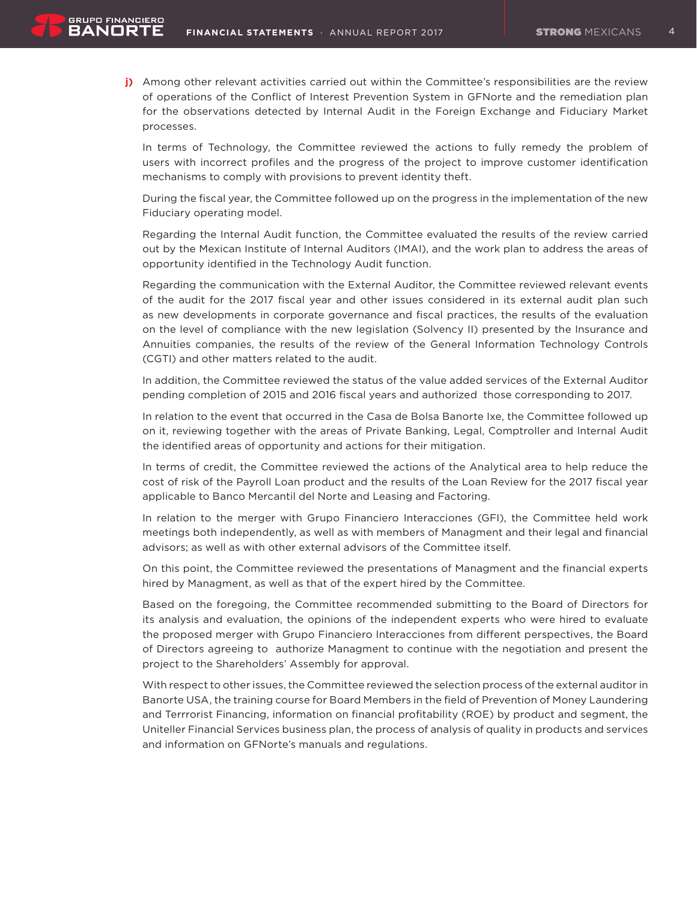**j)** Among other relevant activities carried out within the Committee's responsibilities are the review of operations of the Conflict of Interest Prevention System in GFNorte and the remediation plan for the observations detected by Internal Audit in the Foreign Exchange and Fiduciary Market processes.

In terms of Technology, the Committee reviewed the actions to fully remedy the problem of users with incorrect profiles and the progress of the project to improve customer identification mechanisms to comply with provisions to prevent identity theft.

During the fiscal year, the Committee followed up on the progress in the implementation of the new Fiduciary operating model.

Regarding the Internal Audit function, the Committee evaluated the results of the review carried out by the Mexican Institute of Internal Auditors (IMAI), and the work plan to address the areas of opportunity identified in the Technology Audit function.

Regarding the communication with the External Auditor, the Committee reviewed relevant events of the audit for the 2017 fiscal year and other issues considered in its external audit plan such as new developments in corporate governance and fiscal practices, the results of the evaluation on the level of compliance with the new legislation (Solvency II) presented by the Insurance and Annuities companies, the results of the review of the General Information Technology Controls (CGTI) and other matters related to the audit.

In addition, the Committee reviewed the status of the value added services of the External Auditor pending completion of 2015 and 2016 fiscal years and authorized those corresponding to 2017.

In relation to the event that occurred in the Casa de Bolsa Banorte Ixe, the Committee followed up on it, reviewing together with the areas of Private Banking, Legal, Comptroller and Internal Audit the identified areas of opportunity and actions for their mitigation.

In terms of credit, the Committee reviewed the actions of the Analytical area to help reduce the cost of risk of the Payroll Loan product and the results of the Loan Review for the 2017 fiscal year applicable to Banco Mercantil del Norte and Leasing and Factoring.

In relation to the merger with Grupo Financiero Interacciones (GFI), the Committee held work meetings both independently, as well as with members of Managment and their legal and financial advisors; as well as with other external advisors of the Committee itself.

On this point, the Committee reviewed the presentations of Managment and the financial experts hired by Managment, as well as that of the expert hired by the Committee.

Based on the foregoing, the Committee recommended submitting to the Board of Directors for its analysis and evaluation, the opinions of the independent experts who were hired to evaluate the proposed merger with Grupo Financiero Interacciones from different perspectives, the Board of Directors agreeing to authorize Managment to continue with the negotiation and present the project to the Shareholders' Assembly for approval.

With respect to other issues, the Committee reviewed the selection process of the external auditor in Banorte USA, the training course for Board Members in the field of Prevention of Money Laundering and Terrrorist Financing, information on financial profitability (ROE) by product and segment, the Uniteller Financial Services business plan, the process of analysis of quality in products and services and information on GFNorte's manuals and regulations.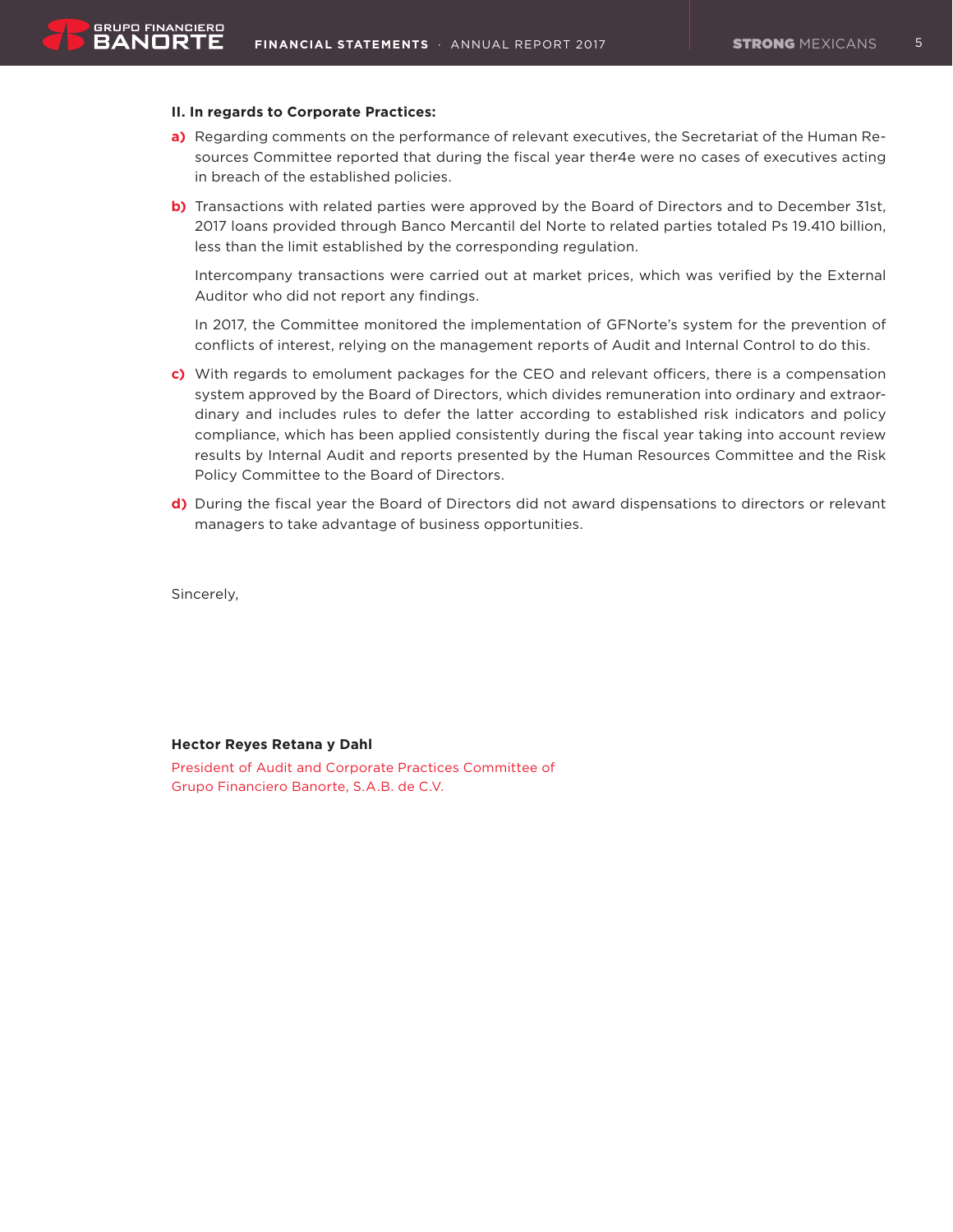**II. In regards to Corporate Practices:**

**a)** Regarding comments on the performance of relevant executives, the Secretariat of the Human Resources Committee reported that during the fiscal year ther4e were no cases of executives acting in breach of the established policies.

**b)** Transactions with related parties were approved by the Board of Directors and to December 31st, 2017 loans provided through Banco Mercantil del Norte to related parties totaled Ps 19.410 billion, less than the limit established by the corresponding regulation.

Intercompany transactions were carried out at market prices, which was verified by the External Auditor who did not report any findings.

In 2017, the Committee monitored the implementation of GFNorte's system for the prevention of conflicts of interest, relying on the management reports of Audit and Internal Control to do this.

**c)** With regards to emolument packages for the CEO and relevant officers, there is a compensation system approved by the Board of Directors, which divides remuneration into ordinary and extraordinary and includes rules to defer the latter according to established risk indicators and policy compliance, which has been applied consistently during the fiscal year taking into account review results by Internal Audit and reports presented by the Human Resources Committee and the Risk Policy Committee to the Board of Directors.

**d)** During the fiscal year the Board of Directors did not award dispensations to directors or relevant managers to take advantage of business opportunities.

Sincerely,

**Hector Reyes Retana y Dahl**

President of Audit and Corporate Practices Committee of
Grupo Financiero Banorte, S.A.B. de C.V.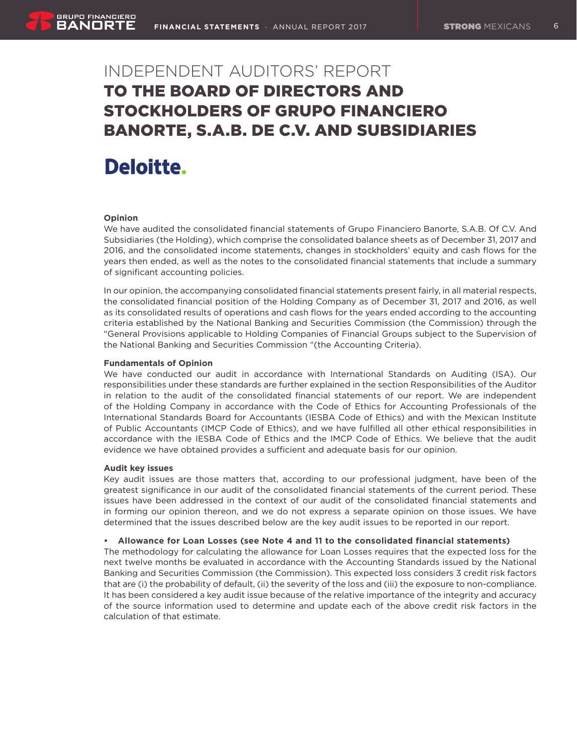# INDEPENDENT AUDITORS' REPORT
# TO THE BOARD OF DIRECTORS AND STOCKHOLDERS OF GRUPO FINANCIERO BANORTE, S.A.B. DE C.V. AND SUBSIDIARIES

Deloitte.

**Opinion**

We have audited the consolidated financial statements of Grupo Financiero Banorte, S.A.B. Of C.V. And Subsidiaries (the Holding), which comprise the consolidated balance sheets as of December 31, 2017 and 2016, and the consolidated income statements, changes in stockholders' equity and cash flows for the years then ended, as well as the notes to the consolidated financial statements that include a summary of significant accounting policies.

In our opinion, the accompanying consolidated financial statements present fairly, in all material respects, the consolidated financial position of the Holding Company as of December 31, 2017 and 2016, as well as its consolidated results of operations and cash flows for the years ended according to the accounting criteria established by the National Banking and Securities Commission (the Commission) through the "General Provisions applicable to Holding Companies of Financial Groups subject to the Supervision of the National Banking and Securities Commission "(the Accounting Criteria).

**Fundamentals of Opinion**

We have conducted our audit in accordance with International Standards on Auditing (ISA). Our responsibilities under these standards are further explained in the section Responsibilities of the Auditor in relation to the audit of the consolidated financial statements of our report. We are independent of the Holding Company in accordance with the Code of Ethics for Accounting Professionals of the International Standards Board for Accountants (IESBA Code of Ethics) and with the Mexican Institute of Public Accountants (IMCP Code of Ethics), and we have fulfilled all other ethical responsibilities in accordance with the IESBA Code of Ethics and the IMCP Code of Ethics. We believe that the audit evidence we have obtained provides a sufficient and adequate basis for our opinion.

**Audit key issues**

Key audit issues are those matters that, according to our professional judgment, have been of the greatest significance in our audit of the consolidated financial statements of the current period. These issues have been addressed in the context of our audit of the consolidated financial statements and in forming our opinion thereon, and we do not express a separate opinion on those issues. We have determined that the issues described below are the key audit issues to be reported in our report.

- **Allowance for Loan Losses (see Note 4 and 11 to the consolidated financial statements)**

The methodology for calculating the allowance for Loan Losses requires that the expected loss for the next twelve months be evaluated in accordance with the Accounting Standards issued by the National Banking and Securities Commission (the Commission). This expected loss considers 3 credit risk factors that are (i) the probability of default, (ii) the severity of the loss and (iii) the exposure to non-compliance. It has been considered a key audit issue because of the relative importance of the integrity and accuracy of the source information used to determine and update each of the above credit risk factors in the calculation of that estimate.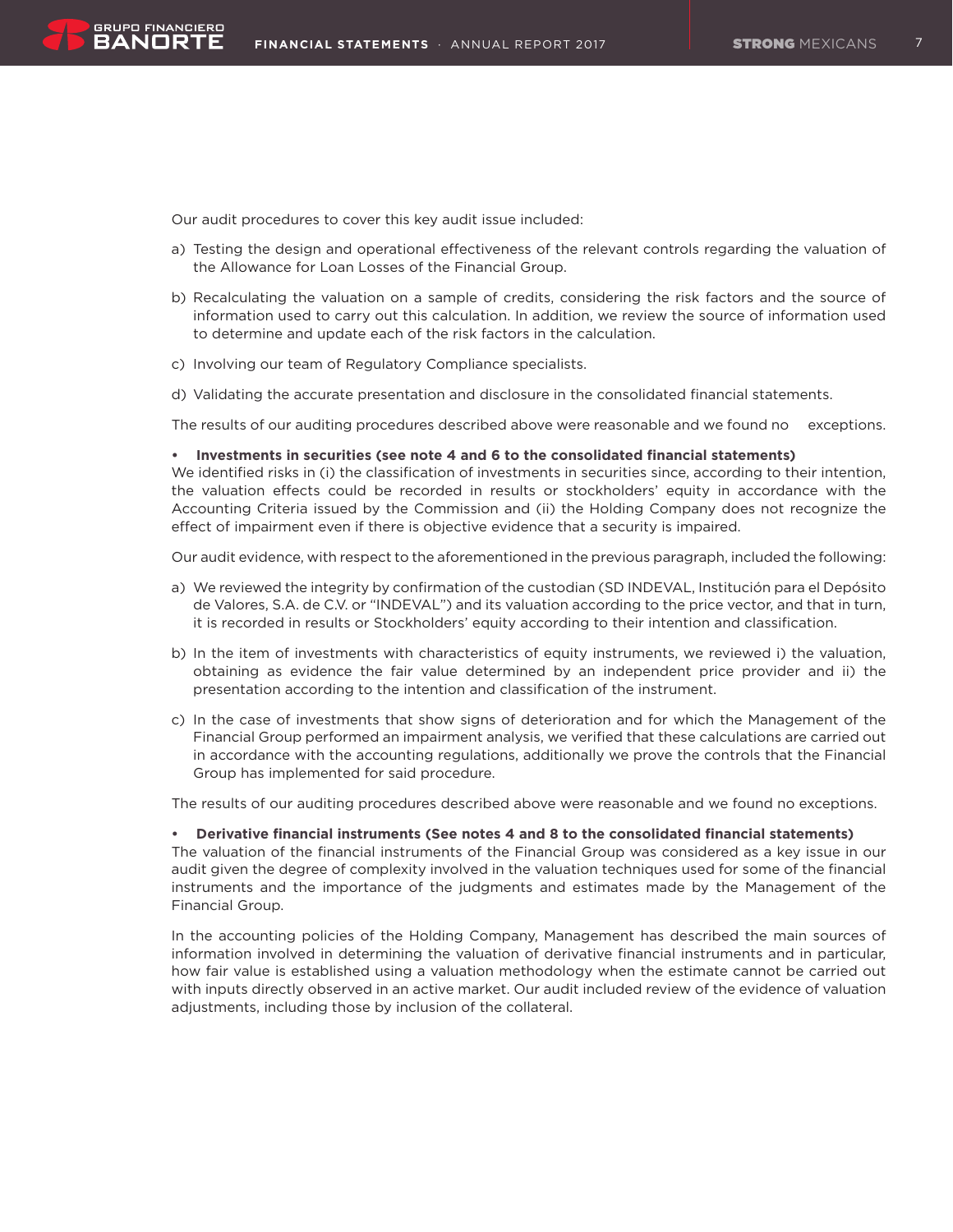Our audit procedures to cover this key audit issue included:

a) Testing the design and operational effectiveness of the relevant controls regarding the valuation of the Allowance for Loan Losses of the Financial Group.

b) Recalculating the valuation on a sample of credits, considering the risk factors and the source of information used to carry out this calculation. In addition, we review the source of information used to determine and update each of the risk factors in the calculation.

c) Involving our team of Regulatory Compliance specialists.

d) Validating the accurate presentation and disclosure in the consolidated financial statements.

The results of our auditing procedures described above were reasonable and we found no exceptions.

- **Investments in securities (see note 4 and 6 to the consolidated financial statements)**

We identified risks in (i) the classification of investments in securities since, according to their intention, the valuation effects could be recorded in results or stockholders' equity in accordance with the Accounting Criteria issued by the Commission and (ii) the Holding Company does not recognize the effect of impairment even if there is objective evidence that a security is impaired.

Our audit evidence, with respect to the aforementioned in the previous paragraph, included the following:

a) We reviewed the integrity by confirmation of the custodian (SD INDEVAL, Institución para el Depósito de Valores, S.A. de C.V. or "INDEVAL") and its valuation according to the price vector, and that in turn, it is recorded in results or Stockholders' equity according to their intention and classification.

b) In the item of investments with characteristics of equity instruments, we reviewed i) the valuation, obtaining as evidence the fair value determined by an independent price provider and ii) the presentation according to the intention and classification of the instrument.

c) In the case of investments that show signs of deterioration and for which the Management of the Financial Group performed an impairment analysis, we verified that these calculations are carried out in accordance with the accounting regulations, additionally we prove the controls that the Financial Group has implemented for said procedure.

The results of our auditing procedures described above were reasonable and we found no exceptions.

- **Derivative financial instruments (See notes 4 and 8 to the consolidated financial statements)**

The valuation of the financial instruments of the Financial Group was considered as a key issue in our audit given the degree of complexity involved in the valuation techniques used for some of the financial instruments and the importance of the judgments and estimates made by the Management of the Financial Group.

In the accounting policies of the Holding Company, Management has described the main sources of information involved in determining the valuation of derivative financial instruments and in particular, how fair value is established using a valuation methodology when the estimate cannot be carried out with inputs directly observed in an active market. Our audit included review of the evidence of valuation adjustments, including those by inclusion of the collateral.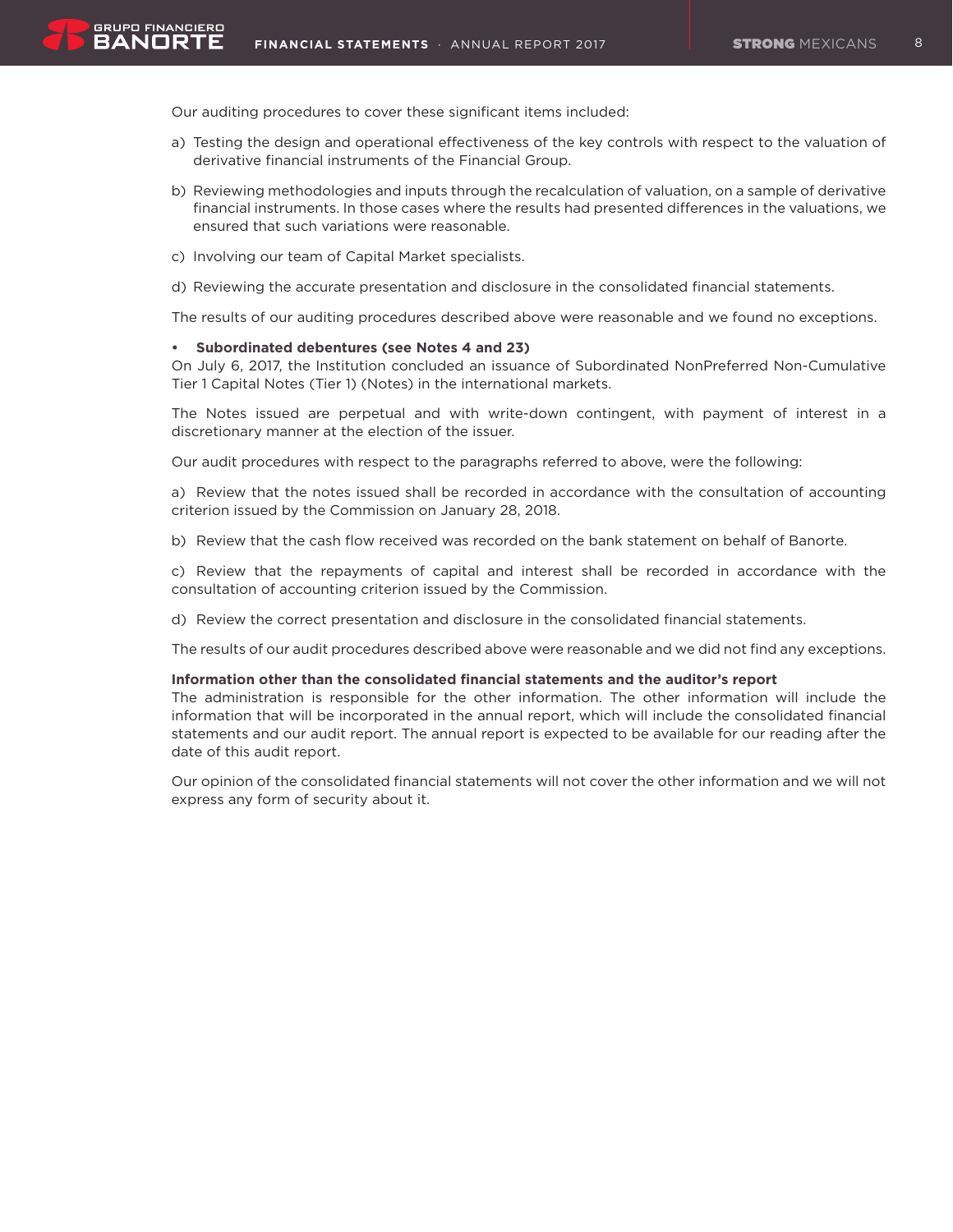Our auditing procedures to cover these significant items included:

a) Testing the design and operational effectiveness of the key controls with respect to the valuation of derivative financial instruments of the Financial Group.

b) Reviewing methodologies and inputs through the recalculation of valuation, on a sample of derivative financial instruments. In those cases where the results had presented differences in the valuations, we ensured that such variations were reasonable.

c) Involving our team of Capital Market specialists.

d) Reviewing the accurate presentation and disclosure in the consolidated financial statements.

The results of our auditing procedures described above were reasonable and we found no exceptions.

- **Subordinated debentures (see Notes 4 and 23)**

On July 6, 2017, the Institution concluded an issuance of Subordinated NonPreferred Non-Cumulative Tier 1 Capital Notes (Tier 1) (Notes) in the international markets.

The Notes issued are perpetual and with write-down contingent, with payment of interest in a discretionary manner at the election of the issuer.

Our audit procedures with respect to the paragraphs referred to above, were the following:

a) Review that the notes issued shall be recorded in accordance with the consultation of accounting criterion issued by the Commission on January 28, 2018.

b) Review that the cash flow received was recorded on the bank statement on behalf of Banorte.

c) Review that the repayments of capital and interest shall be recorded in accordance with the consultation of accounting criterion issued by the Commission.

d) Review the correct presentation and disclosure in the consolidated financial statements.

The results of our audit procedures described above were reasonable and we did not find any exceptions.

**Information other than the consolidated financial statements and the auditor's report**

The administration is responsible for the other information. The other information will include the information that will be incorporated in the annual report, which will include the consolidated financial statements and our audit report. The annual report is expected to be available for our reading after the date of this audit report.

Our opinion of the consolidated financial statements will not cover the other information and we will not express any form of security about it.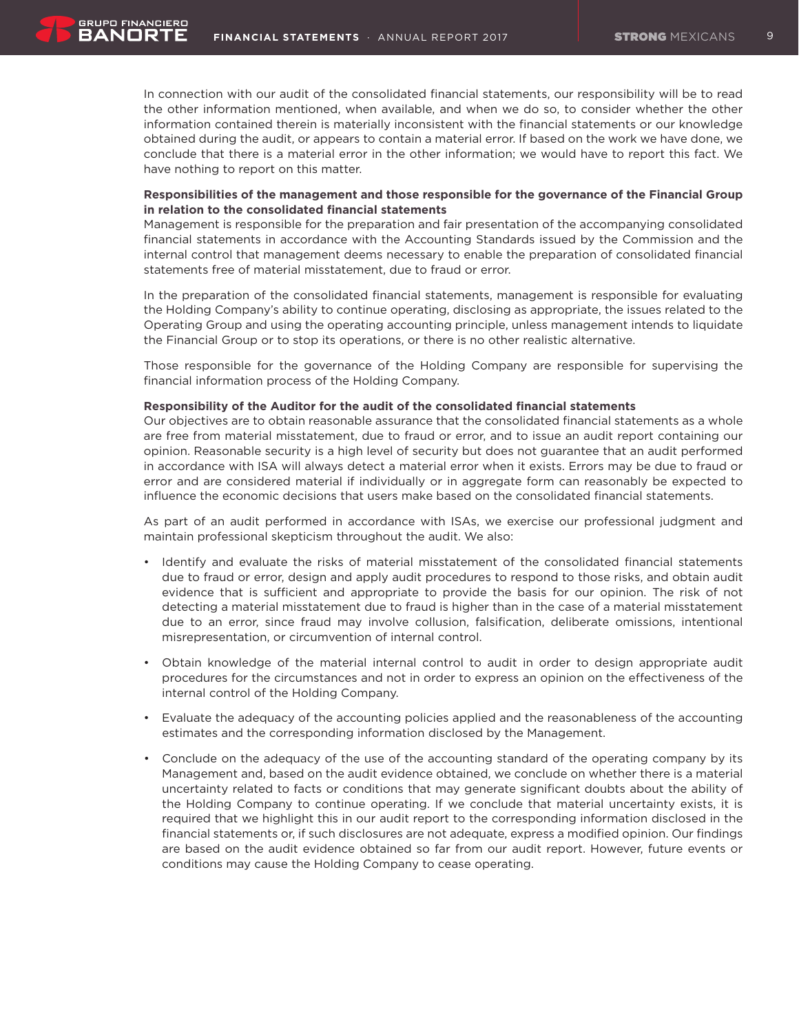In connection with our audit of the consolidated financial statements, our responsibility will be to read the other information mentioned, when available, and when we do so, to consider whether the other information contained therein is materially inconsistent with the financial statements or our knowledge obtained during the audit, or appears to contain a material error. If based on the work we have done, we conclude that there is a material error in the other information; we would have to report this fact. We have nothing to report on this matter.

**Responsibilities of the management and those responsible for the governance of the Financial Group in relation to the consolidated financial statements**

Management is responsible for the preparation and fair presentation of the accompanying consolidated financial statements in accordance with the Accounting Standards issued by the Commission and the internal control that management deems necessary to enable the preparation of consolidated financial statements free of material misstatement, due to fraud or error.

In the preparation of the consolidated financial statements, management is responsible for evaluating the Holding Company's ability to continue operating, disclosing as appropriate, the issues related to the Operating Group and using the operating accounting principle, unless management intends to liquidate the Financial Group or to stop its operations, or there is no other realistic alternative.

Those responsible for the governance of the Holding Company are responsible for supervising the financial information process of the Holding Company.

**Responsibility of the Auditor for the audit of the consolidated financial statements**

Our objectives are to obtain reasonable assurance that the consolidated financial statements as a whole are free from material misstatement, due to fraud or error, and to issue an audit report containing our opinion. Reasonable security is a high level of security but does not guarantee that an audit performed in accordance with ISA will always detect a material error when it exists. Errors may be due to fraud or error and are considered material if individually or in aggregate form can reasonably be expected to influence the economic decisions that users make based on the consolidated financial statements.

As part of an audit performed in accordance with ISAs, we exercise our professional judgment and maintain professional skepticism throughout the audit. We also:

- Identify and evaluate the risks of material misstatement of the consolidated financial statements due to fraud or error, design and apply audit procedures to respond to those risks, and obtain audit evidence that is sufficient and appropriate to provide the basis for our opinion. The risk of not detecting a material misstatement due to fraud is higher than in the case of a material misstatement due to an error, since fraud may involve collusion, falsification, deliberate omissions, intentional misrepresentation, or circumvention of internal control.

- Obtain knowledge of the material internal control to audit in order to design appropriate audit procedures for the circumstances and not in order to express an opinion on the effectiveness of the internal control of the Holding Company.

- Evaluate the adequacy of the accounting policies applied and the reasonableness of the accounting estimates and the corresponding information disclosed by the Management.

- Conclude on the adequacy of the use of the accounting standard of the operating company by its Management and, based on the audit evidence obtained, we conclude on whether there is a material uncertainty related to facts or conditions that may generate significant doubts about the ability of the Holding Company to continue operating. If we conclude that material uncertainty exists, it is required that we highlight this in our audit report to the corresponding information disclosed in the financial statements or, if such disclosures are not adequate, express a modified opinion. Our findings are based on the audit evidence obtained so far from our audit report. However, future events or conditions may cause the Holding Company to cease operating.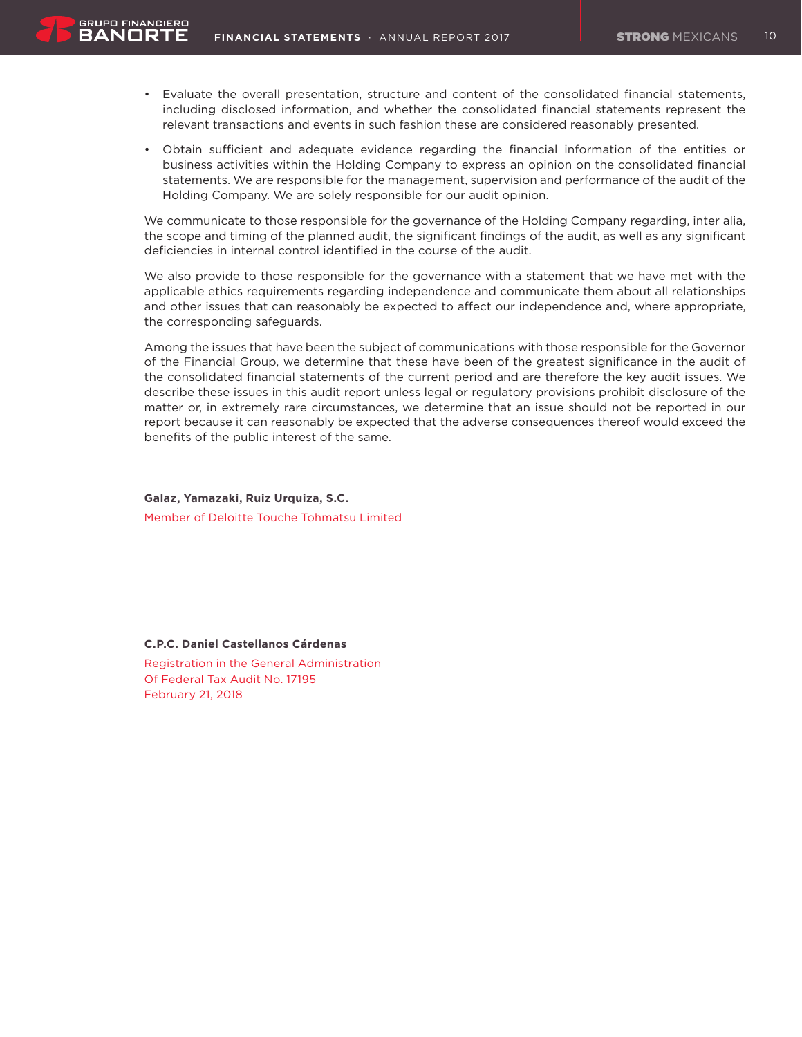- Evaluate the overall presentation, structure and content of the consolidated financial statements, including disclosed information, and whether the consolidated financial statements represent the relevant transactions and events in such fashion these are considered reasonably presented.
- Obtain sufficient and adequate evidence regarding the financial information of the entities or business activities within the Holding Company to express an opinion on the consolidated financial statements. We are responsible for the management, supervision and performance of the audit of the Holding Company. We are solely responsible for our audit opinion.

We communicate to those responsible for the governance of the Holding Company regarding, inter alia, the scope and timing of the planned audit, the significant findings of the audit, as well as any significant deficiencies in internal control identified in the course of the audit.

We also provide to those responsible for the governance with a statement that we have met with the applicable ethics requirements regarding independence and communicate them about all relationships and other issues that can reasonably be expected to affect our independence and, where appropriate, the corresponding safeguards.

Among the issues that have been the subject of communications with those responsible for the Governor of the Financial Group, we determine that these have been of the greatest significance in the audit of the consolidated financial statements of the current period and are therefore the key audit issues. We describe these issues in this audit report unless legal or regulatory provisions prohibit disclosure of the matter or, in extremely rare circumstances, we determine that an issue should not be reported in our report because it can reasonably be expected that the adverse consequences thereof would exceed the benefits of the public interest of the same.

**Galaz, Yamazaki, Ruiz Urquiza, S.C.**

Member of Deloitte Touche Tohmatsu Limited

**C.P.C. Daniel Castellanos Cárdenas**

Registration in the General Administration
Of Federal Tax Audit No. 17195
February 21, 2018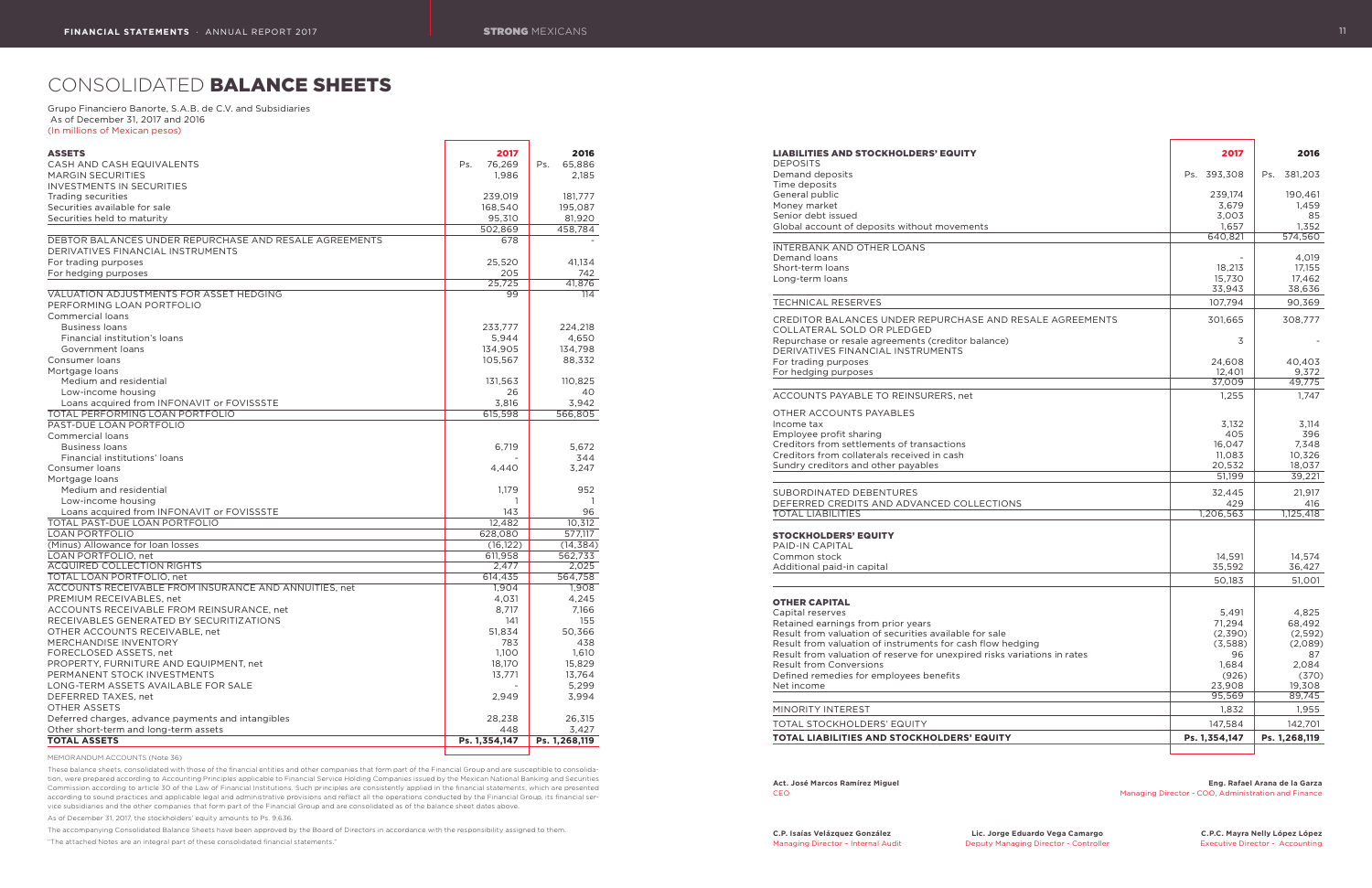# CONSOLIDATED **BALANCE SHEETS**

Grupo Financiero Banorte, S.A.B. de C.V. and Subsidiaries
As of December 31, 2017 and 2016
(In millions of Mexican pesos)

| **ASSETS** | **2017** | **2016** |
|---|---|---|
| CASH AND CASH EQUIVALENTS | Ps. 76,269 | Ps. 65,886 |
| MARGIN SECURITIES | 1,986 | 2,185 |
| INVESTMENTS IN SECURITIES | | |
| Trading securities | 239,019 | 181,777 |
| Securities available for sale | 168,540 | 195,087 |
| Securities held to maturity | 95,310 | 81,920 |
| | 502,869 | 458,784 |
| DEBTOR BALANCES UNDER REPURCHASE AND RESALE AGREEMENTS | 678 | - |
| DERIVATIVES FINANCIAL INSTRUMENTS | | |
| For trading purposes | 25,520 | 41,134 |
| For hedging purposes | 205 | 742 |
| | 25,725 | 41,876 |
| VALUATION ADJUSTMENTS FOR ASSET HEDGING | 99 | 114 |
| PERFORMING LOAN PORTFOLIO | | |
| Commercial loans | | |
| Business loans | 233,777 | 224,218 |
| Financial institution's loans | 5,944 | 4,650 |
| Government loans | 134,905 | 134,798 |
| Consumer loans | 105,567 | 88,332 |
| Mortgage loans | | |
| Medium and residential | 131,563 | 110,825 |
| Low-income housing | 26 | 40 |
| Loans acquired from INFONAVIT or FOVISSSTE | 3,816 | 3,942 |
| TOTAL PERFORMING LOAN PORTFOLIO | 615,598 | 566,805 |
| PAST-DUE LOAN PORTFOLIO | | |
| Commercial loans | | |
| Business loans | 6,719 | 5,672 |
| Financial institutions' loans | - | 344 |
| Consumer loans | 4,440 | 3,247 |
| Mortgage loans | | |
| Medium and residential | 1,179 | 952 |
| Low-income housing | 1 | 1 |
| Loans acquired from INFONAVIT or FOVISSSTE | 143 | 96 |
| TOTAL PAST-DUE LOAN PORTFOLIO | 12,482 | 10,312 |
| LOAN PORTFOLIO | 628,080 | 577,117 |
| (Minus) Allowance for loan losses | (16,122) | (14,384) |
| LOAN PORTFOLIO, net | 611,958 | 562,733 |
| ACQUIRED COLLECTION RIGHTS | 2,477 | 2,025 |
| TOTAL LOAN PORTFOLIO, net | 614,435 | 564,758 |
| ACCOUNTS RECEIVABLE FROM INSURANCE AND ANNUITIES, net | 1,904 | 1,908 |
| PREMIUM RECEIVABLES, net | 4,031 | 4,245 |
| ACCOUNTS RECEIVABLE FROM REINSURANCE, net | 8,717 | 7,166 |
| RECEIVABLES GENERATED BY SECURITIZATIONS | 141 | 155 |
| OTHER ACCOUNTS RECEIVABLE, net | 51,834 | 50,366 |
| MERCHANDISE INVENTORY | 783 | 438 |
| FORECLOSED ASSETS, net | 1,100 | 1,610 |
| PROPERTY, FURNITURE AND EQUIPMENT, net | 18,170 | 15,829 |
| PERMANENT STOCK INVESTMENTS | 13,771 | 13,764 |
| LONG-TERM ASSETS AVAILABLE FOR SALE | - | 5,299 |
| DEFERRED TAXES, net | 2,949 | 3,994 |
| OTHER ASSETS | | |
| Deferred charges, advance payments and intangibles | 28,238 | 26,315 |
| Other short-term and long-term assets | 448 | 3,427 |
| **TOTAL ASSETS** | **Ps. 1,354,147** | **Ps. 1,268,119** |

| **LIABILITIES AND STOCKHOLDERS' EQUITY** | **2017** | **2016** |
|---|---|---|
| DEPOSITS | | |
| Demand deposits | Ps. 393,308 | Ps. 381,203 |
| Time deposits | | |
| General public | 239,174 | 190,461 |
| Money market | 3,679 | 1,459 |
| Senior debt issued | 3,003 | 85 |
| Global account of deposits without movements | 1,657 | 1,352 |
| | 640,821 | 574,560 |
| INTERBANK AND OTHER LOANS | | |
| Demand loans | - | 4,019 |
| Short-term loans | 18,213 | 17,155 |
| Long-term loans | 15,730 | 17,462 |
| | 33,943 | 38,636 |
| TECHNICAL RESERVES | 107,794 | 90,369 |
| CREDITOR BALANCES UNDER REPURCHASE AND RESALE AGREEMENTS | 301,665 | 308,777 |
| COLLATERAL SOLD OR PLEDGED | | |
| Repurchase or resale agreements (creditor balance) | 3 | - |
| DERIVATIVES FINANCIAL INSTRUMENTS | | |
| For trading purposes | 24,608 | 40,403 |
| For hedging purposes | 12,401 | 9,372 |
| | 37,009 | 49,775 |
| ACCOUNTS PAYABLE TO REINSURERS, net | 1,255 | 1,747 |
| OTHER ACCOUNTS PAYABLES | | |
| Income tax | 3,132 | 3,114 |
| Employee profit sharing | 405 | 396 |
| Creditors from settlements of transactions | 16,047 | 7,348 |
| Creditors from collaterals received in cash | 11,083 | 10,326 |
| Sundry creditors and other payables | 20,532 | 18,037 |
| | 51,199 | 39,221 |
| SUBORDINATED DEBENTURES | 32,445 | 21,917 |
| DEFERRED CREDITS AND ADVANCED COLLECTIONS | 429 | 416 |
| TOTAL LIABILITIES | 1,206,563 | 1,125,418 |
| **STOCKHOLDERS' EQUITY** | | |
| PAID-IN CAPITAL | | |
| Common stock | 14,591 | 14,574 |
| Additional paid-in capital | 35,592 | 36,427 |
| | 50,183 | 51,001 |
| **OTHER CAPITAL** | | |
| Capital reserves | 5,491 | 4,825 |
| Retained earnings from prior years | 71,294 | 68,492 |
| Result from valuation of securities available for sale | (2,390) | (2,592) |
| Result from valuation of instruments for cash flow hedging | (3,588) | (2,089) |
| Result from valuation of reserve for unexpired risks variations in rates | 96 | 87 |
| Result from Conversions | 1,684 | 2,084 |
| Defined remedies for employees benefits | (926) | (370) |
| Net income | 23,908 | 19,308 |
| | 95,569 | 89,745 |
| MINORITY INTEREST | 1,832 | 1,955 |
| TOTAL STOCKHOLDERS' EQUITY | 147,584 | 142,701 |
| **TOTAL LIABILITIES AND STOCKHOLDERS' EQUITY** | **Ps. 1,354,147** | **Ps. 1,268,119** |

MEMORANDUM ACCOUNTS (Note 36)

These balance sheets, consolidated with those of the financial entities and other companies that form part of the Financial Group and are susceptible to consolidation, were prepared according to Accounting Principles applicable to Financial Service Holding Companies issued by the Mexican National Banking and Securities Commission according to article 30 of the Law of Financial Institutions. Such principles are consistently applied in the financial statements, which are presented according to sound practices and applicable legal and administrative provisions and reflect all the operations conducted by the Financial Group, its financial service subsidiaries and the other companies that form part of the Financial Group and are consolidated as of the balance sheet dates above.

As of December 31, 2017, the stockholders' equity amounts to Ps. 9,636.

The accompanying Consolidated Balance Sheets have been approved by the Board of Directors in accordance with the responsibility assigned to them.

"The attached Notes are an integral part of these consolidated financial statements."

**Act. José Marcos Ramírez Miguel**
CEO

**Eng. Rafael Arana de la Garza**
Managing Director - COO, Administration and Finance

**C.P. Isaías Velázquez González**
Managing Director – Internal Audit

**Lic. Jorge Eduardo Vega Camargo**
Deputy Managing Director - Controller

**C.P.C. Mayra Nelly López López**
Executive Director - Accounting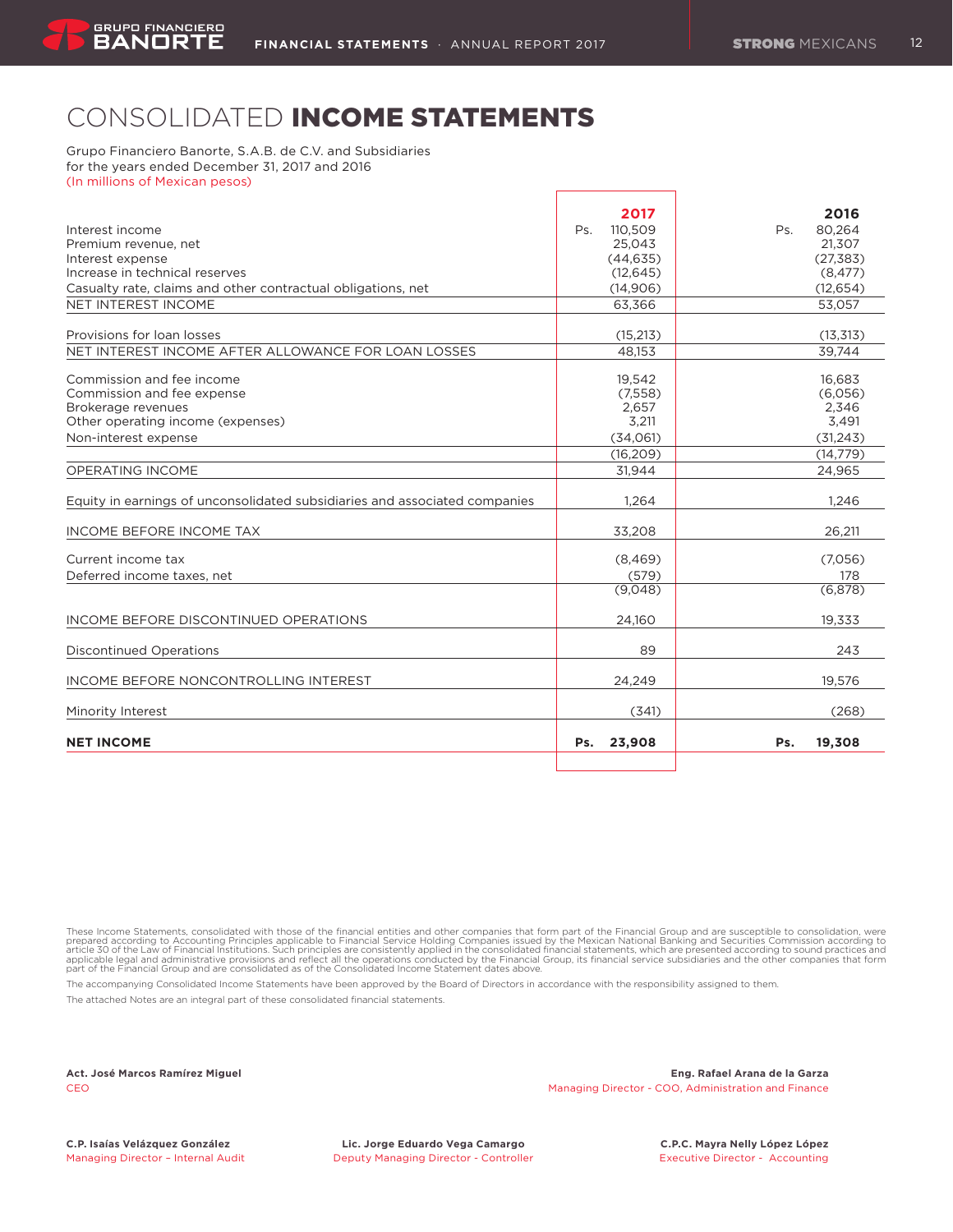# CONSOLIDATED **INCOME STATEMENTS**

Grupo Financiero Banorte, S.A.B. de C.V. and Subsidiaries
for the years ended December 31, 2017 and 2016
(In millions of Mexican pesos)

| | 2017 | 2016 |
|---|---|---|
| Interest income | Ps. 110,509 | Ps. 80,264 |
| Premium revenue, net | 25,043 | 21,307 |
| Interest expense | (44,635) | (27,383) |
| Increase in technical reserves | (12,645) | (8,477) |
| Casualty rate, claims and other contractual obligations, net | (14,906) | (12,654) |
| NET INTEREST INCOME | 63,366 | 53,057 |
| Provisions for loan losses | (15,213) | (13,313) |
| NET INTEREST INCOME AFTER ALLOWANCE FOR LOAN LOSSES | 48,153 | 39,744 |
| Commission and fee income | 19,542 | 16,683 |
| Commission and fee expense | (7,558) | (6,056) |
| Brokerage revenues | 2,657 | 2,346 |
| Other operating income (expenses) | 3,211 | 3,491 |
| Non-interest expense | (34,061) | (31,243) |
| | (16,209) | (14,779) |
| OPERATING INCOME | 31,944 | 24,965 |
| Equity in earnings of unconsolidated subsidiaries and associated companies | 1,264 | 1,246 |
| INCOME BEFORE INCOME TAX | 33,208 | 26,211 |
| Current income tax | (8,469) | (7,056) |
| Deferred income taxes, net | (579) | 178 |
| | (9,048) | (6,878) |
| INCOME BEFORE DISCONTINUED OPERATIONS | 24,160 | 19,333 |
| Discontinued Operations | 89 | 243 |
| INCOME BEFORE NONCONTROLLING INTEREST | 24,249 | 19,576 |
| Minority Interest | (341) | (268) |
| **NET INCOME** | **Ps. 23,908** | **Ps. 19,308** |

These Income Statements, consolidated with those of the financial entities and other companies that form part of the Financial Group and are susceptible to consolidation, were prepared according to Accounting Principles applicable to Financial Service Holding Companies issued by the Mexican National Banking and Securities Commission according to article 30 of the Law of Financial Institutions. Such principles are consistently applied in the consolidated financial statements, which are presented according to sound practices and applicable legal and administrative provisions and reflect all the operations conducted by the Financial Group, its financial service subsidiaries and the other companies that form part of the Financial Group and are consolidated as of the Consolidated Income Statement dates above.

The accompanying Consolidated Income Statements have been approved by the Board of Directors in accordance with the responsibility assigned to them.

The attached Notes are an integral part of these consolidated financial statements.

**Act. José Marcos Ramírez Miguel**
CEO

**Eng. Rafael Arana de la Garza**
Managing Director - COO, Administration and Finance

**C.P. Isaías Velázquez González**
Managing Director – Internal Audit

**Lic. Jorge Eduardo Vega Camargo**
Deputy Managing Director - Controller

**C.P.C. Mayra Nelly López López**
Executive Director - Accounting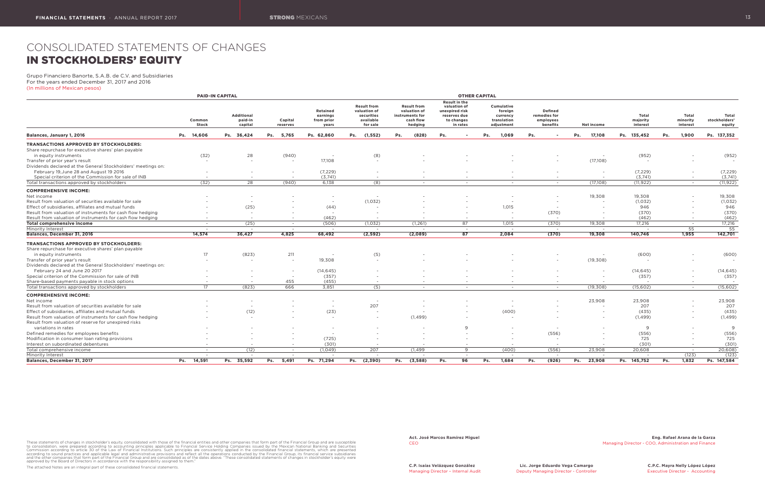# CONSOLIDATED STATEMENTS OF CHANGES
# IN STOCKHOLDERS' EQUITY

Grupo Financiero Banorte, S.A.B. de C.V. and Subsidiaries
For the years ended December 31, 2017 and 2016
(In millions of Mexican pesos)

| | PAID-IN CAPITAL | | OTHER CAPITAL | | | | | | | | | | |
|---|---|---|---|---|---|---|---|---|---|---|---|---|---|
| | Common Stock | Additional paid-in capital | Capital reserves | Retained earnings from prior years | Result from valuation of securities available for sale | Result from valuation of instruments for cash flow hedging | Result in the valuation of unexpired risk reserves due to changes in rates | Cumulative foreign currency translation adjustment | Defined remedies for employees benefits | Net income | Total majority interest | Total minority interest | Total stockholders' equity |
| **Balances, January 1, 2016** | Ps. 14,606 | Ps. 36,424 | Ps. 5,765 | Ps. 62,860 | Ps. (1,552) | Ps. (828) | Ps. - | Ps. 1,069 | Ps. - | Ps. 17,108 | Ps. 135,452 | Ps. 1,900 | Ps. 137,352 |
| **TRANSACTIONS APPROVED BY STOCKHOLDERS:** | | | | | | | | | | | | | |
| Share repurchase for executive shares' plan payable in equity instruments | (32) | 28 | (940) | - | (8) | - | - | - | - | - | (952) | - | (952) |
| Transfer of prior year's result | - | - | - | 17,108 | - | - | - | - | - | (17,108) | - | - | - |
| Dividends declared at the General Stockholders' meetings on: February 19, June 28 and August 19 2016 | - | - | - | (7,229) | - | - | - | - | - | - | (7,229) | - | (7,229) |
| Special criterion of the Commission for sale of INB | - | - | - | (3,741) | - | - | - | - | - | - | (3,741) | - | (3,741) |
| Total transactions approved by stockholders | (32) | 28 | (940) | 6,138 | (8) | - | - | - | - | (17,108) | (11,922) | - | (11,922) |
| **COMPREHENSIVE INCOME:** | | | | | | | | | | | | | |
| Net income | - | - | - | - | - | - | - | - | - | 19,308 | 19,308 | - | 19,308 |
| Result from valuation of securities available for sale | - | - | - | - | (1,032) | - | - | - | - | - | (1,032) | - | (1,032) |
| Effect of subsidiaries, affiliates and mutual funds | - | (25) | - | (44) | - | - | - | 1,015 | - | - | 946 | - | 946 |
| Result from valuation of instruments for cash flow hedging | - | - | - | - | - | - | - | - | (370) | - | (370) | - | (370) |
| Result from valuation of instruments for cash flow hedging | - | - | - | (462) | - | - | - | - | - | - | (462) | - | (462) |
| **Total comprehensive income** | - | (25) | - | (506) | (1,032) | (1,261) | 87 | 1,015 | (370) | 19,308 | 17,216 | - | 17,216 |
| Minority Interest | - | - | - | - | - | - | - | - | - | - | - | 55 | 55 |
| **Balances, December 31, 2016** | **14,574** | **36,427** | **4,825** | **68,492** | **(2,592)** | **(2,089)** | **87** | **2,084** | **(370)** | **19,308** | **140,746** | **1,955** | **142,701** |
| **TRANSACTIONS APPROVED BY STOCKHOLDERS:** | | | | | | | | | | | | | |
| Share repurchase for executive shares' plan payable in equity instruments | 17 | (823) | 211 | - | (5) | - | - | - | - | - | (600) | - | (600) |
| Transfer of prior year's result | - | - | - | 19,308 | - | - | - | - | - | (19,308) | - | - | - |
| Dividends declared at the General Stockholders' meetings on: February 24 and June 20 2017 | - | - | - | (14,645) | - | - | - | - | - | - | (14,645) | - | (14,645) |
| Special criterion of the Commission for sale of INB | - | - | - | (357) | - | - | - | - | - | - | (357) | - | (357) |
| Share-based payments payable in stock options | - | - | 455 | (455) | - | - | - | - | - | - | - | - | - |
| Total transactions approved by stockholders | 17 | (823) | 666 | 3,851 | (5) | - | - | - | - | (19,308) | (15,602) | - | (15,602) |
| **COMPREHENSIVE INCOME:** | | | | | | | | | | | | | |
| Net income | - | - | - | - | - | - | - | - | - | 23,908 | 23,908 | - | 23,908 |
| Result from valuation of securities available for sale | - | - | - | - | 207 | - | - | - | - | - | 207 | - | 207 |
| Effect of subsidiaries, affiliates and mutual funds | - | (12) | - | (23) | - | - | - | (400) | - | - | (435) | - | (435) |
| Result from valuation of instruments for cash flow hedging | - | - | - | - | - | (1,499) | - | - | - | - | (1,499) | - | (1,499) |
| Result from valuation of reserve for unexpired risks variations in rates | - | - | - | - | - | - | 9 | - | - | - | 9 | - | 9 |
| Defined remedies for employees benefits | - | - | - | - | - | - | - | - | (556) | - | (556) | - | (556) |
| Modification in consumer loan rating provisions | - | - | - | (725) | - | - | - | - | - | - | 725 | - | 725 |
| Interest on subordinated debentures | - | - | - | (301) | - | - | - | - | - | - | (301) | - | (301) |
| Total comprehensive income | - | (12) | - | (1,049) | 207 | (1,499) | 9 | (400) | (556) | 23,908 | 20,608 | - | 20,608 |
| Minority Interest | - | - | - | - | - | - | - | - | - | - | - | (123) | (123) |
| **Balances, December 31, 2017** | **Ps. 14,591** | **Ps. 35,592** | **Ps. 5,491** | **Ps. 71,294** | **Ps. (2,390)** | **Ps. (3,588)** | **Ps. 96** | **Ps. 1,684** | **Ps. (926)** | **Ps. 23,908** | **Ps. 145,752** | **Ps. 1,832** | **Ps. 147,584** |

These statements of changes in stockholder's equity, consolidated with those of the financial entities and other companies that form part of the Financial Group and are susceptible to consolidation, were prepared according to accounting principles applicable to Financial Service Holding Companies issued by the Mexican National Banking and Securities Commission according to article 30 of the Law of Financial Institutions. Such principles are consistently applied in the consolidated financial statements, which are presented according to sound practices and applicable legal and administrative provisions and reflect all the operations conducted by the Financial Group, its financial service subsidiaries and the other companies that form part of the Financial Group and are consolidated as of the dates above. "These consolidated statements of changes in stockholder's equity were approved by the Board of Directors in accordance with the responsibility assigned to them."

The attached Notes are an integral part of these consolidated financial statements.

**Act. José Marcos Ramírez Miguel**
CEO

**Eng. Rafael Arana de la Garza**
Managing Director - COO, Administration and Finance

**C.P. Isaías Velázquez González**
Managing Director – Internal Audit

**Lic. Jorge Eduardo Vega Camargo**
Deputy Managing Director - Controller

**C.P.C. Mayra Nelly López López**
Executive Director - Accounting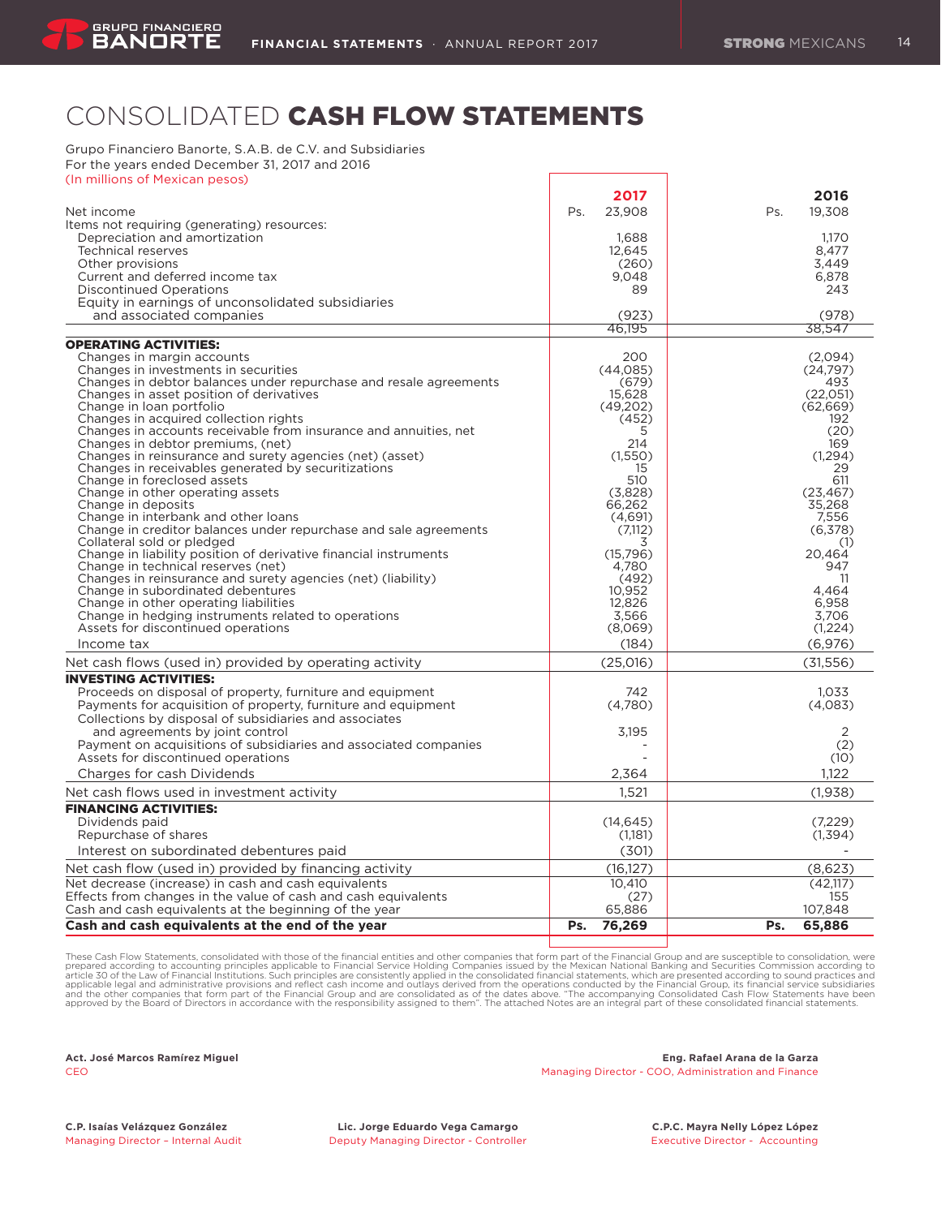# CONSOLIDATED **CASH FLOW STATEMENTS**

Grupo Financiero Banorte, S.A.B. de C.V. and Subsidiaries
For the years ended December 31, 2017 and 2016
(In millions of Mexican pesos)

| | 2017 | 2016 |
|---|---|---|
| Net income | Ps. 23,908 | Ps. 19,308 |
| Items not requiring (generating) resources: | | |
| Depreciation and amortization | 1,688 | 1,170 |
| Technical reserves | 12,645 | 8,477 |
| Other provisions | (260) | 3,449 |
| Current and deferred income tax | 9,048 | 6,878 |
| Discontinued Operations | 89 | 243 |
| Equity in earnings of unconsolidated subsidiaries and associated companies | (923) | (978) |
| | 46,195 | 38,547 |
| **OPERATING ACTIVITIES:** | | |
| Changes in margin accounts | 200 | (2,094) |
| Changes in investments in securities | (44,085) | (24,797) |
| Changes in debtor balances under repurchase and resale agreements | (679) | 493 |
| Changes in asset position of derivatives | 15,628 | (22,051) |
| Change in loan portfolio | (49,202) | (62,669) |
| Changes in acquired collection rights | (452) | 192 |
| Changes in accounts receivable from insurance and annuities, net | 5 | (20) |
| Changes in debtor premiums, (net) | 214 | 169 |
| Changes in reinsurance and surety agencies (net) (asset) | (1,550) | (1,294) |
| Changes in receivables generated by securitizations | 15 | 29 |
| Change in foreclosed assets | 510 | 611 |
| Change in other operating assets | (3,828) | (23,467) |
| Change in deposits | 66,262 | 35,268 |
| Change in interbank and other loans | (4,691) | 7,556 |
| Change in creditor balances under repurchase and sale agreements | (7,112) | (6,378) |
| Collateral sold or pledged | 3 | (1) |
| Change in liability position of derivative financial instruments | (15,796) | 20,464 |
| Change in technical reserves (net) | 4,780 | 947 |
| Changes in reinsurance and surety agencies (net) (liability) | (492) | 11 |
| Change in subordinated debentures | 10,952 | 4,464 |
| Change in other operating liabilities | 12,826 | 6,958 |
| Change in hedging instruments related to operations | 3,566 | 3,706 |
| Assets for discontinued operations | (8,069) | (1,224) |
| Income tax | (184) | (6,976) |
| Net cash flows (used in) provided by operating activity | (25,016) | (31,556) |
| **INVESTING ACTIVITIES:** | | |
| Proceeds on disposal of property, furniture and equipment | 742 | 1,033 |
| Payments for acquisition of property, furniture and equipment | (4,780) | (4,083) |
| Collections by disposal of subsidiaries and associates and agreements by joint control | 3,195 | 2 |
| Payment on acquisitions of subsidiaries and associated companies | - | (2) |
| Assets for discontinued operations | - | (10) |
| Charges for cash Dividends | 2,364 | 1,122 |
| Net cash flows used in investment activity | 1,521 | (1,938) |
| **FINANCING ACTIVITIES:** | | |
| Dividends paid | (14,645) | (7,229) |
| Repurchase of shares | (1,181) | (1,394) |
| Interest on subordinated debentures paid | (301) | - |
| Net cash flow (used in) provided by financing activity | (16,127) | (8,623) |
| Net decrease (increase) in cash and cash equivalents | 10,410 | (42,117) |
| Effects from changes in the value of cash and cash equivalents | (27) | 155 |
| Cash and cash equivalents at the beginning of the year | 65,886 | 107,848 |
| **Cash and cash equivalents at the end of the year** | **Ps. 76,269** | **Ps. 65,886** |

These Cash Flow Statements, consolidated with those of the financial entities and other companies that form part of the Financial Group and are susceptible to consolidation, were prepared according to accounting principles applicable to Financial Service Holding Companies issued by the Mexican National Banking and Securities Commission according to article 30 of the Law of Financial Institutions. Such principles are consistently applied in the consolidated financial statements, which are presented according to sound practices and applicable legal and administrative provisions and reflect cash income and outlays derived from the operations conducted by the Financial Group, its financial service subsidiaries and the other companies that form part of the Financial Group and are consolidated as of the dates above. "The accompanying Consolidated Cash Flow Statements have been approved by the Board of Directors in accordance with the responsibility assigned to them". The attached Notes are an integral part of these consolidated financial statements.

**Act. José Marcos Ramírez Miguel**
CEO

**Eng. Rafael Arana de la Garza**
Managing Director - COO, Administration and Finance

**C.P. Isaías Velázquez González**
Managing Director – Internal Audit

**Lic. Jorge Eduardo Vega Camargo**
Deputy Managing Director - Controller

**C.P.C. Mayra Nelly López López**
Executive Director - Accounting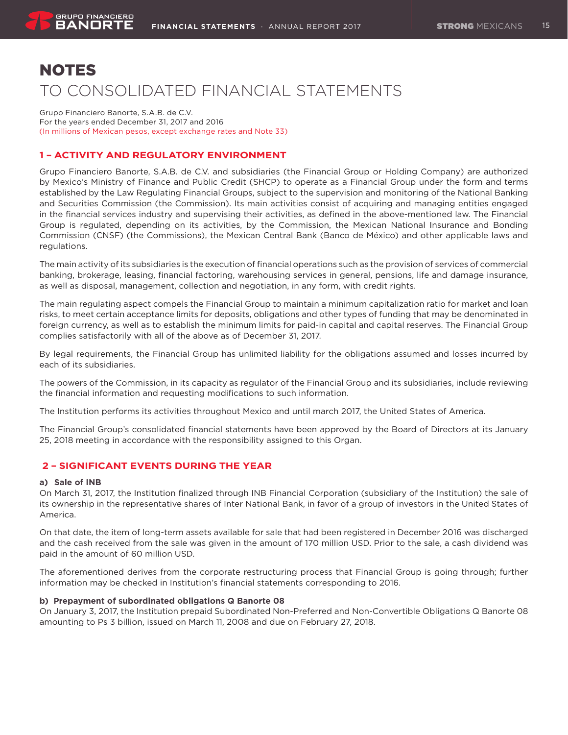# NOTES

## TO CONSOLIDATED FINANCIAL STATEMENTS

Grupo Financiero Banorte, S.A.B. de C.V.
For the years ended December 31, 2017 and 2016
(In millions of Mexican pesos, except exchange rates and Note 33)

### 1 – ACTIVITY AND REGULATORY ENVIRONMENT

Grupo Financiero Banorte, S.A.B. de C.V. and subsidiaries (the Financial Group or Holding Company) are authorized by Mexico's Ministry of Finance and Public Credit (SHCP) to operate as a Financial Group under the form and terms established by the Law Regulating Financial Groups, subject to the supervision and monitoring of the National Banking and Securities Commission (the Commission). Its main activities consist of acquiring and managing entities engaged in the financial services industry and supervising their activities, as defined in the above-mentioned law. The Financial Group is regulated, depending on its activities, by the Commission, the Mexican National Insurance and Bonding Commission (CNSF) (the Commissions), the Mexican Central Bank (Banco de México) and other applicable laws and regulations.

The main activity of its subsidiaries is the execution of financial operations such as the provision of services of commercial banking, brokerage, leasing, financial factoring, warehousing services in general, pensions, life and damage insurance, as well as disposal, management, collection and negotiation, in any form, with credit rights.

The main regulating aspect compels the Financial Group to maintain a minimum capitalization ratio for market and loan risks, to meet certain acceptance limits for deposits, obligations and other types of funding that may be denominated in foreign currency, as well as to establish the minimum limits for paid-in capital and capital reserves. The Financial Group complies satisfactorily with all of the above as of December 31, 2017.

By legal requirements, the Financial Group has unlimited liability for the obligations assumed and losses incurred by each of its subsidiaries.

The powers of the Commission, in its capacity as regulator of the Financial Group and its subsidiaries, include reviewing the financial information and requesting modifications to such information.

The Institution performs its activities throughout Mexico and until march 2017, the United States of America.

The Financial Group's consolidated financial statements have been approved by the Board of Directors at its January 25, 2018 meeting in accordance with the responsibility assigned to this Organ.

### 2 – SIGNIFICANT EVENTS DURING THE YEAR

**a) Sale of INB**

On March 31, 2017, the Institution finalized through INB Financial Corporation (subsidiary of the Institution) the sale of its ownership in the representative shares of Inter National Bank, in favor of a group of investors in the United States of America.

On that date, the item of long-term assets available for sale that had been registered in December 2016 was discharged and the cash received from the sale was given in the amount of 170 million USD. Prior to the sale, a cash dividend was paid in the amount of 60 million USD.

The aforementioned derives from the corporate restructuring process that Financial Group is going through; further information may be checked in Institution's financial statements corresponding to 2016.

**b) Prepayment of subordinated obligations Q Banorte 08**

On January 3, 2017, the Institution prepaid Subordinated Non-Preferred and Non-Convertible Obligations Q Banorte 08 amounting to Ps 3 billion, issued on March 11, 2008 and due on February 27, 2018.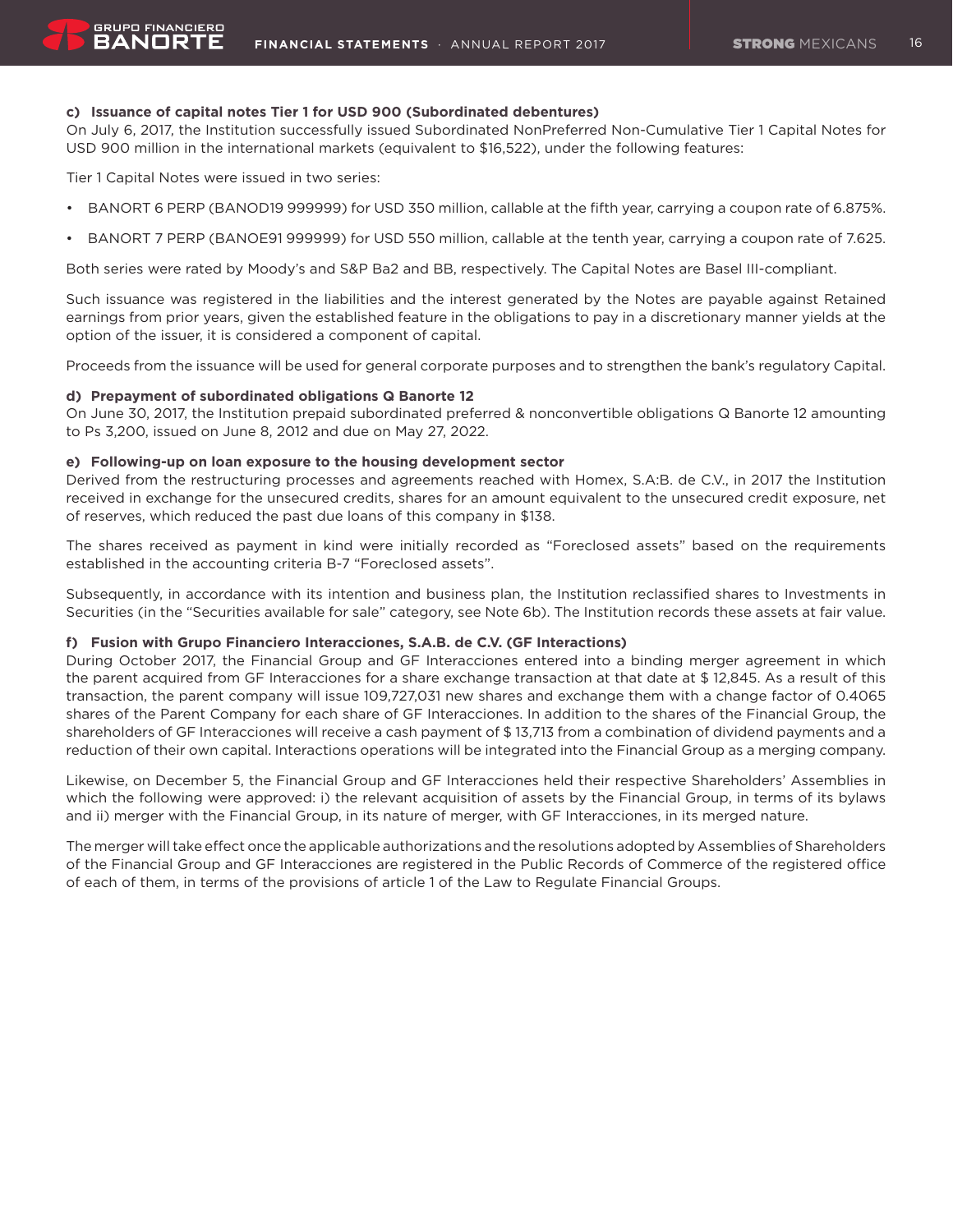**c) Issuance of capital notes Tier 1 for USD 900 (Subordinated debentures)**
On July 6, 2017, the Institution successfully issued Subordinated NonPreferred Non-Cumulative Tier 1 Capital Notes for USD 900 million in the international markets (equivalent to $16,522), under the following features:

Tier 1 Capital Notes were issued in two series:

- BANORT 6 PERP (BANOD19 999999) for USD 350 million, callable at the fifth year, carrying a coupon rate of 6.875%.
- BANORT 7 PERP (BANOE91 999999) for USD 550 million, callable at the tenth year, carrying a coupon rate of 7.625.

Both series were rated by Moody's and S&P Ba2 and BB, respectively. The Capital Notes are Basel III-compliant.

Such issuance was registered in the liabilities and the interest generated by the Notes are payable against Retained earnings from prior years, given the established feature in the obligations to pay in a discretionary manner yields at the option of the issuer, it is considered a component of capital.

Proceeds from the issuance will be used for general corporate purposes and to strengthen the bank's regulatory Capital.

**d) Prepayment of subordinated obligations Q Banorte 12**
On June 30, 2017, the Institution prepaid subordinated preferred & nonconvertible obligations Q Banorte 12 amounting to Ps 3,200, issued on June 8, 2012 and due on May 27, 2022.

**e) Following-up on loan exposure to the housing development sector**
Derived from the restructuring processes and agreements reached with Homex, S.A:B. de C.V., in 2017 the Institution received in exchange for the unsecured credits, shares for an amount equivalent to the unsecured credit exposure, net of reserves, which reduced the past due loans of this company in $138.

The shares received as payment in kind were initially recorded as "Foreclosed assets" based on the requirements established in the accounting criteria B-7 "Foreclosed assets".

Subsequently, in accordance with its intention and business plan, the Institution reclassified shares to Investments in Securities (in the "Securities available for sale" category, see Note 6b). The Institution records these assets at fair value.

**f) Fusion with Grupo Financiero Interacciones, S.A.B. de C.V. (GF Interactions)**
During October 2017, the Financial Group and GF Interacciones entered into a binding merger agreement in which the parent acquired from GF Interacciones for a share exchange transaction at that date at $ 12,845. As a result of this transaction, the parent company will issue 109,727,031 new shares and exchange them with a change factor of 0.4065 shares of the Parent Company for each share of GF Interacciones. In addition to the shares of the Financial Group, the shareholders of GF Interacciones will receive a cash payment of $ 13,713 from a combination of dividend payments and a reduction of their own capital. Interactions operations will be integrated into the Financial Group as a merging company.

Likewise, on December 5, the Financial Group and GF Interacciones held their respective Shareholders' Assemblies in which the following were approved: i) the relevant acquisition of assets by the Financial Group, in terms of its bylaws and ii) merger with the Financial Group, in its nature of merger, with GF Interacciones, in its merged nature.

The merger will take effect once the applicable authorizations and the resolutions adopted by Assemblies of Shareholders of the Financial Group and GF Interacciones are registered in the Public Records of Commerce of the registered office of each of them, in terms of the provisions of article 1 of the Law to Regulate Financial Groups.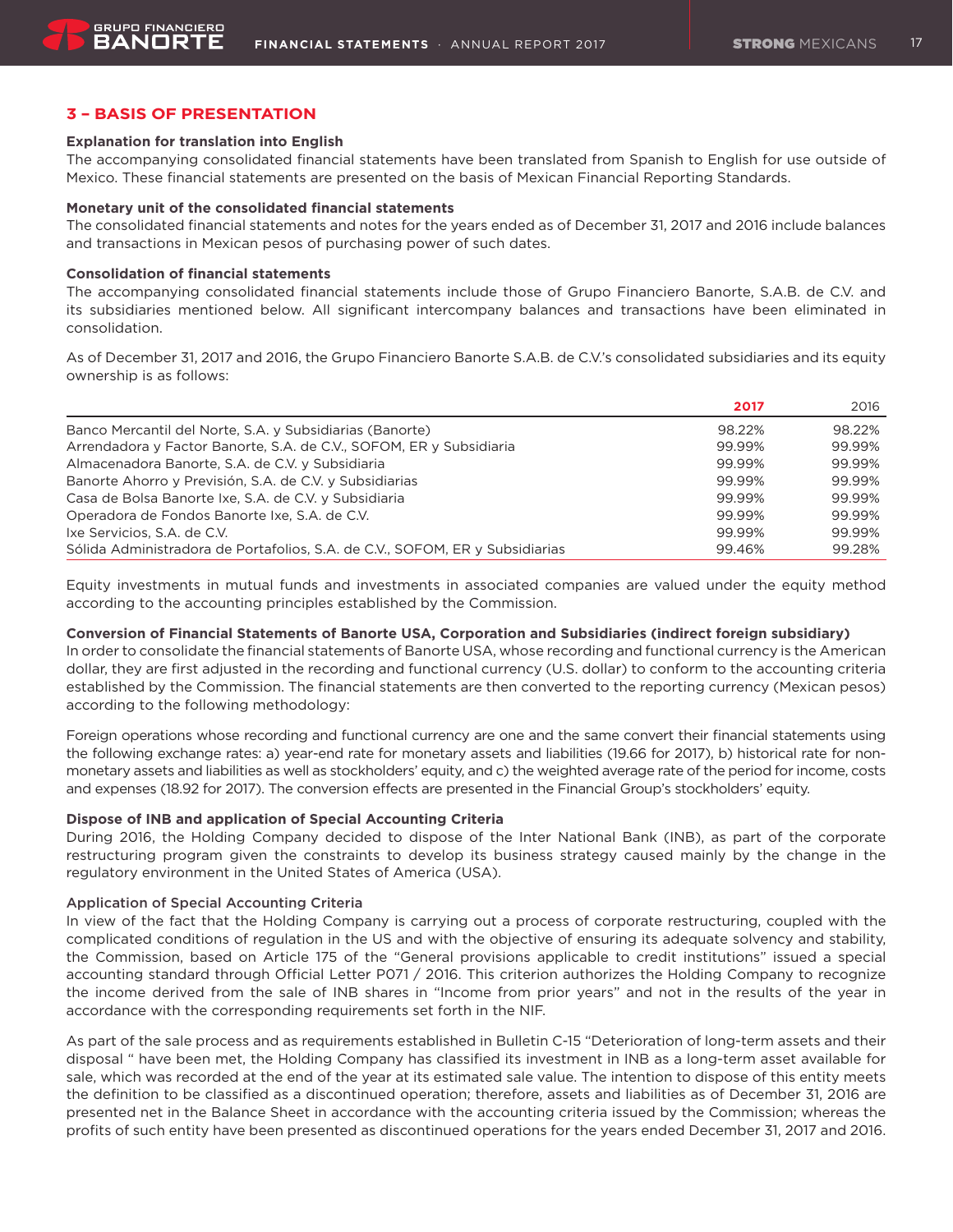## 3 – BASIS OF PRESENTATION

**Explanation for translation into English**

The accompanying consolidated financial statements have been translated from Spanish to English for use outside of Mexico. These financial statements are presented on the basis of Mexican Financial Reporting Standards.

**Monetary unit of the consolidated financial statements**

The consolidated financial statements and notes for the years ended as of December 31, 2017 and 2016 include balances and transactions in Mexican pesos of purchasing power of such dates.

**Consolidation of financial statements**

The accompanying consolidated financial statements include those of Grupo Financiero Banorte, S.A.B. de C.V. and its subsidiaries mentioned below. All significant intercompany balances and transactions have been eliminated in consolidation.

As of December 31, 2017 and 2016, the Grupo Financiero Banorte S.A.B. de C.V.'s consolidated subsidiaries and its equity ownership is as follows:

| | 2017 | 2016 |
|---|---|---|
| Banco Mercantil del Norte, S.A. y Subsidiarias (Banorte) | 98.22% | 98.22% |
| Arrendadora y Factor Banorte, S.A. de C.V., SOFOM, ER y Subsidiaria | 99.99% | 99.99% |
| Almacenadora Banorte, S.A. de C.V. y Subsidiaria | 99.99% | 99.99% |
| Banorte Ahorro y Previsión, S.A. de C.V. y Subsidiarias | 99.99% | 99.99% |
| Casa de Bolsa Banorte Ixe, S.A. de C.V. y Subsidiaria | 99.99% | 99.99% |
| Operadora de Fondos Banorte Ixe, S.A. de C.V. | 99.99% | 99.99% |
| Ixe Servicios, S.A. de C.V. | 99.99% | 99.99% |
| Sólida Administradora de Portafolios, S.A. de C.V., SOFOM, ER y Subsidiarias | 99.46% | 99.28% |

Equity investments in mutual funds and investments in associated companies are valued under the equity method according to the accounting principles established by the Commission.

**Conversion of Financial Statements of Banorte USA, Corporation and Subsidiaries (indirect foreign subsidiary)**

In order to consolidate the financial statements of Banorte USA, whose recording and functional currency is the American dollar, they are first adjusted in the recording and functional currency (U.S. dollar) to conform to the accounting criteria established by the Commission. The financial statements are then converted to the reporting currency (Mexican pesos) according to the following methodology:

Foreign operations whose recording and functional currency are one and the same convert their financial statements using the following exchange rates: a) year-end rate for monetary assets and liabilities (19.66 for 2017), b) historical rate for non-monetary assets and liabilities as well as stockholders' equity, and c) the weighted average rate of the period for income, costs and expenses (18.92 for 2017). The conversion effects are presented in the Financial Group's stockholders' equity.

**Dispose of INB and application of Special Accounting Criteria**

During 2016, the Holding Company decided to dispose of the Inter National Bank (INB), as part of the corporate restructuring program given the constraints to develop its business strategy caused mainly by the change in the regulatory environment in the United States of America (USA).

Application of Special Accounting Criteria

In view of the fact that the Holding Company is carrying out a process of corporate restructuring, coupled with the complicated conditions of regulation in the US and with the objective of ensuring its adequate solvency and stability, the Commission, based on Article 175 of the "General provisions applicable to credit institutions" issued a special accounting standard through Official Letter P071 / 2016. This criterion authorizes the Holding Company to recognize the income derived from the sale of INB shares in "Income from prior years" and not in the results of the year in accordance with the corresponding requirements set forth in the NIF.

As part of the sale process and as requirements established in Bulletin C-15 "Deterioration of long-term assets and their disposal " have been met, the Holding Company has classified its investment in INB as a long-term asset available for sale, which was recorded at the end of the year at its estimated sale value. The intention to dispose of this entity meets the definition to be classified as a discontinued operation; therefore, assets and liabilities as of December 31, 2016 are presented net in the Balance Sheet in accordance with the accounting criteria issued by the Commission; whereas the profits of such entity have been presented as discontinued operations for the years ended December 31, 2017 and 2016.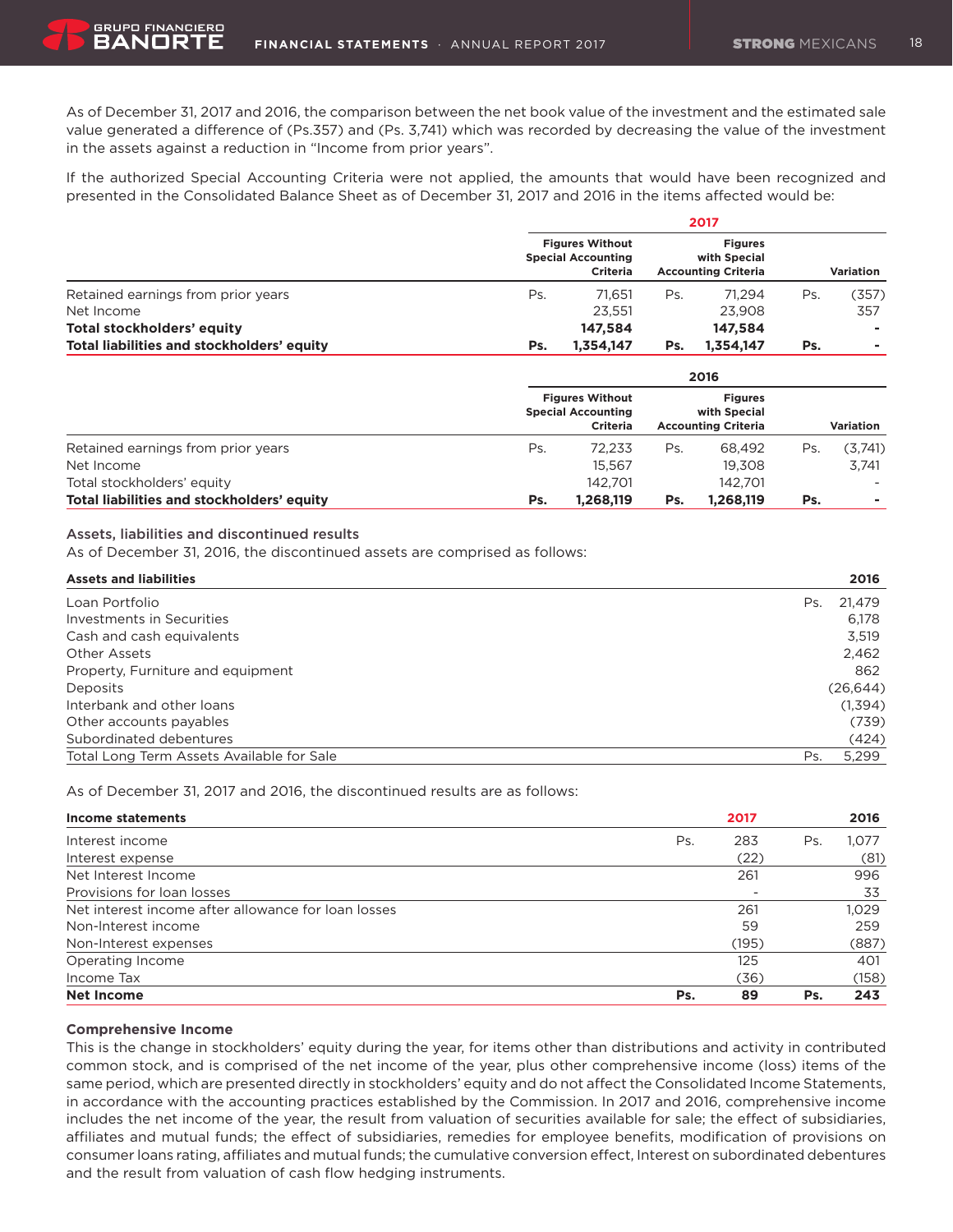As of December 31, 2017 and 2016, the comparison between the net book value of the investment and the estimated sale value generated a difference of (Ps.357) and (Ps. 3,741) which was recorded by decreasing the value of the investment in the assets against a reduction in "Income from prior years".

If the authorized Special Accounting Criteria were not applied, the amounts that would have been recognized and presented in the Consolidated Balance Sheet as of December 31, 2017 and 2016 in the items affected would be:

| | 2017 | | |
|---|---|---|---|
| | **Figures Without Special Accounting Criteria** | **Figures with Special Accounting Criteria** | **Variation** |
| Retained earnings from prior years | Ps. 71,651 | Ps. 71,294 | Ps. (357) |
| Net Income | 23,551 | 23,908 | 357 |
| **Total stockholders' equity** | **147,584** | **147,584** | **-** |
| **Total liabilities and stockholders' equity** | **Ps. 1,354,147** | **Ps. 1,354,147** | **Ps. -** |

| | 2016 | | |
|---|---|---|---|
| | **Figures Without Special Accounting Criteria** | **Figures with Special Accounting Criteria** | **Variation** |
| Retained earnings from prior years | Ps. 72,233 | Ps. 68,492 | Ps. (3,741) |
| Net Income | 15,567 | 19,308 | 3,741 |
| Total stockholders' equity | 142,701 | 142,701 | - |
| **Total liabilities and stockholders' equity** | **Ps. 1,268,119** | **Ps. 1,268,119** | **Ps. -** |

Assets, liabilities and discontinued results

As of December 31, 2016, the discontinued assets are comprised as follows:

| **Assets and liabilities** | **2016** |
|---|---|
| Loan Portfolio | Ps. 21,479 |
| Investments in Securities | 6,178 |
| Cash and cash equivalents | 3,519 |
| Other Assets | 2,462 |
| Property, Furniture and equipment | 862 |
| Deposits | (26,644) |
| Interbank and other loans | (1,394) |
| Other accounts payables | (739) |
| Subordinated debentures | (424) |
| Total Long Term Assets Available for Sale | Ps. 5,299 |

As of December 31, 2017 and 2016, the discontinued results are as follows:

| **Income statements** | **2017** | **2016** |
|---|---|---|
| Interest income | Ps. 283 | Ps. 1,077 |
| Interest expense | (22) | (81) |
| Net Interest Income | 261 | 996 |
| Provisions for loan losses | - | 33 |
| Net interest income after allowance for loan losses | 261 | 1,029 |
| Non-Interest income | 59 | 259 |
| Non-Interest expenses | (195) | (887) |
| Operating Income | 125 | 401 |
| Income Tax | (36) | (158) |
| **Net Income** | **Ps. 89** | **Ps. 243** |

**Comprehensive Income**

This is the change in stockholders' equity during the year, for items other than distributions and activity in contributed common stock, and is comprised of the net income of the year, plus other comprehensive income (loss) items of the same period, which are presented directly in stockholders' equity and do not affect the Consolidated Income Statements, in accordance with the accounting practices established by the Commission. In 2017 and 2016, comprehensive income includes the net income of the year, the result from valuation of securities available for sale; the effect of subsidiaries, affiliates and mutual funds; the effect of subsidiaries, remedies for employee benefits, modification of provisions on consumer loans rating, affiliates and mutual funds; the cumulative conversion effect, Interest on subordinated debentures and the result from valuation of cash flow hedging instruments.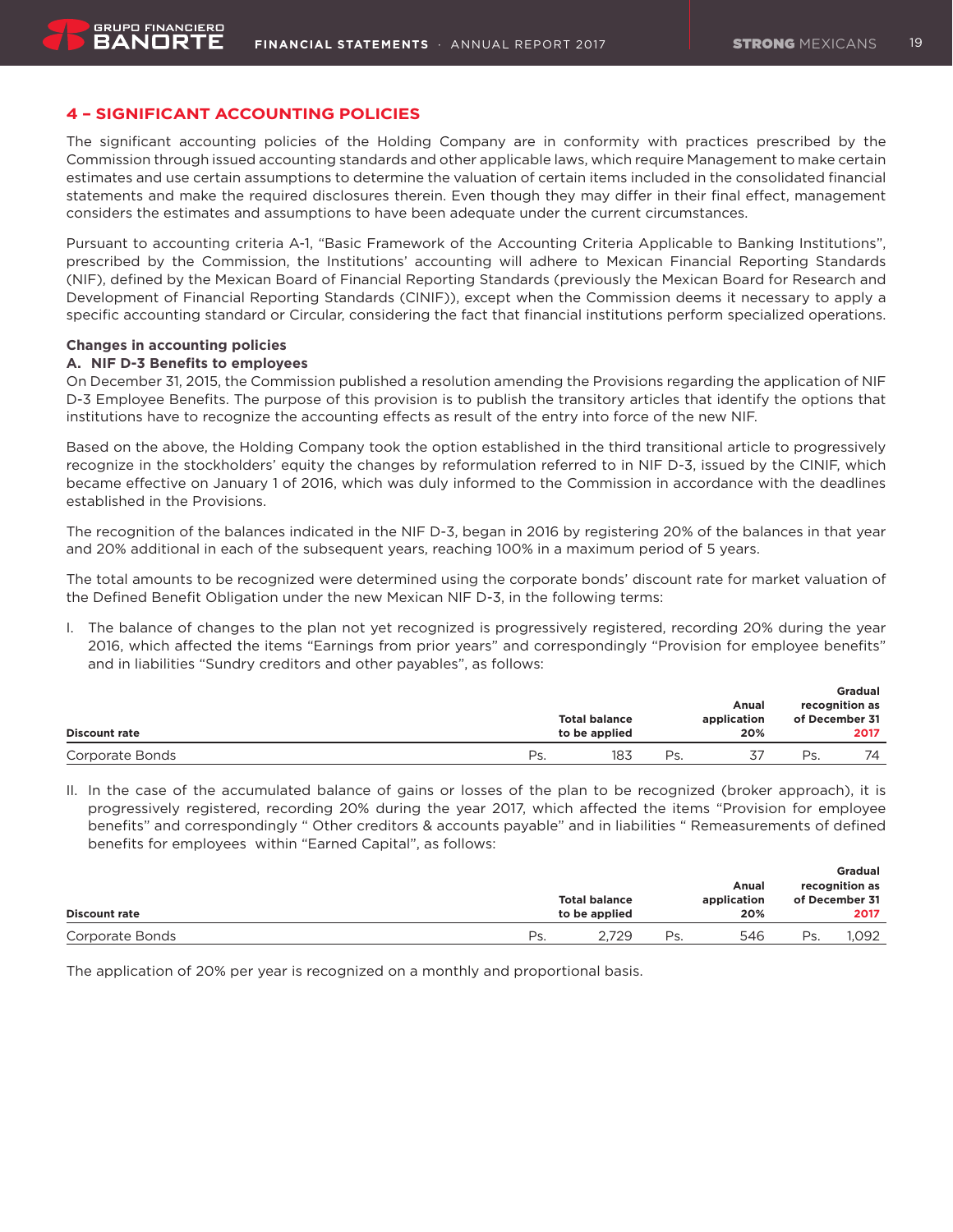## 4 – SIGNIFICANT ACCOUNTING POLICIES

The significant accounting policies of the Holding Company are in conformity with practices prescribed by the Commission through issued accounting standards and other applicable laws, which require Management to make certain estimates and use certain assumptions to determine the valuation of certain items included in the consolidated financial statements and make the required disclosures therein. Even though they may differ in their final effect, management considers the estimates and assumptions to have been adequate under the current circumstances.

Pursuant to accounting criteria A-1, "Basic Framework of the Accounting Criteria Applicable to Banking Institutions", prescribed by the Commission, the Institutions' accounting will adhere to Mexican Financial Reporting Standards (NIF), defined by the Mexican Board of Financial Reporting Standards (previously the Mexican Board for Research and Development of Financial Reporting Standards (CINIF)), except when the Commission deems it necessary to apply a specific accounting standard or Circular, considering the fact that financial institutions perform specialized operations.

**Changes in accounting policies**

**A. NIF D-3 Benefits to employees**

On December 31, 2015, the Commission published a resolution amending the Provisions regarding the application of NIF D-3 Employee Benefits. The purpose of this provision is to publish the transitory articles that identify the options that institutions have to recognize the accounting effects as result of the entry into force of the new NIF.

Based on the above, the Holding Company took the option established in the third transitional article to progressively recognize in the stockholders' equity the changes by reformulation referred to in NIF D-3, issued by the CINIF, which became effective on January 1 of 2016, which was duly informed to the Commission in accordance with the deadlines established in the Provisions.

The recognition of the balances indicated in the NIF D-3, began in 2016 by registering 20% of the balances in that year and 20% additional in each of the subsequent years, reaching 100% in a maximum period of 5 years.

The total amounts to be recognized were determined using the corporate bonds' discount rate for market valuation of the Defined Benefit Obligation under the new Mexican NIF D-3, in the following terms:

I. The balance of changes to the plan not yet recognized is progressively registered, recording 20% during the year 2016, which affected the items "Earnings from prior years" and correspondingly "Provision for employee benefits" and in liabilities "Sundry creditors and other payables", as follows:

| Discount rate | Total balance to be applied | Anual application 20% | Gradual recognition as of December 31 2017 |
|---|---|---|---|
| Corporate Bonds | Ps. 183 | Ps. 37 | Ps. 74 |

II. In the case of the accumulated balance of gains or losses of the plan to be recognized (broker approach), it is progressively registered, recording 20% during the year 2017, which affected the items "Provision for employee benefits" and correspondingly " Other creditors & accounts payable" and in liabilities " Remeasurements of defined benefits for employees within "Earned Capital", as follows:

| Discount rate | Total balance to be applied | Anual application 20% | Gradual recognition as of December 31 2017 |
|---|---|---|---|
| Corporate Bonds | Ps. 2,729 | Ps. 546 | Ps. 1,092 |

The application of 20% per year is recognized on a monthly and proportional basis.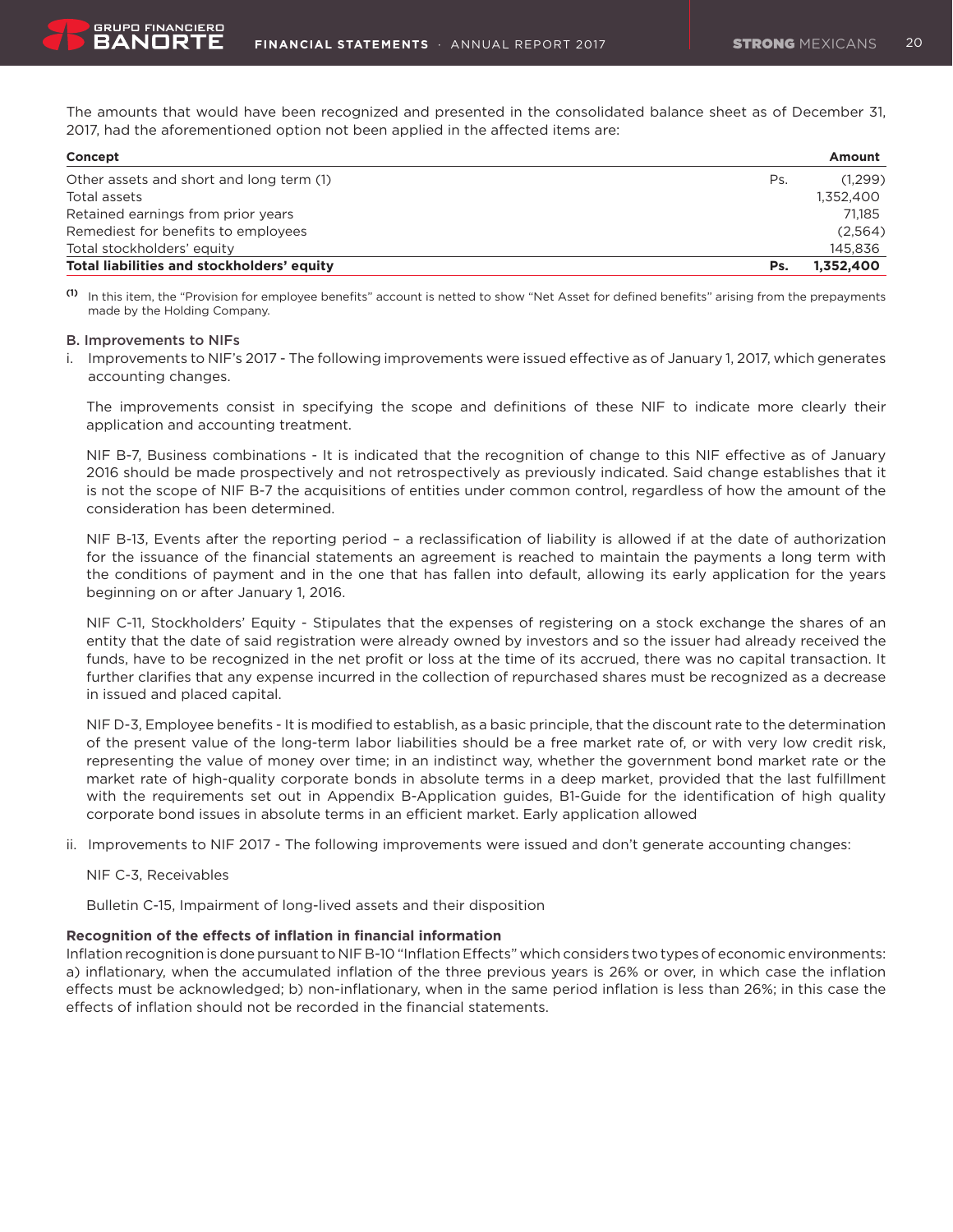The amounts that would have been recognized and presented in the consolidated balance sheet as of December 31, 2017, had the aforementioned option not been applied in the affected items are:

| Concept | | Amount |
|---|---|---|
| Other assets and short and long term (1) | Ps. | (1,299) |
| Total assets | | 1,352,400 |
| Retained earnings from prior years | | 71,185 |
| Remediest for benefits to employees | | (2,564) |
| Total stockholders' equity | | 145,836 |
| **Total liabilities and stockholders' equity** | **Ps.** | **1,352,400** |

(1) In this item, the "Provision for employee benefits" account is netted to show "Net Asset for defined benefits" arising from the prepayments made by the Holding Company.

**B. Improvements to NIFs**

i. Improvements to NIF's 2017 - The following improvements were issued effective as of January 1, 2017, which generates accounting changes.

The improvements consist in specifying the scope and definitions of these NIF to indicate more clearly their application and accounting treatment.

NIF B-7, Business combinations - It is indicated that the recognition of change to this NIF effective as of January 2016 should be made prospectively and not retrospectively as previously indicated. Said change establishes that it is not the scope of NIF B-7 the acquisitions of entities under common control, regardless of how the amount of the consideration has been determined.

NIF B-13, Events after the reporting period – a reclassification of liability is allowed if at the date of authorization for the issuance of the financial statements an agreement is reached to maintain the payments a long term with the conditions of payment and in the one that has fallen into default, allowing its early application for the years beginning on or after January 1, 2016.

NIF C-11, Stockholders' Equity - Stipulates that the expenses of registering on a stock exchange the shares of an entity that the date of said registration were already owned by investors and so the issuer had already received the funds, have to be recognized in the net profit or loss at the time of its accrued, there was no capital transaction. It further clarifies that any expense incurred in the collection of repurchased shares must be recognized as a decrease in issued and placed capital.

NIF D-3, Employee benefits - It is modified to establish, as a basic principle, that the discount rate to the determination of the present value of the long-term labor liabilities should be a free market rate of, or with very low credit risk, representing the value of money over time; in an indistinct way, whether the government bond market rate or the market rate of high-quality corporate bonds in absolute terms in a deep market, provided that the last fulfillment with the requirements set out in Appendix B-Application guides, B1-Guide for the identification of high quality corporate bond issues in absolute terms in an efficient market. Early application allowed

ii. Improvements to NIF 2017 - The following improvements were issued and don't generate accounting changes:

NIF C-3, Receivables

Bulletin C-15, Impairment of long-lived assets and their disposition

**Recognition of the effects of inflation in financial information**

Inflation recognition is done pursuant to NIF B-10 "Inflation Effects" which considers two types of economic environments: a) inflationary, when the accumulated inflation of the three previous years is 26% or over, in which case the inflation effects must be acknowledged; b) non-inflationary, when in the same period inflation is less than 26%; in this case the effects of inflation should not be recorded in the financial statements.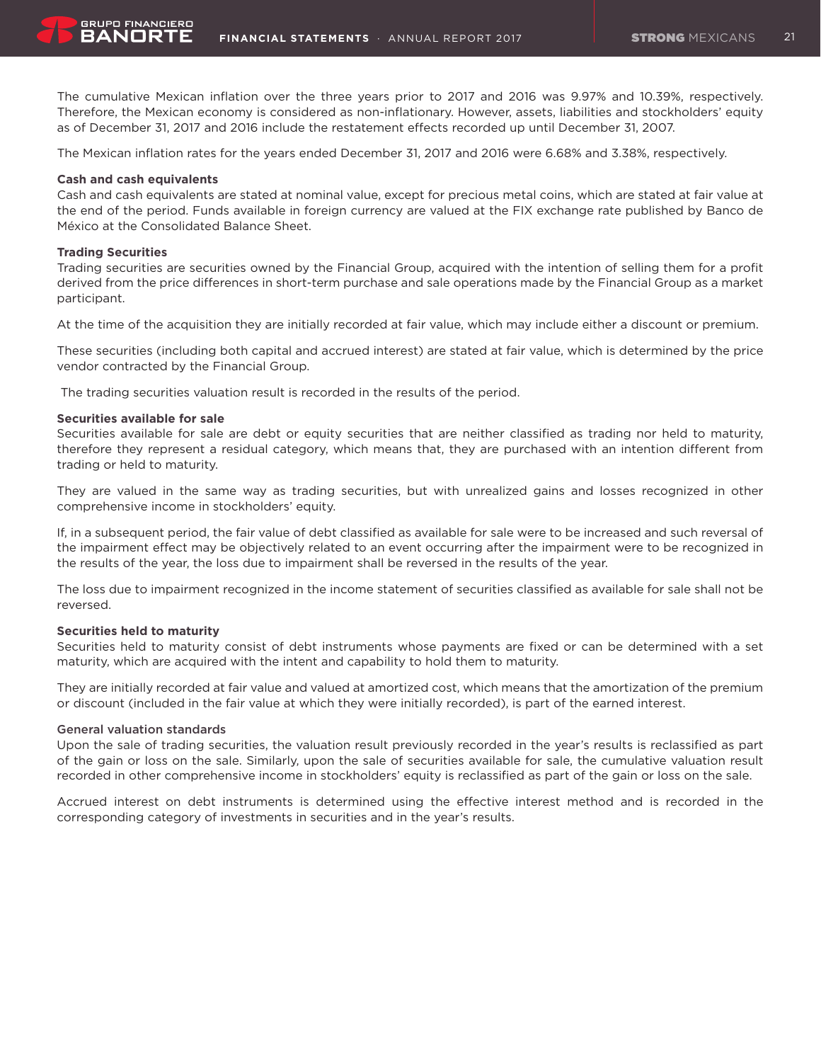The cumulative Mexican inflation over the three years prior to 2017 and 2016 was 9.97% and 10.39%, respectively. Therefore, the Mexican economy is considered as non-inflationary. However, assets, liabilities and stockholders' equity as of December 31, 2017 and 2016 include the restatement effects recorded up until December 31, 2007.

The Mexican inflation rates for the years ended December 31, 2017 and 2016 were 6.68% and 3.38%, respectively.

**Cash and cash equivalents**
Cash and cash equivalents are stated at nominal value, except for precious metal coins, which are stated at fair value at the end of the period. Funds available in foreign currency are valued at the FIX exchange rate published by Banco de México at the Consolidated Balance Sheet.

**Trading Securities**
Trading securities are securities owned by the Financial Group, acquired with the intention of selling them for a profit derived from the price differences in short-term purchase and sale operations made by the Financial Group as a market participant.

At the time of the acquisition they are initially recorded at fair value, which may include either a discount or premium.

These securities (including both capital and accrued interest) are stated at fair value, which is determined by the price vendor contracted by the Financial Group.

The trading securities valuation result is recorded in the results of the period.

**Securities available for sale**
Securities available for sale are debt or equity securities that are neither classified as trading nor held to maturity, therefore they represent a residual category, which means that, they are purchased with an intention different from trading or held to maturity.

They are valued in the same way as trading securities, but with unrealized gains and losses recognized in other comprehensive income in stockholders' equity.

If, in a subsequent period, the fair value of debt classified as available for sale were to be increased and such reversal of the impairment effect may be objectively related to an event occurring after the impairment were to be recognized in the results of the year, the loss due to impairment shall be reversed in the results of the year.

The loss due to impairment recognized in the income statement of securities classified as available for sale shall not be reversed.

**Securities held to maturity**
Securities held to maturity consist of debt instruments whose payments are fixed or can be determined with a set maturity, which are acquired with the intent and capability to hold them to maturity.

They are initially recorded at fair value and valued at amortized cost, which means that the amortization of the premium or discount (included in the fair value at which they were initially recorded), is part of the earned interest.

General valuation standards
Upon the sale of trading securities, the valuation result previously recorded in the year's results is reclassified as part of the gain or loss on the sale. Similarly, upon the sale of securities available for sale, the cumulative valuation result recorded in other comprehensive income in stockholders' equity is reclassified as part of the gain or loss on the sale.

Accrued interest on debt instruments is determined using the effective interest method and is recorded in the corresponding category of investments in securities and in the year's results.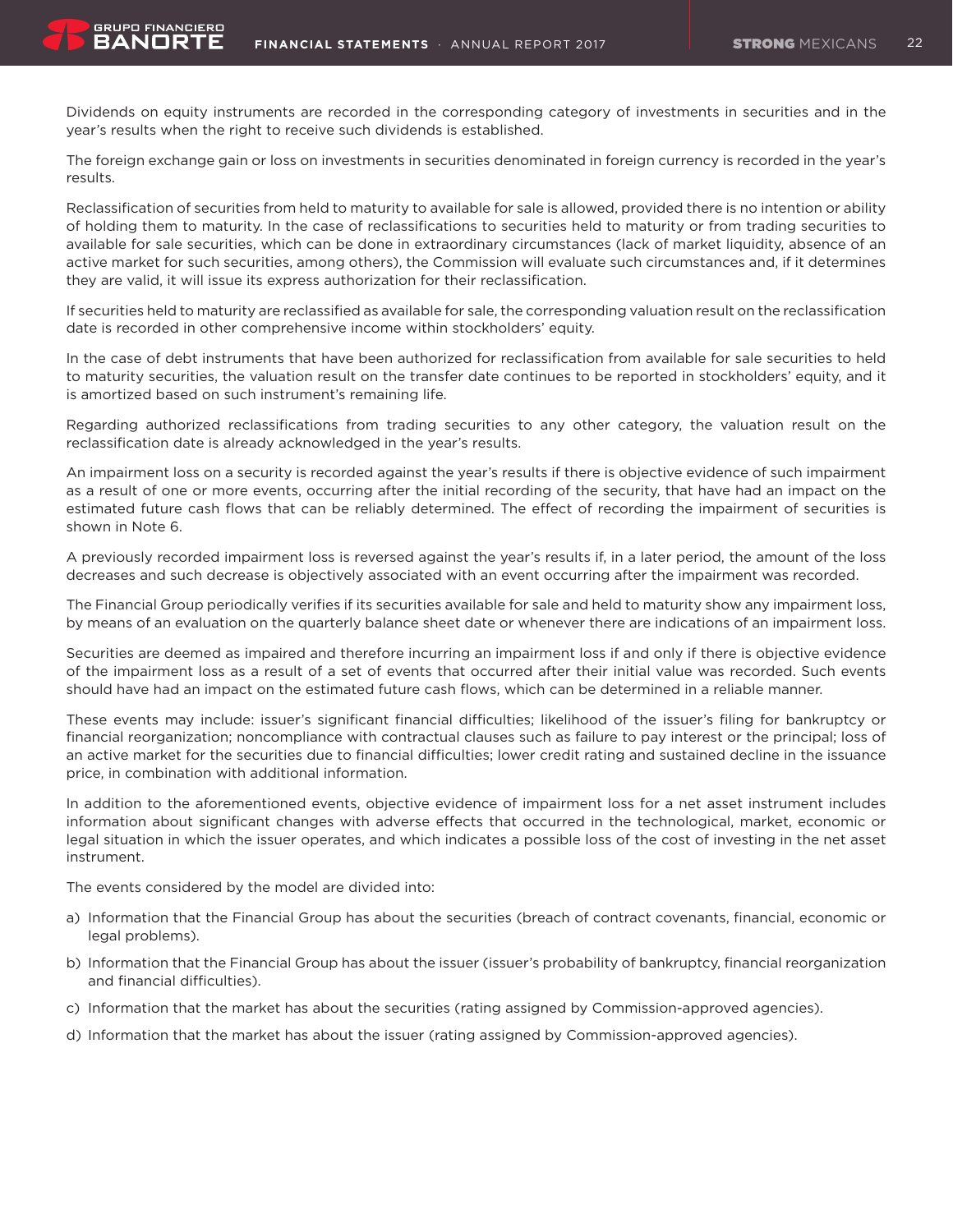Dividends on equity instruments are recorded in the corresponding category of investments in securities and in the year's results when the right to receive such dividends is established.

The foreign exchange gain or loss on investments in securities denominated in foreign currency is recorded in the year's results.

Reclassification of securities from held to maturity to available for sale is allowed, provided there is no intention or ability of holding them to maturity. In the case of reclassifications to securities held to maturity or from trading securities to available for sale securities, which can be done in extraordinary circumstances (lack of market liquidity, absence of an active market for such securities, among others), the Commission will evaluate such circumstances and, if it determines they are valid, it will issue its express authorization for their reclassification.

If securities held to maturity are reclassified as available for sale, the corresponding valuation result on the reclassification date is recorded in other comprehensive income within stockholders' equity.

In the case of debt instruments that have been authorized for reclassification from available for sale securities to held to maturity securities, the valuation result on the transfer date continues to be reported in stockholders' equity, and it is amortized based on such instrument's remaining life.

Regarding authorized reclassifications from trading securities to any other category, the valuation result on the reclassification date is already acknowledged in the year's results.

An impairment loss on a security is recorded against the year's results if there is objective evidence of such impairment as a result of one or more events, occurring after the initial recording of the security, that have had an impact on the estimated future cash flows that can be reliably determined. The effect of recording the impairment of securities is shown in Note 6.

A previously recorded impairment loss is reversed against the year's results if, in a later period, the amount of the loss decreases and such decrease is objectively associated with an event occurring after the impairment was recorded.

The Financial Group periodically verifies if its securities available for sale and held to maturity show any impairment loss, by means of an evaluation on the quarterly balance sheet date or whenever there are indications of an impairment loss.

Securities are deemed as impaired and therefore incurring an impairment loss if and only if there is objective evidence of the impairment loss as a result of a set of events that occurred after their initial value was recorded. Such events should have had an impact on the estimated future cash flows, which can be determined in a reliable manner.

These events may include: issuer's significant financial difficulties; likelihood of the issuer's filing for bankruptcy or financial reorganization; noncompliance with contractual clauses such as failure to pay interest or the principal; loss of an active market for the securities due to financial difficulties; lower credit rating and sustained decline in the issuance price, in combination with additional information.

In addition to the aforementioned events, objective evidence of impairment loss for a net asset instrument includes information about significant changes with adverse effects that occurred in the technological, market, economic or legal situation in which the issuer operates, and which indicates a possible loss of the cost of investing in the net asset instrument.

The events considered by the model are divided into:

a) Information that the Financial Group has about the securities (breach of contract covenants, financial, economic or legal problems).

b) Information that the Financial Group has about the issuer (issuer's probability of bankruptcy, financial reorganization and financial difficulties).

c) Information that the market has about the securities (rating assigned by Commission-approved agencies).

d) Information that the market has about the issuer (rating assigned by Commission-approved agencies).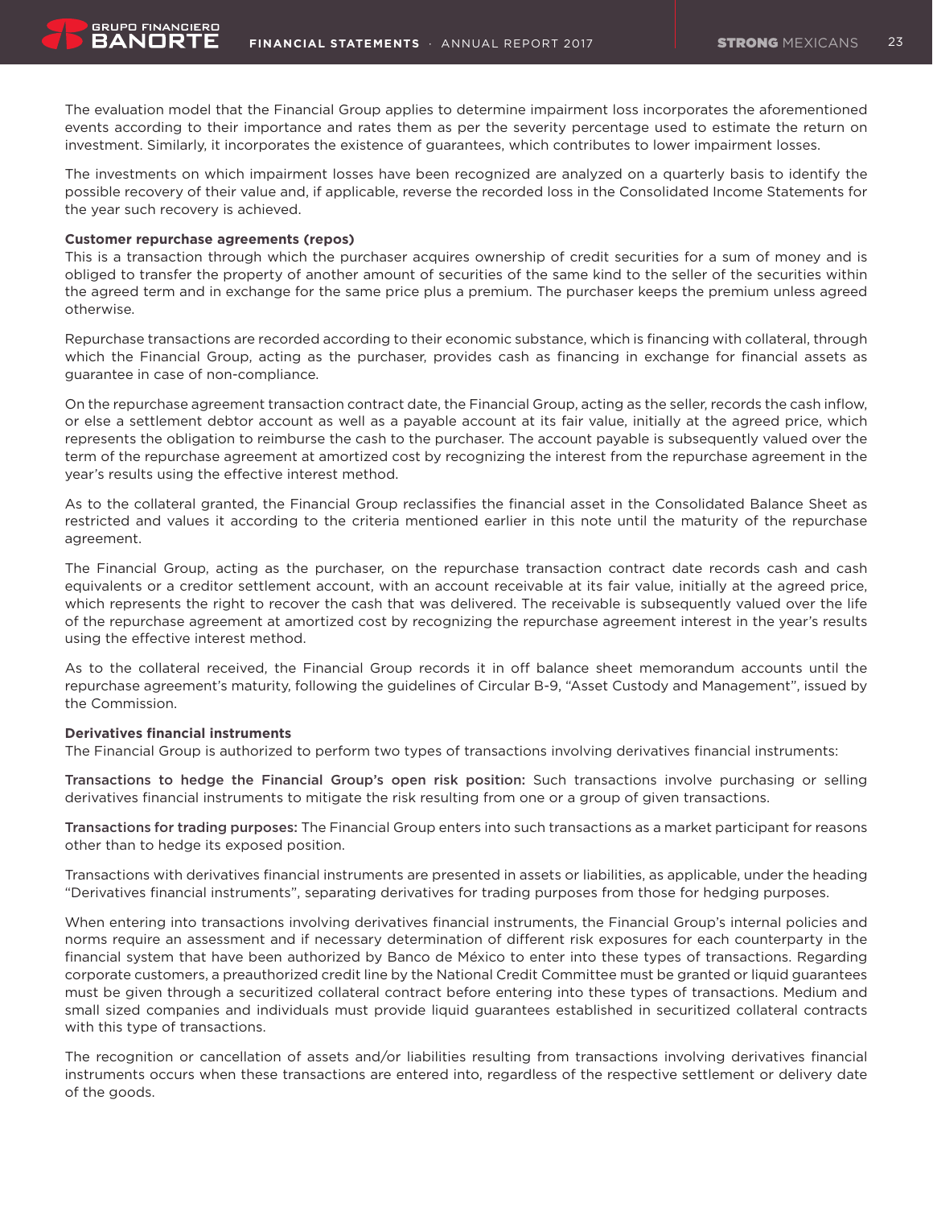The evaluation model that the Financial Group applies to determine impairment loss incorporates the aforementioned events according to their importance and rates them as per the severity percentage used to estimate the return on investment. Similarly, it incorporates the existence of guarantees, which contributes to lower impairment losses.

The investments on which impairment losses have been recognized are analyzed on a quarterly basis to identify the possible recovery of their value and, if applicable, reverse the recorded loss in the Consolidated Income Statements for the year such recovery is achieved.

**Customer repurchase agreements (repos)**
This is a transaction through which the purchaser acquires ownership of credit securities for a sum of money and is obliged to transfer the property of another amount of securities of the same kind to the seller of the securities within the agreed term and in exchange for the same price plus a premium. The purchaser keeps the premium unless agreed otherwise.

Repurchase transactions are recorded according to their economic substance, which is financing with collateral, through which the Financial Group, acting as the purchaser, provides cash as financing in exchange for financial assets as guarantee in case of non-compliance.

On the repurchase agreement transaction contract date, the Financial Group, acting as the seller, records the cash inflow, or else a settlement debtor account as well as a payable account at its fair value, initially at the agreed price, which represents the obligation to reimburse the cash to the purchaser. The account payable is subsequently valued over the term of the repurchase agreement at amortized cost by recognizing the interest from the repurchase agreement in the year's results using the effective interest method.

As to the collateral granted, the Financial Group reclassifies the financial asset in the Consolidated Balance Sheet as restricted and values it according to the criteria mentioned earlier in this note until the maturity of the repurchase agreement.

The Financial Group, acting as the purchaser, on the repurchase transaction contract date records cash and cash equivalents or a creditor settlement account, with an account receivable at its fair value, initially at the agreed price, which represents the right to recover the cash that was delivered. The receivable is subsequently valued over the life of the repurchase agreement at amortized cost by recognizing the repurchase agreement interest in the year's results using the effective interest method.

As to the collateral received, the Financial Group records it in off balance sheet memorandum accounts until the repurchase agreement's maturity, following the guidelines of Circular B-9, "Asset Custody and Management", issued by the Commission.

**Derivatives financial instruments**
The Financial Group is authorized to perform two types of transactions involving derivatives financial instruments:

**Transactions to hedge the Financial Group's open risk position:** Such transactions involve purchasing or selling derivatives financial instruments to mitigate the risk resulting from one or a group of given transactions.

**Transactions for trading purposes:** The Financial Group enters into such transactions as a market participant for reasons other than to hedge its exposed position.

Transactions with derivatives financial instruments are presented in assets or liabilities, as applicable, under the heading "Derivatives financial instruments", separating derivatives for trading purposes from those for hedging purposes.

When entering into transactions involving derivatives financial instruments, the Financial Group's internal policies and norms require an assessment and if necessary determination of different risk exposures for each counterparty in the financial system that have been authorized by Banco de México to enter into these types of transactions. Regarding corporate customers, a preauthorized credit line by the National Credit Committee must be granted or liquid guarantees must be given through a securitized collateral contract before entering into these types of transactions. Medium and small sized companies and individuals must provide liquid guarantees established in securitized collateral contracts with this type of transactions.

The recognition or cancellation of assets and/or liabilities resulting from transactions involving derivatives financial instruments occurs when these transactions are entered into, regardless of the respective settlement or delivery date of the goods.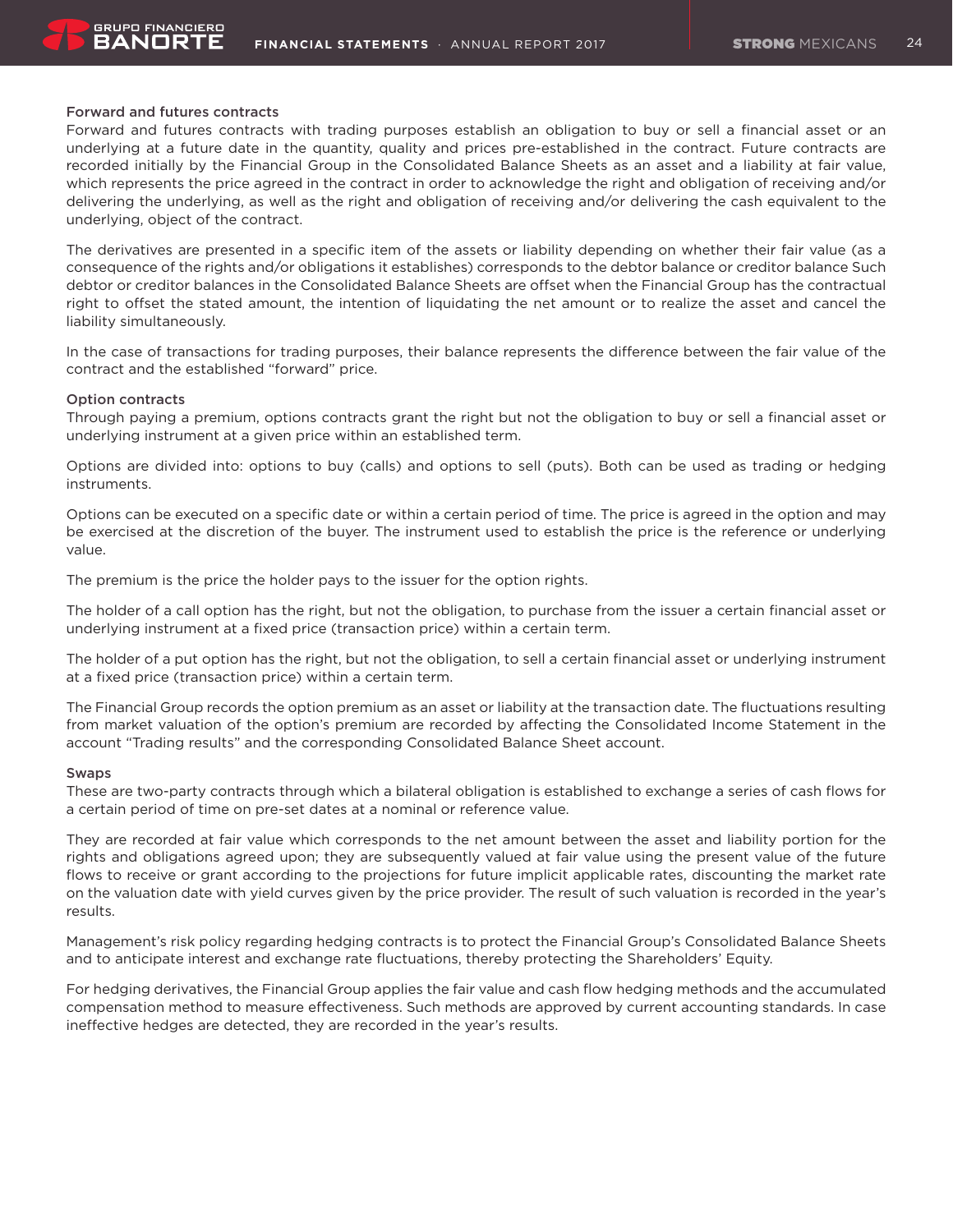### Forward and futures contracts

Forward and futures contracts with trading purposes establish an obligation to buy or sell a financial asset or an underlying at a future date in the quantity, quality and prices pre-established in the contract. Future contracts are recorded initially by the Financial Group in the Consolidated Balance Sheets as an asset and a liability at fair value, which represents the price agreed in the contract in order to acknowledge the right and obligation of receiving and/or delivering the underlying, as well as the right and obligation of receiving and/or delivering the cash equivalent to the underlying, object of the contract.

The derivatives are presented in a specific item of the assets or liability depending on whether their fair value (as a consequence of the rights and/or obligations it establishes) corresponds to the debtor balance or creditor balance Such debtor or creditor balances in the Consolidated Balance Sheets are offset when the Financial Group has the contractual right to offset the stated amount, the intention of liquidating the net amount or to realize the asset and cancel the liability simultaneously.

In the case of transactions for trading purposes, their balance represents the difference between the fair value of the contract and the established "forward" price.

### Option contracts

Through paying a premium, options contracts grant the right but not the obligation to buy or sell a financial asset or underlying instrument at a given price within an established term.

Options are divided into: options to buy (calls) and options to sell (puts). Both can be used as trading or hedging instruments.

Options can be executed on a specific date or within a certain period of time. The price is agreed in the option and may be exercised at the discretion of the buyer. The instrument used to establish the price is the reference or underlying value.

The premium is the price the holder pays to the issuer for the option rights.

The holder of a call option has the right, but not the obligation, to purchase from the issuer a certain financial asset or underlying instrument at a fixed price (transaction price) within a certain term.

The holder of a put option has the right, but not the obligation, to sell a certain financial asset or underlying instrument at a fixed price (transaction price) within a certain term.

The Financial Group records the option premium as an asset or liability at the transaction date. The fluctuations resulting from market valuation of the option's premium are recorded by affecting the Consolidated Income Statement in the account "Trading results" and the corresponding Consolidated Balance Sheet account.

### Swaps

These are two-party contracts through which a bilateral obligation is established to exchange a series of cash flows for a certain period of time on pre-set dates at a nominal or reference value.

They are recorded at fair value which corresponds to the net amount between the asset and liability portion for the rights and obligations agreed upon; they are subsequently valued at fair value using the present value of the future flows to receive or grant according to the projections for future implicit applicable rates, discounting the market rate on the valuation date with yield curves given by the price provider. The result of such valuation is recorded in the year's results.

Management's risk policy regarding hedging contracts is to protect the Financial Group's Consolidated Balance Sheets and to anticipate interest and exchange rate fluctuations, thereby protecting the Shareholders' Equity.

For hedging derivatives, the Financial Group applies the fair value and cash flow hedging methods and the accumulated compensation method to measure effectiveness. Such methods are approved by current accounting standards. In case ineffective hedges are detected, they are recorded in the year's results.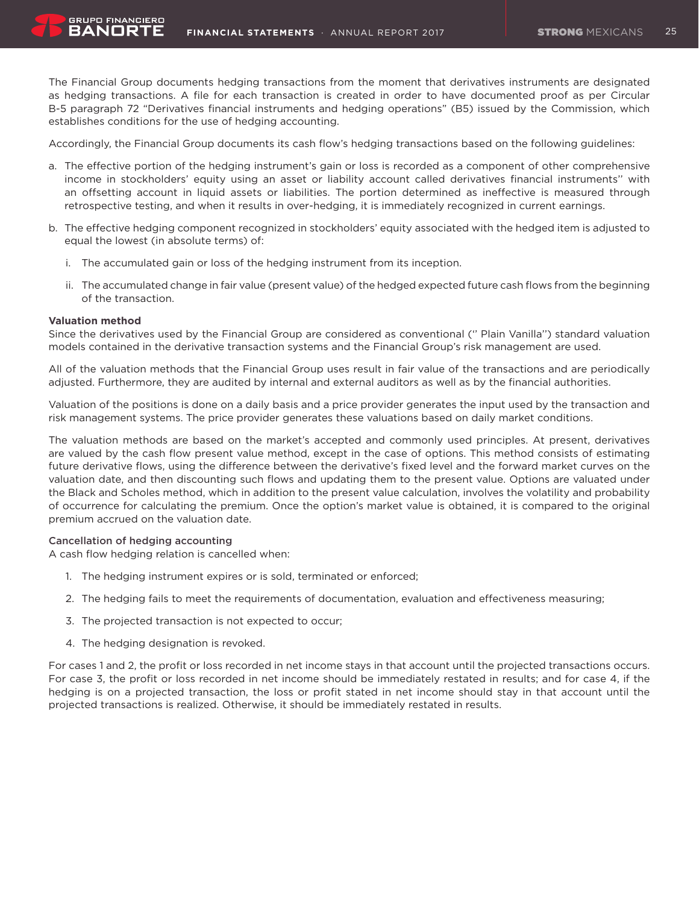The Financial Group documents hedging transactions from the moment that derivatives instruments are designated as hedging transactions. A file for each transaction is created in order to have documented proof as per Circular B-5 paragraph 72 "Derivatives financial instruments and hedging operations" (B5) issued by the Commission, which establishes conditions for the use of hedging accounting.

Accordingly, the Financial Group documents its cash flow's hedging transactions based on the following guidelines:

a. The effective portion of the hedging instrument's gain or loss is recorded as a component of other comprehensive income in stockholders' equity using an asset or liability account called derivatives financial instruments'' with an offsetting account in liquid assets or liabilities. The portion determined as ineffective is measured through retrospective testing, and when it results in over-hedging, it is immediately recognized in current earnings.

b. The effective hedging component recognized in stockholders' equity associated with the hedged item is adjusted to equal the lowest (in absolute terms) of:

   i. The accumulated gain or loss of the hedging instrument from its inception.

   ii. The accumulated change in fair value (present value) of the hedged expected future cash flows from the beginning of the transaction.

**Valuation method**

Since the derivatives used by the Financial Group are considered as conventional ('' Plain Vanilla'') standard valuation models contained in the derivative transaction systems and the Financial Group's risk management are used.

All of the valuation methods that the Financial Group uses result in fair value of the transactions and are periodically adjusted. Furthermore, they are audited by internal and external auditors as well as by the financial authorities.

Valuation of the positions is done on a daily basis and a price provider generates the input used by the transaction and risk management systems. The price provider generates these valuations based on daily market conditions.

The valuation methods are based on the market's accepted and commonly used principles. At present, derivatives are valued by the cash flow present value method, except in the case of options. This method consists of estimating future derivative flows, using the difference between the derivative's fixed level and the forward market curves on the valuation date, and then discounting such flows and updating them to the present value. Options are valuated under the Black and Scholes method, which in addition to the present value calculation, involves the volatility and probability of occurrence for calculating the premium. Once the option's market value is obtained, it is compared to the original premium accrued on the valuation date.

**Cancellation of hedging accounting**

A cash flow hedging relation is cancelled when:

1. The hedging instrument expires or is sold, terminated or enforced;
2. The hedging fails to meet the requirements of documentation, evaluation and effectiveness measuring;
3. The projected transaction is not expected to occur;
4. The hedging designation is revoked.

For cases 1 and 2, the profit or loss recorded in net income stays in that account until the projected transactions occurs. For case 3, the profit or loss recorded in net income should be immediately restated in results; and for case 4, if the hedging is on a projected transaction, the loss or profit stated in net income should stay in that account until the projected transactions is realized. Otherwise, it should be immediately restated in results.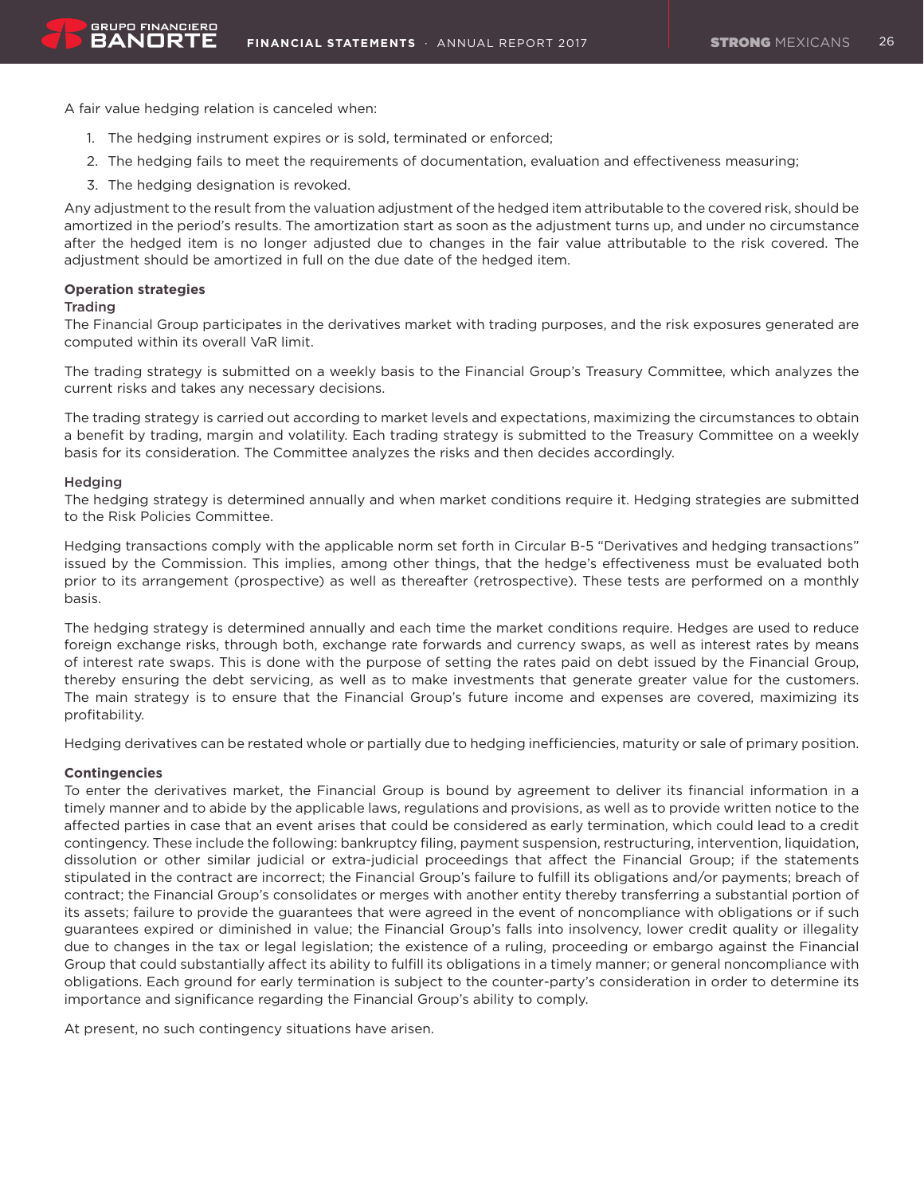A fair value hedging relation is canceled when:

1. The hedging instrument expires or is sold, terminated or enforced;
2. The hedging fails to meet the requirements of documentation, evaluation and effectiveness measuring;
3. The hedging designation is revoked.

Any adjustment to the result from the valuation adjustment of the hedged item attributable to the covered risk, should be amortized in the period's results. The amortization start as soon as the adjustment turns up, and under no circumstance after the hedged item is no longer adjusted due to changes in the fair value attributable to the risk covered. The adjustment should be amortized in full on the due date of the hedged item.

**Operation strategies**

Trading

The Financial Group participates in the derivatives market with trading purposes, and the risk exposures generated are computed within its overall VaR limit.

The trading strategy is submitted on a weekly basis to the Financial Group's Treasury Committee, which analyzes the current risks and takes any necessary decisions.

The trading strategy is carried out according to market levels and expectations, maximizing the circumstances to obtain a benefit by trading, margin and volatility. Each trading strategy is submitted to the Treasury Committee on a weekly basis for its consideration. The Committee analyzes the risks and then decides accordingly.

Hedging

The hedging strategy is determined annually and when market conditions require it. Hedging strategies are submitted to the Risk Policies Committee.

Hedging transactions comply with the applicable norm set forth in Circular B-5 "Derivatives and hedging transactions" issued by the Commission. This implies, among other things, that the hedge's effectiveness must be evaluated both prior to its arrangement (prospective) as well as thereafter (retrospective). These tests are performed on a monthly basis.

The hedging strategy is determined annually and each time the market conditions require. Hedges are used to reduce foreign exchange risks, through both, exchange rate forwards and currency swaps, as well as interest rates by means of interest rate swaps. This is done with the purpose of setting the rates paid on debt issued by the Financial Group, thereby ensuring the debt servicing, as well as to make investments that generate greater value for the customers. The main strategy is to ensure that the Financial Group's future income and expenses are covered, maximizing its profitability.

Hedging derivatives can be restated whole or partially due to hedging inefficiencies, maturity or sale of primary position.

**Contingencies**

To enter the derivatives market, the Financial Group is bound by agreement to deliver its financial information in a timely manner and to abide by the applicable laws, regulations and provisions, as well as to provide written notice to the affected parties in case that an event arises that could be considered as early termination, which could lead to a credit contingency. These include the following: bankruptcy filing, payment suspension, restructuring, intervention, liquidation, dissolution or other similar judicial or extra-judicial proceedings that affect the Financial Group; if the statements stipulated in the contract are incorrect; the Financial Group's failure to fulfill its obligations and/or payments; breach of contract; the Financial Group's consolidates or merges with another entity thereby transferring a substantial portion of its assets; failure to provide the guarantees that were agreed in the event of noncompliance with obligations or if such guarantees expired or diminished in value; the Financial Group's falls into insolvency, lower credit quality or illegality due to changes in the tax or legal legislation; the existence of a ruling, proceeding or embargo against the Financial Group that could substantially affect its ability to fulfill its obligations in a timely manner; or general noncompliance with obligations. Each ground for early termination is subject to the counter-party's consideration in order to determine its importance and significance regarding the Financial Group's ability to comply.

At present, no such contingency situations have arisen.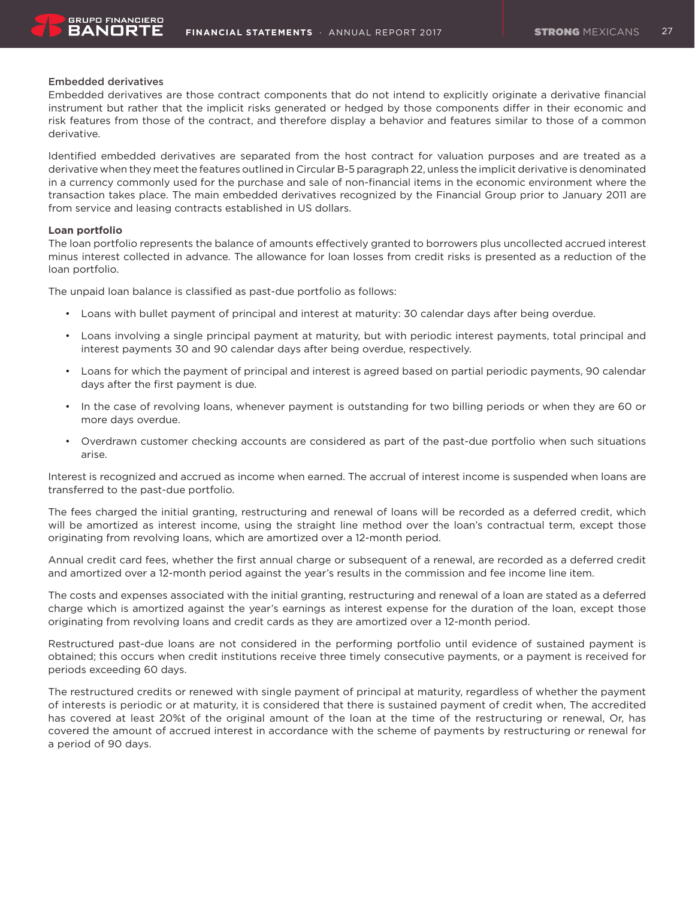**Embedded derivatives**

Embedded derivatives are those contract components that do not intend to explicitly originate a derivative financial instrument but rather that the implicit risks generated or hedged by those components differ in their economic and risk features from those of the contract, and therefore display a behavior and features similar to those of a common derivative.

Identified embedded derivatives are separated from the host contract for valuation purposes and are treated as a derivative when they meet the features outlined in Circular B-5 paragraph 22, unless the implicit derivative is denominated in a currency commonly used for the purchase and sale of non-financial items in the economic environment where the transaction takes place. The main embedded derivatives recognized by the Financial Group prior to January 2011 are from service and leasing contracts established in US dollars.

**Loan portfolio**

The loan portfolio represents the balance of amounts effectively granted to borrowers plus uncollected accrued interest minus interest collected in advance. The allowance for loan losses from credit risks is presented as a reduction of the loan portfolio.

The unpaid loan balance is classified as past-due portfolio as follows:

- Loans with bullet payment of principal and interest at maturity: 30 calendar days after being overdue.
- Loans involving a single principal payment at maturity, but with periodic interest payments, total principal and interest payments 30 and 90 calendar days after being overdue, respectively.
- Loans for which the payment of principal and interest is agreed based on partial periodic payments, 90 calendar days after the first payment is due.
- In the case of revolving loans, whenever payment is outstanding for two billing periods or when they are 60 or more days overdue.
- Overdrawn customer checking accounts are considered as part of the past-due portfolio when such situations arise.

Interest is recognized and accrued as income when earned. The accrual of interest income is suspended when loans are transferred to the past-due portfolio.

The fees charged the initial granting, restructuring and renewal of loans will be recorded as a deferred credit, which will be amortized as interest income, using the straight line method over the loan's contractual term, except those originating from revolving loans, which are amortized over a 12-month period.

Annual credit card fees, whether the first annual charge or subsequent of a renewal, are recorded as a deferred credit and amortized over a 12-month period against the year's results in the commission and fee income line item.

The costs and expenses associated with the initial granting, restructuring and renewal of a loan are stated as a deferred charge which is amortized against the year's earnings as interest expense for the duration of the loan, except those originating from revolving loans and credit cards as they are amortized over a 12-month period.

Restructured past-due loans are not considered in the performing portfolio until evidence of sustained payment is obtained; this occurs when credit institutions receive three timely consecutive payments, or a payment is received for periods exceeding 60 days.

The restructured credits or renewed with single payment of principal at maturity, regardless of whether the payment of interests is periodic or at maturity, it is considered that there is sustained payment of credit when, The accredited has covered at least 20%t of the original amount of the loan at the time of the restructuring or renewal, Or, has covered the amount of accrued interest in accordance with the scheme of payments by restructuring or renewal for a period of 90 days.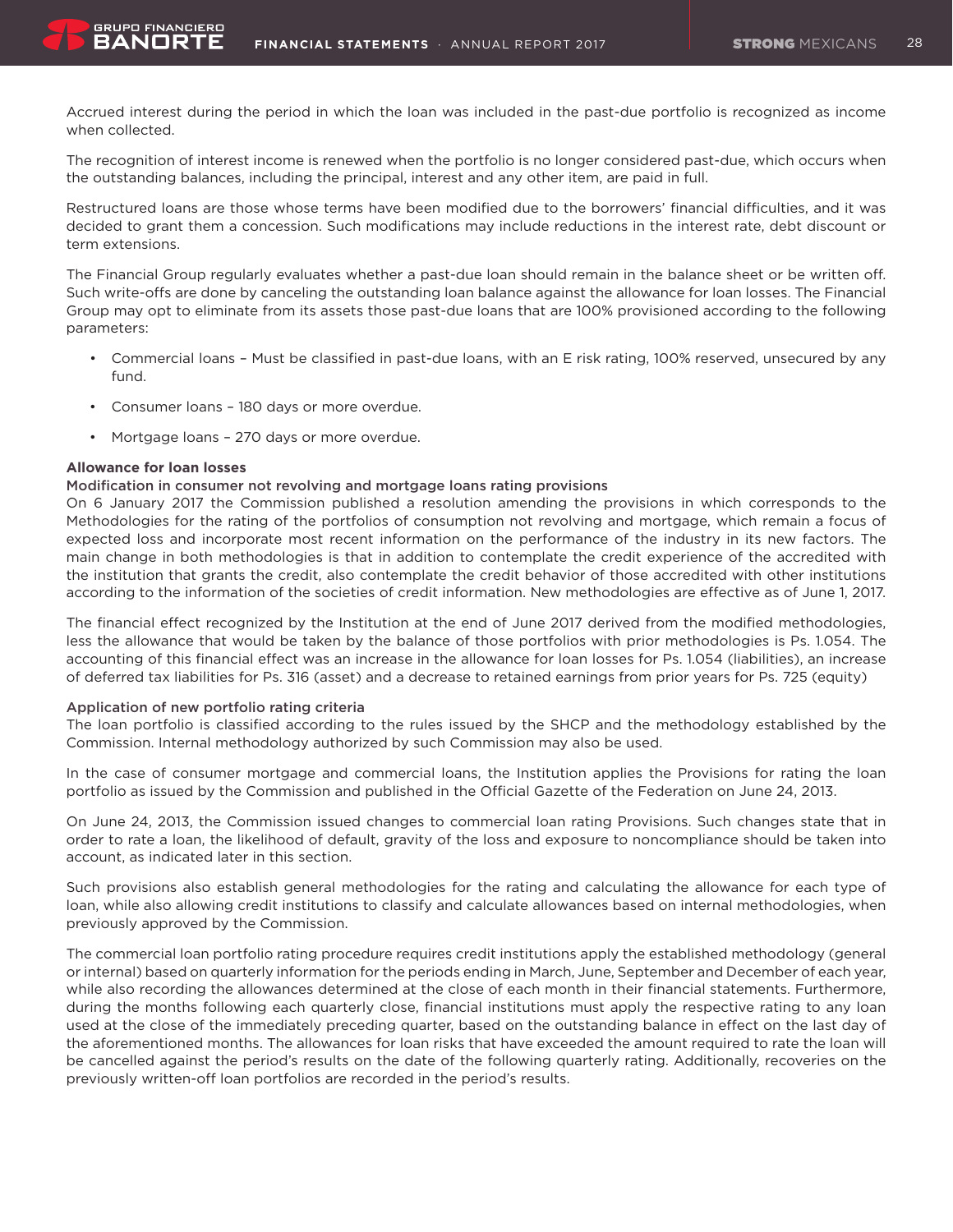Accrued interest during the period in which the loan was included in the past-due portfolio is recognized as income when collected.

The recognition of interest income is renewed when the portfolio is no longer considered past-due, which occurs when the outstanding balances, including the principal, interest and any other item, are paid in full.

Restructured loans are those whose terms have been modified due to the borrowers' financial difficulties, and it was decided to grant them a concession. Such modifications may include reductions in the interest rate, debt discount or term extensions.

The Financial Group regularly evaluates whether a past-due loan should remain in the balance sheet or be written off. Such write-offs are done by canceling the outstanding loan balance against the allowance for loan losses. The Financial Group may opt to eliminate from its assets those past-due loans that are 100% provisioned according to the following parameters:

- Commercial loans – Must be classified in past-due loans, with an E risk rating, 100% reserved, unsecured by any fund.
- Consumer loans – 180 days or more overdue.
- Mortgage loans – 270 days or more overdue.

**Allowance for loan losses**

**Modification in consumer not revolving and mortgage loans rating provisions**

On 6 January 2017 the Commission published a resolution amending the provisions in which corresponds to the Methodologies for the rating of the portfolios of consumption not revolving and mortgage, which remain a focus of expected loss and incorporate most recent information on the performance of the industry in its new factors. The main change in both methodologies is that in addition to contemplate the credit experience of the accredited with the institution that grants the credit, also contemplate the credit behavior of those accredited with other institutions according to the information of the societies of credit information. New methodologies are effective as of June 1, 2017.

The financial effect recognized by the Institution at the end of June 2017 derived from the modified methodologies, less the allowance that would be taken by the balance of those portfolios with prior methodologies is Ps. 1.054. The accounting of this financial effect was an increase in the allowance for loan losses for Ps. 1.054 (liabilities), an increase of deferred tax liabilities for Ps. 316 (asset) and a decrease to retained earnings from prior years for Ps. 725 (equity)

**Application of new portfolio rating criteria**

The loan portfolio is classified according to the rules issued by the SHCP and the methodology established by the Commission. Internal methodology authorized by such Commission may also be used.

In the case of consumer mortgage and commercial loans, the Institution applies the Provisions for rating the loan portfolio as issued by the Commission and published in the Official Gazette of the Federation on June 24, 2013.

On June 24, 2013, the Commission issued changes to commercial loan rating Provisions. Such changes state that in order to rate a loan, the likelihood of default, gravity of the loss and exposure to noncompliance should be taken into account, as indicated later in this section.

Such provisions also establish general methodologies for the rating and calculating the allowance for each type of loan, while also allowing credit institutions to classify and calculate allowances based on internal methodologies, when previously approved by the Commission.

The commercial loan portfolio rating procedure requires credit institutions apply the established methodology (general or internal) based on quarterly information for the periods ending in March, June, September and December of each year, while also recording the allowances determined at the close of each month in their financial statements. Furthermore, during the months following each quarterly close, financial institutions must apply the respective rating to any loan used at the close of the immediately preceding quarter, based on the outstanding balance in effect on the last day of the aforementioned months. The allowances for loan risks that have exceeded the amount required to rate the loan will be cancelled against the period's results on the date of the following quarterly rating. Additionally, recoveries on the previously written-off loan portfolios are recorded in the period's results.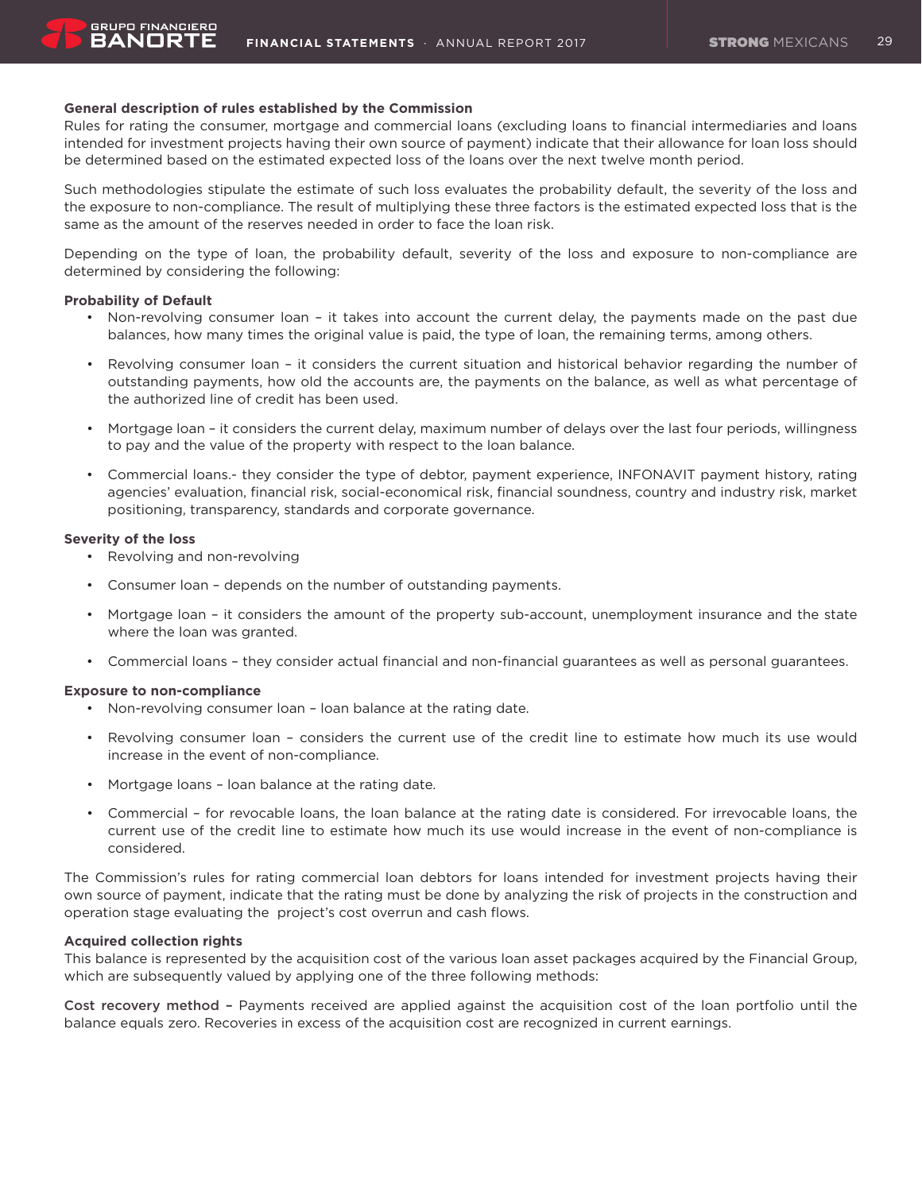**General description of rules established by the Commission**

Rules for rating the consumer, mortgage and commercial loans (excluding loans to financial intermediaries and loans intended for investment projects having their own source of payment) indicate that their allowance for loan loss should be determined based on the estimated expected loss of the loans over the next twelve month period.

Such methodologies stipulate the estimate of such loss evaluates the probability default, the severity of the loss and the exposure to non-compliance. The result of multiplying these three factors is the estimated expected loss that is the same as the amount of the reserves needed in order to face the loan risk.

Depending on the type of loan, the probability default, severity of the loss and exposure to non-compliance are determined by considering the following:

**Probability of Default**

- Non-revolving consumer loan – it takes into account the current delay, the payments made on the past due balances, how many times the original value is paid, the type of loan, the remaining terms, among others.
- Revolving consumer loan – it considers the current situation and historical behavior regarding the number of outstanding payments, how old the accounts are, the payments on the balance, as well as what percentage of the authorized line of credit has been used.
- Mortgage loan – it considers the current delay, maximum number of delays over the last four periods, willingness to pay and the value of the property with respect to the loan balance.
- Commercial loans.- they consider the type of debtor, payment experience, INFONAVIT payment history, rating agencies' evaluation, financial risk, social-economical risk, financial soundness, country and industry risk, market positioning, transparency, standards and corporate governance.

**Severity of the loss**

- Revolving and non-revolving
- Consumer loan – depends on the number of outstanding payments.
- Mortgage loan – it considers the amount of the property sub-account, unemployment insurance and the state where the loan was granted.
- Commercial loans – they consider actual financial and non-financial guarantees as well as personal guarantees.

**Exposure to non-compliance**

- Non-revolving consumer loan – loan balance at the rating date.
- Revolving consumer loan – considers the current use of the credit line to estimate how much its use would increase in the event of non-compliance.
- Mortgage loans – loan balance at the rating date.
- Commercial – for revocable loans, the loan balance at the rating date is considered. For irrevocable loans, the current use of the credit line to estimate how much its use would increase in the event of non-compliance is considered.

The Commission's rules for rating commercial loan debtors for loans intended for investment projects having their own source of payment, indicate that the rating must be done by analyzing the risk of projects in the construction and operation stage evaluating the project's cost overrun and cash flows.

**Acquired collection rights**

This balance is represented by the acquisition cost of the various loan asset packages acquired by the Financial Group, which are subsequently valued by applying one of the three following methods:

**Cost recovery method –** Payments received are applied against the acquisition cost of the loan portfolio until the balance equals zero. Recoveries in excess of the acquisition cost are recognized in current earnings.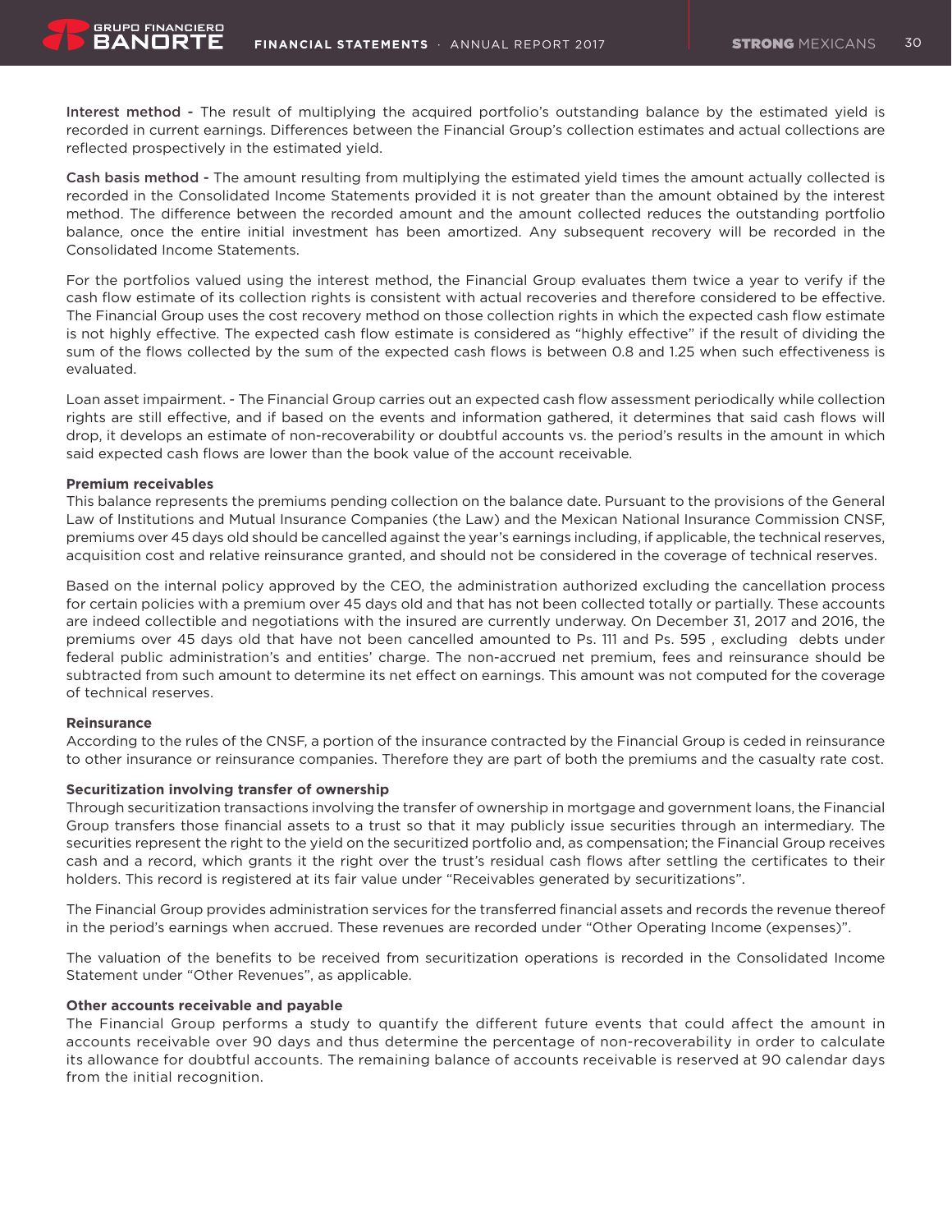**Interest method -** The result of multiplying the acquired portfolio's outstanding balance by the estimated yield is recorded in current earnings. Differences between the Financial Group's collection estimates and actual collections are reflected prospectively in the estimated yield.

**Cash basis method -** The amount resulting from multiplying the estimated yield times the amount actually collected is recorded in the Consolidated Income Statements provided it is not greater than the amount obtained by the interest method. The difference between the recorded amount and the amount collected reduces the outstanding portfolio balance, once the entire initial investment has been amortized. Any subsequent recovery will be recorded in the Consolidated Income Statements.

For the portfolios valued using the interest method, the Financial Group evaluates them twice a year to verify if the cash flow estimate of its collection rights is consistent with actual recoveries and therefore considered to be effective. The Financial Group uses the cost recovery method on those collection rights in which the expected cash flow estimate is not highly effective. The expected cash flow estimate is considered as "highly effective" if the result of dividing the sum of the flows collected by the sum of the expected cash flows is between 0.8 and 1.25 when such effectiveness is evaluated.

Loan asset impairment. - The Financial Group carries out an expected cash flow assessment periodically while collection rights are still effective, and if based on the events and information gathered, it determines that said cash flows will drop, it develops an estimate of non-recoverability or doubtful accounts vs. the period's results in the amount in which said expected cash flows are lower than the book value of the account receivable.

**Premium receivables**

This balance represents the premiums pending collection on the balance date. Pursuant to the provisions of the General Law of Institutions and Mutual Insurance Companies (the Law) and the Mexican National Insurance Commission CNSF, premiums over 45 days old should be cancelled against the year's earnings including, if applicable, the technical reserves, acquisition cost and relative reinsurance granted, and should not be considered in the coverage of technical reserves.

Based on the internal policy approved by the CEO, the administration authorized excluding the cancellation process for certain policies with a premium over 45 days old and that has not been collected totally or partially. These accounts are indeed collectible and negotiations with the insured are currently underway. On December 31, 2017 and 2016, the premiums over 45 days old that have not been cancelled amounted to Ps. 111 and Ps. 595 , excluding debts under federal public administration's and entities' charge. The non-accrued net premium, fees and reinsurance should be subtracted from such amount to determine its net effect on earnings. This amount was not computed for the coverage of technical reserves.

**Reinsurance**

According to the rules of the CNSF, a portion of the insurance contracted by the Financial Group is ceded in reinsurance to other insurance or reinsurance companies. Therefore they are part of both the premiums and the casualty rate cost.

**Securitization involving transfer of ownership**

Through securitization transactions involving the transfer of ownership in mortgage and government loans, the Financial Group transfers those financial assets to a trust so that it may publicly issue securities through an intermediary. The securities represent the right to the yield on the securitized portfolio and, as compensation; the Financial Group receives cash and a record, which grants it the right over the trust's residual cash flows after settling the certificates to their holders. This record is registered at its fair value under "Receivables generated by securitizations".

The Financial Group provides administration services for the transferred financial assets and records the revenue thereof in the period's earnings when accrued. These revenues are recorded under "Other Operating Income (expenses)".

The valuation of the benefits to be received from securitization operations is recorded in the Consolidated Income Statement under "Other Revenues", as applicable.

**Other accounts receivable and payable**

The Financial Group performs a study to quantify the different future events that could affect the amount in accounts receivable over 90 days and thus determine the percentage of non-recoverability in order to calculate its allowance for doubtful accounts. The remaining balance of accounts receivable is reserved at 90 calendar days from the initial recognition.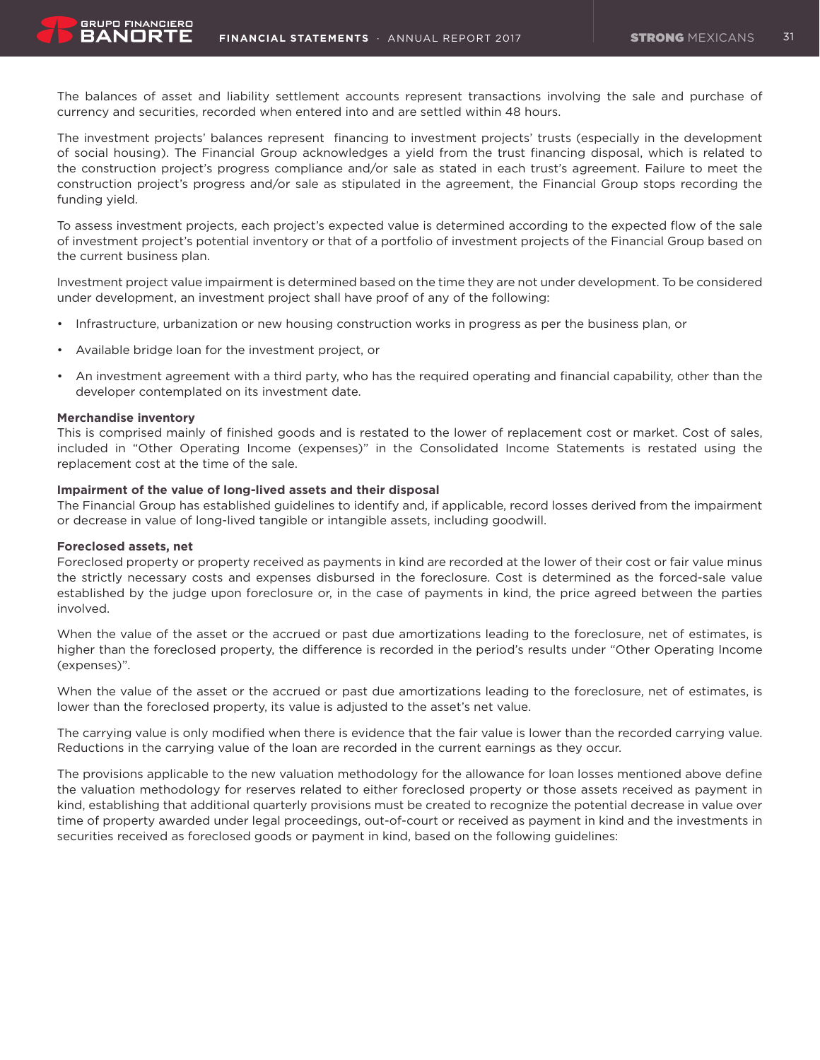The balances of asset and liability settlement accounts represent transactions involving the sale and purchase of currency and securities, recorded when entered into and are settled within 48 hours.

The investment projects' balances represent financing to investment projects' trusts (especially in the development of social housing). The Financial Group acknowledges a yield from the trust financing disposal, which is related to the construction project's progress compliance and/or sale as stated in each trust's agreement. Failure to meet the construction project's progress and/or sale as stipulated in the agreement, the Financial Group stops recording the funding yield.

To assess investment projects, each project's expected value is determined according to the expected flow of the sale of investment project's potential inventory or that of a portfolio of investment projects of the Financial Group based on the current business plan.

Investment project value impairment is determined based on the time they are not under development. To be considered under development, an investment project shall have proof of any of the following:

- Infrastructure, urbanization or new housing construction works in progress as per the business plan, or
- Available bridge loan for the investment project, or
- An investment agreement with a third party, who has the required operating and financial capability, other than the developer contemplated on its investment date.

**Merchandise inventory**
This is comprised mainly of finished goods and is restated to the lower of replacement cost or market. Cost of sales, included in "Other Operating Income (expenses)" in the Consolidated Income Statements is restated using the replacement cost at the time of the sale.

**Impairment of the value of long-lived assets and their disposal**
The Financial Group has established guidelines to identify and, if applicable, record losses derived from the impairment or decrease in value of long-lived tangible or intangible assets, including goodwill.

**Foreclosed assets, net**
Foreclosed property or property received as payments in kind are recorded at the lower of their cost or fair value minus the strictly necessary costs and expenses disbursed in the foreclosure. Cost is determined as the forced-sale value established by the judge upon foreclosure or, in the case of payments in kind, the price agreed between the parties involved.

When the value of the asset or the accrued or past due amortizations leading to the foreclosure, net of estimates, is higher than the foreclosed property, the difference is recorded in the period's results under "Other Operating Income (expenses)".

When the value of the asset or the accrued or past due amortizations leading to the foreclosure, net of estimates, is lower than the foreclosed property, its value is adjusted to the asset's net value.

The carrying value is only modified when there is evidence that the fair value is lower than the recorded carrying value. Reductions in the carrying value of the loan are recorded in the current earnings as they occur.

The provisions applicable to the new valuation methodology for the allowance for loan losses mentioned above define the valuation methodology for reserves related to either foreclosed property or those assets received as payment in kind, establishing that additional quarterly provisions must be created to recognize the potential decrease in value over time of property awarded under legal proceedings, out-of-court or received as payment in kind and the investments in securities received as foreclosed goods or payment in kind, based on the following guidelines: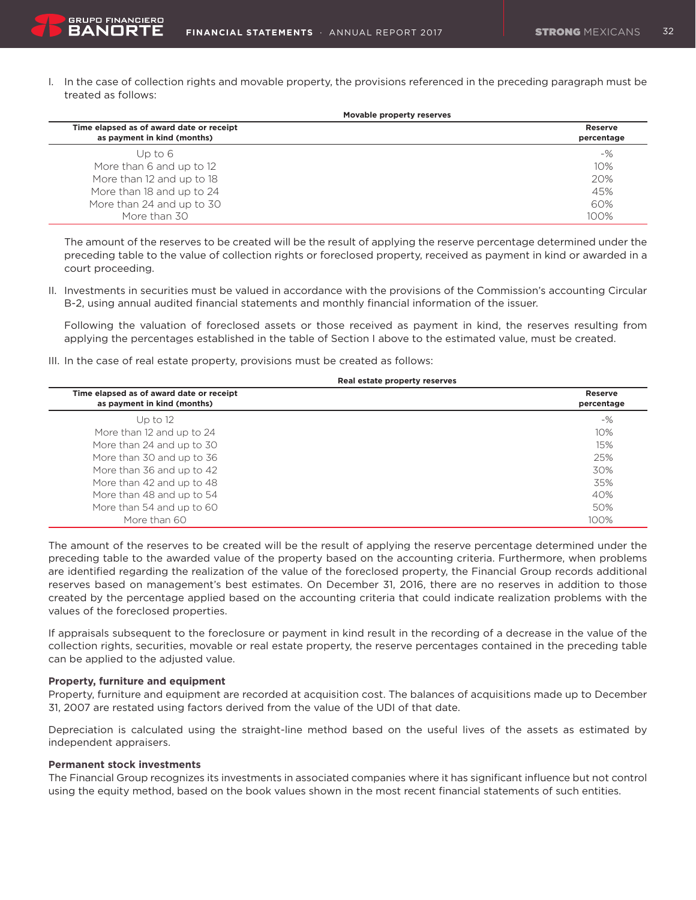I. In the case of collection rights and movable property, the provisions referenced in the preceding paragraph must be treated as follows:

**Movable property reserves**

| Time elapsed as of award date or receipt as payment in kind (months) | Reserve percentage |
|---|---|
| Up to 6 | -% |
| More than 6 and up to 12 | 10% |
| More than 12 and up to 18 | 20% |
| More than 18 and up to 24 | 45% |
| More than 24 and up to 30 | 60% |
| More than 30 | 100% |

The amount of the reserves to be created will be the result of applying the reserve percentage determined under the preceding table to the value of collection rights or foreclosed property, received as payment in kind or awarded in a court proceeding.

II. Investments in securities must be valued in accordance with the provisions of the Commission's accounting Circular B-2, using annual audited financial statements and monthly financial information of the issuer.

Following the valuation of foreclosed assets or those received as payment in kind, the reserves resulting from applying the percentages established in the table of Section I above to the estimated value, must be created.

III. In the case of real estate property, provisions must be created as follows:

**Real estate property reserves**

| Time elapsed as of award date or receipt as payment in kind (months) | Reserve percentage |
|---|---|
| Up to 12 | -% |
| More than 12 and up to 24 | 10% |
| More than 24 and up to 30 | 15% |
| More than 30 and up to 36 | 25% |
| More than 36 and up to 42 | 30% |
| More than 42 and up to 48 | 35% |
| More than 48 and up to 54 | 40% |
| More than 54 and up to 60 | 50% |
| More than 60 | 100% |

The amount of the reserves to be created will be the result of applying the reserve percentage determined under the preceding table to the awarded value of the property based on the accounting criteria. Furthermore, when problems are identified regarding the realization of the value of the foreclosed property, the Financial Group records additional reserves based on management's best estimates. On December 31, 2016, there are no reserves in addition to those created by the percentage applied based on the accounting criteria that could indicate realization problems with the values of the foreclosed properties.

If appraisals subsequent to the foreclosure or payment in kind result in the recording of a decrease in the value of the collection rights, securities, movable or real estate property, the reserve percentages contained in the preceding table can be applied to the adjusted value.

**Property, furniture and equipment**

Property, furniture and equipment are recorded at acquisition cost. The balances of acquisitions made up to December 31, 2007 are restated using factors derived from the value of the UDI of that date.

Depreciation is calculated using the straight-line method based on the useful lives of the assets as estimated by independent appraisers.

**Permanent stock investments**

The Financial Group recognizes its investments in associated companies where it has significant influence but not control using the equity method, based on the book values shown in the most recent financial statements of such entities.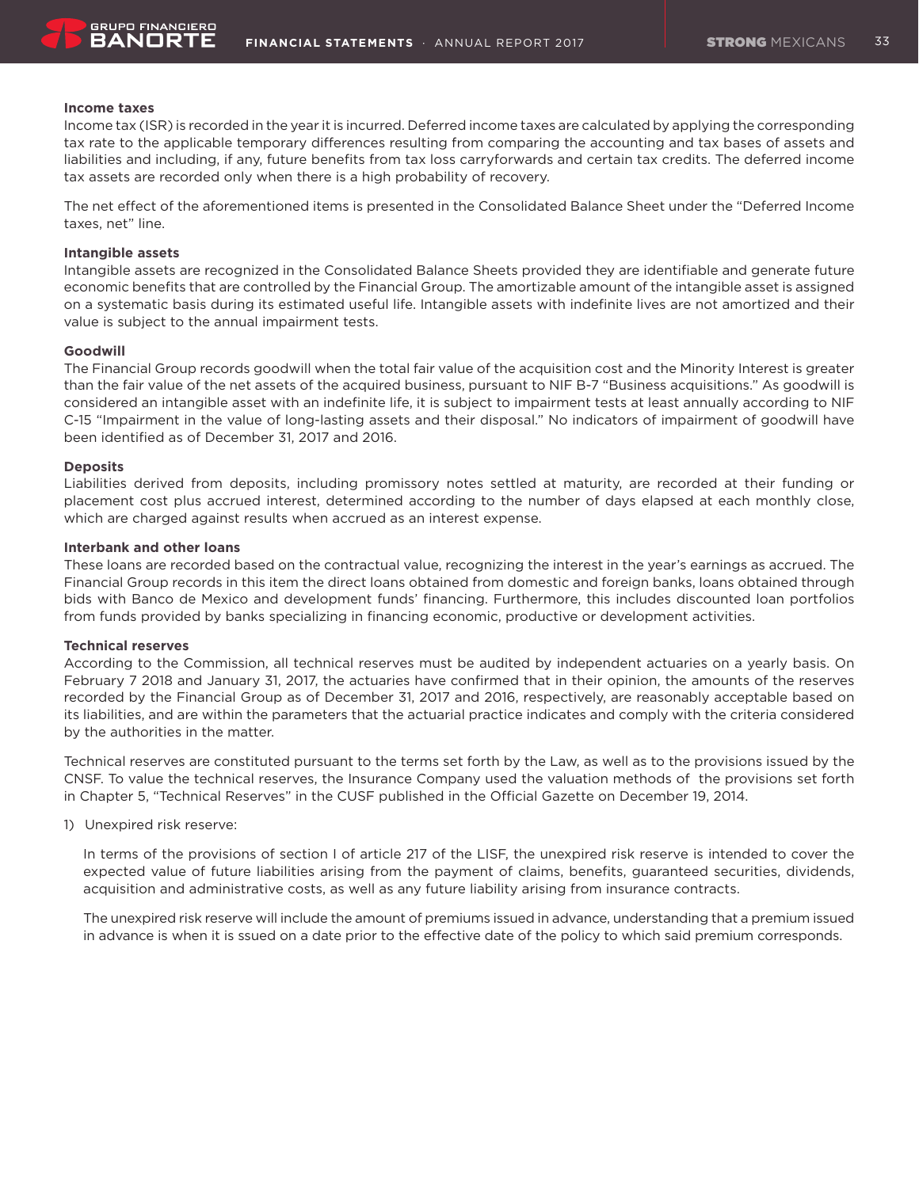**Income taxes**

Income tax (ISR) is recorded in the year it is incurred. Deferred income taxes are calculated by applying the corresponding tax rate to the applicable temporary differences resulting from comparing the accounting and tax bases of assets and liabilities and including, if any, future benefits from tax loss carryforwards and certain tax credits. The deferred income tax assets are recorded only when there is a high probability of recovery.

The net effect of the aforementioned items is presented in the Consolidated Balance Sheet under the "Deferred Income taxes, net" line.

**Intangible assets**

Intangible assets are recognized in the Consolidated Balance Sheets provided they are identifiable and generate future economic benefits that are controlled by the Financial Group. The amortizable amount of the intangible asset is assigned on a systematic basis during its estimated useful life. Intangible assets with indefinite lives are not amortized and their value is subject to the annual impairment tests.

**Goodwill**

The Financial Group records goodwill when the total fair value of the acquisition cost and the Minority Interest is greater than the fair value of the net assets of the acquired business, pursuant to NIF B-7 "Business acquisitions." As goodwill is considered an intangible asset with an indefinite life, it is subject to impairment tests at least annually according to NIF C-15 "Impairment in the value of long-lasting assets and their disposal." No indicators of impairment of goodwill have been identified as of December 31, 2017 and 2016.

**Deposits**

Liabilities derived from deposits, including promissory notes settled at maturity, are recorded at their funding or placement cost plus accrued interest, determined according to the number of days elapsed at each monthly close, which are charged against results when accrued as an interest expense.

**Interbank and other loans**

These loans are recorded based on the contractual value, recognizing the interest in the year's earnings as accrued. The Financial Group records in this item the direct loans obtained from domestic and foreign banks, loans obtained through bids with Banco de Mexico and development funds' financing. Furthermore, this includes discounted loan portfolios from funds provided by banks specializing in financing economic, productive or development activities.

**Technical reserves**

According to the Commission, all technical reserves must be audited by independent actuaries on a yearly basis. On February 7 2018 and January 31, 2017, the actuaries have confirmed that in their opinion, the amounts of the reserves recorded by the Financial Group as of December 31, 2017 and 2016, respectively, are reasonably acceptable based on its liabilities, and are within the parameters that the actuarial practice indicates and comply with the criteria considered by the authorities in the matter.

Technical reserves are constituted pursuant to the terms set forth by the Law, as well as to the provisions issued by the CNSF. To value the technical reserves, the Insurance Company used the valuation methods of the provisions set forth in Chapter 5, "Technical Reserves" in the CUSF published in the Official Gazette on December 19, 2014.

1) Unexpired risk reserve:

   In terms of the provisions of section I of article 217 of the LISF, the unexpired risk reserve is intended to cover the expected value of future liabilities arising from the payment of claims, benefits, guaranteed securities, dividends, acquisition and administrative costs, as well as any future liability arising from insurance contracts.

   The unexpired risk reserve will include the amount of premiums issued in advance, understanding that a premium issued in advance is when it is ssued on a date prior to the effective date of the policy to which said premium corresponds.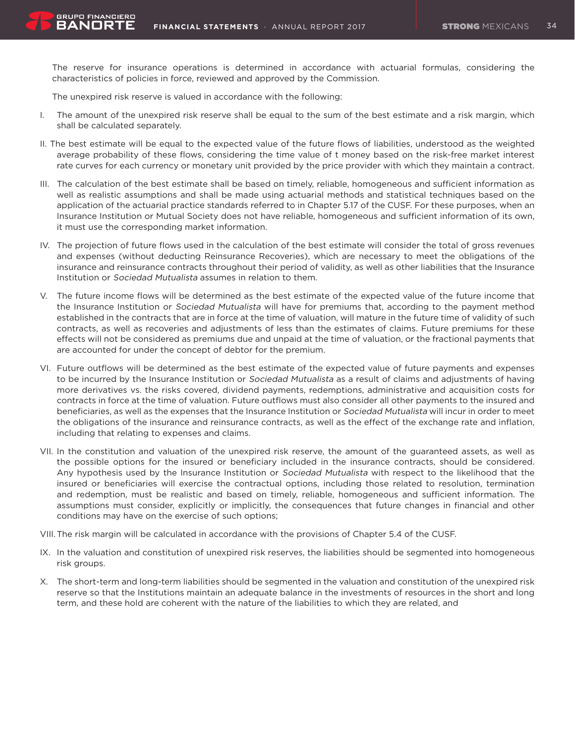The reserve for insurance operations is determined in accordance with actuarial formulas, considering the characteristics of policies in force, reviewed and approved by the Commission.

The unexpired risk reserve is valued in accordance with the following:

I. The amount of the unexpired risk reserve shall be equal to the sum of the best estimate and a risk margin, which shall be calculated separately.

II. The best estimate will be equal to the expected value of the future flows of liabilities, understood as the weighted average probability of these flows, considering the time value of t money based on the risk-free market interest rate curves for each currency or monetary unit provided by the price provider with which they maintain a contract.

III. The calculation of the best estimate shall be based on timely, reliable, homogeneous and sufficient information as well as realistic assumptions and shall be made using actuarial methods and statistical techniques based on the application of the actuarial practice standards referred to in Chapter 5.17 of the CUSF. For these purposes, when an Insurance Institution or Mutual Society does not have reliable, homogeneous and sufficient information of its own, it must use the corresponding market information.

IV. The projection of future flows used in the calculation of the best estimate will consider the total of gross revenues and expenses (without deducting Reinsurance Recoveries), which are necessary to meet the obligations of the insurance and reinsurance contracts throughout their period of validity, as well as other liabilities that the Insurance Institution or *Sociedad Mutualista* assumes in relation to them.

V. The future income flows will be determined as the best estimate of the expected value of the future income that the Insurance Institution or *Sociedad Mutualista* will have for premiums that, according to the payment method established in the contracts that are in force at the time of valuation, will mature in the future time of validity of such contracts, as well as recoveries and adjustments of less than the estimates of claims. Future premiums for these effects will not be considered as premiums due and unpaid at the time of valuation, or the fractional payments that are accounted for under the concept of debtor for the premium.

VI. Future outflows will be determined as the best estimate of the expected value of future payments and expenses to be incurred by the Insurance Institution or *Sociedad Mutualista* as a result of claims and adjustments of having more derivatives vs. the risks covered, dividend payments, redemptions, administrative and acquisition costs for contracts in force at the time of valuation. Future outflows must also consider all other payments to the insured and beneficiaries, as well as the expenses that the Insurance Institution or *Sociedad Mutualista* will incur in order to meet the obligations of the insurance and reinsurance contracts, as well as the effect of the exchange rate and inflation, including that relating to expenses and claims.

VII. In the constitution and valuation of the unexpired risk reserve, the amount of the guaranteed assets, as well as the possible options for the insured or beneficiary included in the insurance contracts, should be considered. Any hypothesis used by the Insurance Institution or *Sociedad Mutualista* with respect to the likelihood that the insured or beneficiaries will exercise the contractual options, including those related to resolution, termination and redemption, must be realistic and based on timely, reliable, homogeneous and sufficient information. The assumptions must consider, explicitly or implicitly, the consequences that future changes in financial and other conditions may have on the exercise of such options;

VIII. The risk margin will be calculated in accordance with the provisions of Chapter 5.4 of the CUSF.

IX. In the valuation and constitution of unexpired risk reserves, the liabilities should be segmented into homogeneous risk groups.

X. The short-term and long-term liabilities should be segmented in the valuation and constitution of the unexpired risk reserve so that the Institutions maintain an adequate balance in the investments of resources in the short and long term, and these hold are coherent with the nature of the liabilities to which they are related, and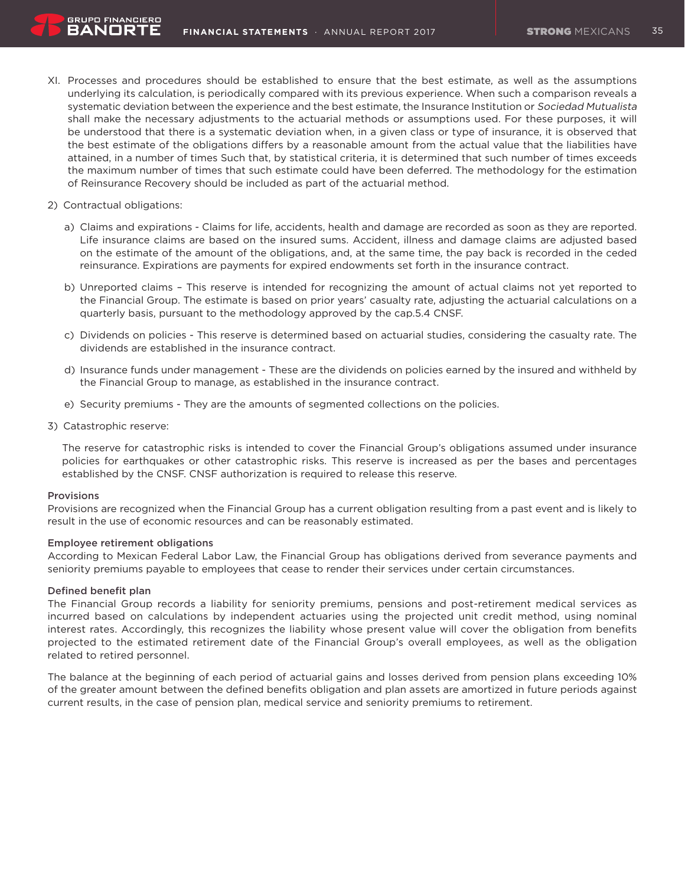XI. Processes and procedures should be established to ensure that the best estimate, as well as the assumptions underlying its calculation, is periodically compared with its previous experience. When such a comparison reveals a systematic deviation between the experience and the best estimate, the Insurance Institution or *Sociedad Mutualista* shall make the necessary adjustments to the actuarial methods or assumptions used. For these purposes, it will be understood that there is a systematic deviation when, in a given class or type of insurance, it is observed that the best estimate of the obligations differs by a reasonable amount from the actual value that the liabilities have attained, in a number of times Such that, by statistical criteria, it is determined that such number of times exceeds the maximum number of times that such estimate could have been deferred. The methodology for the estimation of Reinsurance Recovery should be included as part of the actuarial method.

2) Contractual obligations:

a) Claims and expirations - Claims for life, accidents, health and damage are recorded as soon as they are reported. Life insurance claims are based on the insured sums. Accident, illness and damage claims are adjusted based on the estimate of the amount of the obligations, and, at the same time, the pay back is recorded in the ceded reinsurance. Expirations are payments for expired endowments set forth in the insurance contract.

b) Unreported claims – This reserve is intended for recognizing the amount of actual claims not yet reported to the Financial Group. The estimate is based on prior years' casualty rate, adjusting the actuarial calculations on a quarterly basis, pursuant to the methodology approved by the cap.5.4 CNSF.

c) Dividends on policies - This reserve is determined based on actuarial studies, considering the casualty rate. The dividends are established in the insurance contract.

d) Insurance funds under management - These are the dividends on policies earned by the insured and withheld by the Financial Group to manage, as established in the insurance contract.

e) Security premiums - They are the amounts of segmented collections on the policies.

3) Catastrophic reserve:

The reserve for catastrophic risks is intended to cover the Financial Group's obligations assumed under insurance policies for earthquakes or other catastrophic risks. This reserve is increased as per the bases and percentages established by the CNSF. CNSF authorization is required to release this reserve.

**Provisions**

Provisions are recognized when the Financial Group has a current obligation resulting from a past event and is likely to result in the use of economic resources and can be reasonably estimated.

**Employee retirement obligations**

According to Mexican Federal Labor Law, the Financial Group has obligations derived from severance payments and seniority premiums payable to employees that cease to render their services under certain circumstances.

**Defined benefit plan**

The Financial Group records a liability for seniority premiums, pensions and post-retirement medical services as incurred based on calculations by independent actuaries using the projected unit credit method, using nominal interest rates. Accordingly, this recognizes the liability whose present value will cover the obligation from benefits projected to the estimated retirement date of the Financial Group's overall employees, as well as the obligation related to retired personnel.

The balance at the beginning of each period of actuarial gains and losses derived from pension plans exceeding 10% of the greater amount between the defined benefits obligation and plan assets are amortized in future periods against current results, in the case of pension plan, medical service and seniority premiums to retirement.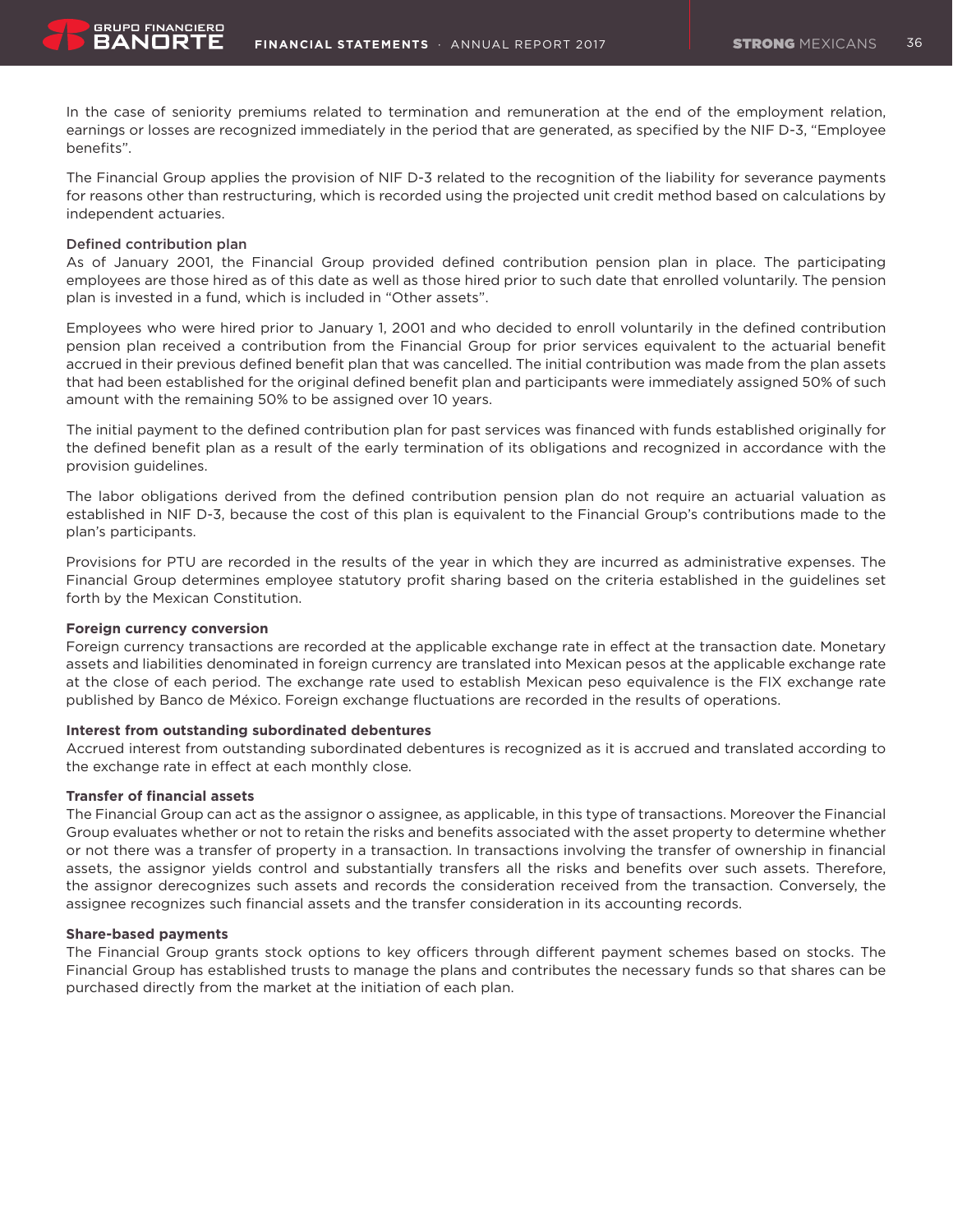In the case of seniority premiums related to termination and remuneration at the end of the employment relation, earnings or losses are recognized immediately in the period that are generated, as specified by the NIF D-3, "Employee benefits".

The Financial Group applies the provision of NIF D-3 related to the recognition of the liability for severance payments for reasons other than restructuring, which is recorded using the projected unit credit method based on calculations by independent actuaries.

**Defined contribution plan**

As of January 2001, the Financial Group provided defined contribution pension plan in place. The participating employees are those hired as of this date as well as those hired prior to such date that enrolled voluntarily. The pension plan is invested in a fund, which is included in "Other assets".

Employees who were hired prior to January 1, 2001 and who decided to enroll voluntarily in the defined contribution pension plan received a contribution from the Financial Group for prior services equivalent to the actuarial benefit accrued in their previous defined benefit plan that was cancelled. The initial contribution was made from the plan assets that had been established for the original defined benefit plan and participants were immediately assigned 50% of such amount with the remaining 50% to be assigned over 10 years.

The initial payment to the defined contribution plan for past services was financed with funds established originally for the defined benefit plan as a result of the early termination of its obligations and recognized in accordance with the provision guidelines.

The labor obligations derived from the defined contribution pension plan do not require an actuarial valuation as established in NIF D-3, because the cost of this plan is equivalent to the Financial Group's contributions made to the plan's participants.

Provisions for PTU are recorded in the results of the year in which they are incurred as administrative expenses. The Financial Group determines employee statutory profit sharing based on the criteria established in the guidelines set forth by the Mexican Constitution.

**Foreign currency conversion**

Foreign currency transactions are recorded at the applicable exchange rate in effect at the transaction date. Monetary assets and liabilities denominated in foreign currency are translated into Mexican pesos at the applicable exchange rate at the close of each period. The exchange rate used to establish Mexican peso equivalence is the FIX exchange rate published by Banco de México. Foreign exchange fluctuations are recorded in the results of operations.

**Interest from outstanding subordinated debentures**

Accrued interest from outstanding subordinated debentures is recognized as it is accrued and translated according to the exchange rate in effect at each monthly close.

**Transfer of financial assets**

The Financial Group can act as the assignor o assignee, as applicable, in this type of transactions. Moreover the Financial Group evaluates whether or not to retain the risks and benefits associated with the asset property to determine whether or not there was a transfer of property in a transaction. In transactions involving the transfer of ownership in financial assets, the assignor yields control and substantially transfers all the risks and benefits over such assets. Therefore, the assignor derecognizes such assets and records the consideration received from the transaction. Conversely, the assignee recognizes such financial assets and the transfer consideration in its accounting records.

**Share-based payments**

The Financial Group grants stock options to key officers through different payment schemes based on stocks. The Financial Group has established trusts to manage the plans and contributes the necessary funds so that shares can be purchased directly from the market at the initiation of each plan.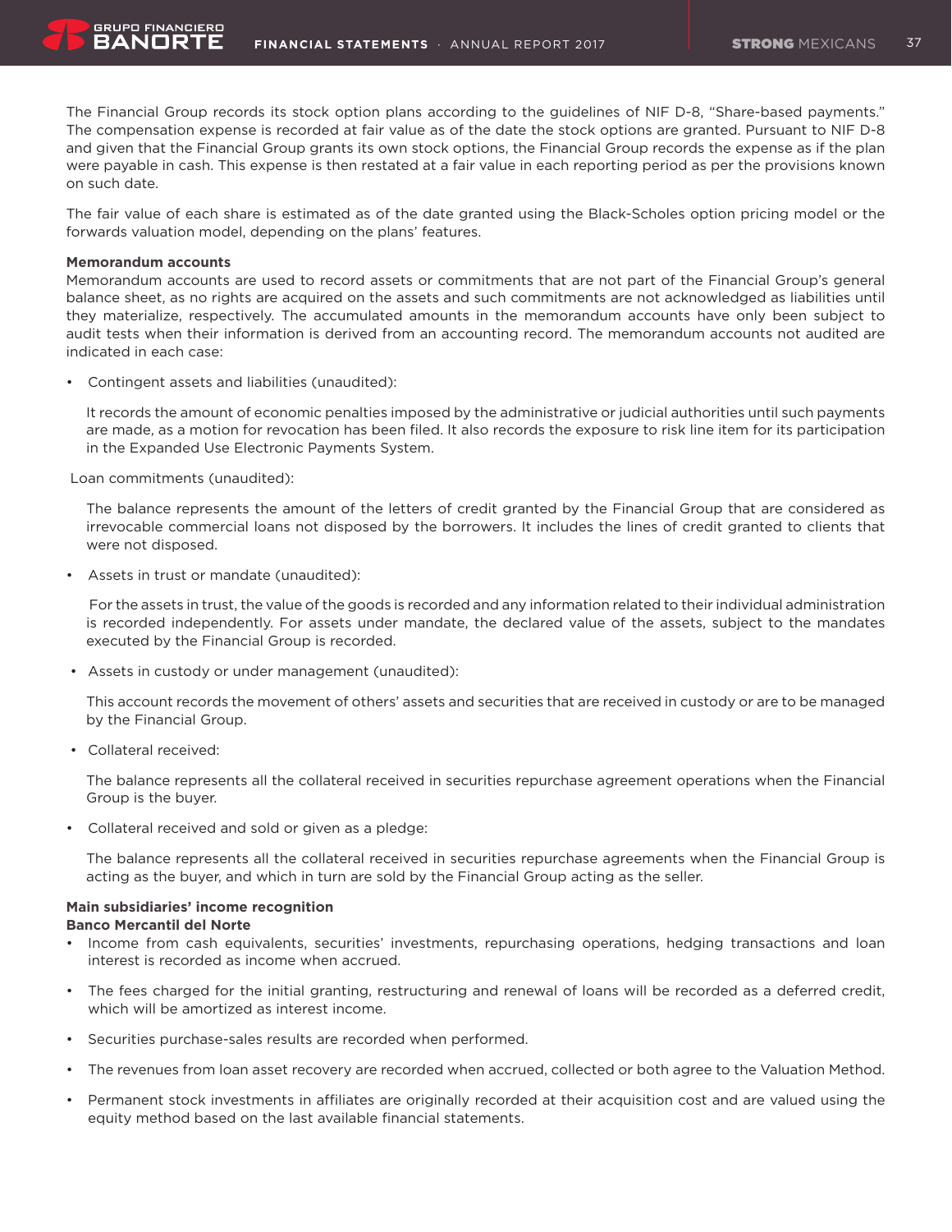The Financial Group records its stock option plans according to the guidelines of NIF D-8, "Share-based payments." The compensation expense is recorded at fair value as of the date the stock options are granted. Pursuant to NIF D-8 and given that the Financial Group grants its own stock options, the Financial Group records the expense as if the plan were payable in cash. This expense is then restated at a fair value in each reporting period as per the provisions known on such date.

The fair value of each share is estimated as of the date granted using the Black-Scholes option pricing model or the forwards valuation model, depending on the plans' features.

**Memorandum accounts**

Memorandum accounts are used to record assets or commitments that are not part of the Financial Group's general balance sheet, as no rights are acquired on the assets and such commitments are not acknowledged as liabilities until they materialize, respectively. The accumulated amounts in the memorandum accounts have only been subject to audit tests when their information is derived from an accounting record. The memorandum accounts not audited are indicated in each case:

- Contingent assets and liabilities (unaudited):

  It records the amount of economic penalties imposed by the administrative or judicial authorities until such payments are made, as a motion for revocation has been filed. It also records the exposure to risk line item for its participation in the Expanded Use Electronic Payments System.

Loan commitments (unaudited):

  The balance represents the amount of the letters of credit granted by the Financial Group that are considered as irrevocable commercial loans not disposed by the borrowers. It includes the lines of credit granted to clients that were not disposed.

- Assets in trust or mandate (unaudited):

  For the assets in trust, the value of the goods is recorded and any information related to their individual administration is recorded independently. For assets under mandate, the declared value of the assets, subject to the mandates executed by the Financial Group is recorded.

- Assets in custody or under management (unaudited):

  This account records the movement of others' assets and securities that are received in custody or are to be managed by the Financial Group.

- Collateral received:

  The balance represents all the collateral received in securities repurchase agreement operations when the Financial Group is the buyer.

- Collateral received and sold or given as a pledge:

  The balance represents all the collateral received in securities repurchase agreements when the Financial Group is acting as the buyer, and which in turn are sold by the Financial Group acting as the seller.

**Main subsidiaries' income recognition**

**Banco Mercantil del Norte**

- Income from cash equivalents, securities' investments, repurchasing operations, hedging transactions and loan interest is recorded as income when accrued.
- The fees charged for the initial granting, restructuring and renewal of loans will be recorded as a deferred credit, which will be amortized as interest income.
- Securities purchase-sales results are recorded when performed.
- The revenues from loan asset recovery are recorded when accrued, collected or both agree to the Valuation Method.
- Permanent stock investments in affiliates are originally recorded at their acquisition cost and are valued using the equity method based on the last available financial statements.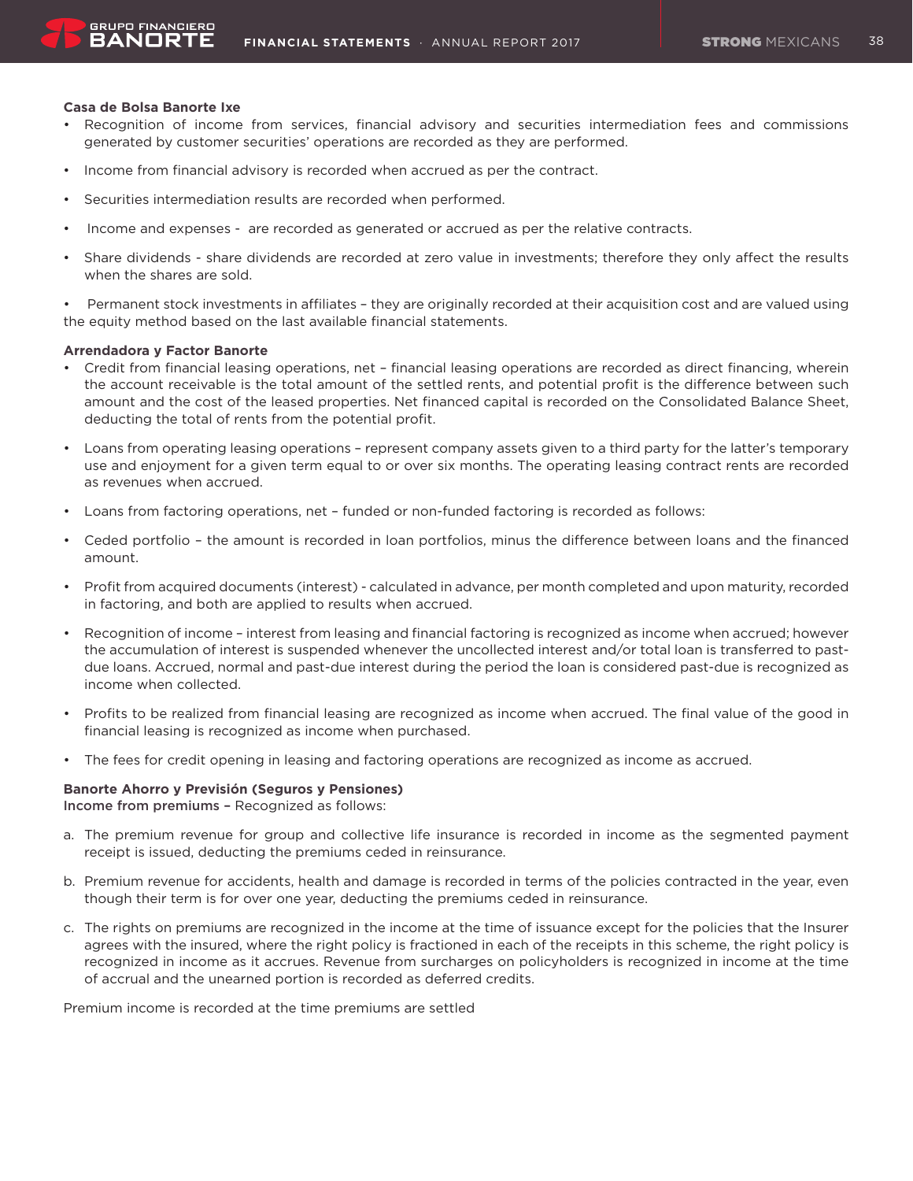**Casa de Bolsa Banorte Ixe**

- Recognition of income from services, financial advisory and securities intermediation fees and commissions generated by customer securities' operations are recorded as they are performed.

- Income from financial advisory is recorded when accrued as per the contract.

- Securities intermediation results are recorded when performed.

- Income and expenses - are recorded as generated or accrued as per the relative contracts.

- Share dividends - share dividends are recorded at zero value in investments; therefore they only affect the results when the shares are sold.

- Permanent stock investments in affiliates – they are originally recorded at their acquisition cost and are valued using the equity method based on the last available financial statements.

**Arrendadora y Factor Banorte**

- Credit from financial leasing operations, net – financial leasing operations are recorded as direct financing, wherein the account receivable is the total amount of the settled rents, and potential profit is the difference between such amount and the cost of the leased properties. Net financed capital is recorded on the Consolidated Balance Sheet, deducting the total of rents from the potential profit.

- Loans from operating leasing operations – represent company assets given to a third party for the latter's temporary use and enjoyment for a given term equal to or over six months. The operating leasing contract rents are recorded as revenues when accrued.

- Loans from factoring operations, net – funded or non-funded factoring is recorded as follows:

- Ceded portfolio – the amount is recorded in loan portfolios, minus the difference between loans and the financed amount.

- Profit from acquired documents (interest) - calculated in advance, per month completed and upon maturity, recorded in factoring, and both are applied to results when accrued.

- Recognition of income – interest from leasing and financial factoring is recognized as income when accrued; however the accumulation of interest is suspended whenever the uncollected interest and/or total loan is transferred to past-due loans. Accrued, normal and past-due interest during the period the loan is considered past-due is recognized as income when collected.

- Profits to be realized from financial leasing are recognized as income when accrued. The final value of the good in financial leasing is recognized as income when purchased.

- The fees for credit opening in leasing and factoring operations are recognized as income as accrued.

**Banorte Ahorro y Previsión (Seguros y Pensiones)**
**Income from premiums –** Recognized as follows:

a. The premium revenue for group and collective life insurance is recorded in income as the segmented payment receipt is issued, deducting the premiums ceded in reinsurance.

b. Premium revenue for accidents, health and damage is recorded in terms of the policies contracted in the year, even though their term is for over one year, deducting the premiums ceded in reinsurance.

c. The rights on premiums are recognized in the income at the time of issuance except for the policies that the Insurer agrees with the insured, where the right policy is fractioned in each of the receipts in this scheme, the right policy is recognized in income as it accrues. Revenue from surcharges on policyholders is recognized in income at the time of accrual and the unearned portion is recorded as deferred credits.

Premium income is recorded at the time premiums are settled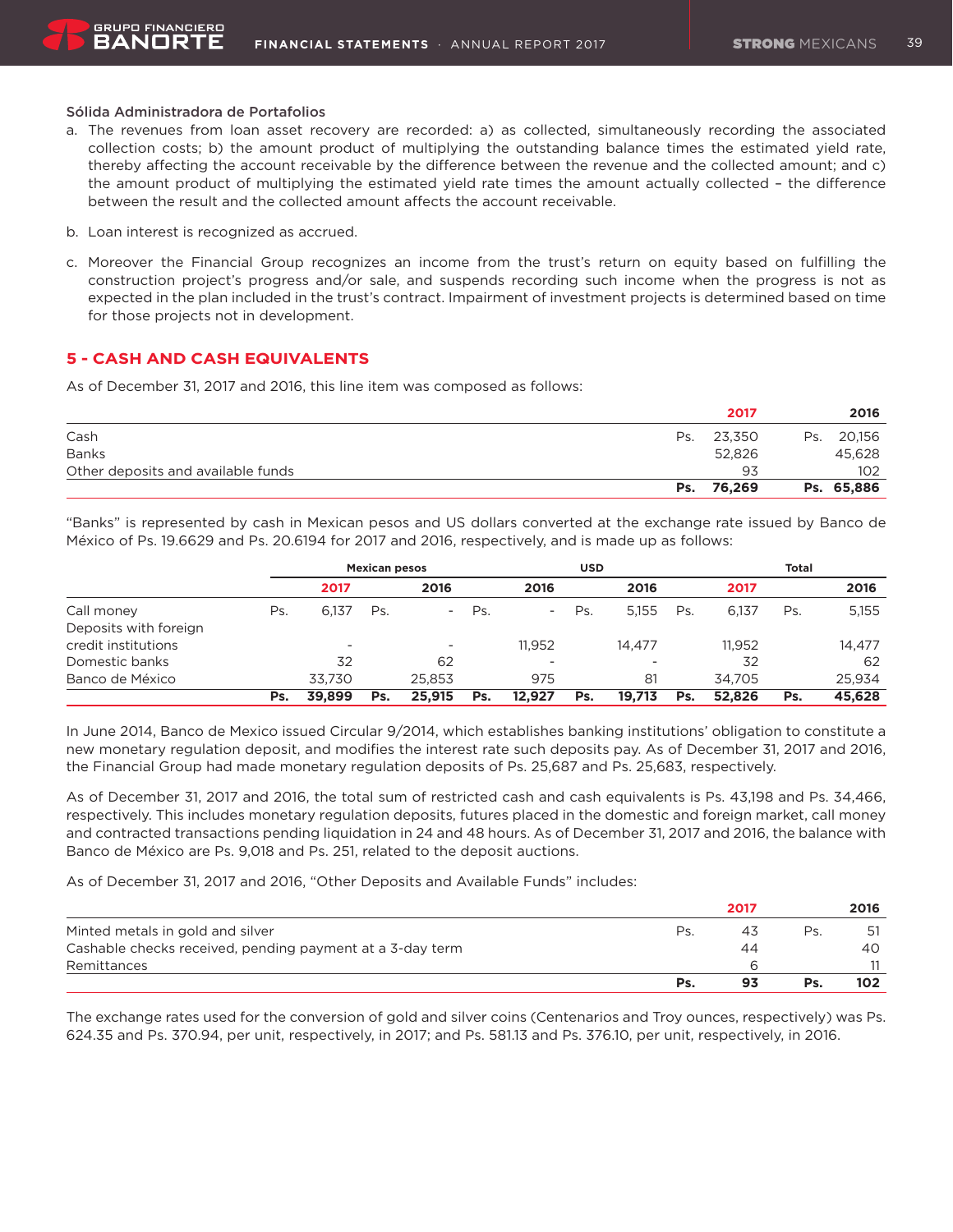**Sólida Administradora de Portafolios**

a. The revenues from loan asset recovery are recorded: a) as collected, simultaneously recording the associated collection costs; b) the amount product of multiplying the outstanding balance times the estimated yield rate, thereby affecting the account receivable by the difference between the revenue and the collected amount; and c) the amount product of multiplying the estimated yield rate times the amount actually collected – the difference between the result and the collected amount affects the account receivable.

b. Loan interest is recognized as accrued.

c. Moreover the Financial Group recognizes an income from the trust's return on equity based on fulfilling the construction project's progress and/or sale, and suspends recording such income when the progress is not as expected in the plan included in the trust's contract. Impairment of investment projects is determined based on time for those projects not in development.

## 5 - CASH AND CASH EQUIVALENTS

As of December 31, 2017 and 2016, this line item was composed as follows:

| | | 2017 | | 2016 |
|---|---|---|---|---|
| Cash | Ps. | 23,350 | Ps. | 20,156 |
| Banks | | 52,826 | | 45,628 |
| Other deposits and available funds | | 93 | | 102 |
| | **Ps.** | **76,269** | **Ps.** | **65,886** |

"Banks" is represented by cash in Mexican pesos and US dollars converted at the exchange rate issued by Banco de México of Ps. 19.6629 and Ps. 20.6194 for 2017 and 2016, respectively, and is made up as follows:

| | Mexican pesos | | | | USD | | | | Total | | | |
|---|---|---|---|---|---|---|---|---|---|---|---|---|
| | | 2017 | | 2016 | | 2016 | | 2016 | | 2017 | | 2016 |
| Call money | Ps. | 6,137 | Ps. | - | Ps. | - | Ps. | 5,155 | Ps. | 6,137 | Ps. | 5,155 |
| Deposits with foreign credit institutions | | - | | - | | 11,952 | | 14,477 | | 11,952 | | 14,477 |
| Domestic banks | | 32 | | 62 | | - | | - | | 32 | | 62 |
| Banco de México | | 33,730 | | 25,853 | | 975 | | 81 | | 34,705 | | 25,934 |
| | **Ps.** | **39,899** | **Ps.** | **25,915** | **Ps.** | **12,927** | **Ps.** | **19,713** | **Ps.** | **52,826** | **Ps.** | **45,628** |

In June 2014, Banco de Mexico issued Circular 9/2014, which establishes banking institutions' obligation to constitute a new monetary regulation deposit, and modifies the interest rate such deposits pay. As of December 31, 2017 and 2016, the Financial Group had made monetary regulation deposits of Ps. 25,687 and Ps. 25,683, respectively.

As of December 31, 2017 and 2016, the total sum of restricted cash and cash equivalents is Ps. 43,198 and Ps. 34,466, respectively. This includes monetary regulation deposits, futures placed in the domestic and foreign market, call money and contracted transactions pending liquidation in 24 and 48 hours. As of December 31, 2017 and 2016, the balance with Banco de México are Ps. 9,018 and Ps. 251, related to the deposit auctions.

As of December 31, 2017 and 2016, "Other Deposits and Available Funds" includes:

| | | 2017 | | 2016 |
|---|---|---|---|---|
| Minted metals in gold and silver | Ps. | 43 | Ps. | 51 |
| Cashable checks received, pending payment at a 3-day term | | 44 | | 40 |
| Remittances | | 6 | | 11 |
| | **Ps.** | **93** | **Ps.** | **102** |

The exchange rates used for the conversion of gold and silver coins (Centenarios and Troy ounces, respectively) was Ps. 624.35 and Ps. 370.94, per unit, respectively, in 2017; and Ps. 581.13 and Ps. 376.10, per unit, respectively, in 2016.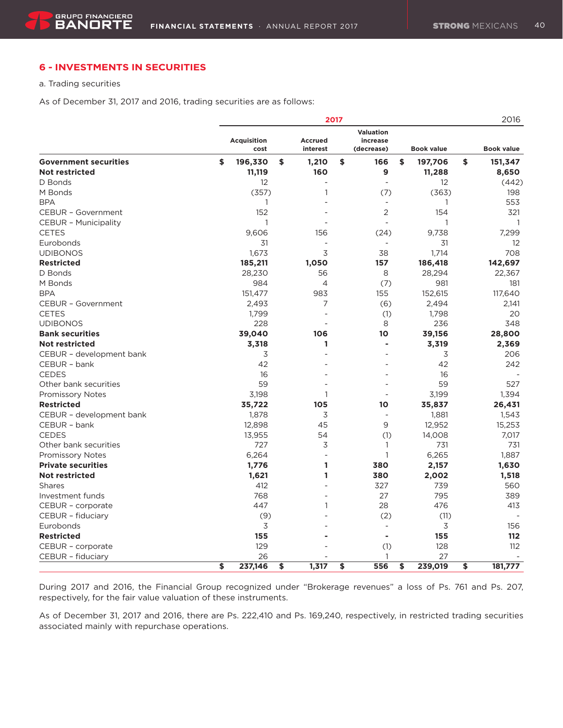## 6 - INVESTMENTS IN SECURITIES

a. Trading securities

As of December 31, 2017 and 2016, trading securities are as follows:

| | 2017 | | | | 2016 |
|---|---|---|---|---|---|
| | Acquisition cost | Accrued interest | Valuation increase (decrease) | Book value | Book value |
| **Government securities** | **$ 196,330** | **$ 1,210** | **$ 166** | **$ 197,706** | **$ 151,347** |
| **Not restricted** | **11,119** | **160** | **9** | **11,288** | **8,650** |
| D Bonds | 12 | - | - | 12 | (442) |
| M Bonds | (357) | 1 | (7) | (363) | 198 |
| BPA | 1 | - | - | 1 | 553 |
| CEBUR - Government | 152 | - | 2 | 154 | 321 |
| CEBUR - Municipality | 1 | - | - | 1 | 1 |
| CETES | 9,606 | 156 | (24) | 9,738 | 7,299 |
| Eurobonds | 31 | - | - | 31 | 12 |
| UDIBONOS | 1,673 | 3 | 38 | 1,714 | 708 |
| **Restricted** | **185,211** | **1,050** | **157** | **186,418** | **142,697** |
| D Bonds | 28,230 | 56 | 8 | 28,294 | 22,367 |
| M Bonds | 984 | 4 | (7) | 981 | 181 |
| BPA | 151,477 | 983 | 155 | 152,615 | 117,640 |
| CEBUR - Government | 2,493 | 7 | (6) | 2,494 | 2,141 |
| CETES | 1,799 | - | (1) | 1,798 | 20 |
| UDIBONOS | 228 | - | 8 | 236 | 348 |
| **Bank securities** | **39,040** | **106** | **10** | **39,156** | **28,800** |
| **Not restricted** | **3,318** | **1** | **-** | **3,319** | **2,369** |
| CEBUR - development bank | 3 | - | - | 3 | 206 |
| CEBUR - bank | 42 | - | - | 42 | 242 |
| CEDES | 16 | - | - | 16 | - |
| Other bank securities | 59 | - | - | 59 | 527 |
| Promissory Notes | 3,198 | 1 | - | 3,199 | 1,394 |
| **Restricted** | **35,722** | **105** | **10** | **35,837** | **26,431** |
| CEBUR - development bank | 1,878 | 3 | - | 1,881 | 1,543 |
| CEBUR - bank | 12,898 | 45 | 9 | 12,952 | 15,253 |
| CEDES | 13,955 | 54 | (1) | 14,008 | 7,017 |
| Other bank securities | 727 | 3 | 1 | 731 | 731 |
| Promissory Notes | 6,264 | - | 1 | 6,265 | 1,887 |
| **Private securities** | **1,776** | **1** | **380** | **2,157** | **1,630** |
| **Not restricted** | **1,621** | **1** | **380** | **2,002** | **1,518** |
| Shares | 412 | - | 327 | 739 | 560 |
| Investment funds | 768 | - | 27 | 795 | 389 |
| CEBUR - corporate | 447 | 1 | 28 | 476 | 413 |
| CEBUR - fiduciary | (9) | - | (2) | (11) | - |
| Eurobonds | 3 | - | - | 3 | 156 |
| **Restricted** | **155** | **-** | **-** | **155** | **112** |
| CEBUR - corporate | 129 | - | (1) | 128 | 112 |
| CEBUR - fiduciary | 26 | - | 1 | 27 | - |
| | **$ 237,146** | **$ 1,317** | **$ 556** | **$ 239,019** | **$ 181,777** |

During 2017 and 2016, the Financial Group recognized under "Brokerage revenues" a loss of Ps. 761 and Ps. 207, respectively, for the fair value valuation of these instruments.

As of December 31, 2017 and 2016, there are Ps. 222,410 and Ps. 169,240, respectively, in restricted trading securities associated mainly with repurchase operations.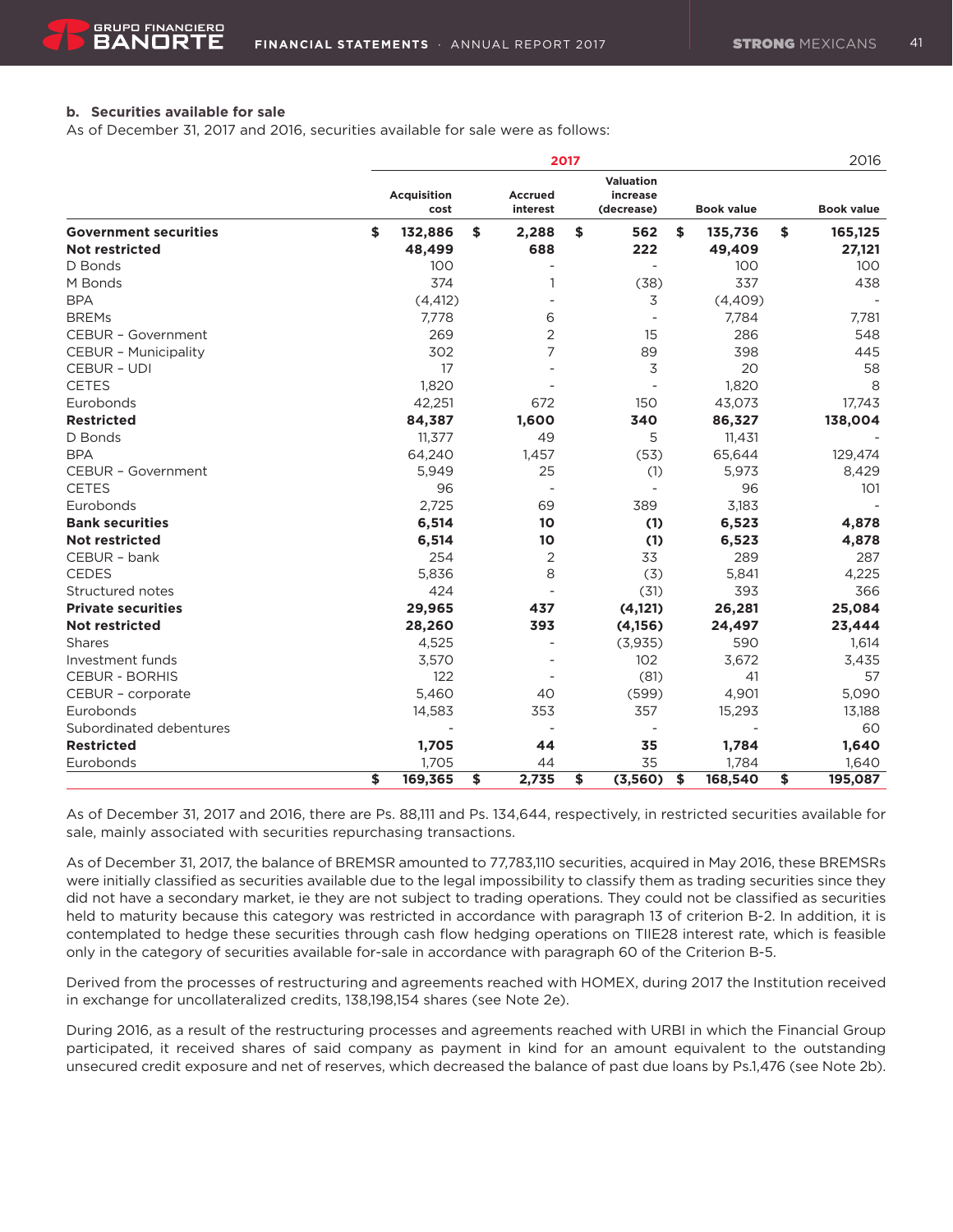**b. Securities available for sale**

As of December 31, 2017 and 2016, securities available for sale were as follows:

| | 2017 | | | | 2016 |
|---|---|---|---|---|---|
| | Acquisition cost | Accrued interest | Valuation increase (decrease) | Book value | Book value |
| **Government securities** | **$ 132,886** | **$ 2,288** | **$ 562** | **$ 135,736** | **$ 165,125** |
| **Not restricted** | **48,499** | **688** | **222** | **49,409** | **27,121** |
| D Bonds | 100 | - | - | 100 | 100 |
| M Bonds | 374 | 1 | (38) | 337 | 438 |
| BPA | (4,412) | - | 3 | (4,409) | - |
| BREMs | 7,778 | 6 | - | 7,784 | 7,781 |
| CEBUR - Government | 269 | 2 | 15 | 286 | 548 |
| CEBUR - Municipality | 302 | 7 | 89 | 398 | 445 |
| CEBUR - UDI | 17 | - | 3 | 20 | 58 |
| CETES | 1,820 | - | - | 1,820 | 8 |
| Eurobonds | 42,251 | 672 | 150 | 43,073 | 17,743 |
| **Restricted** | **84,387** | **1,600** | **340** | **86,327** | **138,004** |
| D Bonds | 11,377 | 49 | 5 | 11,431 | - |
| BPA | 64,240 | 1,457 | (53) | 65,644 | 129,474 |
| CEBUR - Government | 5,949 | 25 | (1) | 5,973 | 8,429 |
| CETES | 96 | - | - | 96 | 101 |
| Eurobonds | 2,725 | 69 | 389 | 3,183 | - |
| **Bank securities** | **6,514** | **10** | **(1)** | **6,523** | **4,878** |
| **Not restricted** | **6,514** | **10** | **(1)** | **6,523** | **4,878** |
| CEBUR - bank | 254 | 2 | 33 | 289 | 287 |
| CEDES | 5,836 | 8 | (3) | 5,841 | 4,225 |
| Structured notes | 424 | - | (31) | 393 | 366 |
| **Private securities** | **29,965** | **437** | **(4,121)** | **26,281** | **25,084** |
| **Not restricted** | **28,260** | **393** | **(4,156)** | **24,497** | **23,444** |
| Shares | 4,525 | - | (3,935) | 590 | 1,614 |
| Investment funds | 3,570 | - | 102 | 3,672 | 3,435 |
| CEBUR - BORHIS | 122 | - | (81) | 41 | 57 |
| CEBUR - corporate | 5,460 | 40 | (599) | 4,901 | 5,090 |
| Eurobonds | 14,583 | 353 | 357 | 15,293 | 13,188 |
| Subordinated debentures | - | - | - | - | 60 |
| **Restricted** | **1,705** | **44** | **35** | **1,784** | **1,640** |
| Eurobonds | 1,705 | 44 | 35 | 1,784 | 1,640 |
| | **$ 169,365** | **$ 2,735** | **$ (3,560)** | **$ 168,540** | **$ 195,087** |

As of December 31, 2017 and 2016, there are Ps. 88,111 and Ps. 134,644, respectively, in restricted securities available for sale, mainly associated with securities repurchasing transactions.

As of December 31, 2017, the balance of BREMSR amounted to 77,783,110 securities, acquired in May 2016, these BREMSRs were initially classified as securities available due to the legal impossibility to classify them as trading securities since they did not have a secondary market, ie they are not subject to trading operations. They could not be classified as securities held to maturity because this category was restricted in accordance with paragraph 13 of criterion B-2. In addition, it is contemplated to hedge these securities through cash flow hedging operations on TIIE28 interest rate, which is feasible only in the category of securities available for-sale in accordance with paragraph 60 of the Criterion B-5.

Derived from the processes of restructuring and agreements reached with HOMEX, during 2017 the Institution received in exchange for uncollateralized credits, 138,198,154 shares (see Note 2e).

During 2016, as a result of the restructuring processes and agreements reached with URBI in which the Financial Group participated, it received shares of said company as payment in kind for an amount equivalent to the outstanding unsecured credit exposure and net of reserves, which decreased the balance of past due loans by Ps.1,476 (see Note 2b).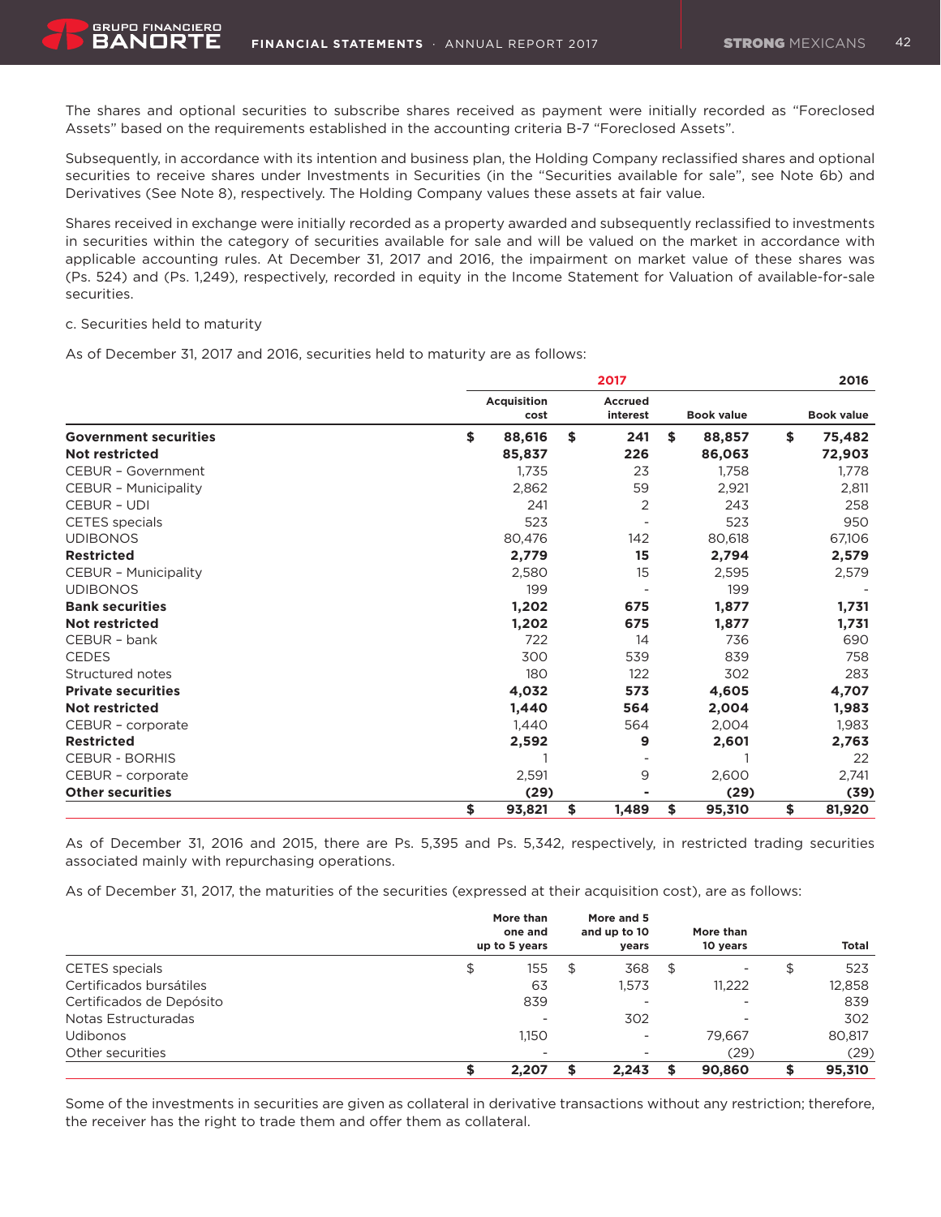The shares and optional securities to subscribe shares received as payment were initially recorded as “Foreclosed Assets” based on the requirements established in the accounting criteria B-7 “Foreclosed Assets”.

Subsequently, in accordance with its intention and business plan, the Holding Company reclassified shares and optional securities to receive shares under Investments in Securities (in the “Securities available for sale”, see Note 6b) and Derivatives (See Note 8), respectively. The Holding Company values these assets at fair value.

Shares received in exchange were initially recorded as a property awarded and subsequently reclassified to investments in securities within the category of securities available for sale and will be valued on the market in accordance with applicable accounting rules. At December 31, 2017 and 2016, the impairment on market value of these shares was (Ps. 524) and (Ps. 1,249), respectively, recorded in equity in the Income Statement for Valuation of available-for-sale securities.

c. Securities held to maturity

As of December 31, 2017 and 2016, securities held to maturity are as follows:

| | 2017 | | | 2016 |
|---|---|---|---|---|
| | Acquisition cost | Accrued interest | Book value | Book value |
| **Government securities** | **$ 88,616** | **$ 241** | **$ 88,857** | **$ 75,482** |
| **Not restricted** | **85,837** | **226** | **86,063** | **72,903** |
| CEBUR – Government | 1,735 | 23 | 1,758 | 1,778 |
| CEBUR – Municipality | 2,862 | 59 | 2,921 | 2,811 |
| CEBUR – UDI | 241 | 2 | 243 | 258 |
| CETES specials | 523 | - | 523 | 950 |
| UDIBONOS | 80,476 | 142 | 80,618 | 67,106 |
| **Restricted** | **2,779** | **15** | **2,794** | **2,579** |
| CEBUR – Municipality | 2,580 | 15 | 2,595 | 2,579 |
| UDIBONOS | 199 | - | 199 | - |
| **Bank securities** | **1,202** | **675** | **1,877** | **1,731** |
| **Not restricted** | **1,202** | **675** | **1,877** | **1,731** |
| CEBUR – bank | 722 | 14 | 736 | 690 |
| CEDES | 300 | 539 | 839 | 758 |
| Structured notes | 180 | 122 | 302 | 283 |
| **Private securities** | **4,032** | **573** | **4,605** | **4,707** |
| **Not restricted** | **1,440** | **564** | **2,004** | **1,983** |
| CEBUR – corporate | 1,440 | 564 | 2,004 | 1,983 |
| **Restricted** | **2,592** | **9** | **2,601** | **2,763** |
| CEBUR - BORHIS | 1 | - | 1 | 22 |
| CEBUR – corporate | 2,591 | 9 | 2,600 | 2,741 |
| **Other securities** | **(29)** | **-** | **(29)** | **(39)** |
| | **$ 93,821** | **$ 1,489** | **$ 95,310** | **$ 81,920** |

As of December 31, 2016 and 2015, there are Ps. 5,395 and Ps. 5,342, respectively, in restricted trading securities associated mainly with repurchasing operations.

As of December 31, 2017, the maturities of the securities (expressed at their acquisition cost), are as follows:

| | More than one and up to 5 years | More and 5 and up to 10 years | More than 10 years | Total |
|---|---|---|---|---|
| CETES specials | $ 155 | $ 368 | $ - | $ 523 |
| Certificados bursátiles | 63 | 1,573 | 11,222 | 12,858 |
| Certificados de Depósito | 839 | - | - | 839 |
| Notas Estructuradas | - | 302 | - | 302 |
| Udibonos | 1,150 | - | 79,667 | 80,817 |
| Other securities | - | - | (29) | (29) |
| | **$ 2,207** | **$ 2,243** | **$ 90,860** | **$ 95,310** |

Some of the investments in securities are given as collateral in derivative transactions without any restriction; therefore, the receiver has the right to trade them and offer them as collateral.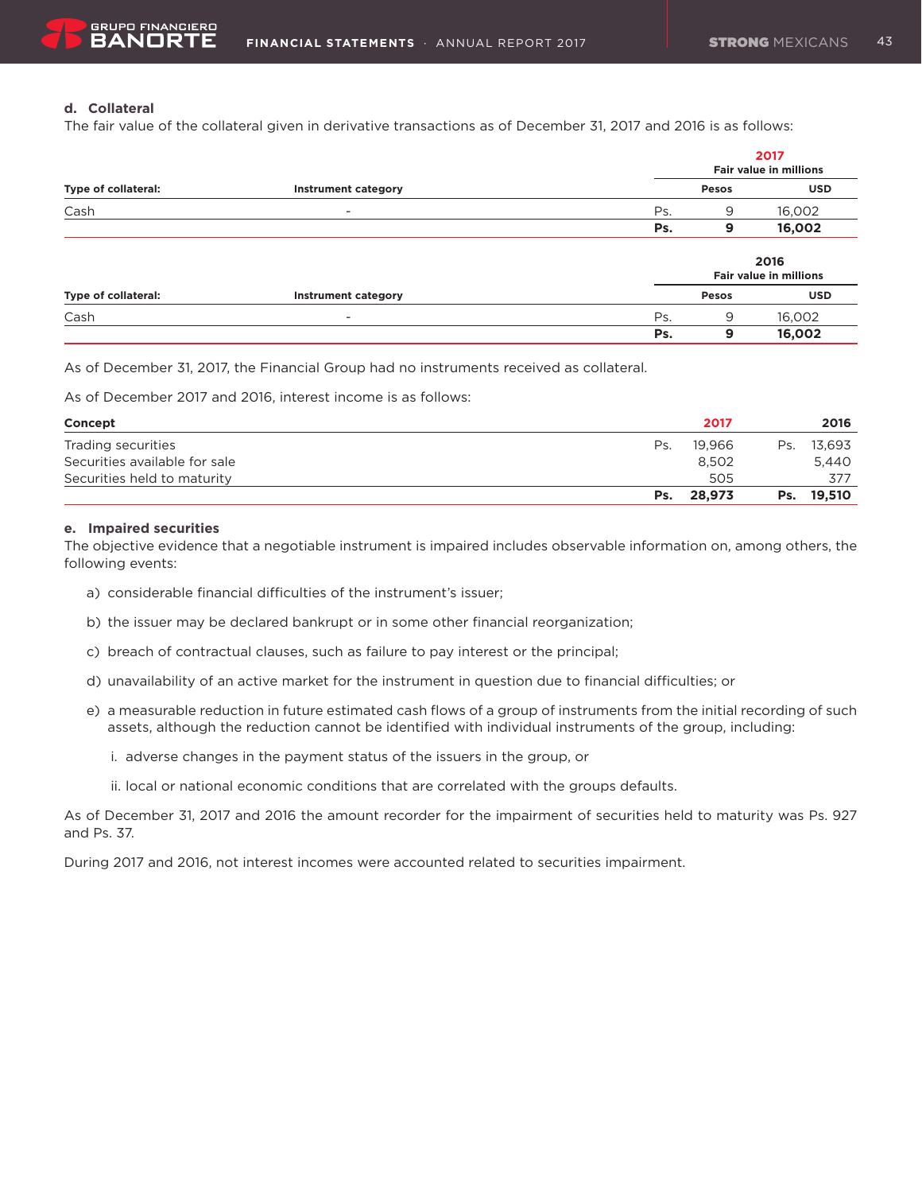**d. Collateral**

The fair value of the collateral given in derivative transactions as of December 31, 2017 and 2016 is as follows:

| | | 2017 Fair value in millions | | |
|---|---|---|---|---|
| **Type of collateral:** | **Instrument category** | **Pesos** | | **USD** |
| Cash | - | Ps. | 9 | 16,002 |
| | | **Ps.** | **9** | **16,002** |

| | | 2016 Fair value in millions | | |
|---|---|---|---|---|
| **Type of collateral:** | **Instrument category** | **Pesos** | | **USD** |
| Cash | - | Ps. | 9 | 16,002 |
| | | **Ps.** | **9** | **16,002** |

As of December 31, 2017, the Financial Group had no instruments received as collateral.

As of December 2017 and 2016, interest income is as follows:

| **Concept** | | **2017** | | **2016** |
|---|---|---|---|---|
| Trading securities | Ps. | 19,966 | Ps. | 13,693 |
| Securities available for sale | | 8,502 | | 5,440 |
| Securities held to maturity | | 505 | | 377 |
| | **Ps.** | **28,973** | **Ps.** | **19,510** |

**e. Impaired securities**

The objective evidence that a negotiable instrument is impaired includes observable information on, among others, the following events:

a) considerable financial difficulties of the instrument's issuer;

b) the issuer may be declared bankrupt or in some other financial reorganization;

c) breach of contractual clauses, such as failure to pay interest or the principal;

d) unavailability of an active market for the instrument in question due to financial difficulties; or

e) a measurable reduction in future estimated cash flows of a group of instruments from the initial recording of such assets, although the reduction cannot be identified with individual instruments of the group, including:

   i. adverse changes in the payment status of the issuers in the group, or

   ii. local or national economic conditions that are correlated with the groups defaults.

As of December 31, 2017 and 2016 the amount recorder for the impairment of securities held to maturity was Ps. 927 and Ps. 37.

During 2017 and 2016, not interest incomes were accounted related to securities impairment.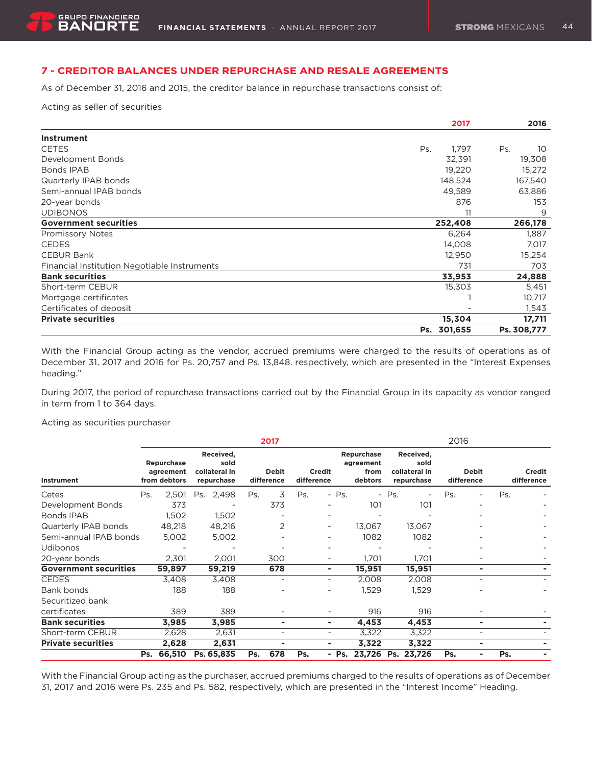## 7 - CREDITOR BALANCES UNDER REPURCHASE AND RESALE AGREEMENTS

As of December 31, 2016 and 2015, the creditor balance in repurchase transactions consist of:

Acting as seller of securities

| | 2017 | 2016 |
|---|---|---|
| **Instrument** | | |
| CETES | Ps. 1,797 | Ps. 10 |
| Development Bonds | 32,391 | 19,308 |
| Bonds IPAB | 19,220 | 15,272 |
| Quarterly IPAB bonds | 148,524 | 167,540 |
| Semi-annual IPAB bonds | 49,589 | 63,886 |
| 20-year bonds | 876 | 153 |
| UDIBONOS | 11 | 9 |
| **Government securities** | **252,408** | **266,178** |
| Promissory Notes | 6,264 | 1,887 |
| CEDES | 14,008 | 7,017 |
| CEBUR Bank | 12,950 | 15,254 |
| Financial Institution Negotiable Instruments | 731 | 703 |
| **Bank securities** | **33,953** | **24,888** |
| Short-term CEBUR | 15,303 | 5,451 |
| Mortgage certificates | 1 | 10,717 |
| Certificates of deposit | - | 1,543 |
| **Private securities** | **15,304** | **17,711** |
| | **Ps. 301,655** | **Ps. 308,777** |

With the Financial Group acting as the vendor, accrued premiums were charged to the results of operations as of December 31, 2017 and 2016 for Ps. 20,757 and Ps. 13,848, respectively, which are presented in the "Interest Expenses heading."

During 2017, the period of repurchase transactions carried out by the Financial Group in its capacity as vendor ranged in term from 1 to 364 days.

Acting as securities purchaser

| | 2017 | | | | 2016 | | | |
|---|---|---|---|---|---|---|---|---|
| Instrument | Repurchase agreement from debtors | Received, sold collateral in repurchase | Debit difference | Credit difference | Repurchase agreement from debtors | Received, sold collateral in repurchase | Debit difference | Credit difference |
| Cetes | Ps. 2,501 | Ps. 2,498 | Ps. 3 | Ps. - | Ps. - | Ps. - | Ps. - | Ps. - |
| Development Bonds | 373 | - | 373 | - | 101 | 101 | - | - |
| Bonds IPAB | 1,502 | 1,502 | - | - | - | - | - | - |
| Quarterly IPAB bonds | 48,218 | 48,216 | 2 | - | 13,067 | 13,067 | - | - |
| Semi-annual IPAB bonds | 5,002 | 5,002 | - | - | 1082 | 1082 | - | - |
| Udibonos | - | - | - | - | - | - | - | - |
| 20-year bonds | 2,301 | 2,001 | 300 | - | 1,701 | 1,701 | - | - |
| **Government securities** | **59,897** | **59,219** | **678** | **-** | **15,951** | **15,951** | **-** | **-** |
| CEDES | 3,408 | 3,408 | - | - | 2,008 | 2,008 | - | - |
| Bank bonds | 188 | 188 | - | - | 1,529 | 1,529 | - | - |
| Securitized bank certificates | 389 | 389 | - | - | 916 | 916 | - | - |
| **Bank securities** | **3,985** | **3,985** | **-** | **-** | **4,453** | **4,453** | **-** | **-** |
| Short-term CEBUR | 2,628 | 2,631 | - | - | 3,322 | 3,322 | - | - |
| **Private securities** | **2,628** | **2,631** | **-** | **-** | **3,322** | **3,322** | **-** | **-** |
| | **Ps. 66,510** | **Ps. 65,835** | **Ps. 678** | **Ps. -** | **Ps. 23,726** | **Ps. 23,726** | **Ps. -** | **Ps. -** |

With the Financial Group acting as the purchaser, accrued premiums charged to the results of operations as of December 31, 2017 and 2016 were Ps. 235 and Ps. 582, respectively, which are presented in the "Interest Income" Heading.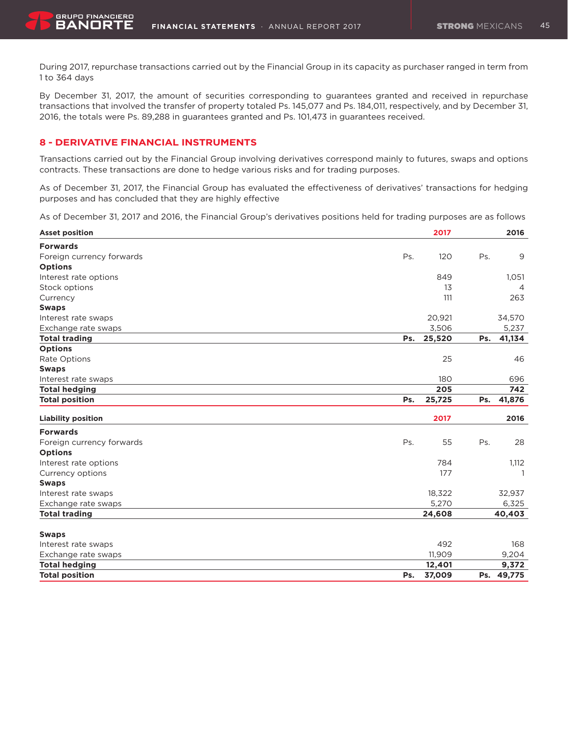During 2017, repurchase transactions carried out by the Financial Group in its capacity as purchaser ranged in term from 1 to 364 days

By December 31, 2017, the amount of securities corresponding to guarantees granted and received in repurchase transactions that involved the transfer of property totaled Ps. 145,077 and Ps. 184,011, respectively, and by December 31, 2016, the totals were Ps. 89,288 in guarantees granted and Ps. 101,473 in guarantees received.

## 8 - DERIVATIVE FINANCIAL INSTRUMENTS

Transactions carried out by the Financial Group involving derivatives correspond mainly to futures, swaps and options contracts. These transactions are done to hedge various risks and for trading purposes.

As of December 31, 2017, the Financial Group has evaluated the effectiveness of derivatives' transactions for hedging purposes and has concluded that they are highly effective

As of December 31, 2017 and 2016, the Financial Group's derivatives positions held for trading purposes are as follows

| Asset position | 2017 | 2016 |
|---|---|---|
| **Forwards** | | |
| Foreign currency forwards | Ps. 120 | Ps. 9 |
| **Options** | | |
| Interest rate options | 849 | 1,051 |
| Stock options | 13 | 4 |
| Currency | 111 | 263 |
| **Swaps** | | |
| Interest rate swaps | 20,921 | 34,570 |
| Exchange rate swaps | 3,506 | 5,237 |
| **Total trading** | **Ps. 25,520** | **Ps. 41,134** |
| **Options** | | |
| Rate Options | 25 | 46 |
| **Swaps** | | |
| Interest rate swaps | 180 | 696 |
| **Total hedging** | **205** | **742** |
| **Total position** | **Ps. 25,725** | **Ps. 41,876** |

| Liability position | 2017 | 2016 |
|---|---|---|
| **Forwards** | | |
| Foreign currency forwards | Ps. 55 | Ps. 28 |
| **Options** | | |
| Interest rate options | 784 | 1,112 |
| Currency options | 177 | 1 |
| **Swaps** | | |
| Interest rate swaps | 18,322 | 32,937 |
| Exchange rate swaps | 5,270 | 6,325 |
| **Total trading** | **24,608** | **40,403** |
| **Swaps** | | |
| Interest rate swaps | 492 | 168 |
| Exchange rate swaps | 11,909 | 9,204 |
| **Total hedging** | **12,401** | **9,372** |
| **Total position** | **Ps. 37,009** | **Ps. 49,775** |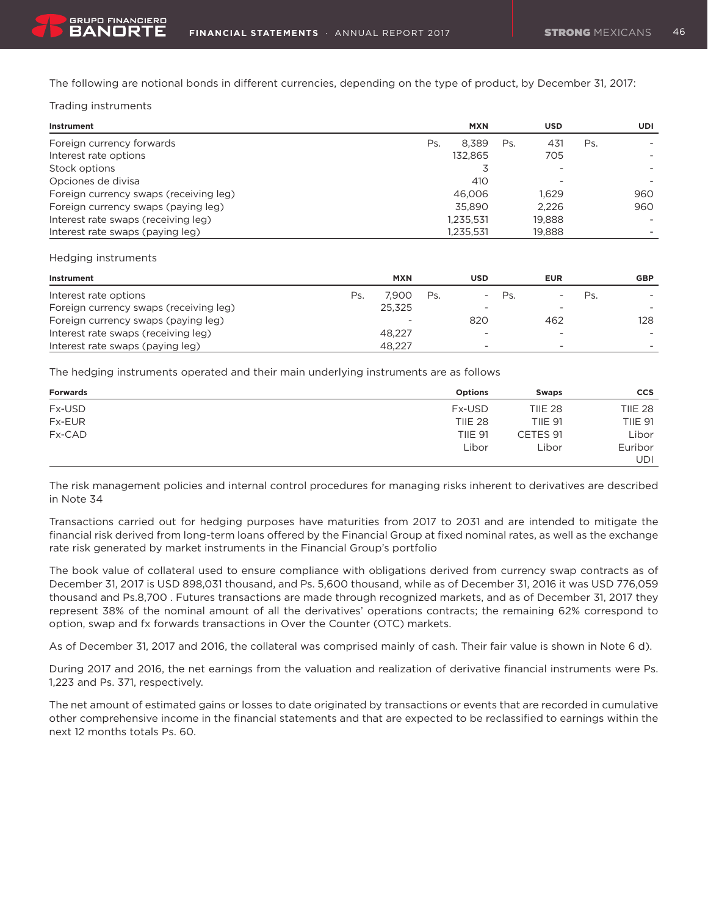The following are notional bonds in different currencies, depending on the type of product, by December 31, 2017:

Trading instruments

| Instrument | MXN | USD | UDI |
|---|---|---|---|
| Foreign currency forwards | Ps. 8,389 | Ps. 431 | Ps. - |
| Interest rate options | 132,865 | 705 | - |
| Stock options | 3 | - | - |
| Opciones de divisa | 410 | - | - |
| Foreign currency swaps (receiving leg) | 46,006 | 1,629 | 960 |
| Foreign currency swaps (paying leg) | 35,890 | 2,226 | 960 |
| Interest rate swaps (receiving leg) | 1,235,531 | 19,888 | - |
| Interest rate swaps (paying leg) | 1,235,531 | 19,888 | - |

Hedging instruments

| Instrument | MXN | USD | EUR | GBP |
|---|---|---|---|---|
| Interest rate options | Ps. 7,900 | Ps. - | Ps. - | Ps. - |
| Foreign currency swaps (receiving leg) | 25,325 | - | - | - |
| Foreign currency swaps (paying leg) | - | 820 | 462 | 128 |
| Interest rate swaps (receiving leg) | 48,227 | - | - | - |
| Interest rate swaps (paying leg) | 48,227 | - | - | - |

The hedging instruments operated and their main underlying instruments are as follows

| Forwards | Options | Swaps | CCS |
|---|---|---|---|
| Fx-USD | Fx-USD | TIIE 28 | TIIE 28 |
| Fx-EUR | TIIE 28 | TIIE 91 | TIIE 91 |
| Fx-CAD | TIIE 91 | CETES 91 | Libor |
| | Libor | Libor | Euribor |
| | | | UDI |

The risk management policies and internal control procedures for managing risks inherent to derivatives are described in Note 34

Transactions carried out for hedging purposes have maturities from 2017 to 2031 and are intended to mitigate the financial risk derived from long-term loans offered by the Financial Group at fixed nominal rates, as well as the exchange rate risk generated by market instruments in the Financial Group's portfolio

The book value of collateral used to ensure compliance with obligations derived from currency swap contracts as of December 31, 2017 is USD 898,031 thousand, and Ps. 5,600 thousand, while as of December 31, 2016 it was USD 776,059 thousand and Ps.8,700 . Futures transactions are made through recognized markets, and as of December 31, 2017 they represent 38% of the nominal amount of all the derivatives' operations contracts; the remaining 62% correspond to option, swap and fx forwards transactions in Over the Counter (OTC) markets.

As of December 31, 2017 and 2016, the collateral was comprised mainly of cash. Their fair value is shown in Note 6 d).

During 2017 and 2016, the net earnings from the valuation and realization of derivative financial instruments were Ps. 1,223 and Ps. 371, respectively.

The net amount of estimated gains or losses to date originated by transactions or events that are recorded in cumulative other comprehensive income in the financial statements and that are expected to be reclassified to earnings within the next 12 months totals Ps. 60.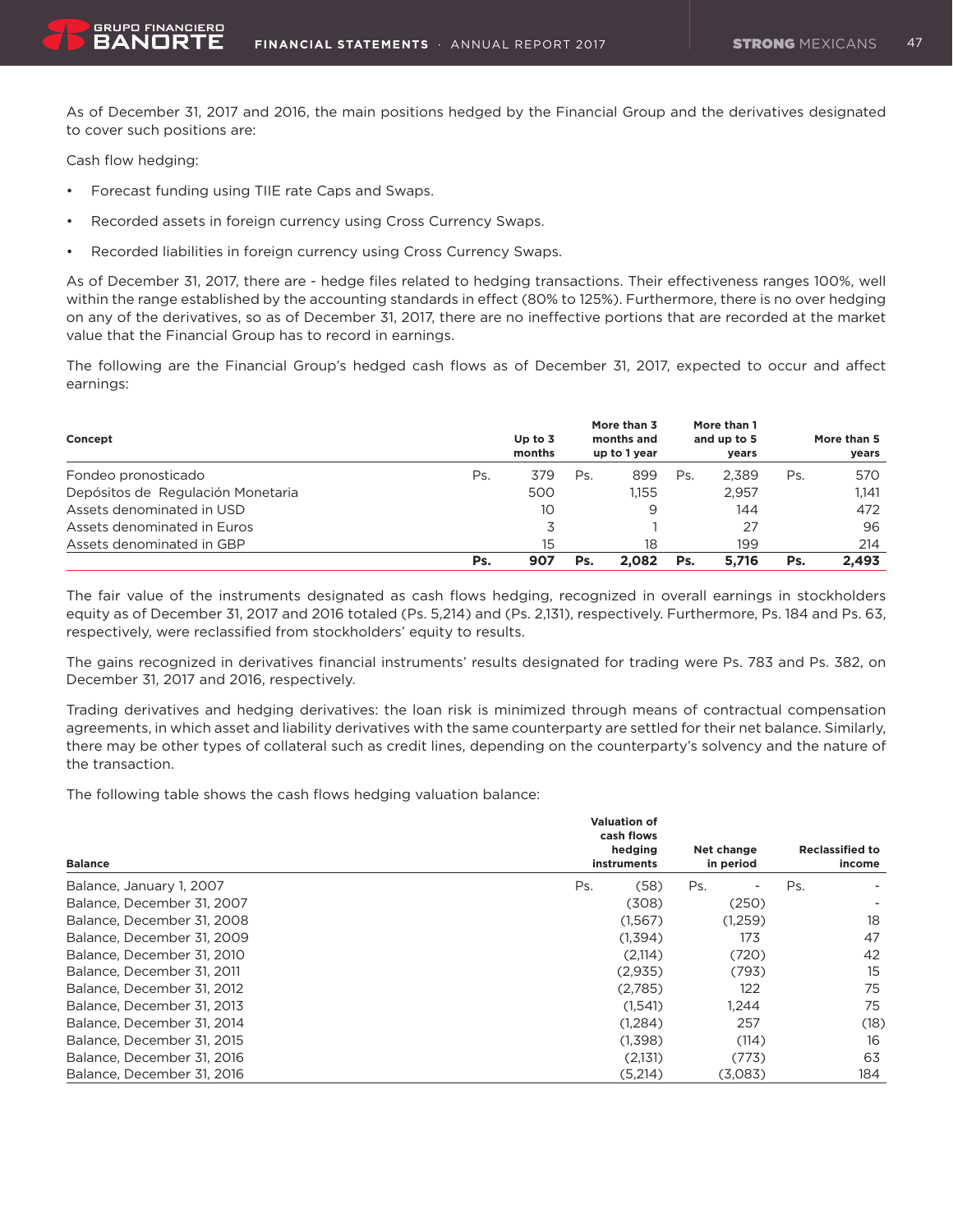As of December 31, 2017 and 2016, the main positions hedged by the Financial Group and the derivatives designated to cover such positions are:

Cash flow hedging:

- Forecast funding using TIIE rate Caps and Swaps.
- Recorded assets in foreign currency using Cross Currency Swaps.
- Recorded liabilities in foreign currency using Cross Currency Swaps.

As of December 31, 2017, there are - hedge files related to hedging transactions. Their effectiveness ranges 100%, well within the range established by the accounting standards in effect (80% to 125%). Furthermore, there is no over hedging on any of the derivatives, so as of December 31, 2017, there are no ineffective portions that are recorded at the market value that the Financial Group has to record in earnings.

The following are the Financial Group's hedged cash flows as of December 31, 2017, expected to occur and affect earnings:

| Concept | | Up to 3 months | | More than 3 months and up to 1 year | | More than 1 and up to 5 years | | More than 5 years |
|---|---|---|---|---|---|---|---|---|
| Fondeo pronosticado | Ps. | 379 | Ps. | 899 | Ps. | 2,389 | Ps. | 570 |
| Depósitos de Regulación Monetaria | | 500 | | 1,155 | | 2,957 | | 1,141 |
| Assets denominated in USD | | 10 | | 9 | | 144 | | 472 |
| Assets denominated in Euros | | 3 | | 1 | | 27 | | 96 |
| Assets denominated in GBP | | 15 | | 18 | | 199 | | 214 |
| | **Ps.** | **907** | **Ps.** | **2,082** | **Ps.** | **5,716** | **Ps.** | **2,493** |

The fair value of the instruments designated as cash flows hedging, recognized in overall earnings in stockholders equity as of December 31, 2017 and 2016 totaled (Ps. 5,214) and (Ps. 2,131), respectively. Furthermore, Ps. 184 and Ps. 63, respectively, were reclassified from stockholders' equity to results.

The gains recognized in derivatives financial instruments' results designated for trading were Ps. 783 and Ps. 382, on December 31, 2017 and 2016, respectively.

Trading derivatives and hedging derivatives: the loan risk is minimized through means of contractual compensation agreements, in which asset and liability derivatives with the same counterparty are settled for their net balance. Similarly, there may be other types of collateral such as credit lines, depending on the counterparty's solvency and the nature of the transaction.

The following table shows the cash flows hedging valuation balance:

| Balance | | Valuation of cash flows hedging instruments | | Net change in period | | Reclassified to income |
|---|---|---|---|---|---|---|
| Balance, January 1, 2007 | Ps. | (58) | Ps. | - | Ps. | - |
| Balance, December 31, 2007 | | (308) | | (250) | | - |
| Balance, December 31, 2008 | | (1,567) | | (1,259) | | 18 |
| Balance, December 31, 2009 | | (1,394) | | 173 | | 47 |
| Balance, December 31, 2010 | | (2,114) | | (720) | | 42 |
| Balance, December 31, 2011 | | (2,935) | | (793) | | 15 |
| Balance, December 31, 2012 | | (2,785) | | 122 | | 75 |
| Balance, December 31, 2013 | | (1,541) | | 1,244 | | 75 |
| Balance, December 31, 2014 | | (1,284) | | 257 | | (18) |
| Balance, December 31, 2015 | | (1,398) | | (114) | | 16 |
| Balance, December 31, 2016 | | (2,131) | | (773) | | 63 |
| Balance, December 31, 2016 | | (5,214) | | (3,083) | | 184 |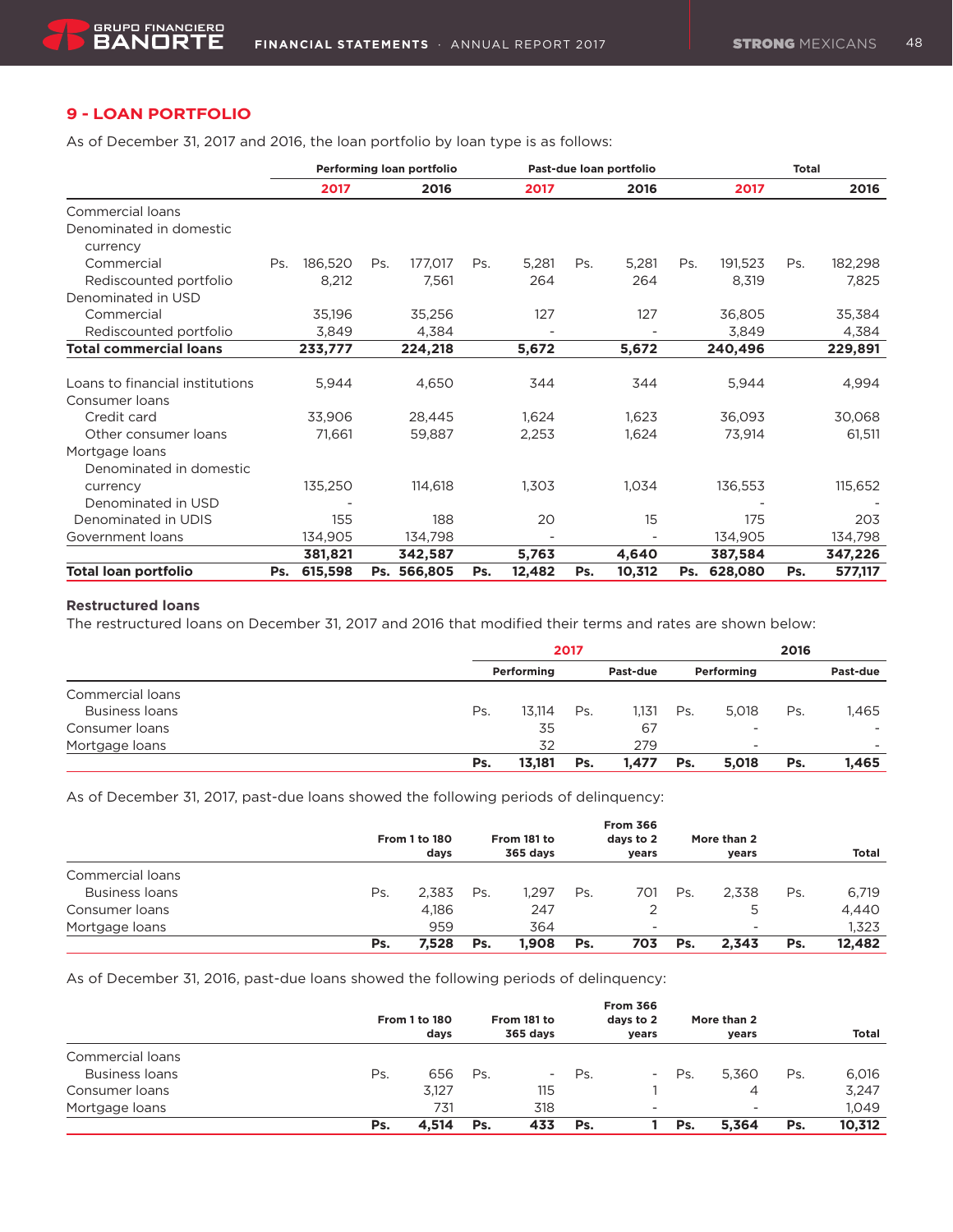## 9 - LOAN PORTFOLIO

As of December 31, 2017 and 2016, the loan portfolio by loan type is as follows:

| | Performing loan portfolio | | Past-due loan portfolio | | Total | |
|---|---|---|---|---|---|---|
| | 2017 | 2016 | 2017 | 2016 | 2017 | 2016 |
| Commercial loans | | | | | | |
| Denominated in domestic currency | | | | | | |
| Commercial | Ps. 186,520 | Ps. 177,017 | Ps. 5,281 | Ps. 5,281 | Ps. 191,523 | Ps. 182,298 |
| Rediscounted portfolio | 8,212 | 7,561 | 264 | 264 | 8,319 | 7,825 |
| Denominated in USD | | | | | | |
| Commercial | 35,196 | 35,256 | 127 | 127 | 36,805 | 35,384 |
| Rediscounted portfolio | 3,849 | 4,384 | - | - | 3,849 | 4,384 |
| **Total commercial loans** | **233,777** | **224,218** | **5,672** | **5,672** | **240,496** | **229,891** |
| Loans to financial institutions | 5,944 | 4,650 | 344 | 344 | 5,944 | 4,994 |
| Consumer loans | | | | | | |
| Credit card | 33,906 | 28,445 | 1,624 | 1,623 | 36,093 | 30,068 |
| Other consumer loans | 71,661 | 59,887 | 2,253 | 1,624 | 73,914 | 61,511 |
| Mortgage loans | | | | | | |
| Denominated in domestic currency | 135,250 | 114,618 | 1,303 | 1,034 | 136,553 | 115,652 |
| Denominated in USD | - | | | | - | - |
| Denominated in UDIS | 155 | 188 | 20 | 15 | 175 | 203 |
| Government loans | 134,905 | 134,798 | - | - | 134,905 | 134,798 |
| | **381,821** | **342,587** | **5,763** | **4,640** | **387,584** | **347,226** |
| **Total loan portfolio** | **Ps. 615,598** | **Ps. 566,805** | **Ps. 12,482** | **Ps. 10,312** | **Ps. 628,080** | **Ps. 577,117** |

**Restructured loans**

The restructured loans on December 31, 2017 and 2016 that modified their terms and rates are shown below:

| | 2017 | | 2016 | |
|---|---|---|---|---|
| | Performing | Past-due | Performing | Past-due |
| Commercial loans | | | | |
| Business loans | Ps. 13,114 | Ps. 1,131 | Ps. 5,018 | Ps. 1,465 |
| Consumer loans | 35 | 67 | - | - |
| Mortgage loans | 32 | 279 | - | - |
| | **Ps. 13,181** | **Ps. 1,477** | **Ps. 5,018** | **Ps. 1,465** |

As of December 31, 2017, past-due loans showed the following periods of delinquency:

| | From 1 to 180 days | From 181 to 365 days | From 366 days to 2 years | More than 2 years | Total |
|---|---|---|---|---|---|
| Commercial loans | | | | | |
| Business loans | Ps. 2,383 | Ps. 1,297 | Ps. 701 | Ps. 2,338 | Ps. 6,719 |
| Consumer loans | 4,186 | 247 | 2 | 5 | 4,440 |
| Mortgage loans | 959 | 364 | - | - | 1,323 |
| | **Ps. 7,528** | **Ps. 1,908** | **Ps. 703** | **Ps. 2,343** | **Ps. 12,482** |

As of December 31, 2016, past-due loans showed the following periods of delinquency:

| | From 1 to 180 days | From 181 to 365 days | From 366 days to 2 years | More than 2 years | Total |
|---|---|---|---|---|---|
| Commercial loans | | | | | |
| Business loans | Ps. 656 | Ps. - | Ps. - | Ps. 5,360 | Ps. 6,016 |
| Consumer loans | 3,127 | 115 | 1 | 4 | 3,247 |
| Mortgage loans | 731 | 318 | - | - | 1,049 |
| | **Ps. 4,514** | **Ps. 433** | **Ps. 1** | **Ps. 5,364** | **Ps. 10,312** |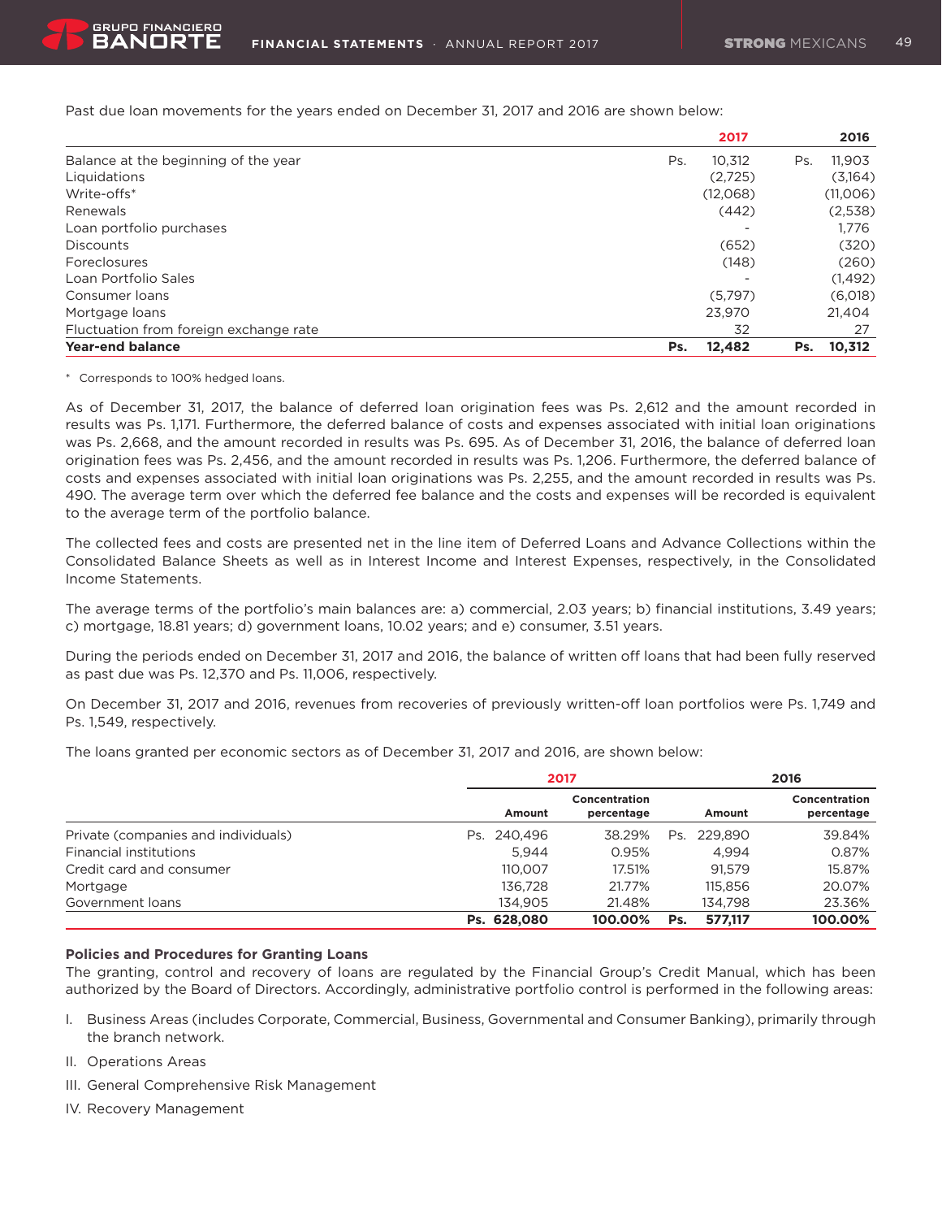Past due loan movements for the years ended on December 31, 2017 and 2016 are shown below:

| | 2017 | 2016 |
|---|---|---|
| Balance at the beginning of the year | Ps. 10,312 | Ps. 11,903 |
| Liquidations | (2,725) | (3,164) |
| Write-offs* | (12,068) | (11,006) |
| Renewals | (442) | (2,538) |
| Loan portfolio purchases | - | 1,776 |
| Discounts | (652) | (320) |
| Foreclosures | (148) | (260) |
| Loan Portfolio Sales | - | (1,492) |
| Consumer loans | (5,797) | (6,018) |
| Mortgage loans | 23,970 | 21,404 |
| Fluctuation from foreign exchange rate | 32 | 27 |
| **Year-end balance** | **Ps. 12,482** | **Ps. 10,312** |

\* Corresponds to 100% hedged loans.

As of December 31, 2017, the balance of deferred loan origination fees was Ps. 2,612 and the amount recorded in results was Ps. 1,171. Furthermore, the deferred balance of costs and expenses associated with initial loan originations was Ps. 2,668, and the amount recorded in results was Ps. 695. As of December 31, 2016, the balance of deferred loan origination fees was Ps. 2,456, and the amount recorded in results was Ps. 1,206. Furthermore, the deferred balance of costs and expenses associated with initial loan originations was Ps. 2,255, and the amount recorded in results was Ps. 490. The average term over which the deferred fee balance and the costs and expenses will be recorded is equivalent to the average term of the portfolio balance.

The collected fees and costs are presented net in the line item of Deferred Loans and Advance Collections within the Consolidated Balance Sheets as well as in Interest Income and Interest Expenses, respectively, in the Consolidated Income Statements.

The average terms of the portfolio's main balances are: a) commercial, 2.03 years; b) financial institutions, 3.49 years; c) mortgage, 18.81 years; d) government loans, 10.02 years; and e) consumer, 3.51 years.

During the periods ended on December 31, 2017 and 2016, the balance of written off loans that had been fully reserved as past due was Ps. 12,370 and Ps. 11,006, respectively.

On December 31, 2017 and 2016, revenues from recoveries of previously written-off loan portfolios were Ps. 1,749 and Ps. 1,549, respectively.

The loans granted per economic sectors as of December 31, 2017 and 2016, are shown below:

| | 2017 | | 2016 | |
|---|---|---|---|---|
| | Amount | Concentration percentage | Amount | Concentration percentage |
| Private (companies and individuals) | Ps. 240,496 | 38.29% | Ps. 229,890 | 39.84% |
| Financial institutions | 5,944 | 0.95% | 4,994 | 0.87% |
| Credit card and consumer | 110,007 | 17.51% | 91,579 | 15.87% |
| Mortgage | 136,728 | 21.77% | 115,856 | 20.07% |
| Government loans | 134,905 | 21.48% | 134,798 | 23.36% |
| | **Ps. 628,080** | **100.00%** | **Ps. 577,117** | **100.00%** |

**Policies and Procedures for Granting Loans**

The granting, control and recovery of loans are regulated by the Financial Group's Credit Manual, which has been authorized by the Board of Directors. Accordingly, administrative portfolio control is performed in the following areas:

I. Business Areas (includes Corporate, Commercial, Business, Governmental and Consumer Banking), primarily through the branch network.

II. Operations Areas

III. General Comprehensive Risk Management

IV. Recovery Management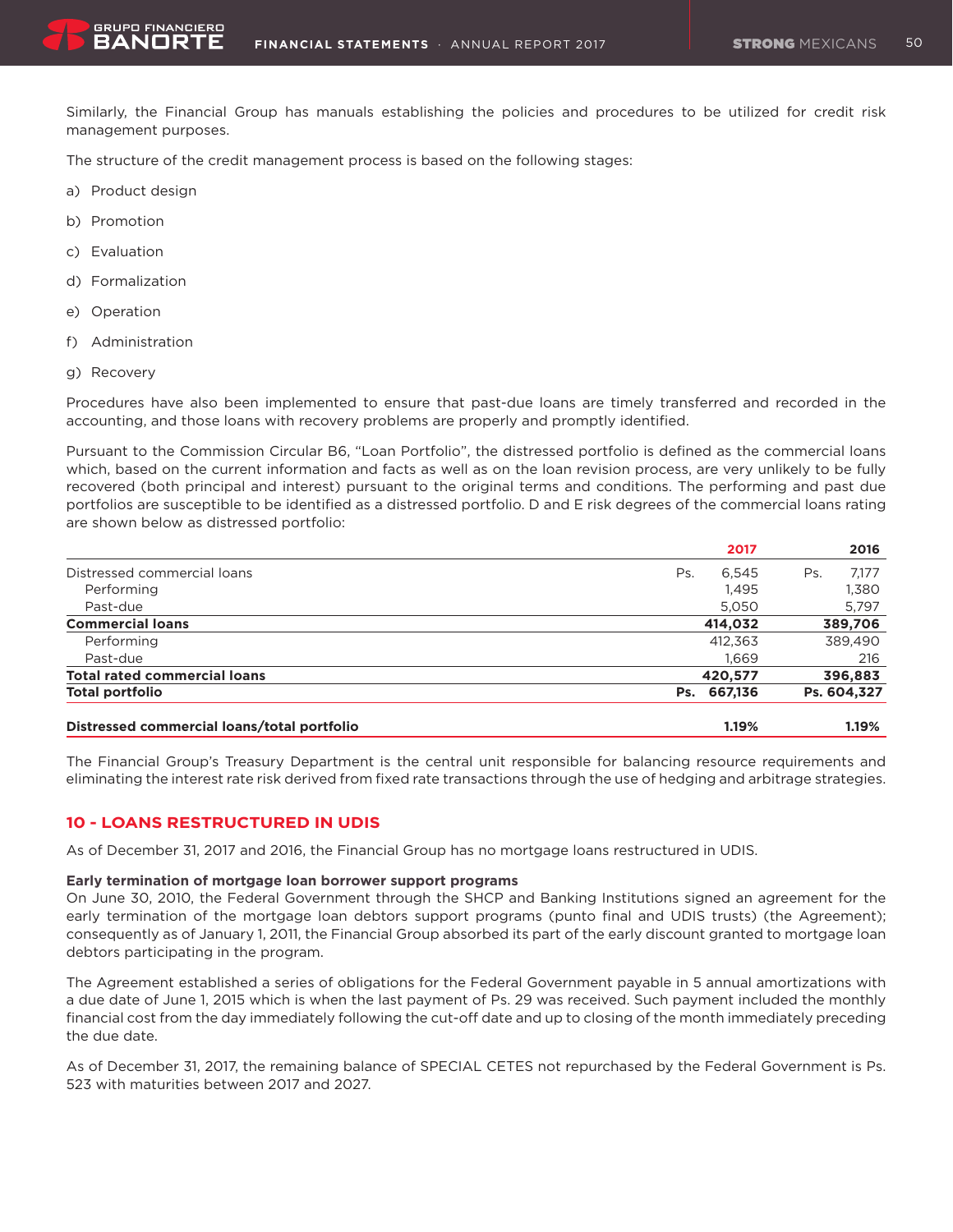Similarly, the Financial Group has manuals establishing the policies and procedures to be utilized for credit risk management purposes.

The structure of the credit management process is based on the following stages:

a) Product design

b) Promotion

c) Evaluation

d) Formalization

e) Operation

f) Administration

g) Recovery

Procedures have also been implemented to ensure that past-due loans are timely transferred and recorded in the accounting, and those loans with recovery problems are properly and promptly identified.

Pursuant to the Commission Circular B6, "Loan Portfolio", the distressed portfolio is defined as the commercial loans which, based on the current information and facts as well as on the loan revision process, are very unlikely to be fully recovered (both principal and interest) pursuant to the original terms and conditions. The performing and past due portfolios are susceptible to be identified as a distressed portfolio. D and E risk degrees of the commercial loans rating are shown below as distressed portfolio:

| | 2017 | 2016 |
|---|---|---|
| Distressed commercial loans | Ps. 6,545 | Ps. 7,177 |
| Performing | 1,495 | 1,380 |
| Past-due | 5,050 | 5,797 |
| **Commercial loans** | **414,032** | **389,706** |
| Performing | 412,363 | 389,490 |
| Past-due | 1,669 | 216 |
| **Total rated commercial loans** | **420,577** | **396,883** |
| **Total portfolio** | **Ps. 667,136** | **Ps. 604,327** |
| **Distressed commercial loans/total portfolio** | **1.19%** | **1.19%** |

The Financial Group's Treasury Department is the central unit responsible for balancing resource requirements and eliminating the interest rate risk derived from fixed rate transactions through the use of hedging and arbitrage strategies.

## 10 - LOANS RESTRUCTURED IN UDIS

As of December 31, 2017 and 2016, the Financial Group has no mortgage loans restructured in UDIS.

**Early termination of mortgage loan borrower support programs**

On June 30, 2010, the Federal Government through the SHCP and Banking Institutions signed an agreement for the early termination of the mortgage loan debtors support programs (punto final and UDIS trusts) (the Agreement); consequently as of January 1, 2011, the Financial Group absorbed its part of the early discount granted to mortgage loan debtors participating in the program.

The Agreement established a series of obligations for the Federal Government payable in 5 annual amortizations with a due date of June 1, 2015 which is when the last payment of Ps. 29 was received. Such payment included the monthly financial cost from the day immediately following the cut-off date and up to closing of the month immediately preceding the due date.

As of December 31, 2017, the remaining balance of SPECIAL CETES not repurchased by the Federal Government is Ps. 523 with maturities between 2017 and 2027.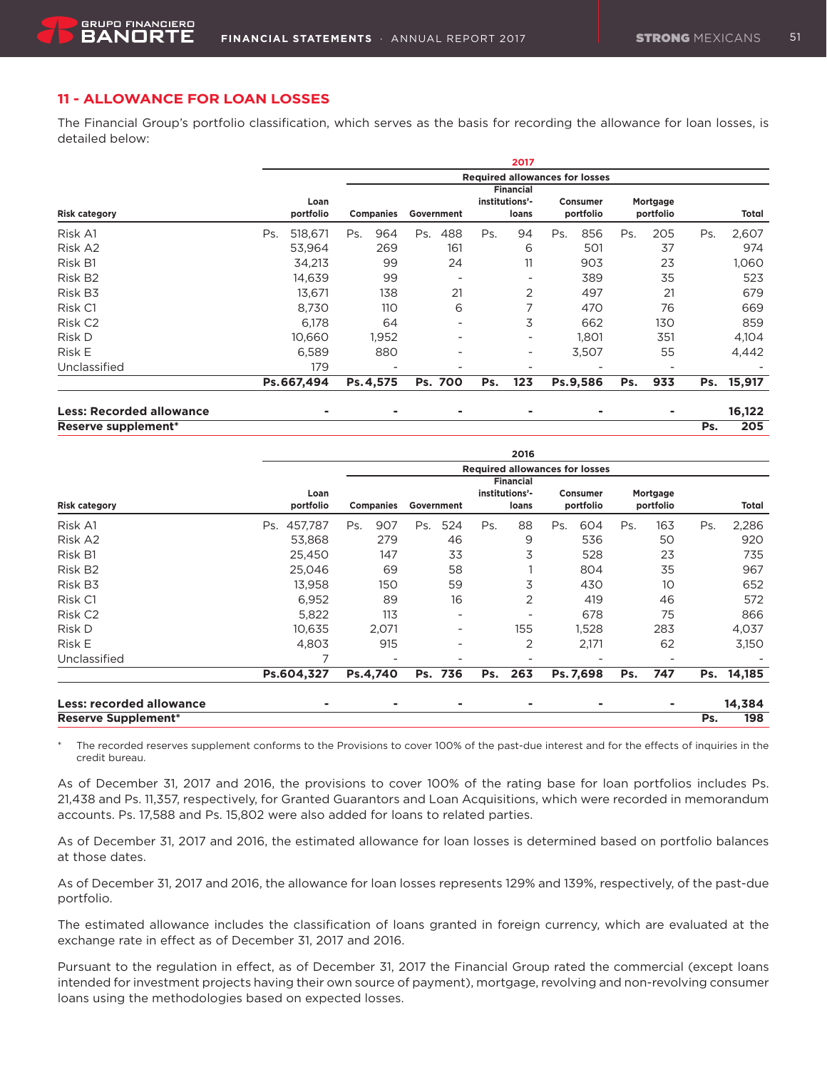## 11 - ALLOWANCE FOR LOAN LOSSES

The Financial Group's portfolio classification, which serves as the basis for recording the allowance for loan losses, is detailed below:

| | 2017 | | | | | | |
|---|---|---|---|---|---|---|---|
| | | Required allowances for losses | | | | | |
| Risk category | Loan portfolio | Companies | Government | Financial institutions'- loans | Consumer portfolio | Mortgage portfolio | Total |
| Risk A1 | Ps. 518,671 | Ps. 964 | Ps. 488 | Ps. 94 | Ps. 856 | Ps. 205 | Ps. 2,607 |
| Risk A2 | 53,964 | 269 | 161 | 6 | 501 | 37 | 974 |
| Risk B1 | 34,213 | 99 | 24 | 11 | 903 | 23 | 1,060 |
| Risk B2 | 14,639 | 99 | - | - | 389 | 35 | 523 |
| Risk B3 | 13,671 | 138 | 21 | 2 | 497 | 21 | 679 |
| Risk C1 | 8,730 | 110 | 6 | 7 | 470 | 76 | 669 |
| Risk C2 | 6,178 | 64 | - | 3 | 662 | 130 | 859 |
| Risk D | 10,660 | 1,952 | - | - | 1,801 | 351 | 4,104 |
| Risk E | 6,589 | 880 | - | - | 3,507 | 55 | 4,442 |
| Unclassified | 179 | - | - | - | - | - | - |
| | **Ps.667,494** | **Ps.4,575** | **Ps. 700** | **Ps. 123** | **Ps.9,586** | **Ps. 933** | **Ps. 15,917** |
| **Less: Recorded allowance** | **-** | **-** | **-** | **-** | **-** | **-** | **16,122** |
| **Reserve supplement*** | | | | | | | **Ps. 205** |

| | 2016 | | | | | | |
|---|---|---|---|---|---|---|---|
| | | Required allowances for losses | | | | | |
| Risk category | Loan portfolio | Companies | Government | Financial institutions'- loans | Consumer portfolio | Mortgage portfolio | Total |
| Risk A1 | Ps. 457,787 | Ps. 907 | Ps. 524 | Ps. 88 | Ps. 604 | Ps. 163 | Ps. 2,286 |
| Risk A2 | 53,868 | 279 | 46 | 9 | 536 | 50 | 920 |
| Risk B1 | 25,450 | 147 | 33 | 3 | 528 | 23 | 735 |
| Risk B2 | 25,046 | 69 | 58 | 1 | 804 | 35 | 967 |
| Risk B3 | 13,958 | 150 | 59 | 3 | 430 | 10 | 652 |
| Risk C1 | 6,952 | 89 | 16 | 2 | 419 | 46 | 572 |
| Risk C2 | 5,822 | 113 | - | - | 678 | 75 | 866 |
| Risk D | 10,635 | 2,071 | - | 155 | 1,528 | 283 | 4,037 |
| Risk E | 4,803 | 915 | - | 2 | 2,171 | 62 | 3,150 |
| Unclassified | 7 | - | - | - | - | - | - |
| | **Ps.604,327** | **Ps.4,740** | **Ps. 736** | **Ps. 263** | **Ps. 7,698** | **Ps. 747** | **Ps. 14,185** |
| **Less: recorded allowance** | **-** | **-** | **-** | **-** | **-** | **-** | **14,384** |
| **Reserve Supplement*** | | | | | | | **Ps. 198** |

\* The recorded reserves supplement conforms to the Provisions to cover 100% of the past-due interest and for the effects of inquiries in the credit bureau.

As of December 31, 2017 and 2016, the provisions to cover 100% of the rating base for loan portfolios includes Ps. 21,438 and Ps. 11,357, respectively, for Granted Guarantors and Loan Acquisitions, which were recorded in memorandum accounts. Ps. 17,588 and Ps. 15,802 were also added for loans to related parties.

As of December 31, 2017 and 2016, the estimated allowance for loan losses is determined based on portfolio balances at those dates.

As of December 31, 2017 and 2016, the allowance for loan losses represents 129% and 139%, respectively, of the past-due portfolio.

The estimated allowance includes the classification of loans granted in foreign currency, which are evaluated at the exchange rate in effect as of December 31, 2017 and 2016.

Pursuant to the regulation in effect, as of December 31, 2017 the Financial Group rated the commercial (except loans intended for investment projects having their own source of payment), mortgage, revolving and non-revolving consumer loans using the methodologies based on expected losses.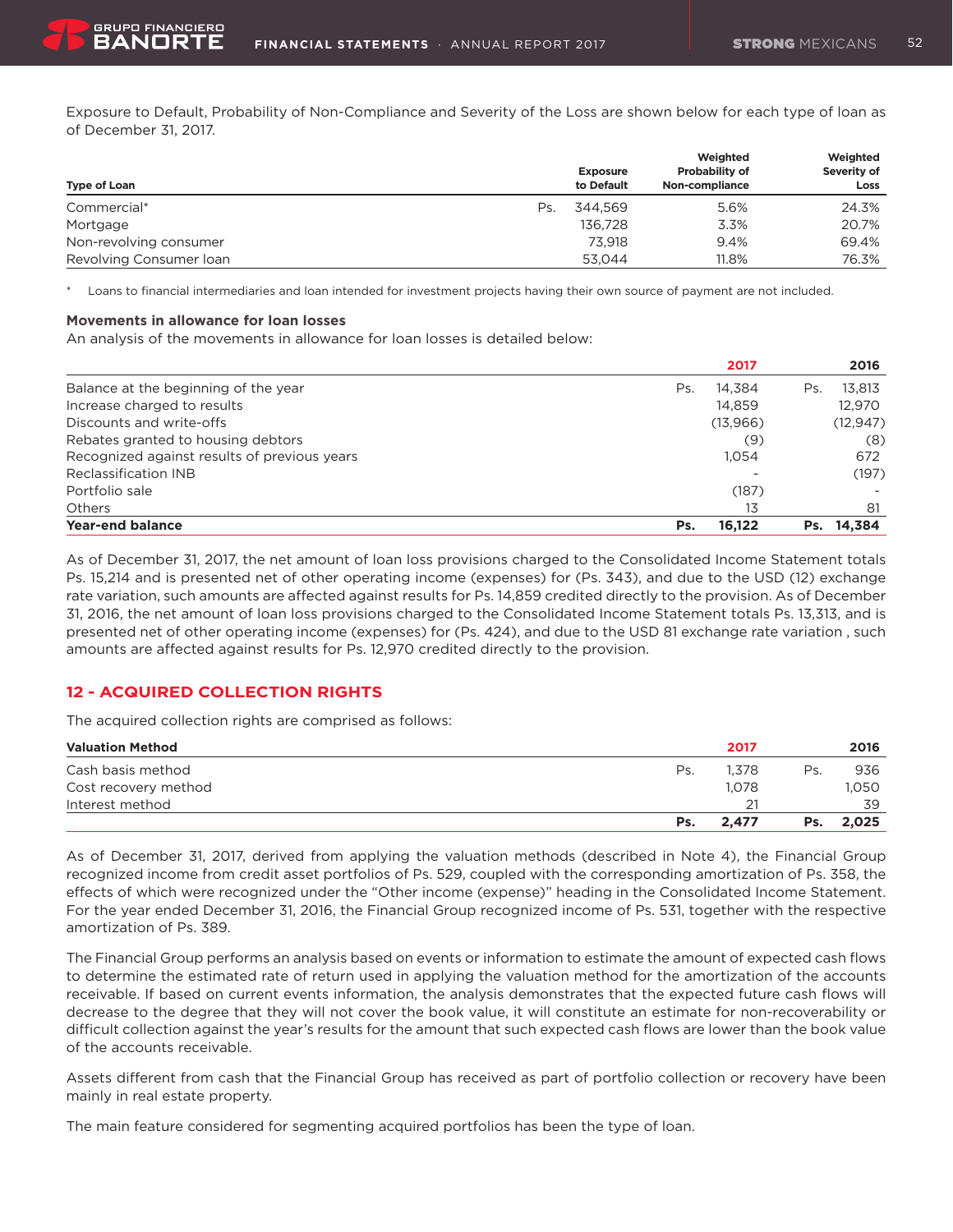Exposure to Default, Probability of Non-Compliance and Severity of the Loss are shown below for each type of loan as of December 31, 2017.

| Type of Loan | Exposure to Default | Weighted Probability of Non-compliance | Weighted Severity of Loss |
|---|---|---|---|
| Commercial* | Ps. 344,569 | 5.6% | 24.3% |
| Mortgage | 136,728 | 3.3% | 20.7% |
| Non-revolving consumer | 73,918 | 9.4% | 69.4% |
| Revolving Consumer loan | 53,044 | 11.8% | 76.3% |

\* Loans to financial intermediaries and loan intended for investment projects having their own source of payment are not included.

**Movements in allowance for loan losses**

An analysis of the movements in allowance for loan losses is detailed below:

| | 2017 | 2016 |
|---|---|---|
| Balance at the beginning of the year | Ps. 14,384 | Ps. 13,813 |
| Increase charged to results | 14,859 | 12,970 |
| Discounts and write-offs | (13,966) | (12,947) |
| Rebates granted to housing debtors | (9) | (8) |
| Recognized against results of previous years | 1,054 | 672 |
| Reclassification INB | - | (197) |
| Portfolio sale | (187) | - |
| Others | 13 | 81 |
| **Year-end balance** | **Ps. 16,122** | **Ps. 14,384** |

As of December 31, 2017, the net amount of loan loss provisions charged to the Consolidated Income Statement totals Ps. 15,214 and is presented net of other operating income (expenses) for (Ps. 343), and due to the USD (12) exchange rate variation, such amounts are affected against results for Ps. 14,859 credited directly to the provision. As of December 31, 2016, the net amount of loan loss provisions charged to the Consolidated Income Statement totals Ps. 13,313, and is presented net of other operating income (expenses) for (Ps. 424), and due to the USD 81 exchange rate variation , such amounts are affected against results for Ps. 12,970 credited directly to the provision.

## 12 - ACQUIRED COLLECTION RIGHTS

The acquired collection rights are comprised as follows:

| Valuation Method | 2017 | 2016 |
|---|---|---|
| Cash basis method | Ps. 1,378 | Ps. 936 |
| Cost recovery method | 1,078 | 1,050 |
| Interest method | 21 | 39 |
| | **Ps. 2,477** | **Ps. 2,025** |

As of December 31, 2017, derived from applying the valuation methods (described in Note 4), the Financial Group recognized income from credit asset portfolios of Ps. 529, coupled with the corresponding amortization of Ps. 358, the effects of which were recognized under the "Other income (expense)" heading in the Consolidated Income Statement. For the year ended December 31, 2016, the Financial Group recognized income of Ps. 531, together with the respective amortization of Ps. 389.

The Financial Group performs an analysis based on events or information to estimate the amount of expected cash flows to determine the estimated rate of return used in applying the valuation method for the amortization of the accounts receivable. If based on current events information, the analysis demonstrates that the expected future cash flows will decrease to the degree that they will not cover the book value, it will constitute an estimate for non-recoverability or difficult collection against the year's results for the amount that such expected cash flows are lower than the book value of the accounts receivable.

Assets different from cash that the Financial Group has received as part of portfolio collection or recovery have been mainly in real estate property.

The main feature considered for segmenting acquired portfolios has been the type of loan.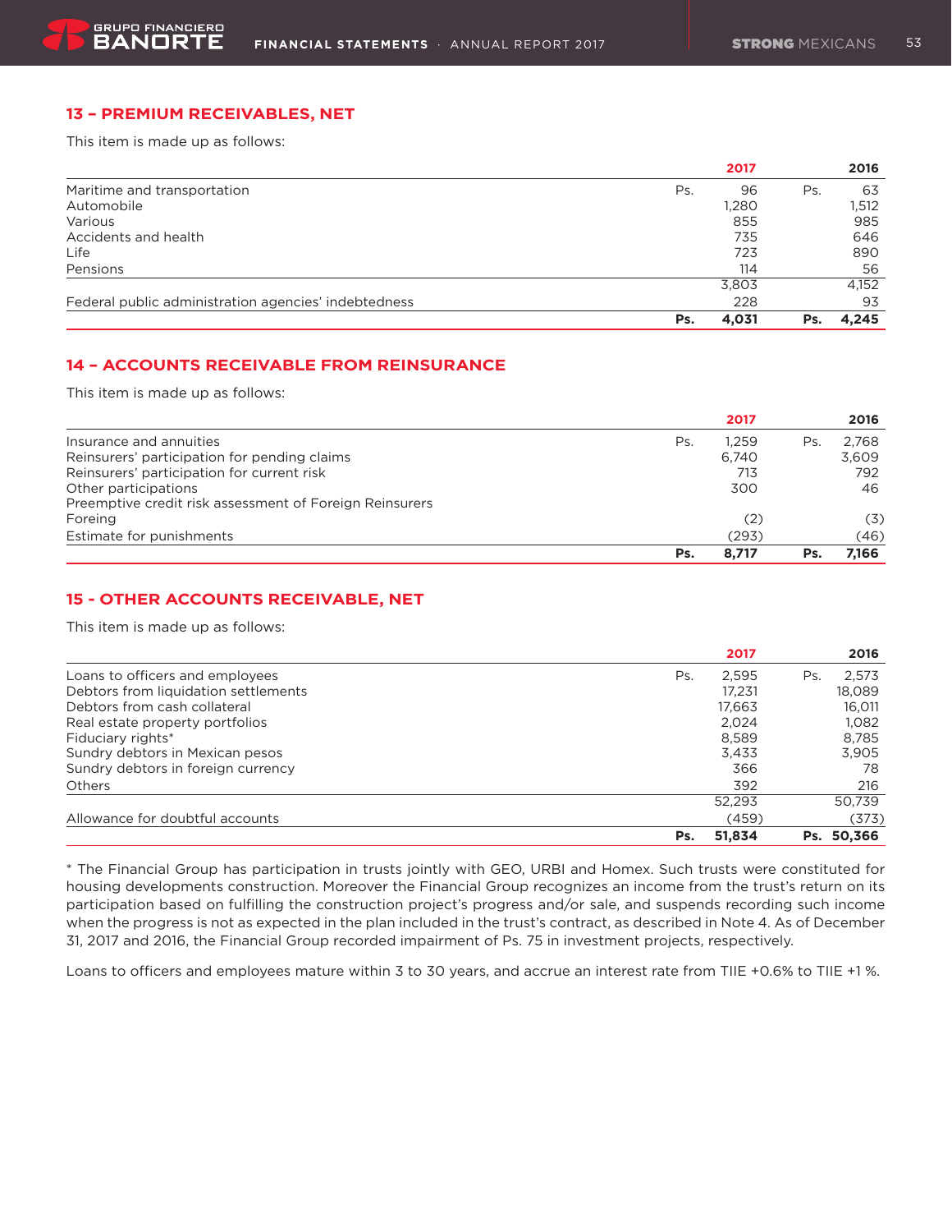## 13 – PREMIUM RECEIVABLES, NET

This item is made up as follows:

| | | 2017 | | 2016 |
|---|---|---|---|---|
| Maritime and transportation | Ps. | 96 | Ps. | 63 |
| Automobile | | 1,280 | | 1,512 |
| Various | | 855 | | 985 |
| Accidents and health | | 735 | | 646 |
| Life | | 723 | | 890 |
| Pensions | | 114 | | 56 |
| | | 3,803 | | 4,152 |
| Federal public administration agencies' indebtedness | | 228 | | 93 |
| | **Ps.** | **4,031** | **Ps.** | **4,245** |

## 14 – ACCOUNTS RECEIVABLE FROM REINSURANCE

This item is made up as follows:

| | | 2017 | | 2016 |
|---|---|---|---|---|
| Insurance and annuities | Ps. | 1,259 | Ps. | 2,768 |
| Reinsurers' participation for pending claims | | 6,740 | | 3,609 |
| Reinsurers' participation for current risk | | 713 | | 792 |
| Other participations | | 300 | | 46 |
| Preemptive credit risk assessment of Foreign Reinsurers Foreing | | (2) | | (3) |
| Estimate for punishments | | (293) | | (46) |
| | **Ps.** | **8,717** | **Ps.** | **7,166** |

## 15 - OTHER ACCOUNTS RECEIVABLE, NET

This item is made up as follows:

| | | 2017 | | 2016 |
|---|---|---|---|---|
| Loans to officers and employees | Ps. | 2,595 | Ps. | 2,573 |
| Debtors from liquidation settlements | | 17,231 | | 18,089 |
| Debtors from cash collateral | | 17,663 | | 16,011 |
| Real estate property portfolios | | 2,024 | | 1,082 |
| Fiduciary rights* | | 8,589 | | 8,785 |
| Sundry debtors in Mexican pesos | | 3,433 | | 3,905 |
| Sundry debtors in foreign currency | | 366 | | 78 |
| Others | | 392 | | 216 |
| | | 52,293 | | 50,739 |
| Allowance for doubtful accounts | | (459) | | (373) |
| | **Ps.** | **51,834** | **Ps.** | **50,366** |

* The Financial Group has participation in trusts jointly with GEO, URBI and Homex. Such trusts were constituted for housing developments construction. Moreover the Financial Group recognizes an income from the trust's return on its participation based on fulfilling the construction project's progress and/or sale, and suspends recording such income when the progress is not as expected in the plan included in the trust's contract, as described in Note 4. As of December 31, 2017 and 2016, the Financial Group recorded impairment of Ps. 75 in investment projects, respectively.

Loans to officers and employees mature within 3 to 30 years, and accrue an interest rate from TIIE +0.6% to TIIE +1 %.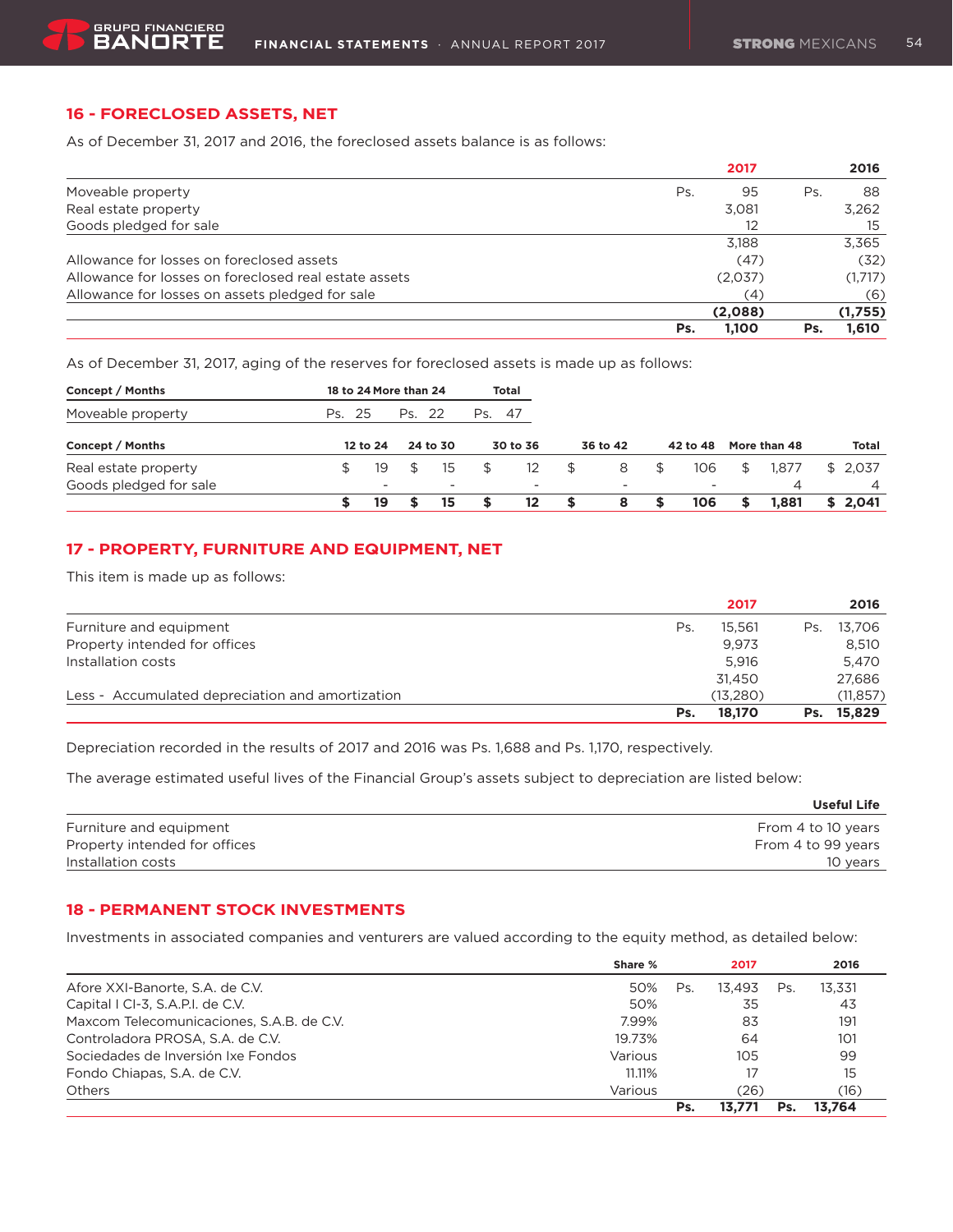## 16 - FORECLOSED ASSETS, NET

As of December 31, 2017 and 2016, the foreclosed assets balance is as follows:

| | 2017 | 2016 |
|---|---|---|
| Moveable property | Ps. 95 | Ps. 88 |
| Real estate property | 3,081 | 3,262 |
| Goods pledged for sale | 12 | 15 |
| | 3,188 | 3,365 |
| Allowance for losses on foreclosed assets | (47) | (32) |
| Allowance for losses on foreclosed real estate assets | (2,037) | (1,717) |
| Allowance for losses on assets pledged for sale | (4) | (6) |
| | **(2,088)** | **(1,755)** |
| | **Ps. 1,100** | **Ps. 1,610** |

As of December 31, 2017, aging of the reserves for foreclosed assets is made up as follows:

| Concept / Months | 18 to 24 | More than 24 | Total |
|---|---|---|---|
| Moveable property | Ps. 25 | Ps. 22 | Ps. 47 |

| Concept / Months | 12 to 24 | 24 to 30 | 30 to 36 | 36 to 42 | 42 to 48 | More than 48 | Total |
|---|---|---|---|---|---|---|---|
| Real estate property | $ 19 | $ 15 | $ 12 | $ 8 | $ 106 | $ 1,877 | $ 2,037 |
| Goods pledged for sale | - | - | - | - | - | 4 | 4 |
| | **$ 19** | **$ 15** | **$ 12** | **$ 8** | **$ 106** | **$ 1,881** | **$ 2,041** |

## 17 - PROPERTY, FURNITURE AND EQUIPMENT, NET

This item is made up as follows:

| | 2017 | 2016 |
|---|---|---|
| Furniture and equipment | Ps. 15,561 | Ps. 13,706 |
| Property intended for offices | 9,973 | 8,510 |
| Installation costs | 5,916 | 5,470 |
| | 31,450 | 27,686 |
| Less - Accumulated depreciation and amortization | (13,280) | (11,857) |
| | **Ps. 18,170** | **Ps. 15,829** |

Depreciation recorded in the results of 2017 and 2016 was Ps. 1,688 and Ps. 1,170, respectively.

The average estimated useful lives of the Financial Group's assets subject to depreciation are listed below:

| | Useful Life |
|---|---|
| Furniture and equipment | From 4 to 10 years |
| Property intended for offices | From 4 to 99 years |
| Installation costs | 10 years |

## 18 - PERMANENT STOCK INVESTMENTS

Investments in associated companies and venturers are valued according to the equity method, as detailed below:

| | Share % | 2017 | 2016 |
|---|---|---|---|
| Afore XXI-Banorte, S.A. de C.V. | 50% | Ps. 13,493 | Ps. 13,331 |
| Capital I CI-3, S.A.P.I. de C.V. | 50% | 35 | 43 |
| Maxcom Telecomunicaciones, S.A.B. de C.V. | 7.99% | 83 | 191 |
| Controladora PROSA, S.A. de C.V. | 19.73% | 64 | 101 |
| Sociedades de Inversión Ixe Fondos | Various | 105 | 99 |
| Fondo Chiapas, S.A. de C.V. | 11.11% | 17 | 15 |
| Others | Various | (26) | (16) |
| | | **Ps. 13,771** | **Ps. 13,764** |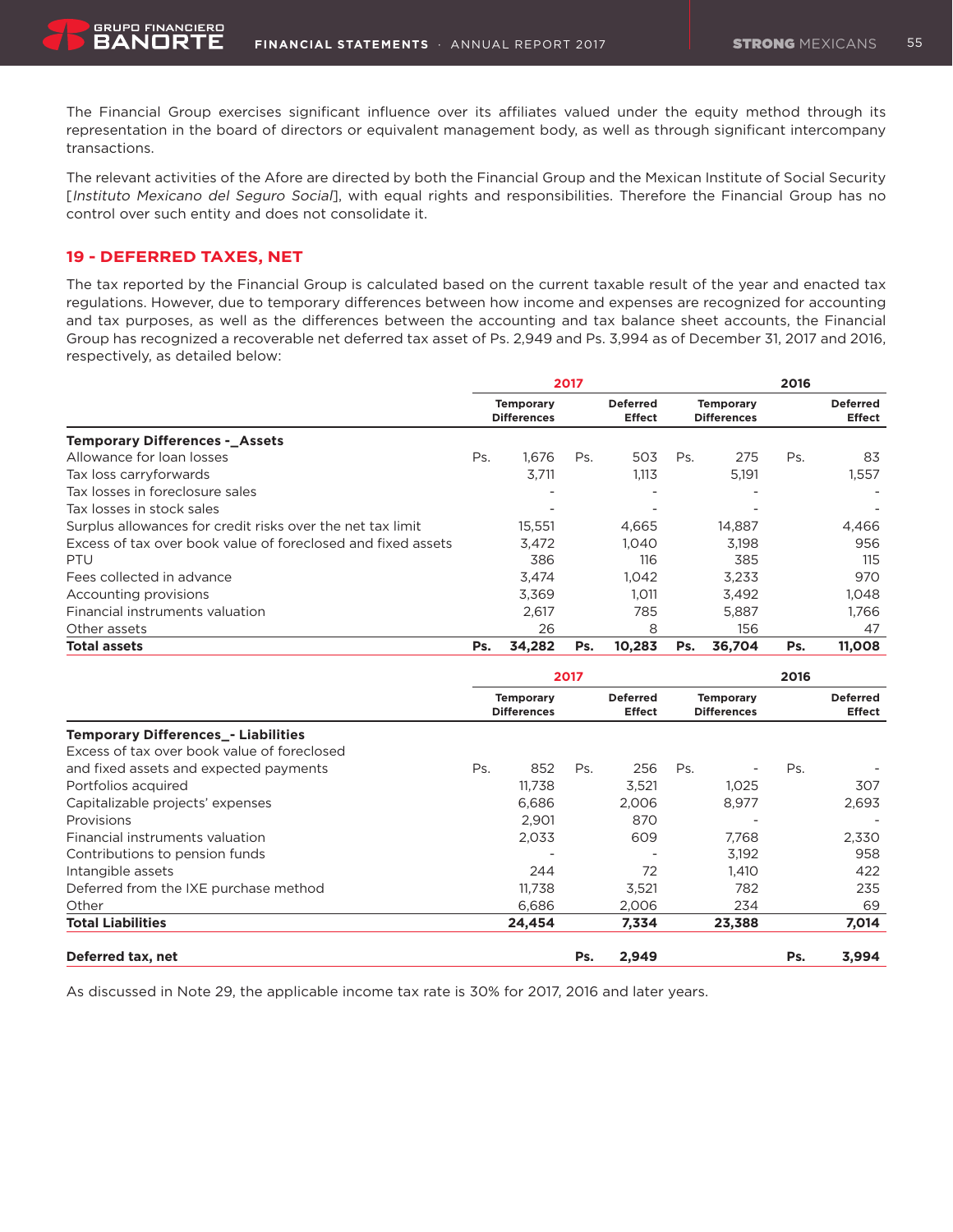The Financial Group exercises significant influence over its affiliates valued under the equity method through its representation in the board of directors or equivalent management body, as well as through significant intercompany transactions.

The relevant activities of the Afore are directed by both the Financial Group and the Mexican Institute of Social Security [*Instituto Mexicano del Seguro Social*], with equal rights and responsibilities. Therefore the Financial Group has no control over such entity and does not consolidate it.

## 19 - DEFERRED TAXES, NET

The tax reported by the Financial Group is calculated based on the current taxable result of the year and enacted tax regulations. However, due to temporary differences between how income and expenses are recognized for accounting and tax purposes, as well as the differences between the accounting and tax balance sheet accounts, the Financial Group has recognized a recoverable net deferred tax asset of Ps. 2,949 and Ps. 3,994 as of December 31, 2017 and 2016, respectively, as detailed below:

| | 2017 | | 2016 | |
|---|---|---|---|---|
| | Temporary Differences | Deferred Effect | Temporary Differences | Deferred Effect |
| **Temporary Differences -_Assets** | | | | |
| Allowance for loan losses | Ps. 1,676 | Ps. 503 | Ps. 275 | Ps. 83 |
| Tax loss carryforwards | 3,711 | 1,113 | 5,191 | 1,557 |
| Tax losses in foreclosure sales | - | - | - | - |
| Tax losses in stock sales | - | - | - | - |
| Surplus allowances for credit risks over the net tax limit | 15,551 | 4,665 | 14,887 | 4,466 |
| Excess of tax over book value of foreclosed and fixed assets | 3,472 | 1,040 | 3,198 | 956 |
| PTU | 386 | 116 | 385 | 115 |
| Fees collected in advance | 3,474 | 1,042 | 3,233 | 970 |
| Accounting provisions | 3,369 | 1,011 | 3,492 | 1,048 |
| Financial instruments valuation | 2,617 | 785 | 5,887 | 1,766 |
| Other assets | 26 | 8 | 156 | 47 |
| **Total assets** | **Ps. 34,282** | **Ps. 10,283** | **Ps. 36,704** | **Ps. 11,008** |

| | 2017 | | 2016 | |
|---|---|---|---|---|
| | Temporary Differences | Deferred Effect | Temporary Differences | Deferred Effect |
| **Temporary Differences_- Liabilities** | | | | |
| Excess of tax over book value of foreclosed and fixed assets and expected payments | Ps. 852 | Ps. 256 | Ps. - | Ps. - |
| Portfolios acquired | 11,738 | 3,521 | 1,025 | 307 |
| Capitalizable projects' expenses | 6,686 | 2,006 | 8,977 | 2,693 |
| Provisions | 2,901 | 870 | - | - |
| Financial instruments valuation | 2,033 | 609 | 7,768 | 2,330 |
| Contributions to pension funds | - | - | 3,192 | 958 |
| Intangible assets | 244 | 72 | 1,410 | 422 |
| Deferred from the IXE purchase method | 11,738 | 3,521 | 782 | 235 |
| Other | 6,686 | 2,006 | 234 | 69 |
| **Total Liabilities** | **24,454** | **7,334** | **23,388** | **7,014** |
| | | | | |
| **Deferred tax, net** | | **Ps. 2,949** | | **Ps. 3,994** |

As discussed in Note 29, the applicable income tax rate is 30% for 2017, 2016 and later years.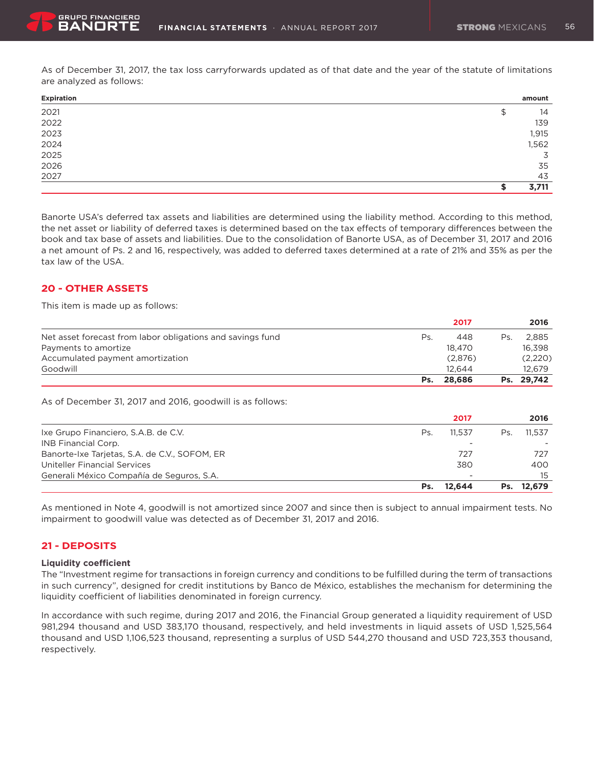As of December 31, 2017, the tax loss carryforwards updated as of that date and the year of the statute of limitations are analyzed as follows:

| Expiration | amount |
|---|---|
| 2021 | $ 14 |
| 2022 | 139 |
| 2023 | 1,915 |
| 2024 | 1,562 |
| 2025 | 3 |
| 2026 | 35 |
| 2027 | 43 |
| | **$ 3,711** |

Banorte USA's deferred tax assets and liabilities are determined using the liability method. According to this method, the net asset or liability of deferred taxes is determined based on the tax effects of temporary differences between the book and tax base of assets and liabilities. Due to the consolidation of Banorte USA, as of December 31, 2017 and 2016 a net amount of Ps. 2 and 16, respectively, was added to deferred taxes determined at a rate of 21% and 35% as per the tax law of the USA.

## 20 - OTHER ASSETS

This item is made up as follows:

| | 2017 | 2016 |
|---|---|---|
| Net asset forecast from labor obligations and savings fund | Ps. 448 | Ps. 2,885 |
| Payments to amortize | 18,470 | 16,398 |
| Accumulated payment amortization | (2,876) | (2,220) |
| Goodwill | 12,644 | 12,679 |
| | **Ps. 28,686** | **Ps. 29,742** |

As of December 31, 2017 and 2016, goodwill is as follows:

| | 2017 | 2016 |
|---|---|---|
| Ixe Grupo Financiero, S.A.B. de C.V. | Ps. 11,537 | Ps. 11,537 |
| INB Financial Corp. | - | - |
| Banorte-Ixe Tarjetas, S.A. de C.V., SOFOM, ER | 727 | 727 |
| Uniteller Financial Services | 380 | 400 |
| Generali México Compañía de Seguros, S.A. | - | 15 |
| | **Ps. 12,644** | **Ps. 12,679** |

As mentioned in Note 4, goodwill is not amortized since 2007 and since then is subject to annual impairment tests. No impairment to goodwill value was detected as of December 31, 2017 and 2016.

## 21 - DEPOSITS

**Liquidity coefficient**

The "Investment regime for transactions in foreign currency and conditions to be fulfilled during the term of transactions in such currency", designed for credit institutions by Banco de México, establishes the mechanism for determining the liquidity coefficient of liabilities denominated in foreign currency.

In accordance with such regime, during 2017 and 2016, the Financial Group generated a liquidity requirement of USD 981,294 thousand and USD 383,170 thousand, respectively, and held investments in liquid assets of USD 1,525,564 thousand and USD 1,106,523 thousand, representing a surplus of USD 544,270 thousand and USD 723,353 thousand, respectively.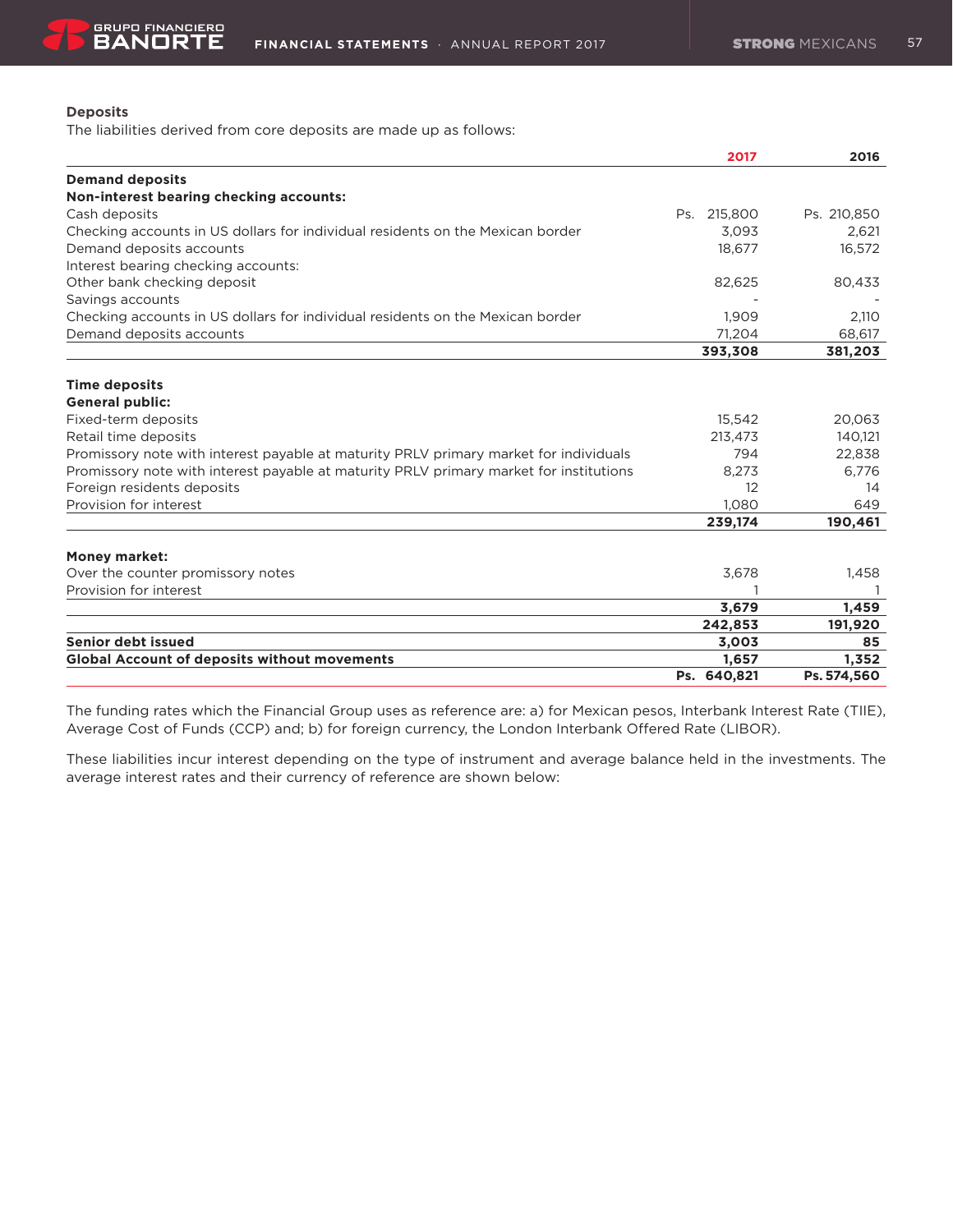**Deposits**

The liabilities derived from core deposits are made up as follows:

| | 2017 | 2016 |
|---|---|---|
| **Demand deposits** | | |
| **Non-interest bearing checking accounts:** | | |
| Cash deposits | Ps. 215,800 | Ps. 210,850 |
| Checking accounts in US dollars for individual residents on the Mexican border | 3,093 | 2,621 |
| Demand deposits accounts | 18,677 | 16,572 |
| Interest bearing checking accounts: | | |
| Other bank checking deposit | 82,625 | 80,433 |
| Savings accounts | - | - |
| Checking accounts in US dollars for individual residents on the Mexican border | 1,909 | 2,110 |
| Demand deposits accounts | 71,204 | 68,617 |
| | **393,308** | **381,203** |
| **Time deposits** | | |
| **General public:** | | |
| Fixed-term deposits | 15,542 | 20,063 |
| Retail time deposits | 213,473 | 140,121 |
| Promissory note with interest payable at maturity PRLV primary market for individuals | 794 | 22,838 |
| Promissory note with interest payable at maturity PRLV primary market for institutions | 8,273 | 6,776 |
| Foreign residents deposits | 12 | 14 |
| Provision for interest | 1,080 | 649 |
| | **239,174** | **190,461** |
| **Money market:** | | |
| Over the counter promissory notes | 3,678 | 1,458 |
| Provision for interest | 1 | 1 |
| | **3,679** | **1,459** |
| | **242,853** | **191,920** |
| **Senior debt issued** | **3,003** | **85** |
| **Global Account of deposits without movements** | **1,657** | **1,352** |
| | **Ps. 640,821** | **Ps. 574,560** |

The funding rates which the Financial Group uses as reference are: a) for Mexican pesos, Interbank Interest Rate (TIIE), Average Cost of Funds (CCP) and; b) for foreign currency, the London Interbank Offered Rate (LIBOR).

These liabilities incur interest depending on the type of instrument and average balance held in the investments. The average interest rates and their currency of reference are shown below: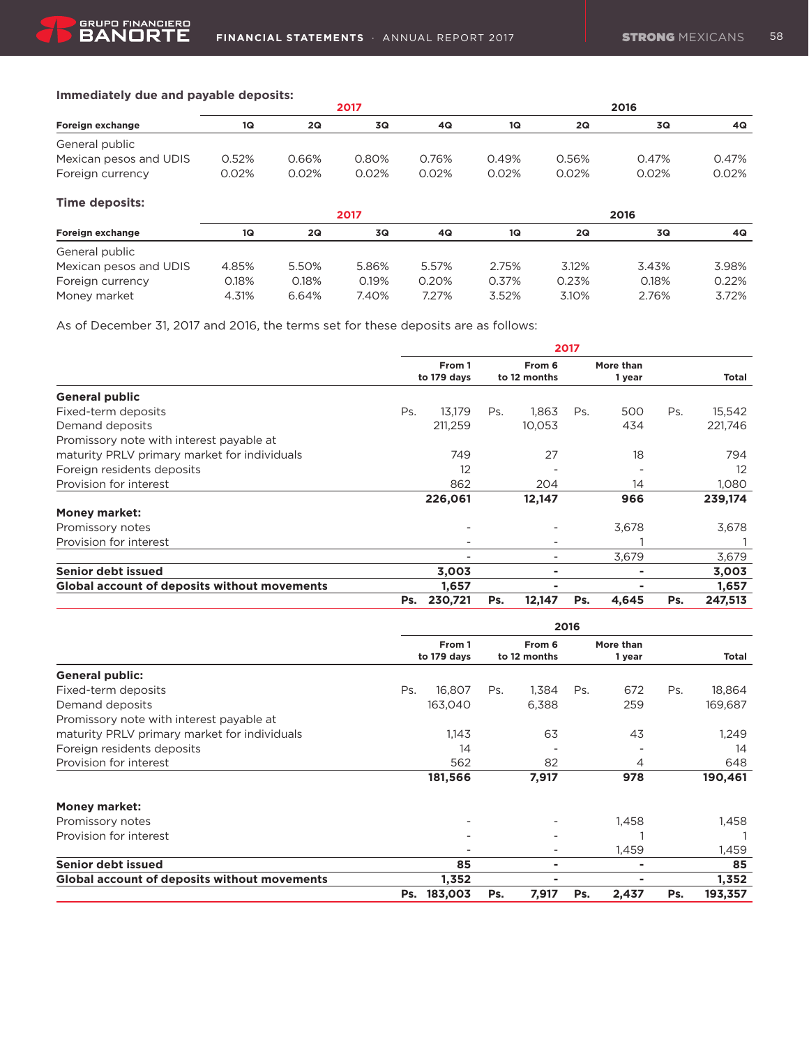**Immediately due and payable deposits:**

| Foreign exchange | 2017 1Q | 2017 2Q | 2017 3Q | 2017 4Q | 2016 1Q | 2016 2Q | 2016 3Q | 2016 4Q |
|---|---|---|---|---|---|---|---|---|
| General public | | | | | | | | |
| Mexican pesos and UDIS | 0.52% | 0.66% | 0.80% | 0.76% | 0.49% | 0.56% | 0.47% | 0.47% |
| Foreign currency | 0.02% | 0.02% | 0.02% | 0.02% | 0.02% | 0.02% | 0.02% | 0.02% |

**Time deposits:**

| Foreign exchange | 2017 1Q | 2017 2Q | 2017 3Q | 2017 4Q | 2016 1Q | 2016 2Q | 2016 3Q | 2016 4Q |
|---|---|---|---|---|---|---|---|---|
| General public | | | | | | | | |
| Mexican pesos and UDIS | 4.85% | 5.50% | 5.86% | 5.57% | 2.75% | 3.12% | 3.43% | 3.98% |
| Foreign currency | 0.18% | 0.18% | 0.19% | 0.20% | 0.37% | 0.23% | 0.18% | 0.22% |
| Money market | 4.31% | 6.64% | 7.40% | 7.27% | 3.52% | 3.10% | 2.76% | 3.72% |

As of December 31, 2017 and 2016, the terms set for these deposits are as follows:

| 2017 | From 1 to 179 days | From 6 to 12 months | More than 1 year | Total |
|---|---|---|---|---|
| **General public** | | | | |
| Fixed-term deposits | Ps. 13,179 | Ps. 1,863 | Ps. 500 | Ps. 15,542 |
| Demand deposits | 211,259 | 10,053 | 434 | 221,746 |
| Promissory note with interest payable at maturity PRLV primary market for individuals | 749 | 27 | 18 | 794 |
| Foreign residents deposits | 12 | - | - | 12 |
| Provision for interest | 862 | 204 | 14 | 1,080 |
| | **226,061** | **12,147** | **966** | **239,174** |
| **Money market:** | | | | |
| Promissory notes | - | - | 3,678 | 3,678 |
| Provision for interest | - | - | 1 | 1 |
| | - | - | 3,679 | 3,679 |
| **Senior debt issued** | **3,003** | **-** | **-** | **3,003** |
| **Global account of deposits without movements** | **1,657** | **-** | **-** | **1,657** |
| | **Ps. 230,721** | **Ps. 12,147** | **Ps. 4,645** | **Ps. 247,513** |

| 2016 | From 1 to 179 days | From 6 to 12 months | More than 1 year | Total |
|---|---|---|---|---|
| **General public:** | | | | |
| Fixed-term deposits | Ps. 16,807 | Ps. 1,384 | Ps. 672 | Ps. 18,864 |
| Demand deposits | 163,040 | 6,388 | 259 | 169,687 |
| Promissory note with interest payable at maturity PRLV primary market for individuals | 1,143 | 63 | 43 | 1,249 |
| Foreign residents deposits | 14 | - | - | 14 |
| Provision for interest | 562 | 82 | 4 | 648 |
| | **181,566** | **7,917** | **978** | **190,461** |
| **Money market:** | | | | |
| Promissory notes | - | - | 1,458 | 1,458 |
| Provision for interest | - | - | 1 | 1 |
| | - | - | 1,459 | 1,459 |
| **Senior debt issued** | **85** | **-** | **-** | **85** |
| **Global account of deposits without movements** | **1,352** | **-** | **-** | **1,352** |
| | **Ps. 183,003** | **Ps. 7,917** | **Ps. 2,437** | **Ps. 193,357** |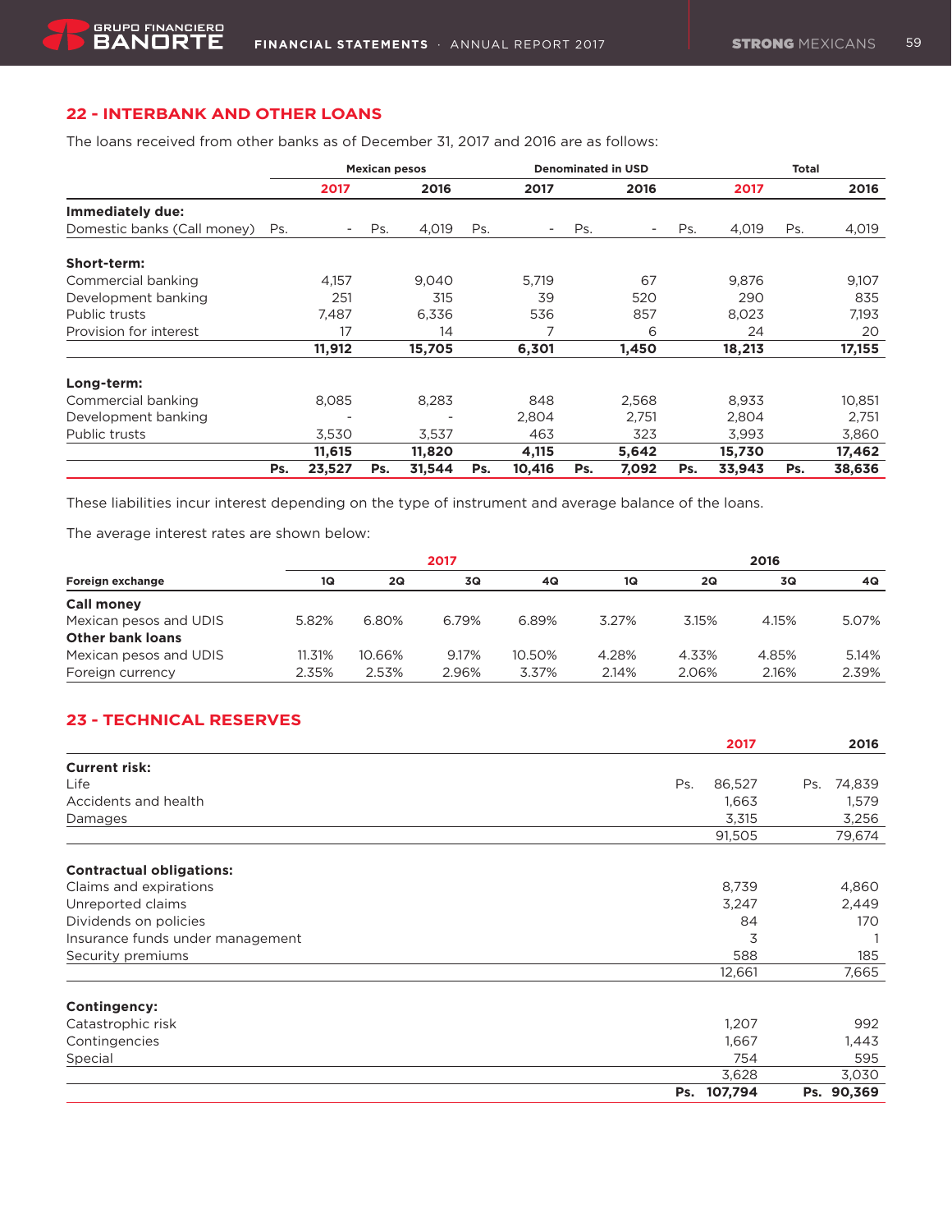## 22 - INTERBANK AND OTHER LOANS

The loans received from other banks as of December 31, 2017 and 2016 are as follows:

| | Mexican pesos | | Denominated in USD | | Total | |
|---|---|---|---|---|---|---|
| | 2017 | 2016 | 2017 | 2016 | 2017 | 2016 |
| **Immediately due:** | | | | | | |
| Domestic banks (Call money) | Ps. - | Ps. 4,019 | Ps. - | Ps. - | Ps. 4,019 | Ps. 4,019 |
| **Short-term:** | | | | | | |
| Commercial banking | 4,157 | 9,040 | 5,719 | 67 | 9,876 | 9,107 |
| Development banking | 251 | 315 | 39 | 520 | 290 | 835 |
| Public trusts | 7,487 | 6,336 | 536 | 857 | 8,023 | 7,193 |
| Provision for interest | 17 | 14 | 7 | 6 | 24 | 20 |
| | **11,912** | **15,705** | **6,301** | **1,450** | **18,213** | **17,155** |
| **Long-term:** | | | | | | |
| Commercial banking | 8,085 | 8,283 | 848 | 2,568 | 8,933 | 10,851 |
| Development banking | - | - | 2,804 | 2,751 | 2,804 | 2,751 |
| Public trusts | 3,530 | 3,537 | 463 | 323 | 3,993 | 3,860 |
| | **11,615** | **11,820** | **4,115** | **5,642** | **15,730** | **17,462** |
| | **Ps. 23,527** | **Ps. 31,544** | **Ps. 10,416** | **Ps. 7,092** | **Ps. 33,943** | **Ps. 38,636** |

These liabilities incur interest depending on the type of instrument and average balance of the loans.

The average interest rates are shown below:

| | 2017 | | | | 2016 | | | |
|---|---|---|---|---|---|---|---|---|
| **Foreign exchange** | **1Q** | **2Q** | **3Q** | **4Q** | **1Q** | **2Q** | **3Q** | **4Q** |
| **Call money** | | | | | | | | |
| Mexican pesos and UDIS | 5.82% | 6.80% | 6.79% | 6.89% | 3.27% | 3.15% | 4.15% | 5.07% |
| **Other bank loans** | | | | | | | | |
| Mexican pesos and UDIS | 11.31% | 10.66% | 9.17% | 10.50% | 4.28% | 4.33% | 4.85% | 5.14% |
| Foreign currency | 2.35% | 2.53% | 2.96% | 3.37% | 2.14% | 2.06% | 2.16% | 2.39% |

## 23 - TECHNICAL RESERVES

| | 2017 | 2016 |
|---|---|---|
| **Current risk:** | | |
| Life | Ps. 86,527 | Ps. 74,839 |
| Accidents and health | 1,663 | 1,579 |
| Damages | 3,315 | 3,256 |
| | 91,505 | 79,674 |
| **Contractual obligations:** | | |
| Claims and expirations | 8,739 | 4,860 |
| Unreported claims | 3,247 | 2,449 |
| Dividends on policies | 84 | 170 |
| Insurance funds under management | 3 | 1 |
| Security premiums | 588 | 185 |
| | 12,661 | 7,665 |
| **Contingency:** | | |
| Catastrophic risk | 1,207 | 992 |
| Contingencies | 1,667 | 1,443 |
| Special | 754 | 595 |
| | 3,628 | 3,030 |
| | **Ps. 107,794** | **Ps. 90,369** |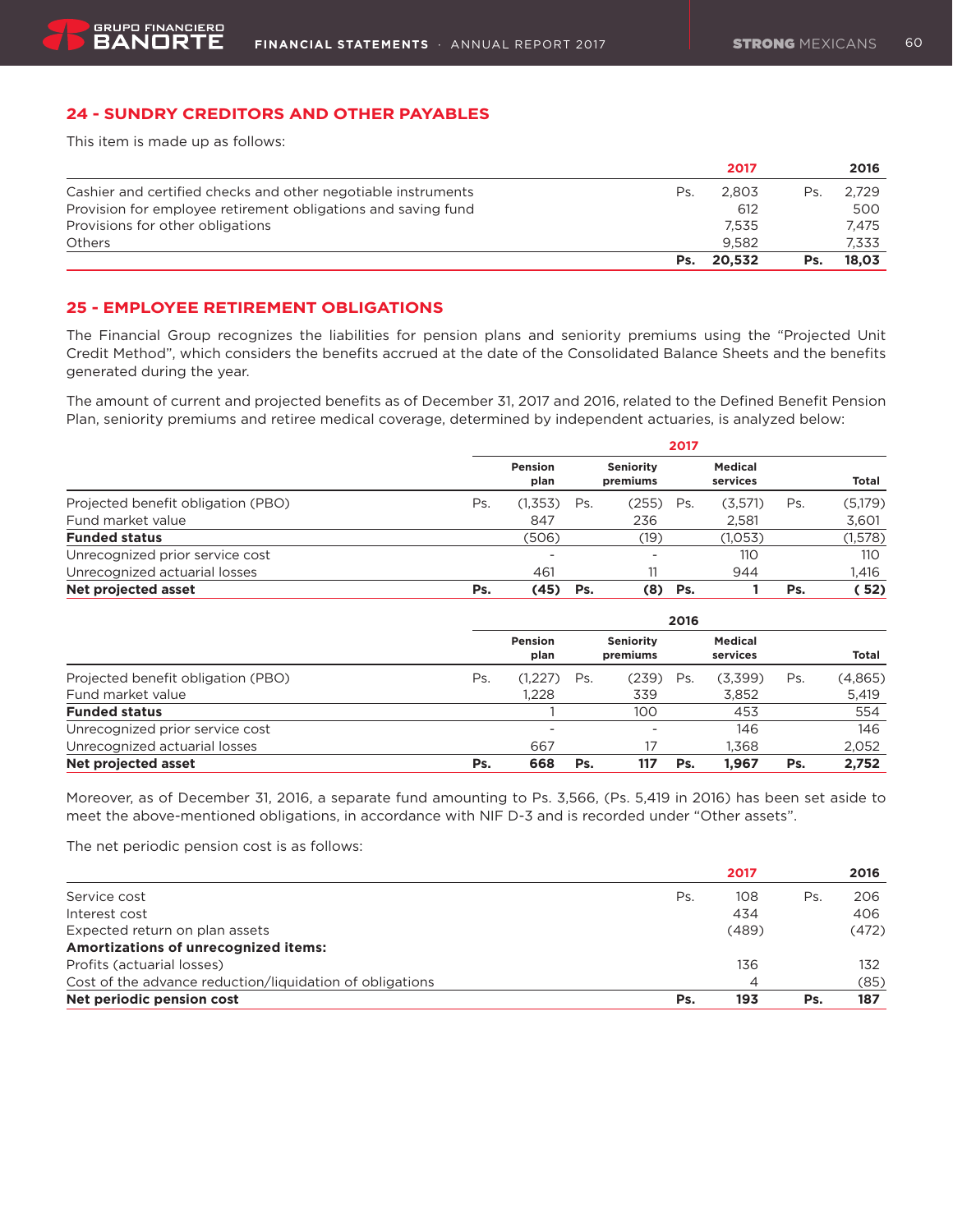## 24 - SUNDRY CREDITORS AND OTHER PAYABLES

This item is made up as follows:

| | | 2017 | | 2016 |
|---|---|---|---|---|
| Cashier and certified checks and other negotiable instruments | Ps. | 2,803 | Ps. | 2,729 |
| Provision for employee retirement obligations and saving fund | | 612 | | 500 |
| Provisions for other obligations | | 7,535 | | 7,475 |
| Others | | 9,582 | | 7,333 |
| | **Ps.** | **20,532** | **Ps.** | **18,03** |

## 25 - EMPLOYEE RETIREMENT OBLIGATIONS

The Financial Group recognizes the liabilities for pension plans and seniority premiums using the "Projected Unit Credit Method", which considers the benefits accrued at the date of the Consolidated Balance Sheets and the benefits generated during the year.

The amount of current and projected benefits as of December 31, 2017 and 2016, related to the Defined Benefit Pension Plan, seniority premiums and retiree medical coverage, determined by independent actuaries, is analyzed below:

| | 2017 | | | | | | | |
|---|---|---|---|---|---|---|---|---|
| | | Pension plan | | Seniority premiums | | Medical services | | Total |
| Projected benefit obligation (PBO) | Ps. | (1,353) | Ps. | (255) | Ps. | (3,571) | Ps. | (5,179) |
| Fund market value | | 847 | | 236 | | 2,581 | | 3,601 |
| **Funded status** | | (506) | | (19) | | (1,053) | | (1,578) |
| Unrecognized prior service cost | | - | | - | | 110 | | 110 |
| Unrecognized actuarial losses | | 461 | | 11 | | 944 | | 1,416 |
| **Net projected asset** | **Ps.** | **(45)** | **Ps.** | **(8)** | **Ps.** | **1** | **Ps.** | **( 52)** |

| | 2016 | | | | | | | |
|---|---|---|---|---|---|---|---|---|
| | | Pension plan | | Seniority premiums | | Medical services | | Total |
| Projected benefit obligation (PBO) | Ps. | (1,227) | Ps. | (239) | Ps. | (3,399) | Ps. | (4,865) |
| Fund market value | | 1,228 | | 339 | | 3,852 | | 5,419 |
| **Funded status** | | 1 | | 100 | | 453 | | 554 |
| Unrecognized prior service cost | | - | | - | | 146 | | 146 |
| Unrecognized actuarial losses | | 667 | | 17 | | 1,368 | | 2,052 |
| **Net projected asset** | **Ps.** | **668** | **Ps.** | **117** | **Ps.** | **1,967** | **Ps.** | **2,752** |

Moreover, as of December 31, 2016, a separate fund amounting to Ps. 3,566, (Ps. 5,419 in 2016) has been set aside to meet the above-mentioned obligations, in accordance with NIF D-3 and is recorded under "Other assets".

The net periodic pension cost is as follows:

| | | 2017 | | 2016 |
|---|---|---|---|---|
| Service cost | Ps. | 108 | Ps. | 206 |
| Interest cost | | 434 | | 406 |
| Expected return on plan assets | | (489) | | (472) |
| **Amortizations of unrecognized items:** | | | | |
| Profits (actuarial losses) | | 136 | | 132 |
| Cost of the advance reduction/liquidation of obligations | | 4 | | (85) |
| **Net periodic pension cost** | **Ps.** | **193** | **Ps.** | **187** |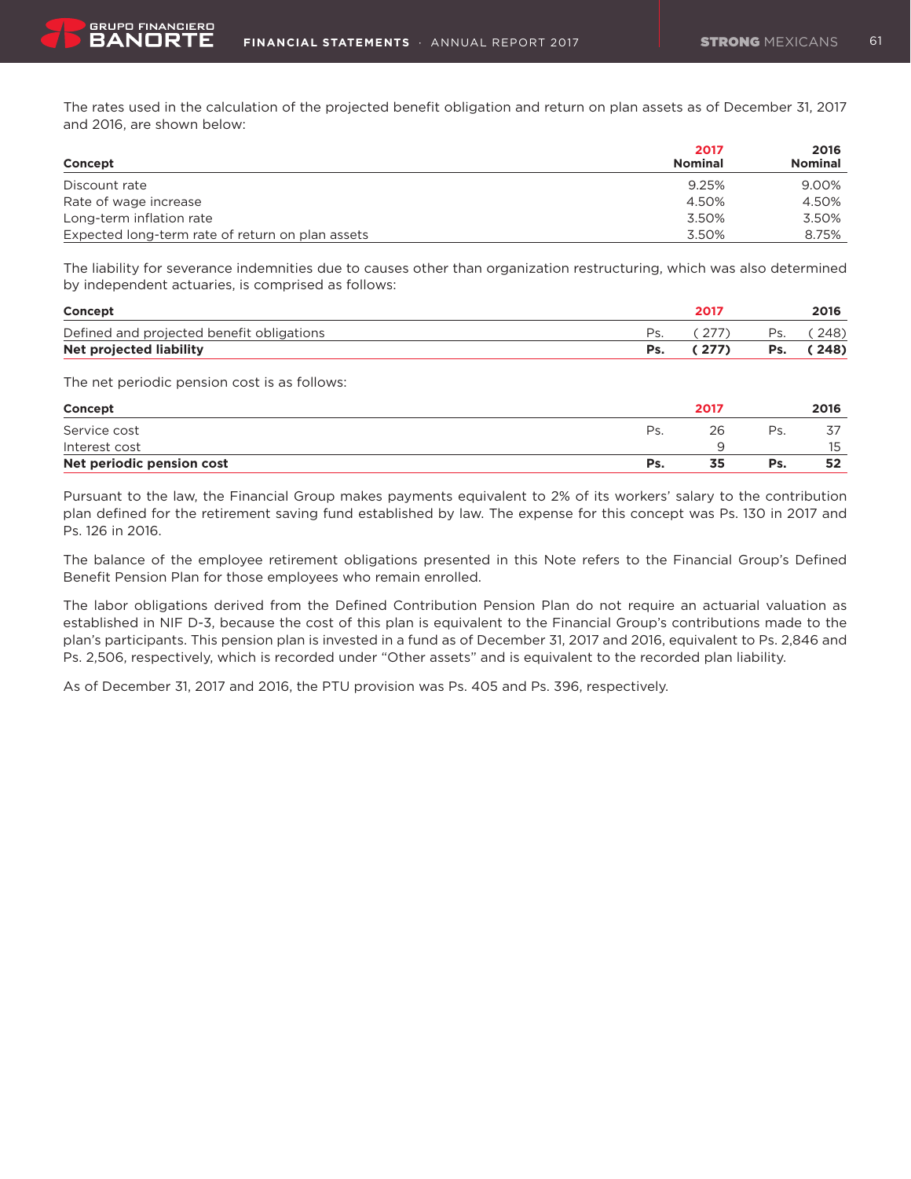The rates used in the calculation of the projected benefit obligation and return on plan assets as of December 31, 2017 and 2016, are shown below:

| Concept | 2017 Nominal | 2016 Nominal |
|---|---|---|
| Discount rate | 9.25% | 9.00% |
| Rate of wage increase | 4.50% | 4.50% |
| Long-term inflation rate | 3.50% | 3.50% |
| Expected long-term rate of return on plan assets | 3.50% | 8.75% |

The liability for severance indemnities due to causes other than organization restructuring, which was also determined by independent actuaries, is comprised as follows:

| Concept | | 2017 | | 2016 |
|---|---|---|---|---|
| Defined and projected benefit obligations | Ps. | ( 277) | Ps. | ( 248) |
| **Net projected liability** | **Ps.** | **( 277)** | **Ps.** | **( 248)** |

The net periodic pension cost is as follows:

| Concept | | 2017 | | 2016 |
|---|---|---|---|---|
| Service cost | Ps. | 26 | Ps. | 37 |
| Interest cost | | 9 | | 15 |
| **Net periodic pension cost** | **Ps.** | **35** | **Ps.** | **52** |

Pursuant to the law, the Financial Group makes payments equivalent to 2% of its workers' salary to the contribution plan defined for the retirement saving fund established by law. The expense for this concept was Ps. 130 in 2017 and Ps. 126 in 2016.

The balance of the employee retirement obligations presented in this Note refers to the Financial Group's Defined Benefit Pension Plan for those employees who remain enrolled.

The labor obligations derived from the Defined Contribution Pension Plan do not require an actuarial valuation as established in NIF D-3, because the cost of this plan is equivalent to the Financial Group's contributions made to the plan's participants. This pension plan is invested in a fund as of December 31, 2017 and 2016, equivalent to Ps. 2,846 and Ps. 2,506, respectively, which is recorded under "Other assets" and is equivalent to the recorded plan liability.

As of December 31, 2017 and 2016, the PTU provision was Ps. 405 and Ps. 396, respectively.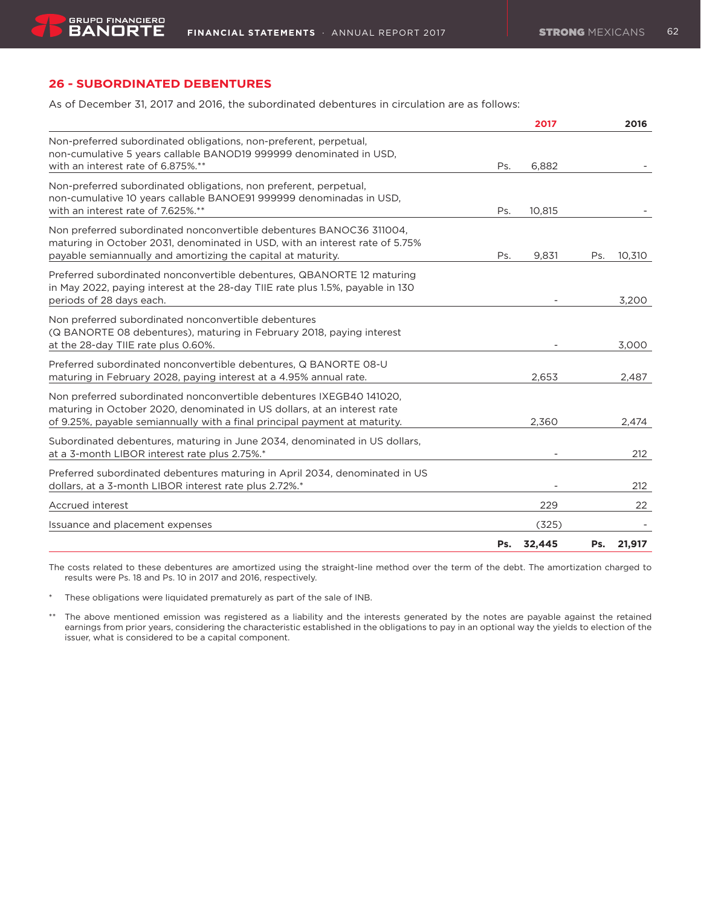## 26 - SUBORDINATED DEBENTURES

As of December 31, 2017 and 2016, the subordinated debentures in circulation are as follows:

| | 2017 | 2016 |
|---|---|---|
| Non-preferred subordinated obligations, non-preferent, perpetual, non-cumulative 5 years callable BANOD19 999999 denominated in USD, with an interest rate of 6.875%.** | Ps. 6,882 | - |
| Non-preferred subordinated obligations, non preferent, perpetual, non-cumulative 10 years callable BANOE91 999999 denominadas in USD, with an interest rate of 7.625%.** | Ps. 10,815 | - |
| Non preferred subordinated nonconvertible debentures BANOC36 311004, maturing in October 2031, denominated in USD, with an interest rate of 5.75% payable semiannually and amortizing the capital at maturity. | Ps. 9,831 | Ps. 10,310 |
| Preferred subordinated nonconvertible debentures, QBANORTE 12 maturing in May 2022, paying interest at the 28-day TIIE rate plus 1.5%, payable in 130 periods of 28 days each. | - | 3,200 |
| Non preferred subordinated nonconvertible debentures (Q BANORTE 08 debentures), maturing in February 2018, paying interest at the 28-day TIIE rate plus 0.60%. | - | 3,000 |
| Preferred subordinated nonconvertible debentures, Q BANORTE 08-U maturing in February 2028, paying interest at a 4.95% annual rate. | 2,653 | 2,487 |
| Non preferred subordinated nonconvertible debentures IXEGB40 141020, maturing in October 2020, denominated in US dollars, at an interest rate of 9.25%, payable semiannually with a final principal payment at maturity. | 2,360 | 2,474 |
| Subordinated debentures, maturing in June 2034, denominated in US dollars, at a 3-month LIBOR interest rate plus 2.75%.* | - | 212 |
| Preferred subordinated debentures maturing in April 2034, denominated in US dollars, at a 3-month LIBOR interest rate plus 2.72%.* | - | 212 |
| Accrued interest | 229 | 22 |
| Issuance and placement expenses | (325) | - |
| | **Ps. 32,445** | **Ps. 21,917** |

The costs related to these debentures are amortized using the straight-line method over the term of the debt. The amortization charged to results were Ps. 18 and Ps. 10 in 2017 and 2016, respectively.

\* These obligations were liquidated prematurely as part of the sale of INB.

\*\* The above mentioned emission was registered as a liability and the interests generated by the notes are payable against the retained earnings from prior years, considering the characteristic established in the obligations to pay in an optional way the yields to election of the issuer, what is considered to be a capital component.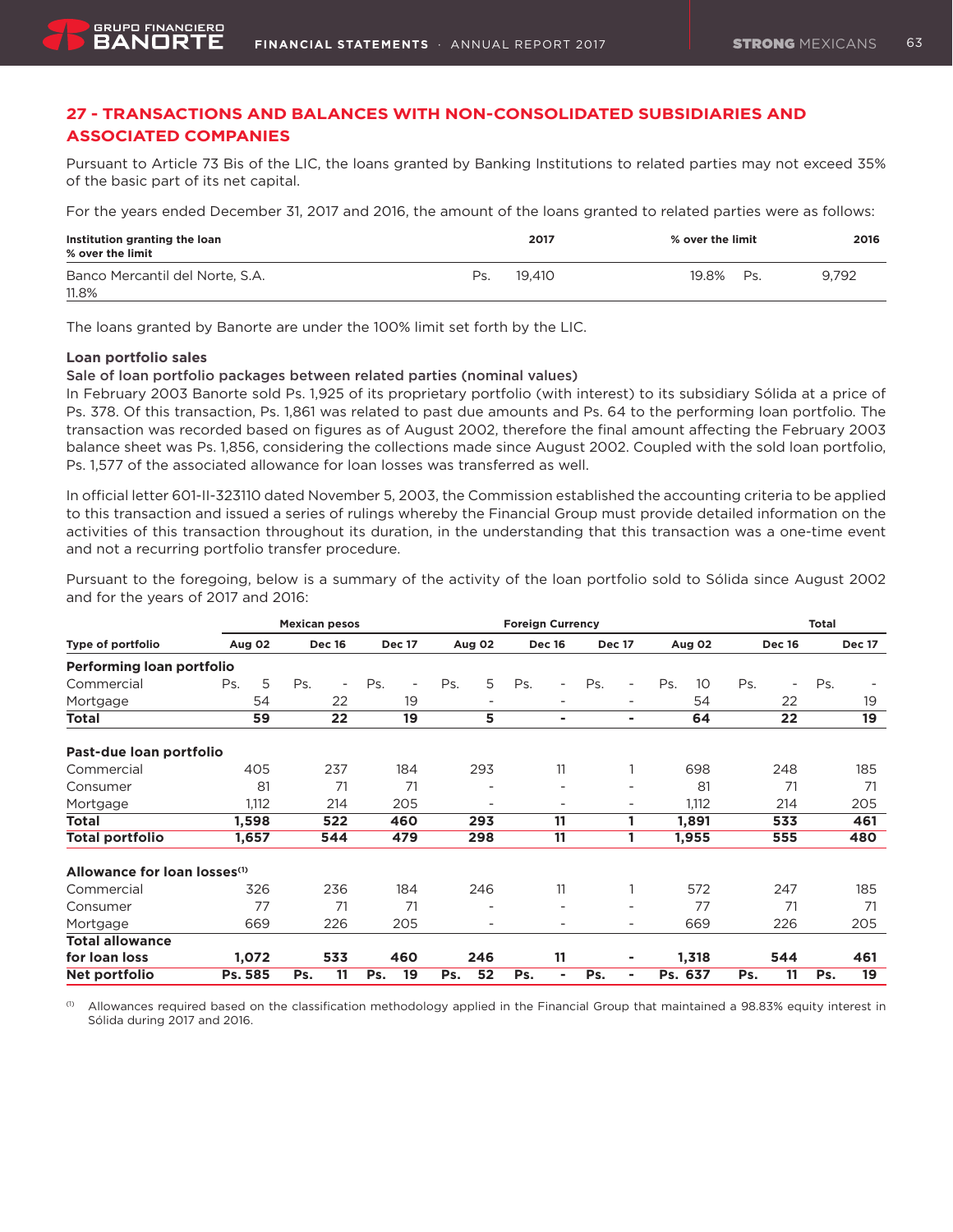## 27 - TRANSACTIONS AND BALANCES WITH NON-CONSOLIDATED SUBSIDIARIES AND ASSOCIATED COMPANIES

Pursuant to Article 73 Bis of the LIC, the loans granted by Banking Institutions to related parties may not exceed 35% of the basic part of its net capital.

For the years ended December 31, 2017 and 2016, the amount of the loans granted to related parties were as follows:

| Institution granting the loan<br>% over the limit | | 2017 | % over the limit | | 2016 |
|---|---|---|---|---|---|
| Banco Mercantil del Norte, S.A.<br>11.8% | Ps. | 19,410 | 19.8% | Ps. | 9,792 |

The loans granted by Banorte are under the 100% limit set forth by the LIC.

**Loan portfolio sales**

**Sale of loan portfolio packages between related parties (nominal values)**

In February 2003 Banorte sold Ps. 1,925 of its proprietary portfolio (with interest) to its subsidiary Sólida at a price of Ps. 378. Of this transaction, Ps. 1,861 was related to past due amounts and Ps. 64 to the performing loan portfolio. The transaction was recorded based on figures as of August 2002, therefore the final amount affecting the February 2003 balance sheet was Ps. 1,856, considering the collections made since August 2002. Coupled with the sold loan portfolio, Ps. 1,577 of the associated allowance for loan losses was transferred as well.

In official letter 601-II-323110 dated November 5, 2003, the Commission established the accounting criteria to be applied to this transaction and issued a series of rulings whereby the Financial Group must provide detailed information on the activities of this transaction throughout its duration, in the understanding that this transaction was a one-time event and not a recurring portfolio transfer procedure.

Pursuant to the foregoing, below is a summary of the activity of the loan portfolio sold to Sólida since August 2002 and for the years of 2017 and 2016:

| | Mexican pesos | | | Foreign Currency | | | Total | | |
|---|---|---|---|---|---|---|---|---|---|
| **Type of portfolio** | **Aug 02** | **Dec 16** | **Dec 17** | **Aug 02** | **Dec 16** | **Dec 17** | **Aug 02** | **Dec 16** | **Dec 17** |
| **Performing loan portfolio** | | | | | | | | | |
| Commercial | Ps. 5 | Ps. - | Ps. - | Ps. 5 | Ps. - | Ps. - | Ps. 10 | Ps. - | Ps. - |
| Mortgage | 54 | 22 | 19 | - | - | - | 54 | 22 | 19 |
| **Total** | **59** | **22** | **19** | **5** | **-** | **-** | **64** | **22** | **19** |
| **Past-due loan portfolio** | | | | | | | | | |
| Commercial | 405 | 237 | 184 | 293 | 11 | 1 | 698 | 248 | 185 |
| Consumer | 81 | 71 | 71 | - | - | - | 81 | 71 | 71 |
| Mortgage | 1,112 | 214 | 205 | - | - | - | 1,112 | 214 | 205 |
| **Total** | **1,598** | **522** | **460** | **293** | **11** | **1** | **1,891** | **533** | **461** |
| **Total portfolio** | **1,657** | **544** | **479** | **298** | **11** | **1** | **1,955** | **555** | **480** |
| **Allowance for loan losses[(1)]** | | | | | | | | | |
| Commercial | 326 | 236 | 184 | 246 | 11 | 1 | 572 | 247 | 185 |
| Consumer | 77 | 71 | 71 | - | - | - | 77 | 71 | 71 |
| Mortgage | 669 | 226 | 205 | - | - | - | 669 | 226 | 205 |
| **Total allowance for loan loss** | **1,072** | **533** | **460** | **246** | **11** | **-** | **1,318** | **544** | **461** |
| **Net portfolio** | **Ps. 585** | **Ps. 11** | **Ps. 19** | **Ps. 52** | **Ps. -** | **Ps. -** | **Ps. 637** | **Ps. 11** | **Ps. 19** |

[(1)] Allowances required based on the classification methodology applied in the Financial Group that maintained a 98.83% equity interest in Sólida during 2017 and 2016.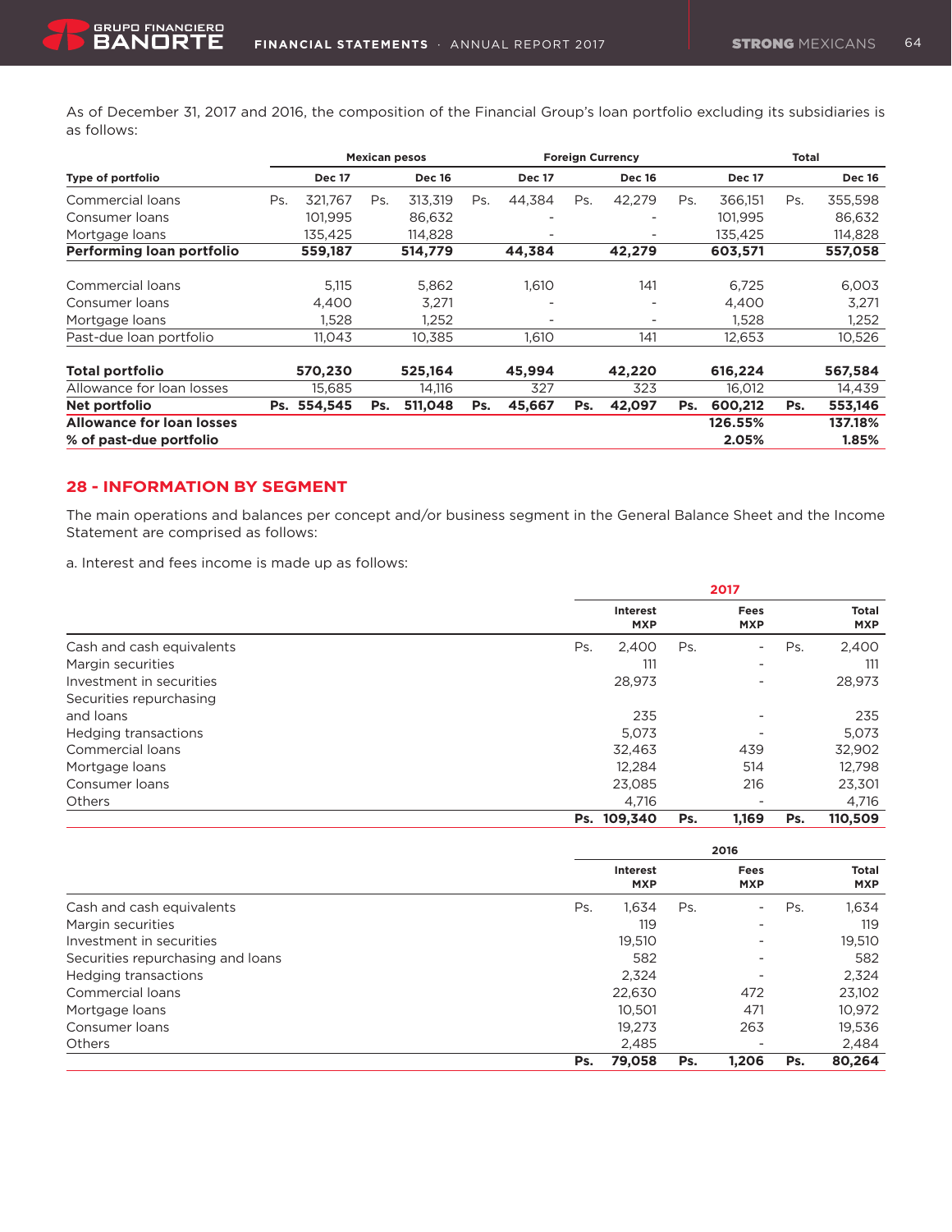As of December 31, 2017 and 2016, the composition of the Financial Group's loan portfolio excluding its subsidiaries is as follows:

| | Mexican pesos | | Foreign Currency | | Total | |
|---|---|---|---|---|---|---|
| **Type of portfolio** | **Dec 17** | **Dec 16** | **Dec 17** | **Dec 16** | **Dec 17** | **Dec 16** |
| Commercial loans | Ps. 321,767 | Ps. 313,319 | Ps. 44,384 | Ps. 42,279 | Ps. 366,151 | Ps. 355,598 |
| Consumer loans | 101,995 | 86,632 | - | - | 101,995 | 86,632 |
| Mortgage loans | 135,425 | 114,828 | - | - | 135,425 | 114,828 |
| **Performing loan portfolio** | **559,187** | **514,779** | **44,384** | **42,279** | **603,571** | **557,058** |
| Commercial loans | 5,115 | 5,862 | 1,610 | 141 | 6,725 | 6,003 |
| Consumer loans | 4,400 | 3,271 | - | - | 4,400 | 3,271 |
| Mortgage loans | 1,528 | 1,252 | - | - | 1,528 | 1,252 |
| Past-due loan portfolio | 11,043 | 10,385 | 1,610 | 141 | 12,653 | 10,526 |
| **Total portfolio** | **570,230** | **525,164** | **45,994** | **42,220** | **616,224** | **567,584** |
| Allowance for loan losses | 15,685 | 14,116 | 327 | 323 | 16,012 | 14,439 |
| **Net portfolio** | **Ps. 554,545** | **Ps. 511,048** | **Ps. 45,667** | **Ps. 42,097** | **Ps. 600,212** | **Ps. 553,146** |
| **Allowance for loan losses** | | | | | **126.55%** | **137.18%** |
| **% of past-due portfolio** | | | | | **2.05%** | **1.85%** |

## 28 - INFORMATION BY SEGMENT

The main operations and balances per concept and/or business segment in the General Balance Sheet and the Income Statement are comprised as follows:

a. Interest and fees income is made up as follows:

| | 2017 | | |
|---|---|---|---|
| | **Interest MXP** | **Fees MXP** | **Total MXP** |
| Cash and cash equivalents | Ps. 2,400 | Ps. - | Ps. 2,400 |
| Margin securities | 111 | - | 111 |
| Investment in securities | 28,973 | - | 28,973 |
| Securities repurchasing and loans | 235 | - | 235 |
| Hedging transactions | 5,073 | - | 5,073 |
| Commercial loans | 32,463 | 439 | 32,902 |
| Mortgage loans | 12,284 | 514 | 12,798 |
| Consumer loans | 23,085 | 216 | 23,301 |
| Others | 4,716 | - | 4,716 |
| | **Ps. 109,340** | **Ps. 1,169** | **Ps. 110,509** |

| | 2016 | | |
|---|---|---|---|
| | **Interest MXP** | **Fees MXP** | **Total MXP** |
| Cash and cash equivalents | Ps. 1,634 | Ps. - | Ps. 1,634 |
| Margin securities | 119 | - | 119 |
| Investment in securities | 19,510 | - | 19,510 |
| Securities repurchasing and loans | 582 | - | 582 |
| Hedging transactions | 2,324 | - | 2,324 |
| Commercial loans | 22,630 | 472 | 23,102 |
| Mortgage loans | 10,501 | 471 | 10,972 |
| Consumer loans | 19,273 | 263 | 19,536 |
| Others | 2,485 | - | 2,484 |
| | **Ps. 79,058** | **Ps. 1,206** | **Ps. 80,264** |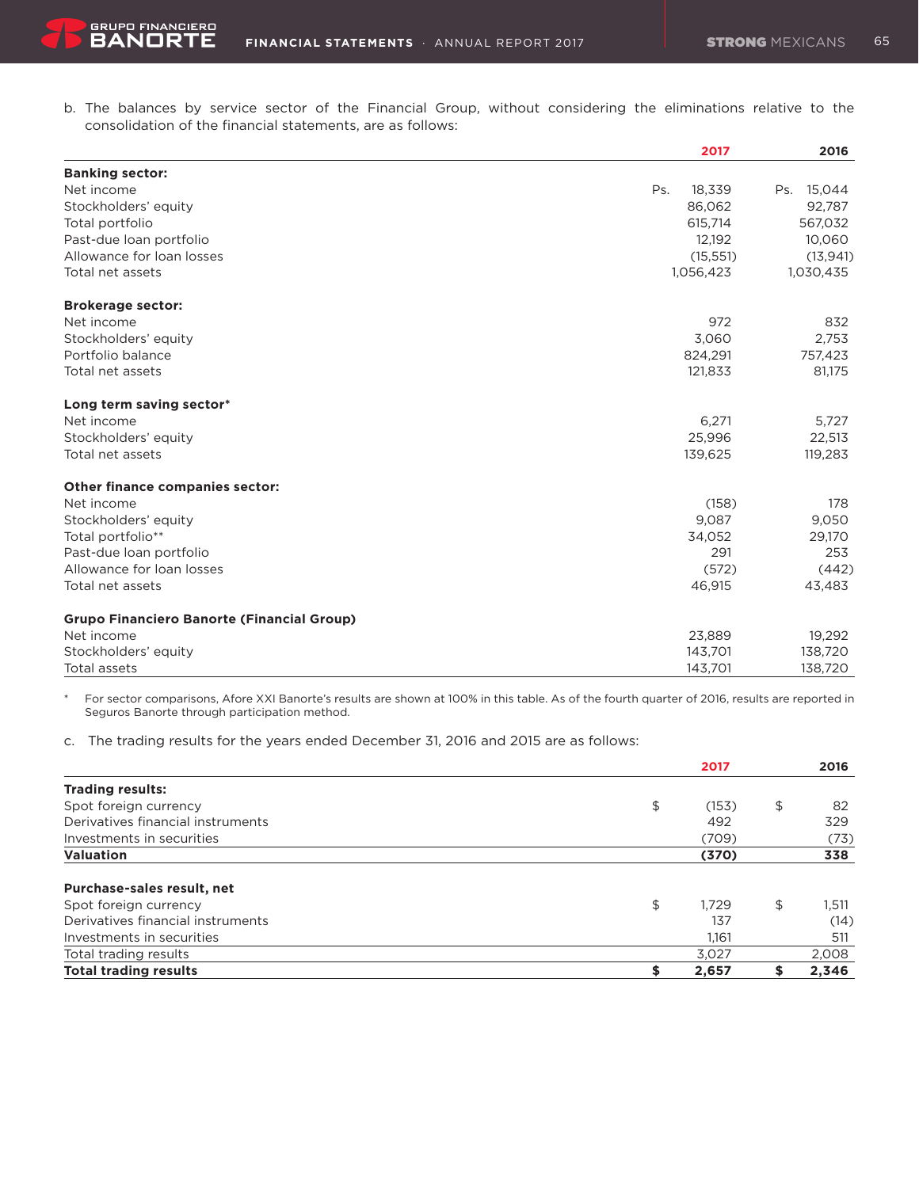b. The balances by service sector of the Financial Group, without considering the eliminations relative to the consolidation of the financial statements, are as follows:

| | 2017 | 2016 |
|---|---|---|
| **Banking sector:** | | |
| Net income | Ps. 18,339 | Ps. 15,044 |
| Stockholders' equity | 86,062 | 92,787 |
| Total portfolio | 615,714 | 567,032 |
| Past-due loan portfolio | 12,192 | 10,060 |
| Allowance for loan losses | (15,551) | (13,941) |
| Total net assets | 1,056,423 | 1,030,435 |
| **Brokerage sector:** | | |
| Net income | 972 | 832 |
| Stockholders' equity | 3,060 | 2,753 |
| Portfolio balance | 824,291 | 757,423 |
| Total net assets | 121,833 | 81,175 |
| **Long term saving sector*** | | |
| Net income | 6,271 | 5,727 |
| Stockholders' equity | 25,996 | 22,513 |
| Total net assets | 139,625 | 119,283 |
| **Other finance companies sector:** | | |
| Net income | (158) | 178 |
| Stockholders' equity | 9,087 | 9,050 |
| Total portfolio** | 34,052 | 29,170 |
| Past-due loan portfolio | 291 | 253 |
| Allowance for loan losses | (572) | (442) |
| Total net assets | 46,915 | 43,483 |
| **Grupo Financiero Banorte (Financial Group)** | | |
| Net income | 23,889 | 19,292 |
| Stockholders' equity | 143,701 | 138,720 |
| Total assets | 143,701 | 138,720 |

\* For sector comparisons, Afore XXI Banorte's results are shown at 100% in this table. As of the fourth quarter of 2016, results are reported in Seguros Banorte through participation method.

c. The trading results for the years ended December 31, 2016 and 2015 are as follows:

| | 2017 | 2016 |
|---|---|---|
| **Trading results:** | | |
| Spot foreign currency | $ (153) | $ 82 |
| Derivatives financial instruments | 492 | 329 |
| Investments in securities | (709) | (73) |
| **Valuation** | **(370)** | **338** |
| **Purchase-sales result, net** | | |
| Spot foreign currency | $ 1,729 | $ 1,511 |
| Derivatives financial instruments | 137 | (14) |
| Investments in securities | 1,161 | 511 |
| Total trading results | 3,027 | 2,008 |
| **Total trading results** | **$ 2,657** | **$ 2,346** |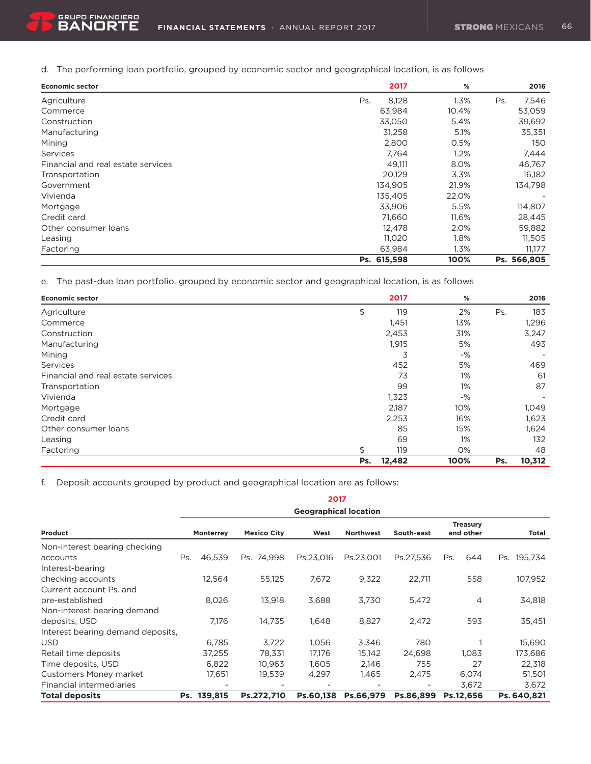d. The performing loan portfolio, grouped by economic sector and geographical location, is as follows

| Economic sector | 2017 | % | 2016 |
|---|---|---|---|
| Agriculture | Ps. 8,128 | 1.3% | Ps. 7,546 |
| Commerce | 63,984 | 10.4% | 53,059 |
| Construction | 33,050 | 5.4% | 39,692 |
| Manufacturing | 31,258 | 5.1% | 35,351 |
| Mining | 2,800 | 0.5% | 150 |
| Services | 7,764 | 1.2% | 7,444 |
| Financial and real estate services | 49,111 | 8.0% | 46,767 |
| Transportation | 20,129 | 3.3% | 16,182 |
| Government | 134,905 | 21.9% | 134,798 |
| Vivienda | 135,405 | 22.0% | - |
| Mortgage | 33,906 | 5.5% | 114,807 |
| Credit card | 71,660 | 11.6% | 28,445 |
| Other consumer loans | 12,478 | 2.0% | 59,882 |
| Leasing | 11,020 | 1.8% | 11,505 |
| Factoring | 63,984 | 1.3% | 11,177 |
| | **Ps. 615,598** | **100%** | **Ps. 566,805** |

e. The past-due loan portfolio, grouped by economic sector and geographical location, is as follows

| Economic sector | 2017 | % | 2016 |
|---|---|---|---|
| Agriculture | $ 119 | 2% | Ps. 183 |
| Commerce | 1,451 | 13% | 1,296 |
| Construction | 2,453 | 31% | 3,247 |
| Manufacturing | 1,915 | 5% | 493 |
| Mining | 3 | -% | - |
| Services | 452 | 5% | 469 |
| Financial and real estate services | 73 | 1% | 61 |
| Transportation | 99 | 1% | 87 |
| Vivienda | 1,323 | -% | - |
| Mortgage | 2,187 | 10% | 1,049 |
| Credit card | 2,253 | 16% | 1,623 |
| Other consumer loans | 85 | 15% | 1,624 |
| Leasing | 69 | 1% | 132 |
| Factoring | $ 119 | 0% | 48 |
| | **Ps. 12,482** | **100%** | **Ps. 10,312** |

f. Deposit accounts grouped by product and geographical location are as follows:

| | 2017 | | | | | | |
|---|---|---|---|---|---|---|---|
| | Geographical location | | | | | | |
| **Product** | **Monterrey** | **Mexico City** | **West** | **Northwest** | **South-east** | **Treasury and other** | **Total** |
| Non-interest bearing checking accounts | Ps. 46,539 | Ps. 74,998 | Ps.23,016 | Ps.23,001 | Ps.27,536 | Ps. 644 | Ps. 195,734 |
| Interest-bearing checking accounts | 12,564 | 55,125 | 7,672 | 9,322 | 22,711 | 558 | 107,952 |
| Current account Ps. and pre-established | 8,026 | 13,918 | 3,688 | 3,730 | 5,472 | 4 | 34,818 |
| Non-interest bearing demand deposits, USD | 7,176 | 14,735 | 1,648 | 8,827 | 2,472 | 593 | 35,451 |
| Interest bearing demand deposits, USD | 6,785 | 3,722 | 1,056 | 3,346 | 780 | 1 | 15,690 |
| Retail time deposits | 37,255 | 78,331 | 17,176 | 15,142 | 24,698 | 1,083 | 173,686 |
| Time deposits, USD | 6,822 | 10,963 | 1,605 | 2,146 | 755 | 27 | 22,318 |
| Customers Money market | 17,651 | 19,539 | 4,297 | 1,465 | 2,475 | 6,074 | 51,501 |
| Financial intermediaries | - | - | - | - | - | 3,672 | 3,672 |
| **Total deposits** | **Ps. 139,815** | **Ps.272,710** | **Ps.60,138** | **Ps.66,979** | **Ps.86,899** | **Ps.12,656** | **Ps. 640,821** |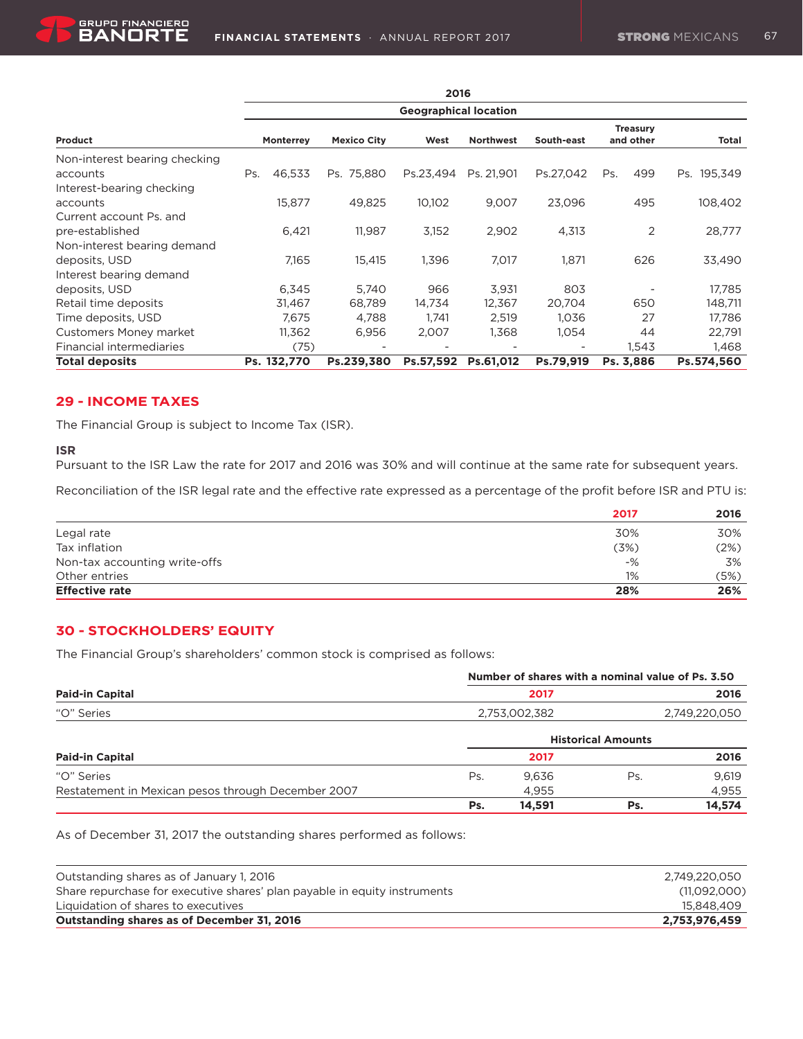| Product | 2016 | | | | | | |
|---|---|---|---|---|---|---|---|
| | Geographical location | | | | | | |
| | Monterrey | Mexico City | West | Northwest | South-east | Treasury and other | Total |
| Non-interest bearing checking accounts | Ps. 46,533 | Ps. 75,880 | Ps.23,494 | Ps. 21,901 | Ps.27,042 | Ps. 499 | Ps. 195,349 |
| Interest-bearing checking accounts | 15,877 | 49,825 | 10,102 | 9,007 | 23,096 | 495 | 108,402 |
| Current account Ps. and pre-established | 6,421 | 11,987 | 3,152 | 2,902 | 4,313 | 2 | 28,777 |
| Non-interest bearing demand deposits, USD | 7,165 | 15,415 | 1,396 | 7,017 | 1,871 | 626 | 33,490 |
| Interest bearing demand deposits, USD | 6,345 | 5,740 | 966 | 3,931 | 803 | - | 17,785 |
| Retail time deposits | 31,467 | 68,789 | 14,734 | 12,367 | 20,704 | 650 | 148,711 |
| Time deposits, USD | 7,675 | 4,788 | 1,741 | 2,519 | 1,036 | 27 | 17,786 |
| Customers Money market | 11,362 | 6,956 | 2,007 | 1,368 | 1,054 | 44 | 22,791 |
| Financial intermediaries | (75) | - | - | - | - | 1,543 | 1,468 |
| **Total deposits** | **Ps. 132,770** | **Ps.239,380** | **Ps.57,592** | **Ps.61,012** | **Ps.79,919** | **Ps. 3,886** | **Ps.574,560** |

## 29 - INCOME TAXES

The Financial Group is subject to Income Tax (ISR).

**ISR**

Pursuant to the ISR Law the rate for 2017 and 2016 was 30% and will continue at the same rate for subsequent years.

Reconciliation of the ISR legal rate and the effective rate expressed as a percentage of the profit before ISR and PTU is:

| | 2017 | 2016 |
|---|---|---|
| Legal rate | 30% | 30% |
| Tax inflation | (3%) | (2%) |
| Non-tax accounting write-offs | -% | 3% |
| Other entries | 1% | (5%) |
| **Effective rate** | **28%** | **26%** |

## 30 - STOCKHOLDERS' EQUITY

The Financial Group's shareholders' common stock is comprised as follows:

| Paid-in Capital | Number of shares with a nominal value of Ps. 3.50 | |
|---|---|---|
| | 2017 | 2016 |
| "O" Series | 2,753,002,382 | 2,749,220,050 |

| Paid-in Capital | Historical Amounts | |
|---|---|---|
| | 2017 | 2016 |
| "O" Series | Ps. 9,636 | Ps. 9,619 |
| Restatement in Mexican pesos through December 2007 | 4,955 | 4,955 |
| | **Ps. 14,591** | **Ps. 14,574** |

As of December 31, 2017 the outstanding shares performed as follows:

| | |
|---|---|
| Outstanding shares as of January 1, 2016 | 2,749,220,050 |
| Share repurchase for executive shares' plan payable in equity instruments | (11,092,000) |
| Liquidation of shares to executives | 15,848,409 |
| **Outstanding shares as of December 31, 2016** | **2,753,976,459** |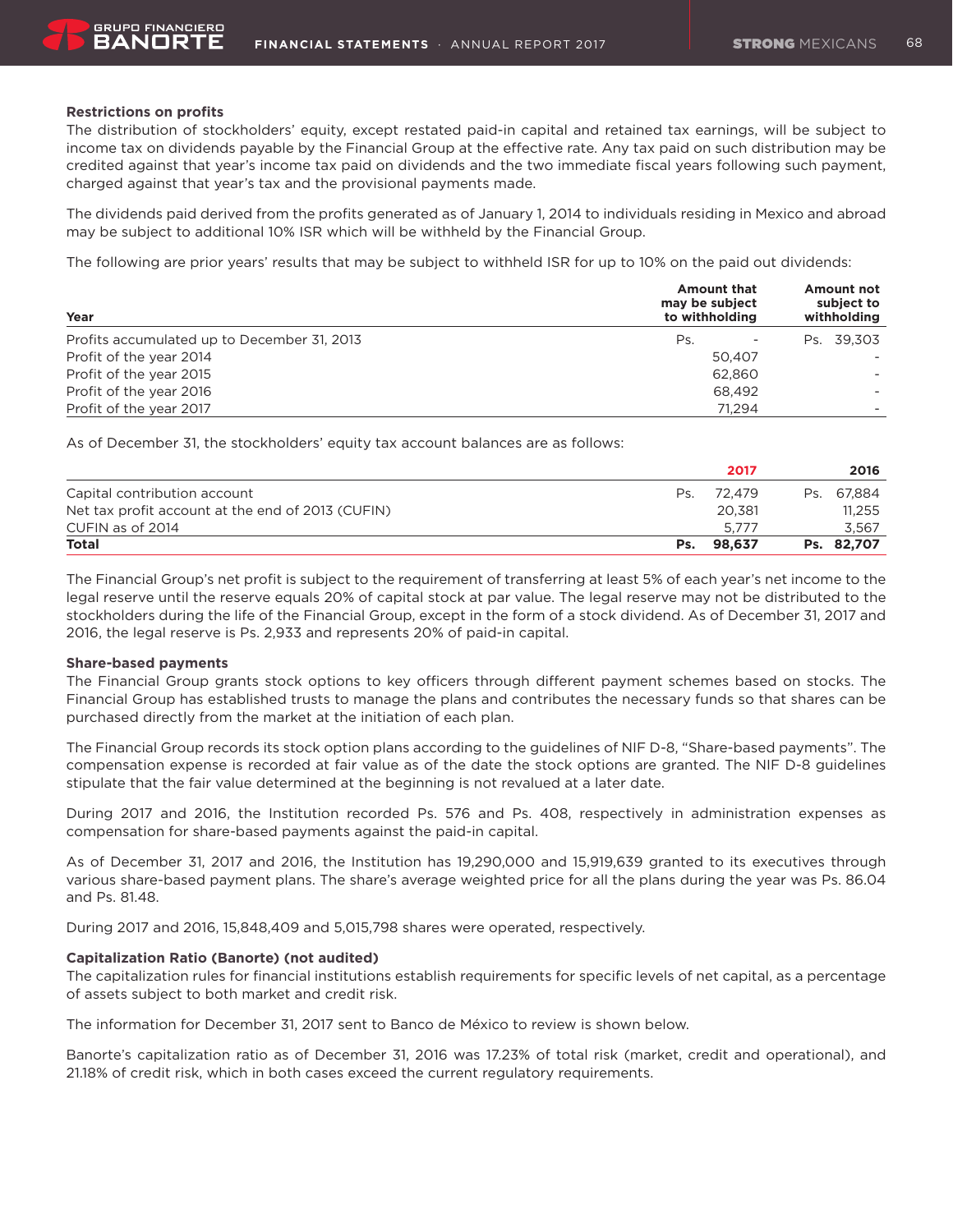**Restrictions on profits**

The distribution of stockholders' equity, except restated paid-in capital and retained tax earnings, will be subject to income tax on dividends payable by the Financial Group at the effective rate. Any tax paid on such distribution may be credited against that year's income tax paid on dividends and the two immediate fiscal years following such payment, charged against that year's tax and the provisional payments made.

The dividends paid derived from the profits generated as of January 1, 2014 to individuals residing in Mexico and abroad may be subject to additional 10% ISR which will be withheld by the Financial Group.

The following are prior years' results that may be subject to withheld ISR for up to 10% on the paid out dividends:

| Year | Amount that may be subject to withholding | Amount not subject to withholding |
|---|---|---|
| Profits accumulated up to December 31, 2013 | Ps. - | Ps. 39,303 |
| Profit of the year 2014 | 50,407 | - |
| Profit of the year 2015 | 62,860 | - |
| Profit of the year 2016 | 68,492 | - |
| Profit of the year 2017 | 71,294 | - |

As of December 31, the stockholders' equity tax account balances are as follows:

| | 2017 | 2016 |
|---|---|---|
| Capital contribution account | Ps. 72,479 | Ps. 67,884 |
| Net tax profit account at the end of 2013 (CUFIN) | 20,381 | 11,255 |
| CUFIN as of 2014 | 5,777 | 3,567 |
| **Total** | **Ps. 98,637** | **Ps. 82,707** |

The Financial Group's net profit is subject to the requirement of transferring at least 5% of each year's net income to the legal reserve until the reserve equals 20% of capital stock at par value. The legal reserve may not be distributed to the stockholders during the life of the Financial Group, except in the form of a stock dividend. As of December 31, 2017 and 2016, the legal reserve is Ps. 2,933 and represents 20% of paid-in capital.

**Share-based payments**

The Financial Group grants stock options to key officers through different payment schemes based on stocks. The Financial Group has established trusts to manage the plans and contributes the necessary funds so that shares can be purchased directly from the market at the initiation of each plan.

The Financial Group records its stock option plans according to the guidelines of NIF D-8, "Share-based payments". The compensation expense is recorded at fair value as of the date the stock options are granted. The NIF D-8 guidelines stipulate that the fair value determined at the beginning is not revalued at a later date.

During 2017 and 2016, the Institution recorded Ps. 576 and Ps. 408, respectively in administration expenses as compensation for share-based payments against the paid-in capital.

As of December 31, 2017 and 2016, the Institution has 19,290,000 and 15,919,639 granted to its executives through various share-based payment plans. The share's average weighted price for all the plans during the year was Ps. 86.04 and Ps. 81.48.

During 2017 and 2016, 15,848,409 and 5,015,798 shares were operated, respectively.

**Capitalization Ratio (Banorte) (not audited)**

The capitalization rules for financial institutions establish requirements for specific levels of net capital, as a percentage of assets subject to both market and credit risk.

The information for December 31, 2017 sent to Banco de México to review is shown below.

Banorte's capitalization ratio as of December 31, 2016 was 17.23% of total risk (market, credit and operational), and 21.18% of credit risk, which in both cases exceed the current regulatory requirements.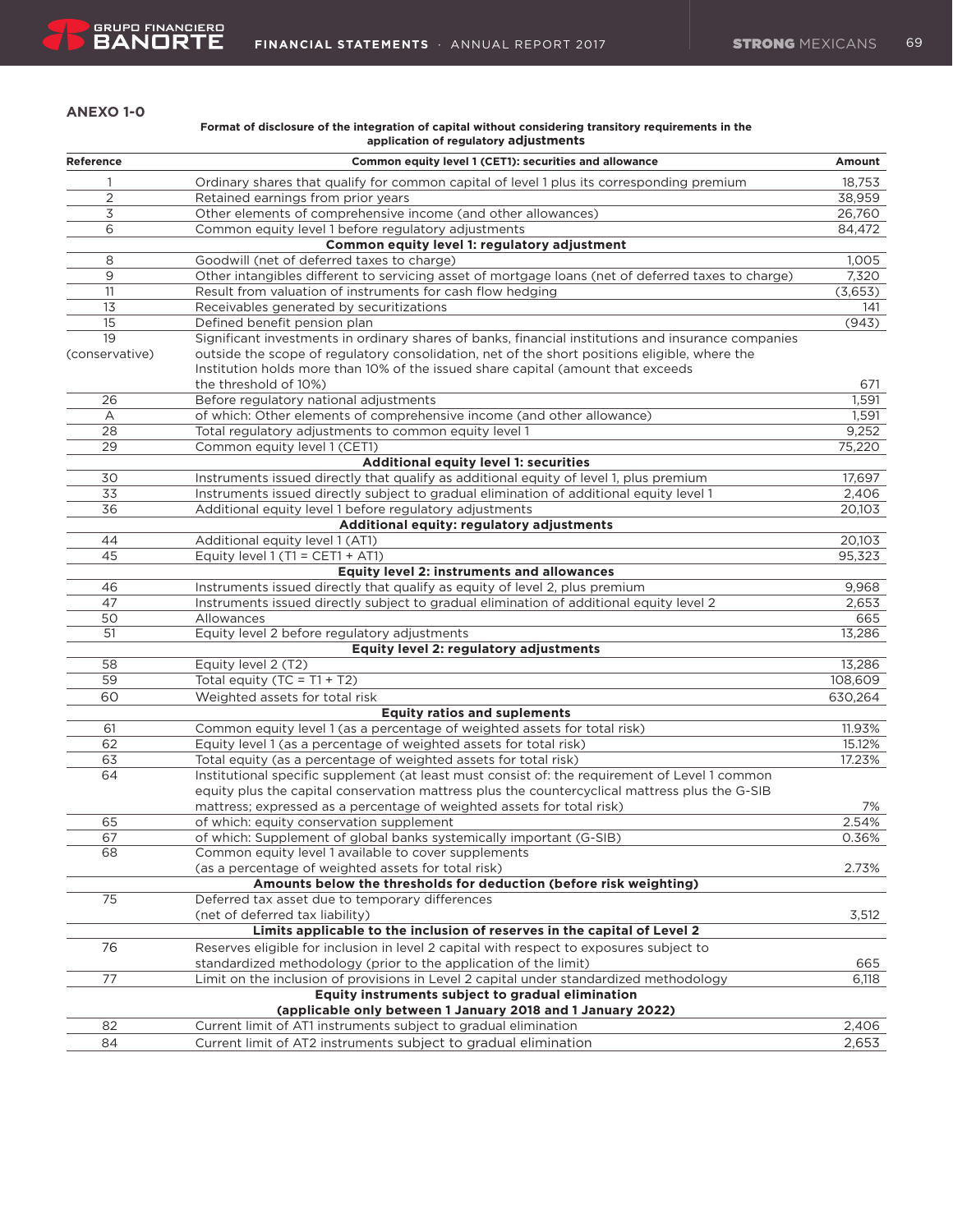## ANEXO 1-0

**Format of disclosure of the integration of capital without considering transitory requirements in the application of regulatory adjustments**

| Reference | Common equity level 1 (CET1): securities and allowance | Amount |
|---|---|---|
| 1 | Ordinary shares that qualify for common capital of level 1 plus its corresponding premium | 18,753 |
| 2 | Retained earnings from prior years | 38,959 |
| 3 | Other elements of comprehensive income (and other allowances) | 26,760 |
| 6 | Common equity level 1 before regulatory adjustments | 84,472 |
| | **Common equity level 1: regulatory adjustment** | |
| 8 | Goodwill (net of deferred taxes to charge) | 1,005 |
| 9 | Other intangibles different to servicing asset of mortgage loans (net of deferred taxes to charge) | 7,320 |
| 11 | Result from valuation of instruments for cash flow hedging | (3,653) |
| 13 | Receivables generated by securitizations | 141 |
| 15 | Defined benefit pension plan | (943) |
| 19 (conservative) | Significant investments in ordinary shares of banks, financial institutions and insurance companies outside the scope of regulatory consolidation, net of the short positions eligible, where the Institution holds more than 10% of the issued share capital (amount that exceeds the threshold of 10%) | 671 |
| 26 | Before regulatory national adjustments | 1,591 |
| A | of which: Other elements of comprehensive income (and other allowance) | 1,591 |
| 28 | Total regulatory adjustments to common equity level 1 | 9,252 |
| 29 | Common equity level 1 (CET1) | 75,220 |
| | **Additional equity level 1: securities** | |
| 30 | Instruments issued directly that qualify as additional equity of level 1, plus premium | 17,697 |
| 33 | Instruments issued directly subject to gradual elimination of additional equity level 1 | 2,406 |
| 36 | Additional equity level 1 before regulatory adjustments | 20,103 |
| | **Additional equity: regulatory adjustments** | |
| 44 | Additional equity level 1 (AT1) | 20,103 |
| 45 | Equity level 1 (T1 = CET1 + AT1) | 95,323 |
| | **Equity level 2: instruments and allowances** | |
| 46 | Instruments issued directly that qualify as equity of level 2, plus premium | 9,968 |
| 47 | Instruments issued directly subject to gradual elimination of additional equity level 2 | 2,653 |
| 50 | Allowances | 665 |
| 51 | Equity level 2 before regulatory adjustments | 13,286 |
| | **Equity level 2: regulatory adjustments** | |
| 58 | Equity level 2 (T2) | 13,286 |
| 59 | Total equity (TC = T1 + T2) | 108,609 |
| 60 | Weighted assets for total risk | 630,264 |
| | **Equity ratios and suplements** | |
| 61 | Common equity level 1 (as a percentage of weighted assets for total risk) | 11.93% |
| 62 | Equity level 1 (as a percentage of weighted assets for total risk) | 15.12% |
| 63 | Total equity (as a percentage of weighted assets for total risk) | 17.23% |
| 64 | Institutional specific supplement (at least must consist of: the requirement of Level 1 common equity plus the capital conservation mattress plus the countercyclical mattress plus the G-SIB mattress; expressed as a percentage of weighted assets for total risk) | 7% |
| 65 | of which: equity conservation supplement | 2.54% |
| 67 | of which: Supplement of global banks systemically important (G-SIB) | 0.36% |
| 68 | Common equity level 1 available to cover supplements (as a percentage of weighted assets for total risk) | 2.73% |
| | **Amounts below the thresholds for deduction (before risk weighting)** | |
| 75 | Deferred tax asset due to temporary differences (net of deferred tax liability) | 3,512 |
| | **Limits applicable to the inclusion of reserves in the capital of Level 2** | |
| 76 | Reserves eligible for inclusion in level 2 capital with respect to exposures subject to standardized methodology (prior to the application of the limit) | 665 |
| 77 | Limit on the inclusion of provisions in Level 2 capital under standardized methodology | 6,118 |
| | **Equity instruments subject to gradual elimination (applicable only between 1 January 2018 and 1 January 2022)** | |
| 82 | Current limit of AT1 instruments subject to gradual elimination | 2,406 |
| 84 | Current limit of AT2 instruments subject to gradual elimination | 2,653 |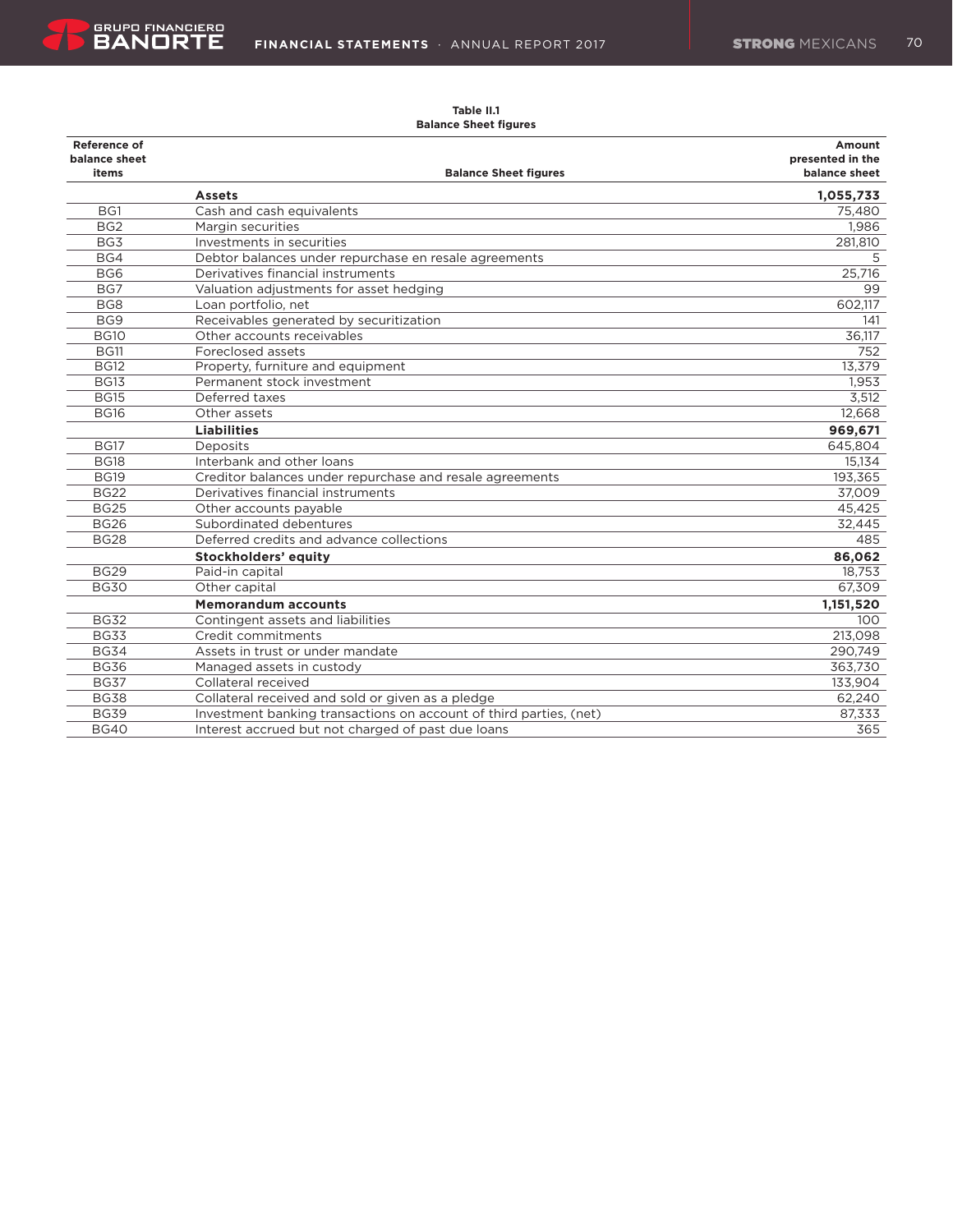**Table II.1**
**Balance Sheet figures**

| Reference of balance sheet items | Balance Sheet figures | Amount presented in the balance sheet |
|---|---|---|
| | **Assets** | **1,055,733** |
| BG1 | Cash and cash equivalents | 75,480 |
| BG2 | Margin securities | 1,986 |
| BG3 | Investments in securities | 281,810 |
| BG4 | Debtor balances under repurchase en resale agreements | 5 |
| BG6 | Derivatives financial instruments | 25,716 |
| BG7 | Valuation adjustments for asset hedging | 99 |
| BG8 | Loan portfolio, net | 602,117 |
| BG9 | Receivables generated by securitization | 141 |
| BG10 | Other accounts receivables | 36,117 |
| BG11 | Foreclosed assets | 752 |
| BG12 | Property, furniture and equipment | 13,379 |
| BG13 | Permanent stock investment | 1,953 |
| BG15 | Deferred taxes | 3,512 |
| BG16 | Other assets | 12,668 |
| | **Liabilities** | **969,671** |
| BG17 | Deposits | 645,804 |
| BG18 | Interbank and other loans | 15,134 |
| BG19 | Creditor balances under repurchase and resale agreements | 193,365 |
| BG22 | Derivatives financial instruments | 37,009 |
| BG25 | Other accounts payable | 45,425 |
| BG26 | Subordinated debentures | 32,445 |
| BG28 | Deferred credits and advance collections | 485 |
| | **Stockholders' equity** | **86,062** |
| BG29 | Paid-in capital | 18,753 |
| BG30 | Other capital | 67,309 |
| | **Memorandum accounts** | **1,151,520** |
| BG32 | Contingent assets and liabilities | 100 |
| BG33 | Credit commitments | 213,098 |
| BG34 | Assets in trust or under mandate | 290,749 |
| BG36 | Managed assets in custody | 363,730 |
| BG37 | Collateral received | 133,904 |
| BG38 | Collateral received and sold or given as a pledge | 62,240 |
| BG39 | Investment banking transactions on account of third parties, (net) | 87,333 |
| BG40 | Interest accrued but not charged of past due loans | 365 |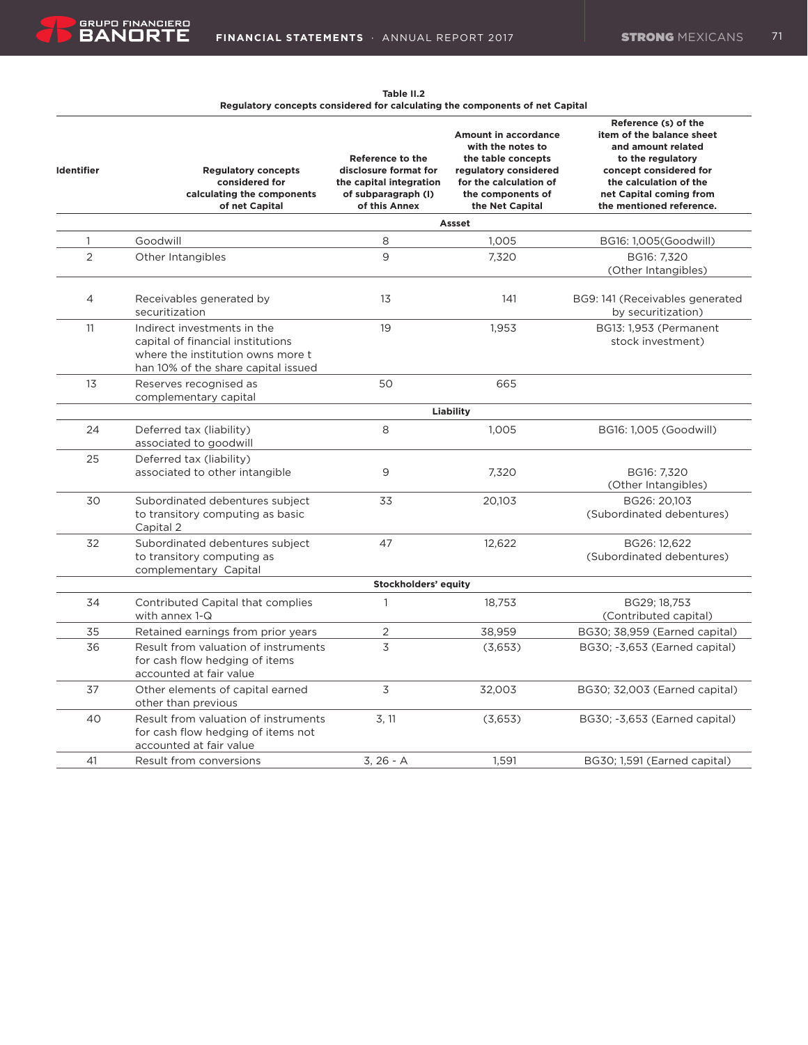**Table II.2**
**Regulatory concepts considered for calculating the components of net Capital**

| Identifier | Regulatory concepts considered for calculating the components of net Capital | Reference to the disclosure format for the capital integration of subparagraph (I) of this Annex | Amount in accordance with the notes to the table concepts regulatory considered for the calculation of the components of the Net Capital | Reference (s) of the item of the balance sheet and amount related to the regulatory concept considered for the calculation of the net Capital coming from the mentioned reference. |
|---|---|---|---|---|
| | | **Assset** | | |
| 1 | Goodwill | 8 | 1,005 | BG16: 1,005(Goodwill) |
| 2 | Other Intangibles | 9 | 7,320 | BG16: 7,320 (Other Intangibles) |
| 4 | Receivables generated by securitization | 13 | 141 | BG9: 141 (Receivables generated by securitization) |
| 11 | Indirect investments in the capital of financial institutions where the institution owns more t han 10% of the share capital issued | 19 | 1,953 | BG13: 1,953 (Permanent stock investment) |
| 13 | Reserves recognised as complementary capital | 50 | 665 | |
| | | **Liability** | | |
| 24 | Deferred tax (liability) associated to goodwill | 8 | 1,005 | BG16: 1,005 (Goodwill) |
| 25 | Deferred tax (liability) associated to other intangible | 9 | 7,320 | BG16: 7,320 (Other Intangibles) |
| 30 | Subordinated debentures subject to transitory computing as basic Capital 2 | 33 | 20,103 | BG26: 20,103 (Subordinated debentures) |
| 32 | Subordinated debentures subject to transitory computing as complementary Capital | 47 | 12,622 | BG26: 12,622 (Subordinated debentures) |
| | | **Stockholders' equity** | | |
| 34 | Contributed Capital that complies with annex 1-Q | 1 | 18,753 | BG29; 18,753 (Contributed capital) |
| 35 | Retained earnings from prior years | 2 | 38,959 | BG30; 38,959 (Earned capital) |
| 36 | Result from valuation of instruments for cash flow hedging of items accounted at fair value | 3 | (3,653) | BG30; -3,653 (Earned capital) |
| 37 | Other elements of capital earned other than previous | 3 | 32,003 | BG30; 32,003 (Earned capital) |
| 40 | Result from valuation of instruments for cash flow hedging of items not accounted at fair value | 3, 11 | (3,653) | BG30; -3,653 (Earned capital) |
| 41 | Result from conversions | 3, 26 - A | 1,591 | BG30; 1,591 (Earned capital) |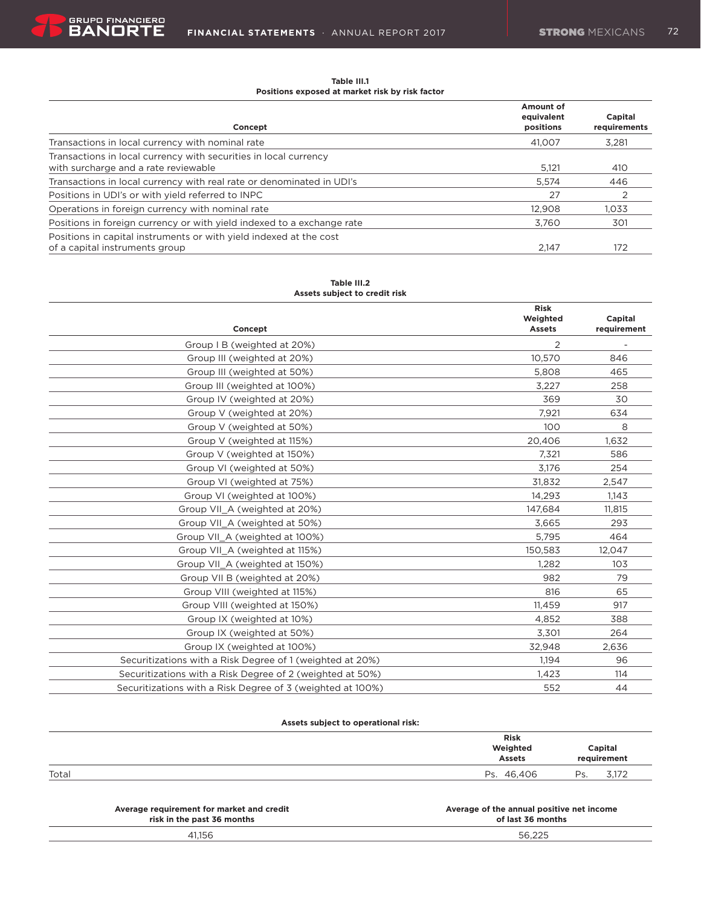**Table III.1**
**Positions exposed at market risk by risk factor**

| Concept | Amount of equivalent positions | Capital requirements |
|---|---|---|
| Transactions in local currency with nominal rate | 41,007 | 3,281 |
| Transactions in local currency with securities in local currency with surcharge and a rate reviewable | 5,121 | 410 |
| Transactions in local currency with real rate or denominated in UDI's | 5,574 | 446 |
| Positions in UDI's or with yield referred to INPC | 27 | 2 |
| Operations in foreign currency with nominal rate | 12,908 | 1,033 |
| Positions in foreign currency or with yield indexed to a exchange rate | 3,760 | 301 |
| Positions in capital instruments or with yield indexed at the cost of a capital instruments group | 2,147 | 172 |

**Table III.2**
**Assets subject to credit risk**

| Concept | Risk Weighted Assets | Capital requirement |
|---|---|---|
| Group I B (weighted at 20%) | 2 | - |
| Group III (weighted at 20%) | 10,570 | 846 |
| Group III (weighted at 50%) | 5,808 | 465 |
| Group III (weighted at 100%) | 3,227 | 258 |
| Group IV (weighted at 20%) | 369 | 30 |
| Group V (weighted at 20%) | 7,921 | 634 |
| Group V (weighted at 50%) | 100 | 8 |
| Group V (weighted at 115%) | 20,406 | 1,632 |
| Group V (weighted at 150%) | 7,321 | 586 |
| Group VI (weighted at 50%) | 3,176 | 254 |
| Group VI (weighted at 75%) | 31,832 | 2,547 |
| Group VI (weighted at 100%) | 14,293 | 1,143 |
| Group VII_A (weighted at 20%) | 147,684 | 11,815 |
| Group VII_A (weighted at 50%) | 3,665 | 293 |
| Group VII_A (weighted at 100%) | 5,795 | 464 |
| Group VII_A (weighted at 115%) | 150,583 | 12,047 |
| Group VII_A (weighted at 150%) | 1,282 | 103 |
| Group VII B (weighted at 20%) | 982 | 79 |
| Group VIII (weighted at 115%) | 816 | 65 |
| Group VIII (weighted at 150%) | 11,459 | 917 |
| Group IX (weighted at 10%) | 4,852 | 388 |
| Group IX (weighted at 50%) | 3,301 | 264 |
| Group IX (weighted at 100%) | 32,948 | 2,636 |
| Securitizations with a Risk Degree of 1 (weighted at 20%) | 1,194 | 96 |
| Securitizations with a Risk Degree of 2 (weighted at 50%) | 1,423 | 114 |
| Securitizations with a Risk Degree of 3 (weighted at 100%) | 552 | 44 |

**Assets subject to operational risk:**

| | Risk Weighted Assets | Capital requirement |
|---|---|---|
| Total | Ps. 46,406 | Ps. 3,172 |

| Average requirement for market and credit risk in the past 36 months | Average of the annual positive net income of last 36 months |
|---|---|
| 41,156 | 56,225 |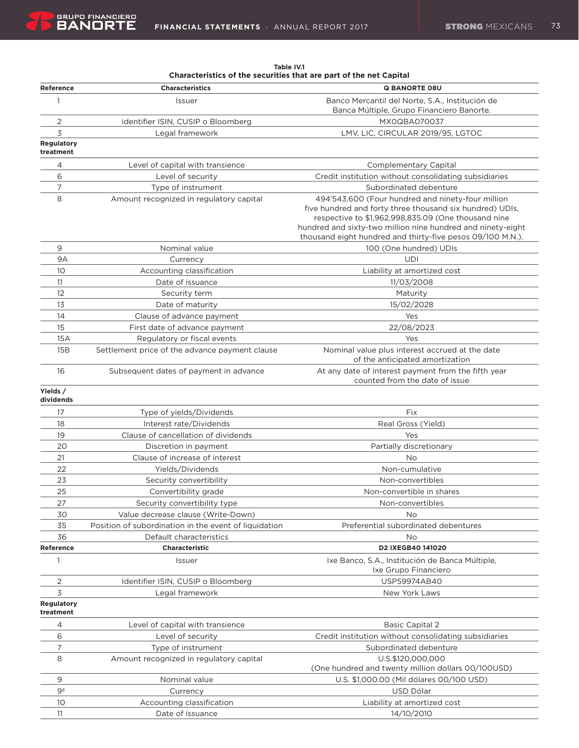**Table IV.1**
**Characteristics of the securities that are part of the net Capital**

| Reference | Characteristics | Q BANORTE 08U |
|---|---|---|
| 1 | Issuer | Banco Mercantil del Norte, S.A., Institución de Banca Múltiple, Grupo Financiero Banorte. |
| 2 | identifier ISIN, CUSIP o Bloomberg | MX0QBA070037 |
| 3 | Legal framework | LMV, LIC, CIRCULAR 2019/95, LGTOC |
| **Regulatory treatment** | | |
| 4 | Level of capital with transience | Complementary Capital |
| 6 | Level of security | Credit institution without consolidating subsidiaries |
| 7 | Type of instrument | Subordinated debenture |
| 8 | Amount recognized in regulatory capital | 494'543,600 (Four hundred and ninety-four million five hundred and forty three thousand six hundred) UDIs, respective to $1,962,998,835.09 (One thousand nine hundred and sixty-two million nine hundred and ninety-eight thousand eight hundred and thirty-five pesos 09/100 M.N.). |
| 9 | Nominal value | 100 (One hundred) UDIs |
| 9A | Currency | UDI |
| 10 | Accounting classification | Liability at amortized cost |
| 11 | Date of issuance | 11/03/2008 |
| 12 | Security term | Maturity |
| 13 | Date of maturity | 15/02/2028 |
| 14 | Clause of advance payment | Yes |
| 15 | First date of advance payment | 22/08/2023 |
| 15A | Regulatory or fiscal events | Yes |
| 15B | Settlement price of the advance payment clause | Nominal value plus interest accrued at the date of the anticipated amortization |
| 16 | Subsequent dates of payment in advance | At any date of interest payment from the fifth year counted from the date of issue |
| **Yields / dividends** | | |
| 17 | Type of yields/Dividends | Fix |
| 18 | Interest rate/Dividends | Real Gross (Yield) |
| 19 | Clause of cancellation of dividends | Yes |
| 20 | Discretion in payment | Partially discretionary |
| 21 | Clause of increase of interest | No |
| 22 | Yields/Dividends | Non-cumulative |
| 23 | Security convertibility | Non-convertibles |
| 25 | Convertibility grade | Non-convertible in shares |
| 27 | Security convertibility type | Non-convertibles |
| 30 | Value decrease clause (Write-Down) | No |
| 35 | Position of subordination in the event of liquidation | Preferential subordinated debentures |
| 36 | Default characteristics | No |
| **Reference** | **Characteristic** | **D2 IXEGB40 141020** |
| 1 | Issuer | Ixe Banco, S.A., Institución de Banca Múltiple, Ixe Grupo Financiero |
| 2 | Identifier ISIN, CUSIP o Bloomberg | USP59974AB40 |
| 3 | Legal framework | New York Laws |
| **Regulatory treatment** | | |
| 4 | Level of capital with transience | Basic Capital 2 |
| 6 | Level of security | Credit institution without consolidating subsidiaries |
| 7 | Type of instrument | Subordinated debenture |
| 8 | Amount recognized in regulatory capital | U.S.$120,000,000 (One hundred and twenty million dollars 00/100USD) |
| 9 | Nominal value | U.S. $1,000.00 (Mil dólares 00/100 USD) |
| 9ª | Currency | USD Dólar |
| 10 | Accounting classification | Liability at amortized cost |
| 11 | Date of issuance | 14/10/2010 |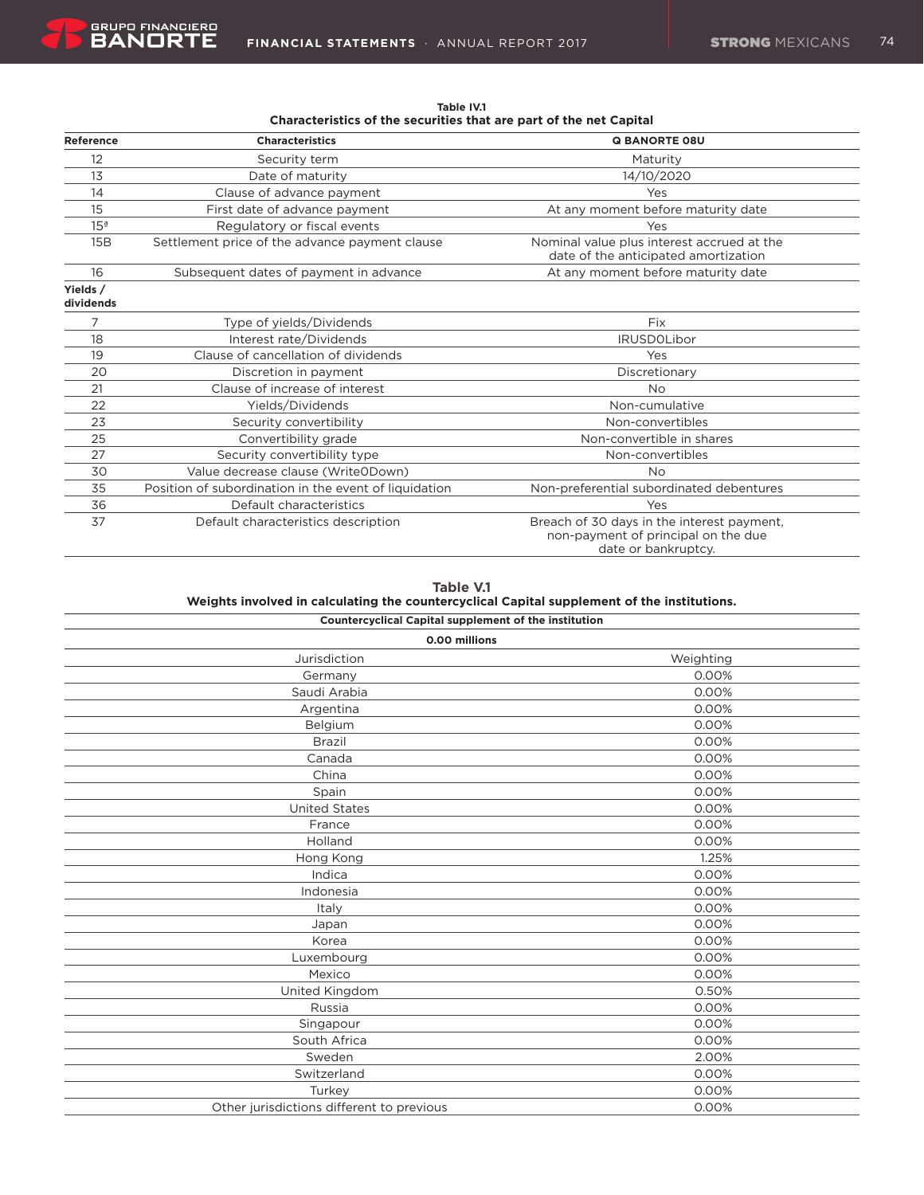**Table IV.1**
**Characteristics of the securities that are part of the net Capital**

| Reference | Characteristics | Q BANORTE 08U |
|---|---|---|
| 12 | Security term | Maturity |
| 13 | Date of maturity | 14/10/2020 |
| 14 | Clause of advance payment | Yes |
| 15 | First date of advance payment | At any moment before maturity date |
| 15ª | Regulatory or fiscal events | Yes |
| 15B | Settlement price of the advance payment clause | Nominal value plus interest accrued at the date of the anticipated amortization |
| 16 | Subsequent dates of payment in advance | At any moment before maturity date |
| **Yields / dividends** | | |
| 7 | Type of yields/Dividends | Fix |
| 18 | Interest rate/Dividends | IRUSD0Libor |
| 19 | Clause of cancellation of dividends | Yes |
| 20 | Discretion in payment | Discretionary |
| 21 | Clause of increase of interest | No |
| 22 | Yields/Dividends | Non-cumulative |
| 23 | Security convertibility | Non-convertibles |
| 25 | Convertibility grade | Non-convertible in shares |
| 27 | Security convertibility type | Non-convertibles |
| 30 | Value decrease clause (Write0Down) | No |
| 35 | Position of subordination in the event of liquidation | Non-preferential subordinated debentures |
| 36 | Default characteristics | Yes |
| 37 | Default characteristics description | Breach of 30 days in the interest payment, non-payment of principal on the due date or bankruptcy. |

**Table V.1**
**Weights involved in calculating the countercyclical Capital supplement of the institutions.**

| **Countercyclical Capital supplement of the institution** | |
|---|---|
| **0.00 millions** | |
| Jurisdiction | Weighting |
| Germany | 0.00% |
| Saudi Arabia | 0.00% |
| Argentina | 0.00% |
| Belgium | 0.00% |
| Brazil | 0.00% |
| Canada | 0.00% |
| China | 0.00% |
| Spain | 0.00% |
| United States | 0.00% |
| France | 0.00% |
| Holland | 0.00% |
| Hong Kong | 1.25% |
| Indica | 0.00% |
| Indonesia | 0.00% |
| Italy | 0.00% |
| Japan | 0.00% |
| Korea | 0.00% |
| Luxembourg | 0.00% |
| Mexico | 0.00% |
| United Kingdom | 0.50% |
| Russia | 0.00% |
| Singapour | 0.00% |
| South Africa | 0.00% |
| Sweden | 2.00% |
| Switzerland | 0.00% |
| Turkey | 0.00% |
| Other jurisdictions different to previous | 0.00% |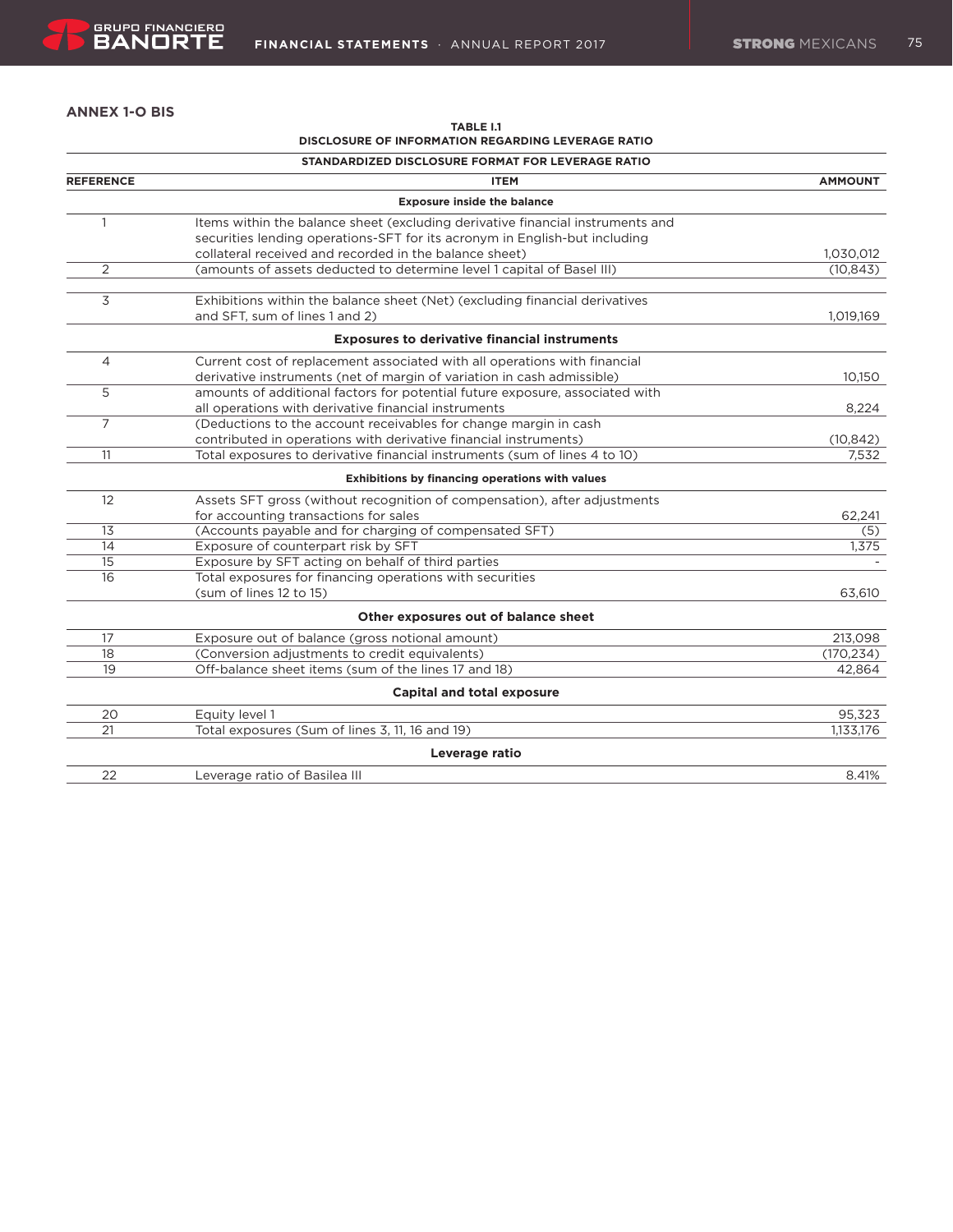## ANNEX 1-O BIS

**TABLE I.1**
**DISCLOSURE OF INFORMATION REGARDING LEVERAGE RATIO**

| STANDARDIZED DISCLOSURE FORMAT FOR LEVERAGE RATIO | | |
|---|---|---|
| **REFERENCE** | **ITEM** | **AMMOUNT** |
| | **Exposure inside the balance** | |
| 1 | Items within the balance sheet (excluding derivative financial instruments and securities lending operations-SFT for its acronym in English-but including collateral received and recorded in the balance sheet) | 1,030,012 |
| 2 | (amounts of assets deducted to determine level 1 capital of Basel III) | (10,843) |
| 3 | Exhibitions within the balance sheet (Net) (excluding financial derivatives and SFT, sum of lines 1 and 2) | 1,019,169 |
| | **Exposures to derivative financial instruments** | |
| 4 | Current cost of replacement associated with all operations with financial derivative instruments (net of margin of variation in cash admissible) | 10,150 |
| 5 | amounts of additional factors for potential future exposure, associated with all operations with derivative financial instruments | 8,224 |
| 7 | (Deductions to the account receivables for change margin in cash contributed in operations with derivative financial instruments) | (10,842) |
| 11 | Total exposures to derivative financial instruments (sum of lines 4 to 10) | 7,532 |
| | **Exhibitions by financing operations with values** | |
| 12 | Assets SFT gross (without recognition of compensation), after adjustments for accounting transactions for sales | 62,241 |
| 13 | (Accounts payable and for charging of compensated SFT) | (5) |
| 14 | Exposure of counterpart risk by SFT | 1,375 |
| 15 | Exposure by SFT acting on behalf of third parties | - |
| 16 | Total exposures for financing operations with securities (sum of lines 12 to 15) | 63,610 |
| | **Other exposures out of balance sheet** | |
| 17 | Exposure out of balance (gross notional amount) | 213,098 |
| 18 | (Conversion adjustments to credit equivalents) | (170,234) |
| 19 | Off-balance sheet items (sum of the lines 17 and 18) | 42,864 |
| | **Capital and total exposure** | |
| 20 | Equity level 1 | 95,323 |
| 21 | Total exposures (Sum of lines 3, 11, 16 and 19) | 1,133,176 |
| | **Leverage ratio** | |
| 22 | Leverage ratio of Basilea III | 8.41% |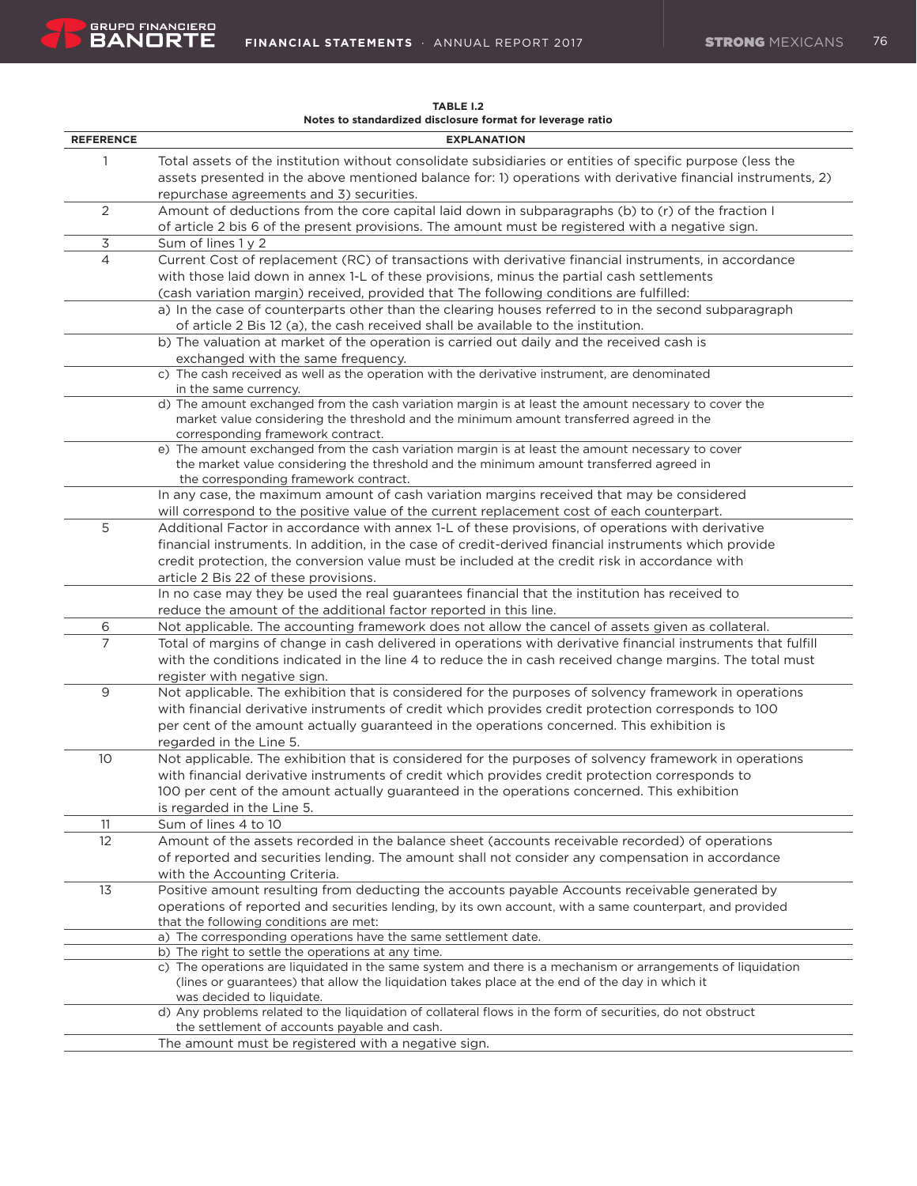**TABLE I.2**
**Notes to standardized disclosure format for leverage ratio**

| REFERENCE | EXPLANATION |
|---|---|
| 1 | Total assets of the institution without consolidate subsidiaries or entities of specific purpose (less the assets presented in the above mentioned balance for: 1) operations with derivative financial instruments, 2) repurchase agreements and 3) securities. |
| 2 | Amount of deductions from the core capital laid down in subparagraphs (b) to (r) of the fraction I of article 2 bis 6 of the present provisions. The amount must be registered with a negative sign. |
| 3 | Sum of lines 1 y 2 |
| 4 | Current Cost of replacement (RC) of transactions with derivative financial instruments, in accordance with those laid down in annex 1-L of these provisions, minus the partial cash settlements (cash variation margin) received, provided that The following conditions are fulfilled: |
| | a) In the case of counterparts other than the clearing houses referred to in the second subparagraph of article 2 Bis 12 (a), the cash received shall be available to the institution. |
| | b) The valuation at market of the operation is carried out daily and the received cash is exchanged with the same frequency. |
| | c) The cash received as well as the operation with the derivative instrument, are denominated in the same currency. |
| | d) The amount exchanged from the cash variation margin is at least the amount necessary to cover the market value considering the threshold and the minimum amount transferred agreed in the corresponding framework contract. |
| | e) The amount exchanged from the cash variation margin is at least the amount necessary to cover the market value considering the threshold and the minimum amount transferred agreed in the corresponding framework contract. |
| | In any case, the maximum amount of cash variation margins received that may be considered will correspond to the positive value of the current replacement cost of each counterpart. |
| 5 | Additional Factor in accordance with annex 1-L of these provisions, of operations with derivative financial instruments. In addition, in the case of credit-derived financial instruments which provide credit protection, the conversion value must be included at the credit risk in accordance with article 2 Bis 22 of these provisions. |
| | In no case may they be used the real guarantees financial that the institution has received to reduce the amount of the additional factor reported in this line. |
| 6 | Not applicable. The accounting framework does not allow the cancel of assets given as collateral. |
| 7 | Total of margins of change in cash delivered in operations with derivative financial instruments that fulfill with the conditions indicated in the line 4 to reduce the in cash received change margins. The total must register with negative sign. |
| 9 | Not applicable. The exhibition that is considered for the purposes of solvency framework in operations with financial derivative instruments of credit which provides credit protection corresponds to 100 per cent of the amount actually guaranteed in the operations concerned. This exhibition is regarded in the Line 5. |
| 10 | Not applicable. The exhibition that is considered for the purposes of solvency framework in operations with financial derivative instruments of credit which provides credit protection corresponds to 100 per cent of the amount actually guaranteed in the operations concerned. This exhibition is regarded in the Line 5. |
| 11 | Sum of lines 4 to 10 |
| 12 | Amount of the assets recorded in the balance sheet (accounts receivable recorded) of operations of reported and securities lending. The amount shall not consider any compensation in accordance with the Accounting Criteria. |
| 13 | Positive amount resulting from deducting the accounts payable Accounts receivable generated by operations of reported and securities lending, by its own account, with a same counterpart, and provided that the following conditions are met: |
| | a) The corresponding operations have the same settlement date. |
| | b) The right to settle the operations at any time. |
| | c) The operations are liquidated in the same system and there is a mechanism or arrangements of liquidation (lines or guarantees) that allow the liquidation takes place at the end of the day in which it was decided to liquidate. |
| | d) Any problems related to the liquidation of collateral flows in the form of securities, do not obstruct the settlement of accounts payable and cash. |
| | The amount must be registered with a negative sign. |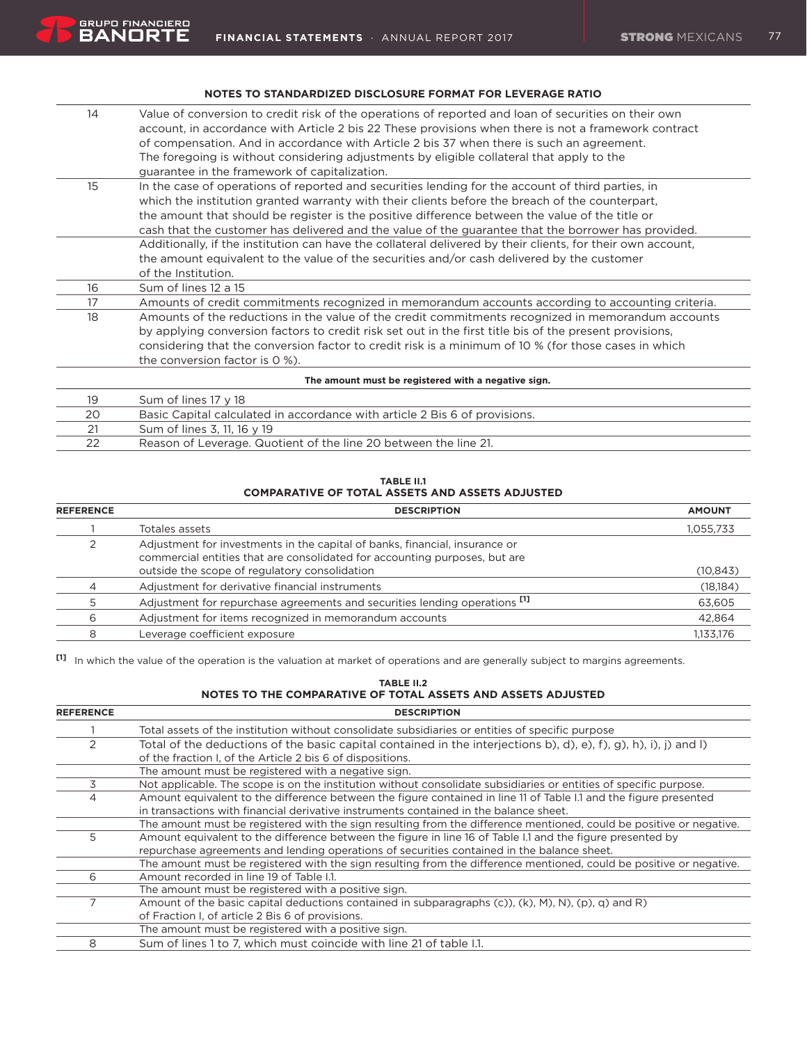### NOTES TO STANDARDIZED DISCLOSURE FORMAT FOR LEVERAGE RATIO

| | |
|---|---|
| 14 | Value of conversion to credit risk of the operations of reported and loan of securities on their own account, in accordance with Article 2 bis 22 These provisions when there is not a framework contract of compensation. And in accordance with Article 2 bis 37 when there is such an agreement. The foregoing is without considering adjustments by eligible collateral that apply to the guarantee in the framework of capitalization. |
| 15 | In the case of operations of reported and securities lending for the account of third parties, in which the institution granted warranty with their clients before the breach of the counterpart, the amount that should be register is the positive difference between the value of the title or cash that the customer has delivered and the value of the guarantee that the borrower has provided. |
| | Additionally, if the institution can have the collateral delivered by their clients, for their own account, the amount equivalent to the value of the securities and/or cash delivered by the customer of the Institution. |
| 16 | Sum of lines 12 a 15 |
| 17 | Amounts of credit commitments recognized in memorandum accounts according to accounting criteria. |
| 18 | Amounts of the reductions in the value of the credit commitments recognized in memorandum accounts by applying conversion factors to credit risk set out in the first title bis of the present provisions, considering that the conversion factor to credit risk is a minimum of 10 % (for those cases in which the conversion factor is 0 %). |
| | **The amount must be registered with a negative sign.** |
| 19 | Sum of lines 17 y 18 |
| 20 | Basic Capital calculated in accordance with article 2 Bis 6 of provisions. |
| 21 | Sum of lines 3, 11, 16 y 19 |
| 22 | Reason of Leverage. Quotient of the line 20 between the line 21. |

**TABLE II.1**
**COMPARATIVE OF TOTAL ASSETS AND ASSETS ADJUSTED**

| REFERENCE | DESCRIPTION | AMOUNT |
|---|---|---|
| 1 | Totales assets | 1,055,733 |
| 2 | Adjustment for investments in the capital of banks, financial, insurance or commercial entities that are consolidated for accounting purposes, but are outside the scope of regulatory consolidation | (10,843) |
| 4 | Adjustment for derivative financial instruments | (18,184) |
| 5 | Adjustment for repurchase agreements and securities lending operations [1] | 63,605 |
| 6 | Adjustment for items recognized in memorandum accounts | 42,864 |
| 8 | Leverage coefficient exposure | 1,133,176 |

[1] In which the value of the operation is the valuation at market of operations and are generally subject to margins agreements.

**TABLE II.2**
**NOTES TO THE COMPARATIVE OF TOTAL ASSETS AND ASSETS ADJUSTED**

| REFERENCE | DESCRIPTION |
|---|---|
| 1 | Total assets of the institution without consolidate subsidiaries or entities of specific purpose |
| 2 | Total of the deductions of the basic capital contained in the interjections b), d), e), f), g), h), i), j) and l) of the fraction I, of the Article 2 bis 6 of dispositions. |
| | The amount must be registered with a negative sign. |
| 3 | Not applicable. The scope is on the institution without consolidate subsidiaries or entities of specific purpose. |
| 4 | Amount equivalent to the difference between the figure contained in line 11 of Table I.1 and the figure presented in transactions with financial derivative instruments contained in the balance sheet. |
| | The amount must be registered with the sign resulting from the difference mentioned, could be positive or negative. |
| 5 | Amount equivalent to the difference between the figure in line 16 of Table I.1 and the figure presented by repurchase agreements and lending operations of securities contained in the balance sheet. |
| | The amount must be registered with the sign resulting from the difference mentioned, could be positive or negative. |
| 6 | Amount recorded in line 19 of Table I.1. |
| | The amount must be registered with a positive sign. |
| 7 | Amount of the basic capital deductions contained in subparagraphs (c)), (k), M), N), (p), q) and R) of Fraction I, of article 2 Bis 6 of provisions. |
| | The amount must be registered with a positive sign. |
| 8 | Sum of lines 1 to 7, which must coincide with line 21 of table I.1. |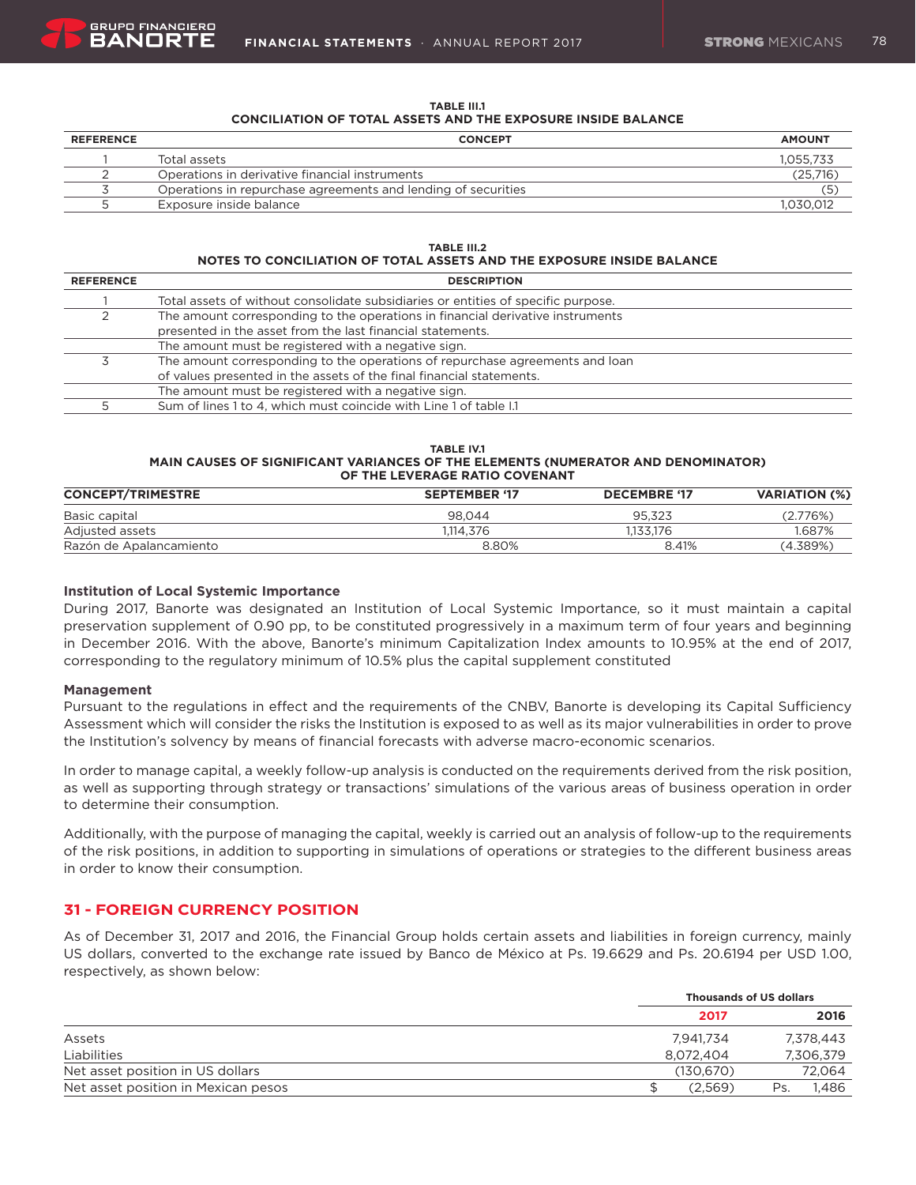**TABLE III.1**
**CONCILIATION OF TOTAL ASSETS AND THE EXPOSURE INSIDE BALANCE**

| REFERENCE | CONCEPT | AMOUNT |
|---|---|---|
| 1 | Total assets | 1,055,733 |
| 2 | Operations in derivative financial instruments | (25,716) |
| 3 | Operations in repurchase agreements and lending of securities | (5) |
| 5 | Exposure inside balance | 1,030,012 |

**TABLE III.2**
**NOTES TO CONCILIATION OF TOTAL ASSETS AND THE EXPOSURE INSIDE BALANCE**

| REFERENCE | DESCRIPTION |
|---|---|
| 1 | Total assets of without consolidate subsidiaries or entities of specific purpose. |
| 2 | The amount corresponding to the operations in financial derivative instruments presented in the asset from the last financial statements. |
| | The amount must be registered with a negative sign. |
| 3 | The amount corresponding to the operations of repurchase agreements and loan of values presented in the assets of the final financial statements. |
| | The amount must be registered with a negative sign. |
| 5 | Sum of lines 1 to 4, which must coincide with Line 1 of table I.1 |

**TABLE IV.1**
**MAIN CAUSES OF SIGNIFICANT VARIANCES OF THE ELEMENTS (NUMERATOR AND DENOMINATOR) OF THE LEVERAGE RATIO COVENANT**

| CONCEPT/TRIMESTRE | SEPTEMBER '17 | DECEMBRE '17 | VARIATION (%) |
|---|---|---|---|
| Basic capital | 98,044 | 95,323 | (2.776%) |
| Adjusted assets | 1,114,376 | 1,133,176 | 1.687% |
| Razón de Apalancamiento | 8.80% | 8.41% | (4.389%) |

**Institution of Local Systemic Importance**

During 2017, Banorte was designated an Institution of Local Systemic Importance, so it must maintain a capital preservation supplement of 0.90 pp, to be constituted progressively in a maximum term of four years and beginning in December 2016. With the above, Banorte's minimum Capitalization Index amounts to 10.95% at the end of 2017, corresponding to the regulatory minimum of 10.5% plus the capital supplement constituted

**Management**

Pursuant to the regulations in effect and the requirements of the CNBV, Banorte is developing its Capital Sufficiency Assessment which will consider the risks the Institution is exposed to as well as its major vulnerabilities in order to prove the Institution's solvency by means of financial forecasts with adverse macro-economic scenarios.

In order to manage capital, a weekly follow-up analysis is conducted on the requirements derived from the risk position, as well as supporting through strategy or transactions' simulations of the various areas of business operation in order to determine their consumption.

Additionally, with the purpose of managing the capital, weekly is carried out an analysis of follow-up to the requirements of the risk positions, in addition to supporting in simulations of operations or strategies to the different business areas in order to know their consumption.

## 31 - FOREIGN CURRENCY POSITION

As of December 31, 2017 and 2016, the Financial Group holds certain assets and liabilities in foreign currency, mainly US dollars, converted to the exchange rate issued by Banco de México at Ps. 19.6629 and Ps. 20.6194 per USD 1.00, respectively, as shown below:

| | Thousands of US dollars | |
|---|---|---|
| | 2017 | 2016 |
| Assets | 7,941,734 | 7,378,443 |
| Liabilities | 8,072,404 | 7,306,379 |
| Net asset position in US dollars | (130,670) | 72,064 |
| Net asset position in Mexican pesos | $ (2,569) | Ps. 1,486 |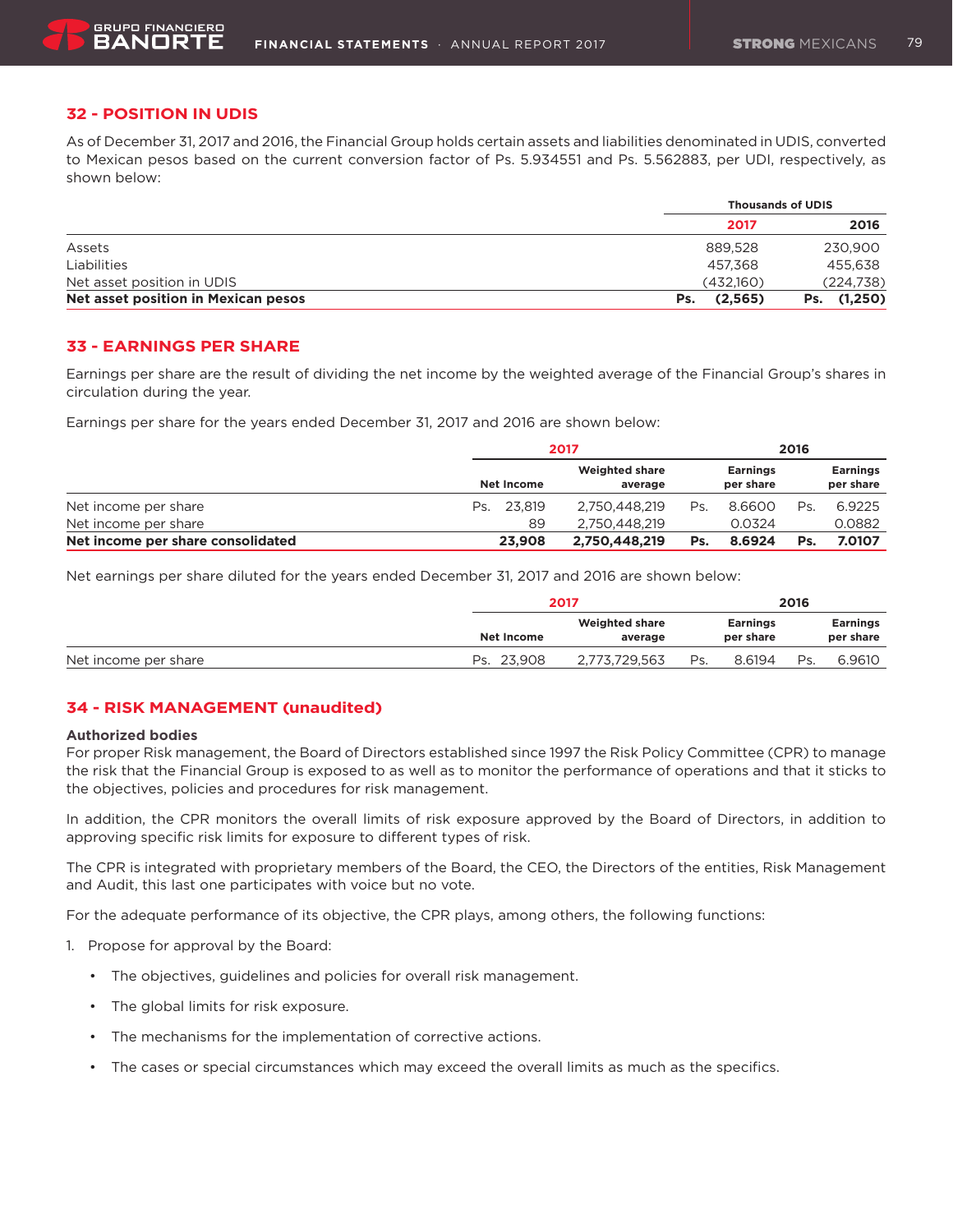## 32 - POSITION IN UDIS

As of December 31, 2017 and 2016, the Financial Group holds certain assets and liabilities denominated in UDIS, converted to Mexican pesos based on the current conversion factor of Ps. 5.934551 and Ps. 5.562883, per UDI, respectively, as shown below:

| | Thousands of UDIS | |
|---|---|---|
| | 2017 | 2016 |
| Assets | 889,528 | 230,900 |
| Liabilities | 457,368 | 455,638 |
| Net asset position in UDIS | (432,160) | (224,738) |
| **Net asset position in Mexican pesos** | **Ps. (2,565)** | **Ps. (1,250)** |

## 33 - EARNINGS PER SHARE

Earnings per share are the result of dividing the net income by the weighted average of the Financial Group's shares in circulation during the year.

Earnings per share for the years ended December 31, 2017 and 2016 are shown below:

| | 2017 | | | 2016 |
|---|---|---|---|---|
| | Net Income | Weighted share average | Earnings per share | Earnings per share |
| Net income per share | Ps. 23,819 | 2,750,448,219 | Ps. 8.6600 | Ps. 6.9225 |
| Net income per share | 89 | 2,750,448,219 | 0.0324 | 0.0882 |
| **Net income per share consolidated** | **23,908** | **2,750,448,219** | **Ps. 8.6924** | **Ps. 7.0107** |

Net earnings per share diluted for the years ended December 31, 2017 and 2016 are shown below:

| | 2017 | | | 2016 |
|---|---|---|---|---|
| | Net Income | Weighted share average | Earnings per share | Earnings per share |
| Net income per share | Ps. 23,908 | 2,773,729,563 | Ps. 8.6194 | Ps. 6.9610 |

## 34 - RISK MANAGEMENT (unaudited)

**Authorized bodies**

For proper Risk management, the Board of Directors established since 1997 the Risk Policy Committee (CPR) to manage the risk that the Financial Group is exposed to as well as to monitor the performance of operations and that it sticks to the objectives, policies and procedures for risk management.

In addition, the CPR monitors the overall limits of risk exposure approved by the Board of Directors, in addition to approving specific risk limits for exposure to different types of risk.

The CPR is integrated with proprietary members of the Board, the CEO, the Directors of the entities, Risk Management and Audit, this last one participates with voice but no vote.

For the adequate performance of its objective, the CPR plays, among others, the following functions:

1. Propose for approval by the Board:
   - The objectives, guidelines and policies for overall risk management.
   - The global limits for risk exposure.
   - The mechanisms for the implementation of corrective actions.
   - The cases or special circumstances which may exceed the overall limits as much as the specifics.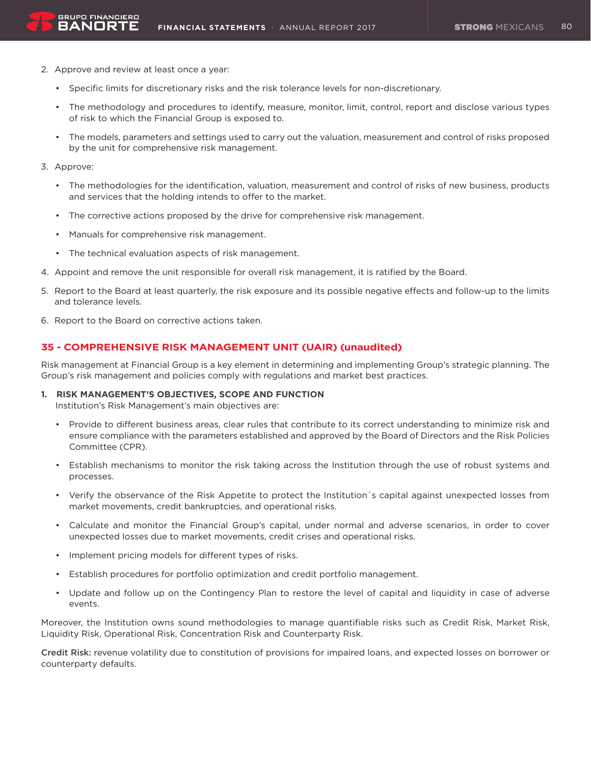2. Approve and review at least once a year:

    - Specific limits for discretionary risks and the risk tolerance levels for non-discretionary.
    - The methodology and procedures to identify, measure, monitor, limit, control, report and disclose various types of risk to which the Financial Group is exposed to.
    - The models, parameters and settings used to carry out the valuation, measurement and control of risks proposed by the unit for comprehensive risk management.

3. Approve:

    - The methodologies for the identification, valuation, measurement and control of risks of new business, products and services that the holding intends to offer to the market.
    - The corrective actions proposed by the drive for comprehensive risk management.
    - Manuals for comprehensive risk management.
    - The technical evaluation aspects of risk management.

4. Appoint and remove the unit responsible for overall risk management, it is ratified by the Board.
5. Report to the Board at least quarterly, the risk exposure and its possible negative effects and follow-up to the limits and tolerance levels.
6. Report to the Board on corrective actions taken.

## 35 - COMPREHENSIVE RISK MANAGEMENT UNIT (UAIR) (unaudited)

Risk management at Financial Group is a key element in determining and implementing Group's strategic planning. The Group's risk management and policies comply with regulations and market best practices.

### 1. RISK MANAGEMENT'S OBJECTIVES, SCOPE AND FUNCTION

Institution's Risk Management's main objectives are:

- Provide to different business areas, clear rules that contribute to its correct understanding to minimize risk and ensure compliance with the parameters established and approved by the Board of Directors and the Risk Policies Committee (CPR).
- Establish mechanisms to monitor the risk taking across the Institution through the use of robust systems and processes.
- Verify the observance of the Risk Appetite to protect the Institution´s capital against unexpected losses from market movements, credit bankruptcies, and operational risks.
- Calculate and monitor the Financial Group's capital, under normal and adverse scenarios, in order to cover unexpected losses due to market movements, credit crises and operational risks.
- Implement pricing models for different types of risks.
- Establish procedures for portfolio optimization and credit portfolio management.
- Update and follow up on the Contingency Plan to restore the level of capital and liquidity in case of adverse events.

Moreover, the Institution owns sound methodologies to manage quantifiable risks such as Credit Risk, Market Risk, Liquidity Risk, Operational Risk, Concentration Risk and Counterparty Risk.

**Credit Risk:** revenue volatility due to constitution of provisions for impaired loans, and expected losses on borrower or counterparty defaults.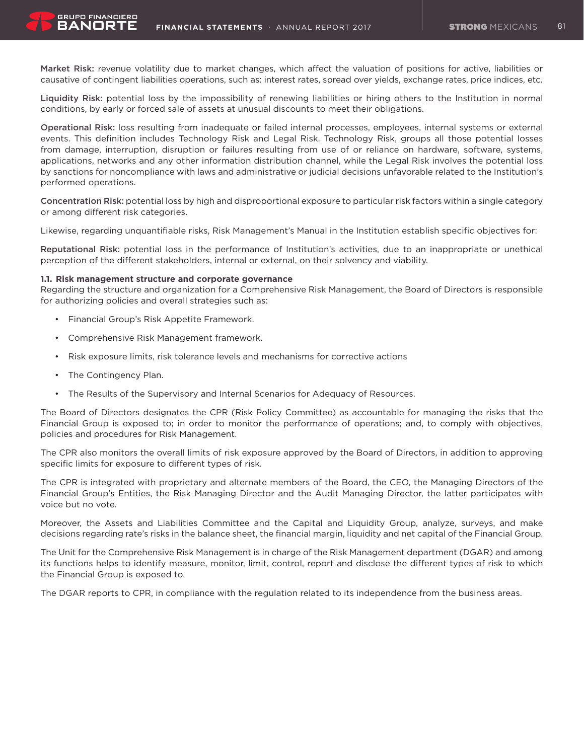**Market Risk:** revenue volatility due to market changes, which affect the valuation of positions for active, liabilities or causative of contingent liabilities operations, such as: interest rates, spread over yields, exchange rates, price indices, etc.

**Liquidity Risk:** potential loss by the impossibility of renewing liabilities or hiring others to the Institution in normal conditions, by early or forced sale of assets at unusual discounts to meet their obligations.

**Operational Risk:** loss resulting from inadequate or failed internal processes, employees, internal systems or external events. This definition includes Technology Risk and Legal Risk. Technology Risk, groups all those potential losses from damage, interruption, disruption or failures resulting from use of or reliance on hardware, software, systems, applications, networks and any other information distribution channel, while the Legal Risk involves the potential loss by sanctions for noncompliance with laws and administrative or judicial decisions unfavorable related to the Institution's performed operations.

**Concentration Risk:** potential loss by high and disproportional exposure to particular risk factors within a single category or among different risk categories.

Likewise, regarding unquantifiable risks, Risk Management's Manual in the Institution establish specific objectives for:

**Reputational Risk:** potential loss in the performance of Institution's activities, due to an inappropriate or unethical perception of the different stakeholders, internal or external, on their solvency and viability.

**1.1. Risk management structure and corporate governance**

Regarding the structure and organization for a Comprehensive Risk Management, the Board of Directors is responsible for authorizing policies and overall strategies such as:

- Financial Group's Risk Appetite Framework.
- Comprehensive Risk Management framework.
- Risk exposure limits, risk tolerance levels and mechanisms for corrective actions
- The Contingency Plan.
- The Results of the Supervisory and Internal Scenarios for Adequacy of Resources.

The Board of Directors designates the CPR (Risk Policy Committee) as accountable for managing the risks that the Financial Group is exposed to; in order to monitor the performance of operations; and, to comply with objectives, policies and procedures for Risk Management.

The CPR also monitors the overall limits of risk exposure approved by the Board of Directors, in addition to approving specific limits for exposure to different types of risk.

The CPR is integrated with proprietary and alternate members of the Board, the CEO, the Managing Directors of the Financial Group's Entities, the Risk Managing Director and the Audit Managing Director, the latter participates with voice but no vote.

Moreover, the Assets and Liabilities Committee and the Capital and Liquidity Group, analyze, surveys, and make decisions regarding rate's risks in the balance sheet, the financial margin, liquidity and net capital of the Financial Group.

The Unit for the Comprehensive Risk Management is in charge of the Risk Management department (DGAR) and among its functions helps to identify measure, monitor, limit, control, report and disclose the different types of risk to which the Financial Group is exposed to.

The DGAR reports to CPR, in compliance with the regulation related to its independence from the business areas.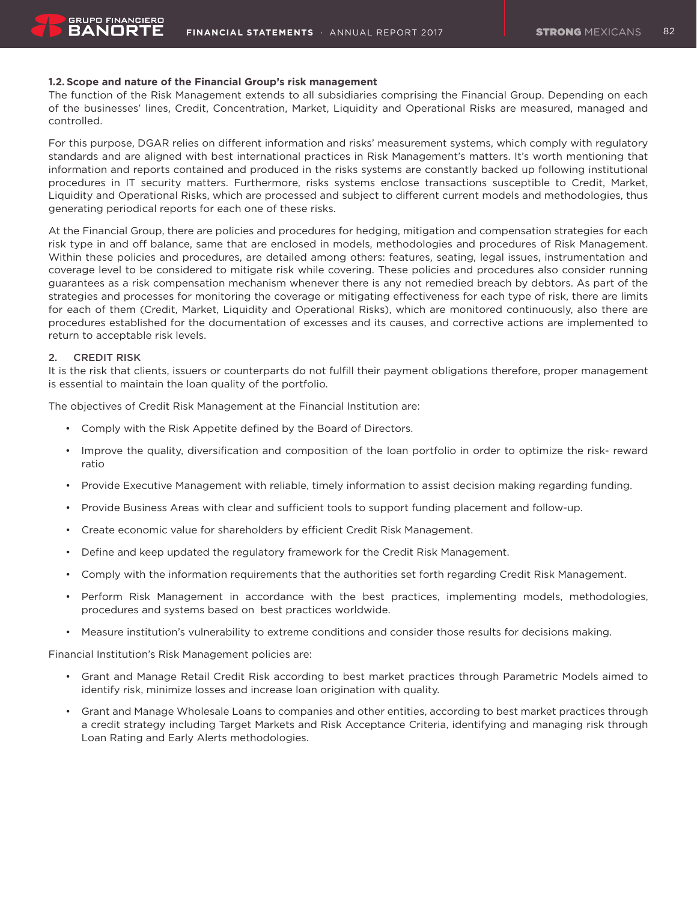### 1.2. Scope and nature of the Financial Group's risk management

The function of the Risk Management extends to all subsidiaries comprising the Financial Group. Depending on each of the businesses' lines, Credit, Concentration, Market, Liquidity and Operational Risks are measured, managed and controlled.

For this purpose, DGAR relies on different information and risks' measurement systems, which comply with regulatory standards and are aligned with best international practices in Risk Management's matters. It's worth mentioning that information and reports contained and produced in the risks systems are constantly backed up following institutional procedures in IT security matters. Furthermore, risks systems enclose transactions susceptible to Credit, Market, Liquidity and Operational Risks, which are processed and subject to different current models and methodologies, thus generating periodical reports for each one of these risks.

At the Financial Group, there are policies and procedures for hedging, mitigation and compensation strategies for each risk type in and off balance, same that are enclosed in models, methodologies and procedures of Risk Management. Within these policies and procedures, are detailed among others: features, seating, legal issues, instrumentation and coverage level to be considered to mitigate risk while covering. These policies and procedures also consider running guarantees as a risk compensation mechanism whenever there is any not remedied breach by debtors. As part of the strategies and processes for monitoring the coverage or mitigating effectiveness for each type of risk, there are limits for each of them (Credit, Market, Liquidity and Operational Risks), which are monitored continuously, also there are procedures established for the documentation of excesses and its causes, and corrective actions are implemented to return to acceptable risk levels.

## 2. CREDIT RISK

It is the risk that clients, issuers or counterparts do not fulfill their payment obligations therefore, proper management is essential to maintain the loan quality of the portfolio.

The objectives of Credit Risk Management at the Financial Institution are:

- Comply with the Risk Appetite defined by the Board of Directors.
- Improve the quality, diversification and composition of the loan portfolio in order to optimize the risk- reward ratio
- Provide Executive Management with reliable, timely information to assist decision making regarding funding.
- Provide Business Areas with clear and sufficient tools to support funding placement and follow-up.
- Create economic value for shareholders by efficient Credit Risk Management.
- Define and keep updated the regulatory framework for the Credit Risk Management.
- Comply with the information requirements that the authorities set forth regarding Credit Risk Management.
- Perform Risk Management in accordance with the best practices, implementing models, methodologies, procedures and systems based on best practices worldwide.
- Measure institution's vulnerability to extreme conditions and consider those results for decisions making.

Financial Institution's Risk Management policies are:

- Grant and Manage Retail Credit Risk according to best market practices through Parametric Models aimed to identify risk, minimize losses and increase loan origination with quality.
- Grant and Manage Wholesale Loans to companies and other entities, according to best market practices through a credit strategy including Target Markets and Risk Acceptance Criteria, identifying and managing risk through Loan Rating and Early Alerts methodologies.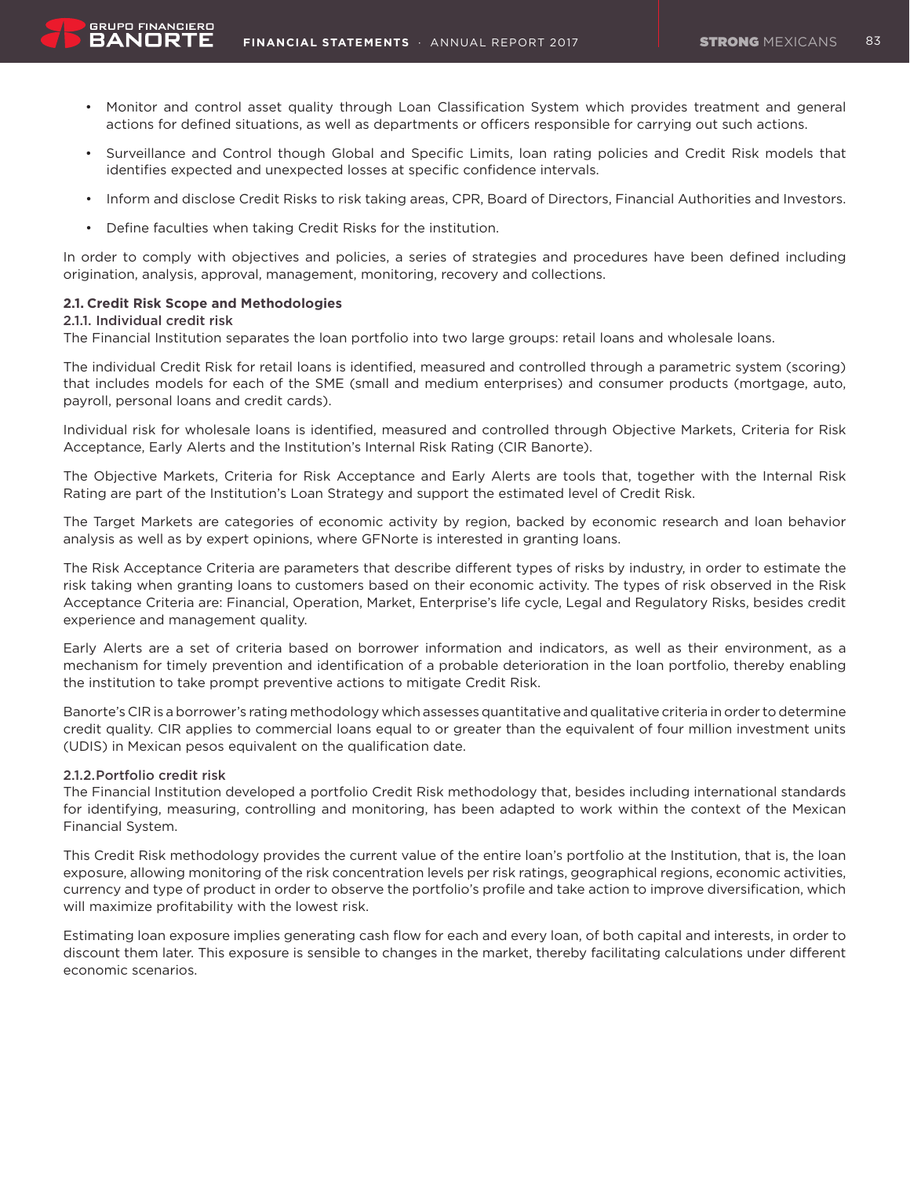- Monitor and control asset quality through Loan Classification System which provides treatment and general actions for defined situations, as well as departments or officers responsible for carrying out such actions.
- Surveillance and Control though Global and Specific Limits, loan rating policies and Credit Risk models that identifies expected and unexpected losses at specific confidence intervals.
- Inform and disclose Credit Risks to risk taking areas, CPR, Board of Directors, Financial Authorities and Investors.
- Define faculties when taking Credit Risks for the institution.

In order to comply with objectives and policies, a series of strategies and procedures have been defined including origination, analysis, approval, management, monitoring, recovery and collections.

### 2.1. Credit Risk Scope and Methodologies

#### 2.1.1. Individual credit risk

The Financial Institution separates the loan portfolio into two large groups: retail loans and wholesale loans.

The individual Credit Risk for retail loans is identified, measured and controlled through a parametric system (scoring) that includes models for each of the SME (small and medium enterprises) and consumer products (mortgage, auto, payroll, personal loans and credit cards).

Individual risk for wholesale loans is identified, measured and controlled through Objective Markets, Criteria for Risk Acceptance, Early Alerts and the Institution's Internal Risk Rating (CIR Banorte).

The Objective Markets, Criteria for Risk Acceptance and Early Alerts are tools that, together with the Internal Risk Rating are part of the Institution's Loan Strategy and support the estimated level of Credit Risk.

The Target Markets are categories of economic activity by region, backed by economic research and loan behavior analysis as well as by expert opinions, where GFNorte is interested in granting loans.

The Risk Acceptance Criteria are parameters that describe different types of risks by industry, in order to estimate the risk taking when granting loans to customers based on their economic activity. The types of risk observed in the Risk Acceptance Criteria are: Financial, Operation, Market, Enterprise's life cycle, Legal and Regulatory Risks, besides credit experience and management quality.

Early Alerts are a set of criteria based on borrower information and indicators, as well as their environment, as a mechanism for timely prevention and identification of a probable deterioration in the loan portfolio, thereby enabling the institution to take prompt preventive actions to mitigate Credit Risk.

Banorte's CIR is a borrower's rating methodology which assesses quantitative and qualitative criteria in order to determine credit quality. CIR applies to commercial loans equal to or greater than the equivalent of four million investment units (UDIS) in Mexican pesos equivalent on the qualification date.

#### 2.1.2. Portfolio credit risk

The Financial Institution developed a portfolio Credit Risk methodology that, besides including international standards for identifying, measuring, controlling and monitoring, has been adapted to work within the context of the Mexican Financial System.

This Credit Risk methodology provides the current value of the entire loan's portfolio at the Institution, that is, the loan exposure, allowing monitoring of the risk concentration levels per risk ratings, geographical regions, economic activities, currency and type of product in order to observe the portfolio's profile and take action to improve diversification, which will maximize profitability with the lowest risk.

Estimating loan exposure implies generating cash flow for each and every loan, of both capital and interests, in order to discount them later. This exposure is sensible to changes in the market, thereby facilitating calculations under different economic scenarios.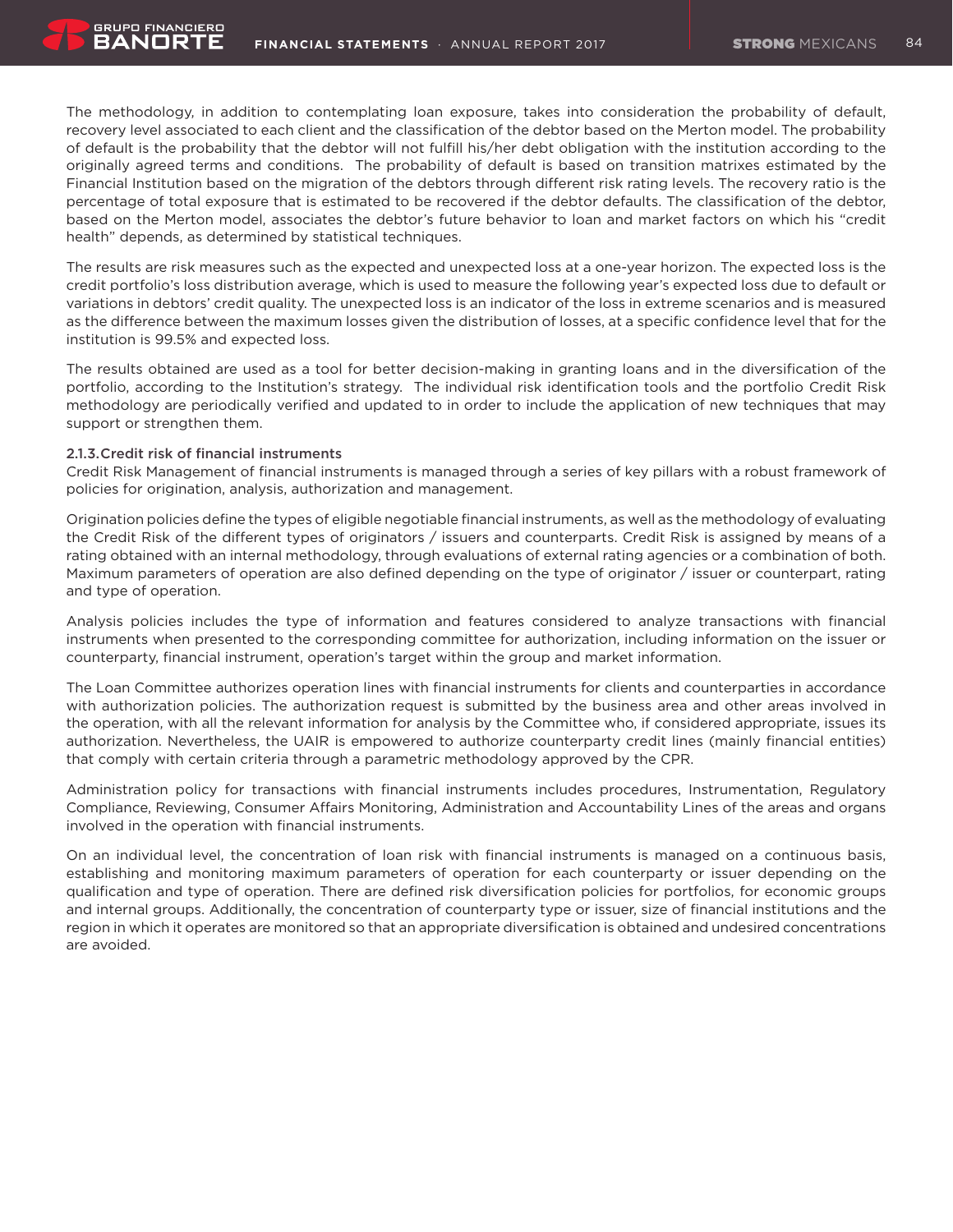The methodology, in addition to contemplating loan exposure, takes into consideration the probability of default, recovery level associated to each client and the classification of the debtor based on the Merton model. The probability of default is the probability that the debtor will not fulfill his/her debt obligation with the institution according to the originally agreed terms and conditions. The probability of default is based on transition matrixes estimated by the Financial Institution based on the migration of the debtors through different risk rating levels. The recovery ratio is the percentage of total exposure that is estimated to be recovered if the debtor defaults. The classification of the debtor, based on the Merton model, associates the debtor's future behavior to loan and market factors on which his "credit health" depends, as determined by statistical techniques.

The results are risk measures such as the expected and unexpected loss at a one-year horizon. The expected loss is the credit portfolio's loss distribution average, which is used to measure the following year's expected loss due to default or variations in debtors' credit quality. The unexpected loss is an indicator of the loss in extreme scenarios and is measured as the difference between the maximum losses given the distribution of losses, at a specific confidence level that for the institution is 99.5% and expected loss.

The results obtained are used as a tool for better decision-making in granting loans and in the diversification of the portfolio, according to the Institution's strategy. The individual risk identification tools and the portfolio Credit Risk methodology are periodically verified and updated to in order to include the application of new techniques that may support or strengthen them.

**2.1.3. Credit risk of financial instruments**

Credit Risk Management of financial instruments is managed through a series of key pillars with a robust framework of policies for origination, analysis, authorization and management.

Origination policies define the types of eligible negotiable financial instruments, as well as the methodology of evaluating the Credit Risk of the different types of originators / issuers and counterparts. Credit Risk is assigned by means of a rating obtained with an internal methodology, through evaluations of external rating agencies or a combination of both. Maximum parameters of operation are also defined depending on the type of originator / issuer or counterpart, rating and type of operation.

Analysis policies includes the type of information and features considered to analyze transactions with financial instruments when presented to the corresponding committee for authorization, including information on the issuer or counterparty, financial instrument, operation's target within the group and market information.

The Loan Committee authorizes operation lines with financial instruments for clients and counterparties in accordance with authorization policies. The authorization request is submitted by the business area and other areas involved in the operation, with all the relevant information for analysis by the Committee who, if considered appropriate, issues its authorization. Nevertheless, the UAIR is empowered to authorize counterparty credit lines (mainly financial entities) that comply with certain criteria through a parametric methodology approved by the CPR.

Administration policy for transactions with financial instruments includes procedures, Instrumentation, Regulatory Compliance, Reviewing, Consumer Affairs Monitoring, Administration and Accountability Lines of the areas and organs involved in the operation with financial instruments.

On an individual level, the concentration of loan risk with financial instruments is managed on a continuous basis, establishing and monitoring maximum parameters of operation for each counterparty or issuer depending on the qualification and type of operation. There are defined risk diversification policies for portfolios, for economic groups and internal groups. Additionally, the concentration of counterparty type or issuer, size of financial institutions and the region in which it operates are monitored so that an appropriate diversification is obtained and undesired concentrations are avoided.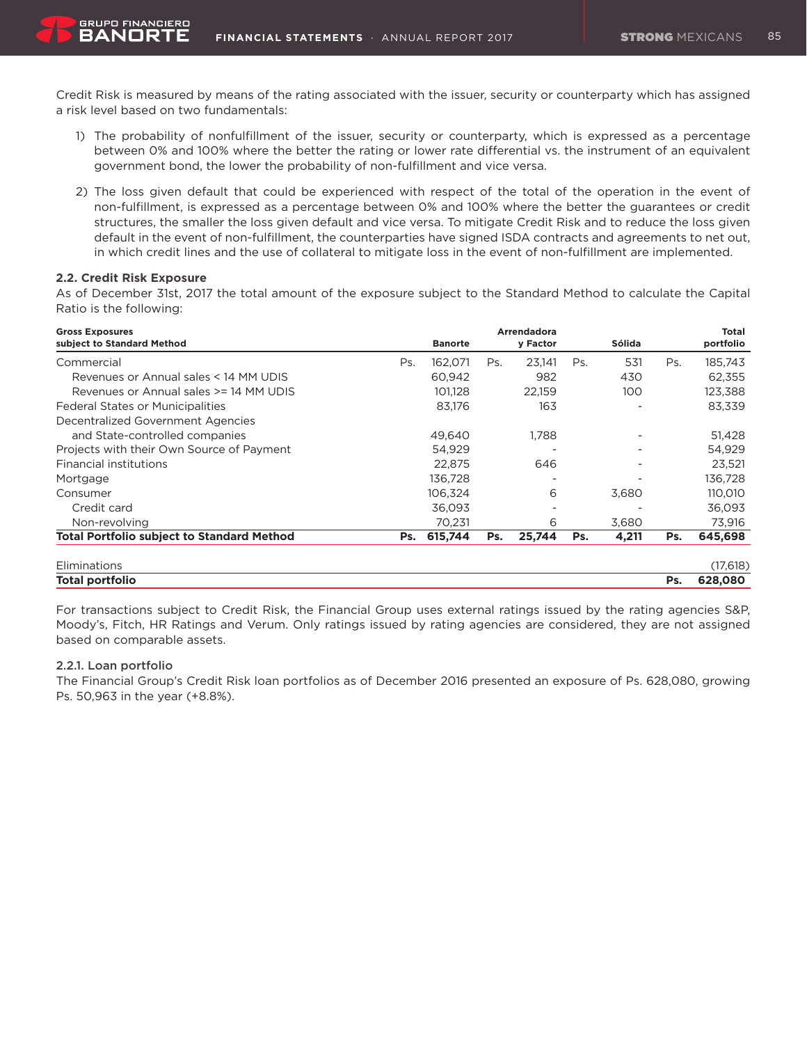Credit Risk is measured by means of the rating associated with the issuer, security or counterparty which has assigned a risk level based on two fundamentals:

1) The probability of nonfulfillment of the issuer, security or counterparty, which is expressed as a percentage between 0% and 100% where the better the rating or lower rate differential vs. the instrument of an equivalent government bond, the lower the probability of non-fulfillment and vice versa.

2) The loss given default that could be experienced with respect of the total of the operation in the event of non-fulfillment, is expressed as a percentage between 0% and 100% where the better the guarantees or credit structures, the smaller the loss given default and vice versa. To mitigate Credit Risk and to reduce the loss given default in the event of non-fulfillment, the counterparties have signed ISDA contracts and agreements to net out, in which credit lines and the use of collateral to mitigate loss in the event of non-fulfillment are implemented.

### 2.2. Credit Risk Exposure

As of December 31st, 2017 the total amount of the exposure subject to the Standard Method to calculate the Capital Ratio is the following:

| Gross Exposures subject to Standard Method | | Banorte | | Arrendadora y Factor | | Sólida | | Total portfolio |
|---|---|---|---|---|---|---|---|---|
| Commercial | Ps. | 162,071 | Ps. | 23,141 | Ps. | 531 | Ps. | 185,743 |
| Revenues or Annual sales < 14 MM UDIS | | 60,942 | | 982 | | 430 | | 62,355 |
| Revenues or Annual sales >= 14 MM UDIS | | 101,128 | | 22,159 | | 100 | | 123,388 |
| Federal States or Municipalities | | 83,176 | | 163 | | - | | 83,339 |
| Decentralized Government Agencies and State-controlled companies | | 49,640 | | 1,788 | | - | | 51,428 |
| Projects with their Own Source of Payment | | 54,929 | | - | | - | | 54,929 |
| Financial institutions | | 22,875 | | 646 | | - | | 23,521 |
| Mortgage | | 136,728 | | - | | - | | 136,728 |
| Consumer | | 106,324 | | 6 | | 3,680 | | 110,010 |
| Credit card | | 36,093 | | - | | - | | 36,093 |
| Non-revolving | | 70,231 | | 6 | | 3,680 | | 73,916 |
| **Total Portfolio subject to Standard Method** | **Ps.** | **615,744** | **Ps.** | **25,744** | **Ps.** | **4,211** | **Ps.** | **645,698** |
| Eliminations | | | | | | | | (17,618) |
| **Total portfolio** | | | | | | | **Ps.** | **628,080** |

For transactions subject to Credit Risk, the Financial Group uses external ratings issued by the rating agencies S&P, Moody's, Fitch, HR Ratings and Verum. Only ratings issued by rating agencies are considered, they are not assigned based on comparable assets.

#### 2.2.1. Loan portfolio

The Financial Group's Credit Risk loan portfolios as of December 2016 presented an exposure of Ps. 628,080, growing Ps. 50,963 in the year (+8.8%).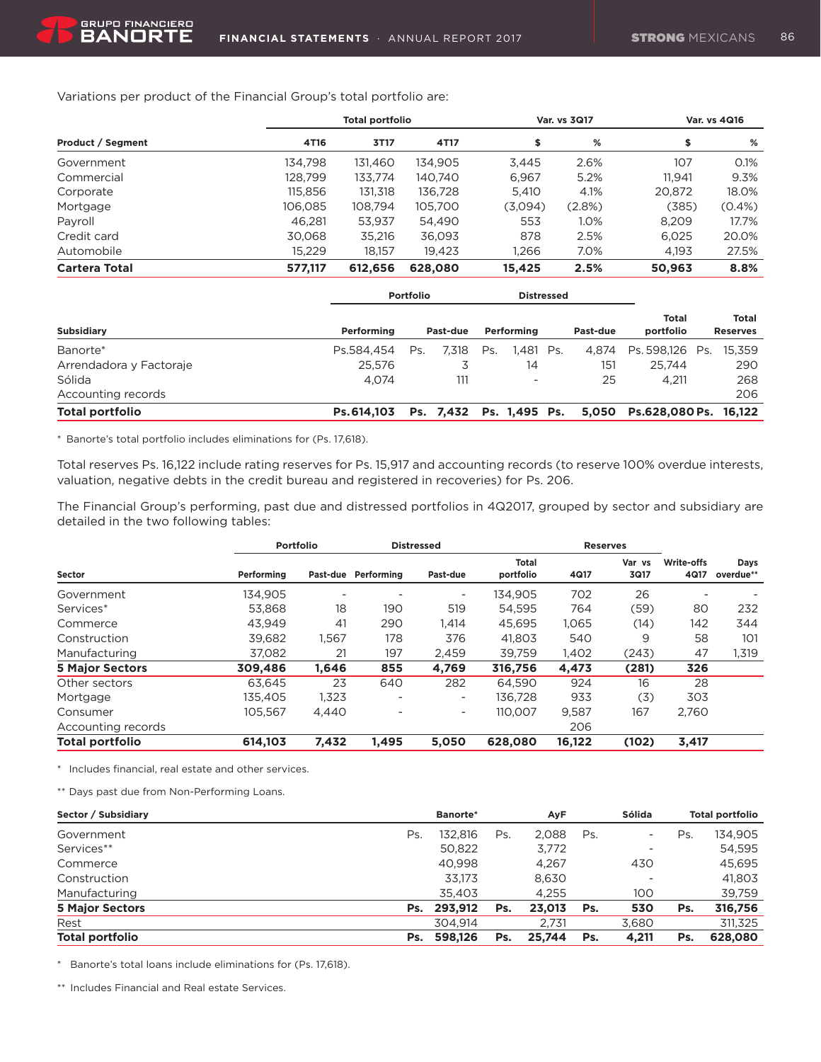Variations per product of the Financial Group's total portfolio are:

| Product / Segment | Total portfolio | | | Var. vs 3Q17 | | Var. vs 4Q16 | |
|---|---|---|---|---|---|---|---|
| | 4T16 | 3T17 | 4T17 | $ | % | $ | % |
| Government | 134,798 | 131,460 | 134,905 | 3,445 | 2.6% | 107 | 0.1% |
| Commercial | 128,799 | 133,774 | 140,740 | 6,967 | 5.2% | 11,941 | 9.3% |
| Corporate | 115,856 | 131,318 | 136,728 | 5,410 | 4.1% | 20,872 | 18.0% |
| Mortgage | 106,085 | 108,794 | 105,700 | (3,094) | (2.8%) | (385) | (0.4%) |
| Payroll | 46,281 | 53,937 | 54,490 | 553 | 1.0% | 8,209 | 17.7% |
| Credit card | 30,068 | 35,216 | 36,093 | 878 | 2.5% | 6,025 | 20.0% |
| Automobile | 15,229 | 18,157 | 19,423 | 1,266 | 7.0% | 4,193 | 27.5% |
| **Cartera Total** | **577,117** | **612,656** | **628,080** | **15,425** | **2.5%** | **50,963** | **8.8%** |

| Subsidiary | Portfolio | | Distressed | | | |
|---|---|---|---|---|---|---|
| | Performing | Past-due | Performing | Past-due | Total portfolio | Total Reserves |
| Banorte* | Ps.584,454 | Ps. 7,318 | Ps. 1,481 | Ps. 4,874 | Ps. 598,126 | Ps. 15,359 |
| Arrendadora y Factoraje | 25,576 | 3 | 14 | 151 | 25,744 | 290 |
| Sólida | 4,074 | 111 | - | 25 | 4,211 | 268 |
| Accounting records | | | | | | 206 |
| **Total portfolio** | **Ps.614,103** | **Ps. 7,432** | **Ps. 1,495** | **Ps. 5,050** | **Ps.628,080** | **Ps. 16,122** |

\* Banorte's total portfolio includes eliminations for (Ps. 17,618).

Total reserves Ps. 16,122 include rating reserves for Ps. 15,917 and accounting records (to reserve 100% overdue interests, valuation, negative debts in the credit bureau and registered in recoveries) for Ps. 206.

The Financial Group's performing, past due and distressed portfolios in 4Q2017, grouped by sector and subsidiary are detailed in the two following tables:

| Sector | Portfolio | | Distressed | | | Reserves | | | |
|---|---|---|---|---|---|---|---|---|---|
| | Performing | Past-due | Performing | Past-due | Total portfolio | 4Q17 | Var vs 3Q17 | Write-offs 4Q17 | Days overdue** |
| Government | 134,905 | - | - | - | 134,905 | 702 | 26 | - | - |
| Services* | 53,868 | 18 | 190 | 519 | 54,595 | 764 | (59) | 80 | 232 |
| Commerce | 43,949 | 41 | 290 | 1,414 | 45,695 | 1,065 | (14) | 142 | 344 |
| Construction | 39,682 | 1,567 | 178 | 376 | 41,803 | 540 | 9 | 58 | 101 |
| Manufacturing | 37,082 | 21 | 197 | 2,459 | 39,759 | 1,402 | (243) | 47 | 1,319 |
| **5 Major Sectors** | **309,486** | **1,646** | **855** | **4,769** | **316,756** | **4,473** | **(281)** | **326** | |
| Other sectors | 63,645 | 23 | 640 | 282 | 64,590 | 924 | 16 | 28 | |
| Mortgage | 135,405 | 1,323 | - | - | 136,728 | 933 | (3) | 303 | |
| Consumer | 105,567 | 4,440 | - | - | 110,007 | 9,587 | 167 | 2,760 | |
| Accounting records | | | | | | 206 | | | |
| **Total portfolio** | **614,103** | **7,432** | **1,495** | **5,050** | **628,080** | **16,122** | **(102)** | **3,417** | |

\* Includes financial, real estate and other services.

\** Days past due from Non-Performing Loans.

| Sector / Subsidiary | Banorte* | AyF | Sólida | Total portfolio |
|---|---|---|---|---|
| Government | Ps. 132,816 | Ps. 2,088 | Ps. - | Ps. 134,905 |
| Services** | 50,822 | 3,772 | - | 54,595 |
| Commerce | 40,998 | 4,267 | 430 | 45,695 |
| Construction | 33,173 | 8,630 | - | 41,803 |
| Manufacturing | 35,403 | 4,255 | 100 | 39,759 |
| **5 Major Sectors** | **Ps. 293,912** | **Ps. 23,013** | **Ps. 530** | **Ps. 316,756** |
| Rest | 304,914 | 2,731 | 3,680 | 311,325 |
| **Total portfolio** | **Ps. 598,126** | **Ps. 25,744** | **Ps. 4,211** | **Ps. 628,080** |

\* Banorte's total loans include eliminations for (Ps. 17,618).

\** Includes Financial and Real estate Services.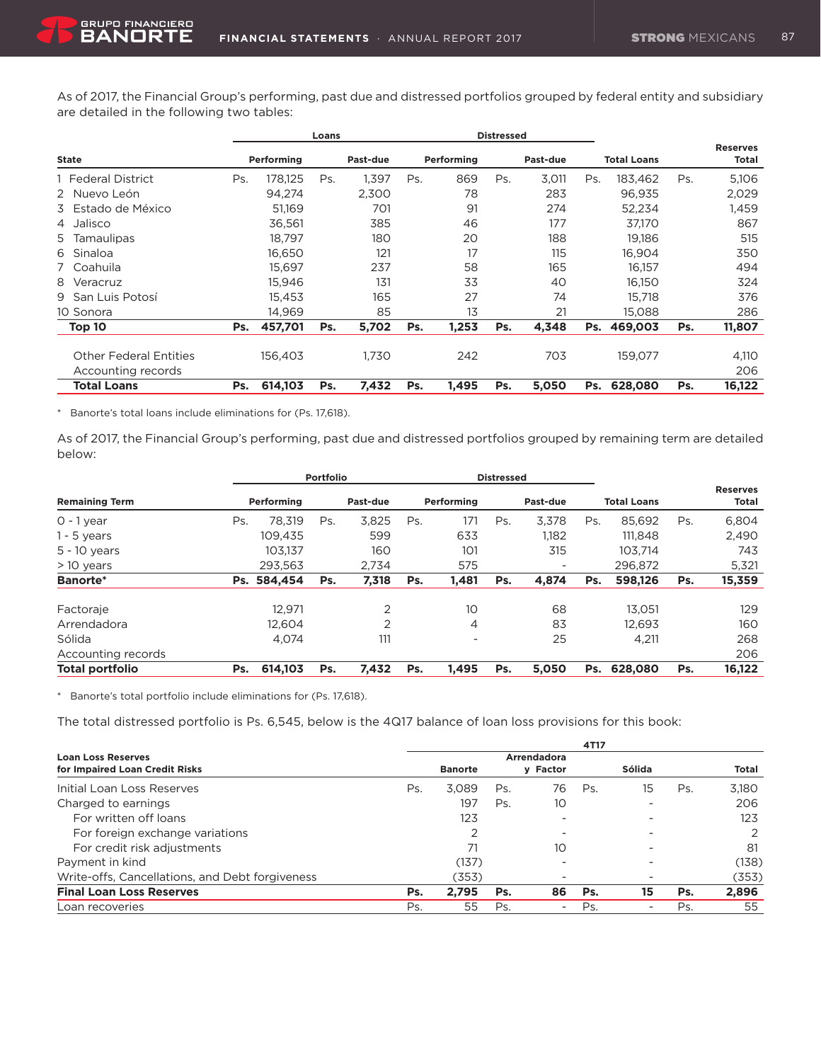As of 2017, the Financial Group's performing, past due and distressed portfolios grouped by federal entity and subsidiary are detailed in the following two tables:

| | Loans | | Distressed | | | |
|---|---|---|---|---|---|---|
| State | Performing | Past-due | Performing | Past-due | Total Loans | Reserves Total |
| 1 Federal District | Ps. 178,125 | Ps. 1,397 | Ps. 869 | Ps. 3,011 | Ps. 183,462 | Ps. 5,106 |
| 2 Nuevo León | 94,274 | 2,300 | 78 | 283 | 96,935 | 2,029 |
| 3 Estado de México | 51,169 | 701 | 91 | 274 | 52,234 | 1,459 |
| 4 Jalisco | 36,561 | 385 | 46 | 177 | 37,170 | 867 |
| 5 Tamaulipas | 18,797 | 180 | 20 | 188 | 19,186 | 515 |
| 6 Sinaloa | 16,650 | 121 | 17 | 115 | 16,904 | 350 |
| 7 Coahuila | 15,697 | 237 | 58 | 165 | 16,157 | 494 |
| 8 Veracruz | 15,946 | 131 | 33 | 40 | 16,150 | 324 |
| 9 San Luis Potosí | 15,453 | 165 | 27 | 74 | 15,718 | 376 |
| 10 Sonora | 14,969 | 85 | 13 | 21 | 15,088 | 286 |
| **Top 10** | **Ps. 457,701** | **Ps. 5,702** | **Ps. 1,253** | **Ps. 4,348** | **Ps. 469,003** | **Ps. 11,807** |
| Other Federal Entities | 156,403 | 1,730 | 242 | 703 | 159,077 | 4,110 |
| Accounting records | | | | | | 206 |
| **Total Loans** | **Ps. 614,103** | **Ps. 7,432** | **Ps. 1,495** | **Ps. 5,050** | **Ps. 628,080** | **Ps. 16,122** |

\* Banorte's total loans include eliminations for (Ps. 17,618).

As of 2017, the Financial Group's performing, past due and distressed portfolios grouped by remaining term are detailed below:

| | Portfolio | | Distressed | | | |
|---|---|---|---|---|---|---|
| Remaining Term | Performing | Past-due | Performing | Past-due | Total Loans | Reserves Total |
| 0 - 1 year | Ps. 78,319 | Ps. 3,825 | Ps. 171 | Ps. 3,378 | Ps. 85,692 | Ps. 6,804 |
| 1 - 5 years | 109,435 | 599 | 633 | 1,182 | 111,848 | 2,490 |
| 5 - 10 years | 103,137 | 160 | 101 | 315 | 103,714 | 743 |
| > 10 years | 293,563 | 2,734 | 575 | - | 296,872 | 5,321 |
| **Banorte*** | **Ps. 584,454** | **Ps. 7,318** | **Ps. 1,481** | **Ps. 4,874** | **Ps. 598,126** | **Ps. 15,359** |
| Factoraje | 12,971 | 2 | 10 | 68 | 13,051 | 129 |
| Arrendadora | 12,604 | 2 | 4 | 83 | 12,693 | 160 |
| Sólida | 4,074 | 111 | - | 25 | 4,211 | 268 |
| Accounting records | | | | | | 206 |
| **Total portfolio** | **Ps. 614,103** | **Ps. 7,432** | **Ps. 1,495** | **Ps. 5,050** | **Ps. 628,080** | **Ps. 16,122** |

\* Banorte's total portfolio include eliminations for (Ps. 17,618).

The total distressed portfolio is Ps. 6,545, below is the 4Q17 balance of loan loss provisions for this book:

| | 4T17 | | | |
|---|---|---|---|---|
| Loan Loss Reserves for Impaired Loan Credit Risks | Banorte | Arrendadora y Factor | Sólida | Total |
| Initial Loan Loss Reserves | Ps. 3,089 | Ps. 76 | Ps. 15 | Ps. 3,180 |
| Charged to earnings | 197 | Ps. 10 | - | 206 |
| For written off loans | 123 | - | - | 123 |
| For foreign exchange variations | 2 | - | - | 2 |
| For credit risk adjustments | 71 | 10 | - | 81 |
| Payment in kind | (137) | - | - | (138) |
| Write-offs, Cancellations, and Debt forgiveness | (353) | - | - | (353) |
| **Final Loan Loss Reserves** | **Ps. 2,795** | **Ps. 86** | **Ps. 15** | **Ps. 2,896** |
| Loan recoveries | Ps. 55 | Ps. - | Ps. - | Ps. 55 |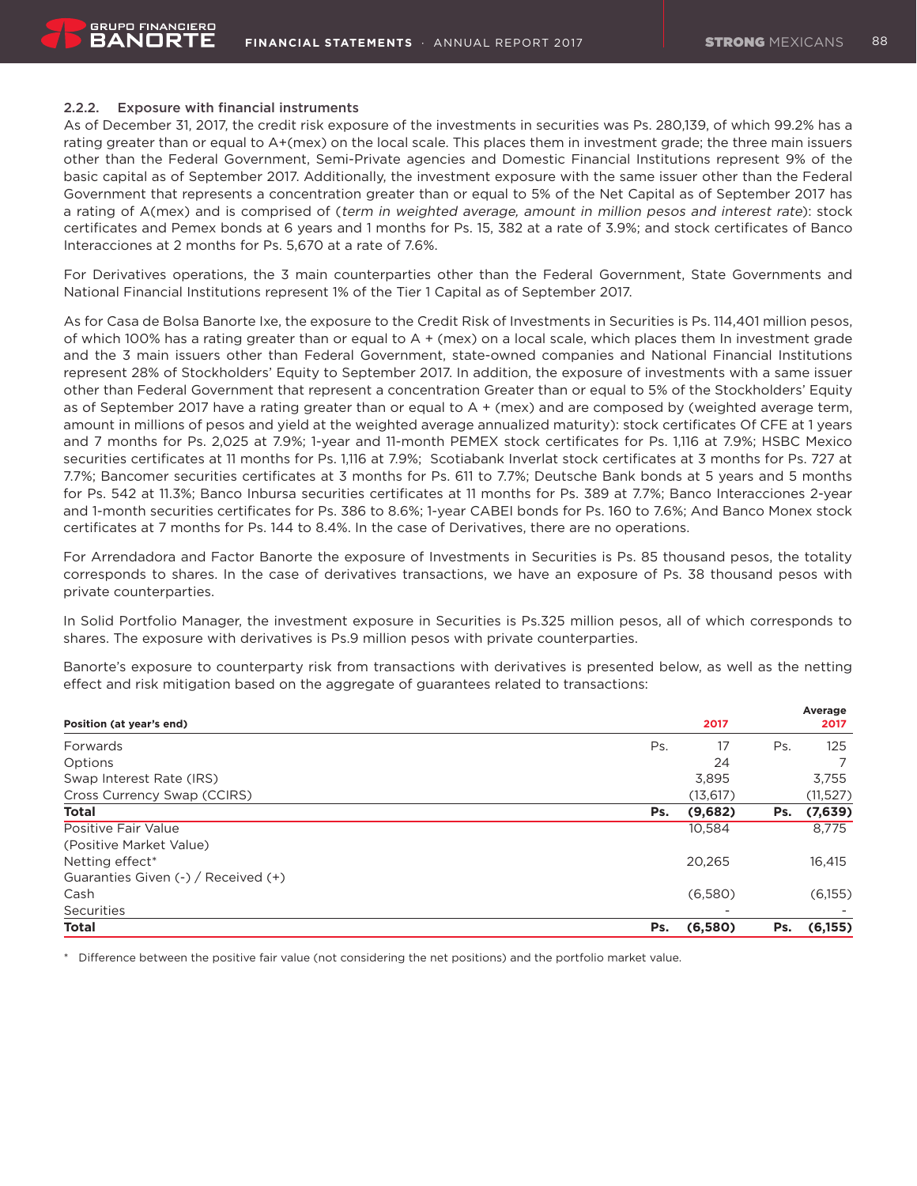### 2.2.2. Exposure with financial instruments

As of December 31, 2017, the credit risk exposure of the investments in securities was Ps. 280,139, of which 99.2% has a rating greater than or equal to A+(mex) on the local scale. This places them in investment grade; the three main issuers other than the Federal Government, Semi-Private agencies and Domestic Financial Institutions represent 9% of the basic capital as of September 2017. Additionally, the investment exposure with the same issuer other than the Federal Government that represents a concentration greater than or equal to 5% of the Net Capital as of September 2017 has a rating of A(mex) and is comprised of (*term in weighted average, amount in million pesos and interest rate*): stock certificates and Pemex bonds at 6 years and 1 months for Ps. 15, 382 at a rate of 3.9%; and stock certificates of Banco Interacciones at 2 months for Ps. 5,670 at a rate of 7.6%.

For Derivatives operations, the 3 main counterparties other than the Federal Government, State Governments and National Financial Institutions represent 1% of the Tier 1 Capital as of September 2017.

As for Casa de Bolsa Banorte Ixe, the exposure to the Credit Risk of Investments in Securities is Ps. 114,401 million pesos, of which 100% has a rating greater than or equal to A + (mex) on a local scale, which places them In investment grade and the 3 main issuers other than Federal Government, state-owned companies and National Financial Institutions represent 28% of Stockholders' Equity to September 2017. In addition, the exposure of investments with a same issuer other than Federal Government that represent a concentration Greater than or equal to 5% of the Stockholders' Equity as of September 2017 have a rating greater than or equal to A + (mex) and are composed by (weighted average term, amount in millions of pesos and yield at the weighted average annualized maturity): stock certificates Of CFE at 1 years and 7 months for Ps. 2,025 at 7.9%; 1-year and 11-month PEMEX stock certificates for Ps. 1,116 at 7.9%; HSBC Mexico securities certificates at 11 months for Ps. 1,116 at 7.9%; Scotiabank Inverlat stock certificates at 3 months for Ps. 727 at 7.7%; Bancomer securities certificates at 3 months for Ps. 611 to 7.7%; Deutsche Bank bonds at 5 years and 5 months for Ps. 542 at 11.3%; Banco Inbursa securities certificates at 11 months for Ps. 389 at 7.7%; Banco Interacciones 2-year and 1-month securities certificates for Ps. 386 to 8.6%; 1-year CABEI bonds for Ps. 160 to 7.6%; And Banco Monex stock certificates at 7 months for Ps. 144 to 8.4%. In the case of Derivatives, there are no operations.

For Arrendadora and Factor Banorte the exposure of Investments in Securities is Ps. 85 thousand pesos, the totality corresponds to shares. In the case of derivatives transactions, we have an exposure of Ps. 38 thousand pesos with private counterparties.

In Solid Portfolio Manager, the investment exposure in Securities is Ps.325 million pesos, all of which corresponds to shares. The exposure with derivatives is Ps.9 million pesos with private counterparties.

Banorte's exposure to counterparty risk from transactions with derivatives is presented below, as well as the netting effect and risk mitigation based on the aggregate of guarantees related to transactions:

| Position (at year's end) | | 2017 | | Average 2017 |
|---|---|---|---|---|
| Forwards | Ps. | 17 | Ps. | 125 |
| Options | | 24 | | 7 |
| Swap Interest Rate (IRS) | | 3,895 | | 3,755 |
| Cross Currency Swap (CCIRS) | | (13,617) | | (11,527) |
| **Total** | **Ps.** | **(9,682)** | **Ps.** | **(7,639)** |
| Positive Fair Value | | 10,584 | | 8,775 |
| (Positive Market Value) | | | | |
| Netting effect* | | 20,265 | | 16,415 |
| Guaranties Given (-) / Received (+) | | | | |
| Cash | | (6,580) | | (6,155) |
| Securities | | - | | - |
| **Total** | **Ps.** | **(6,580)** | **Ps.** | **(6,155)** |

\* Difference between the positive fair value (not considering the net positions) and the portfolio market value.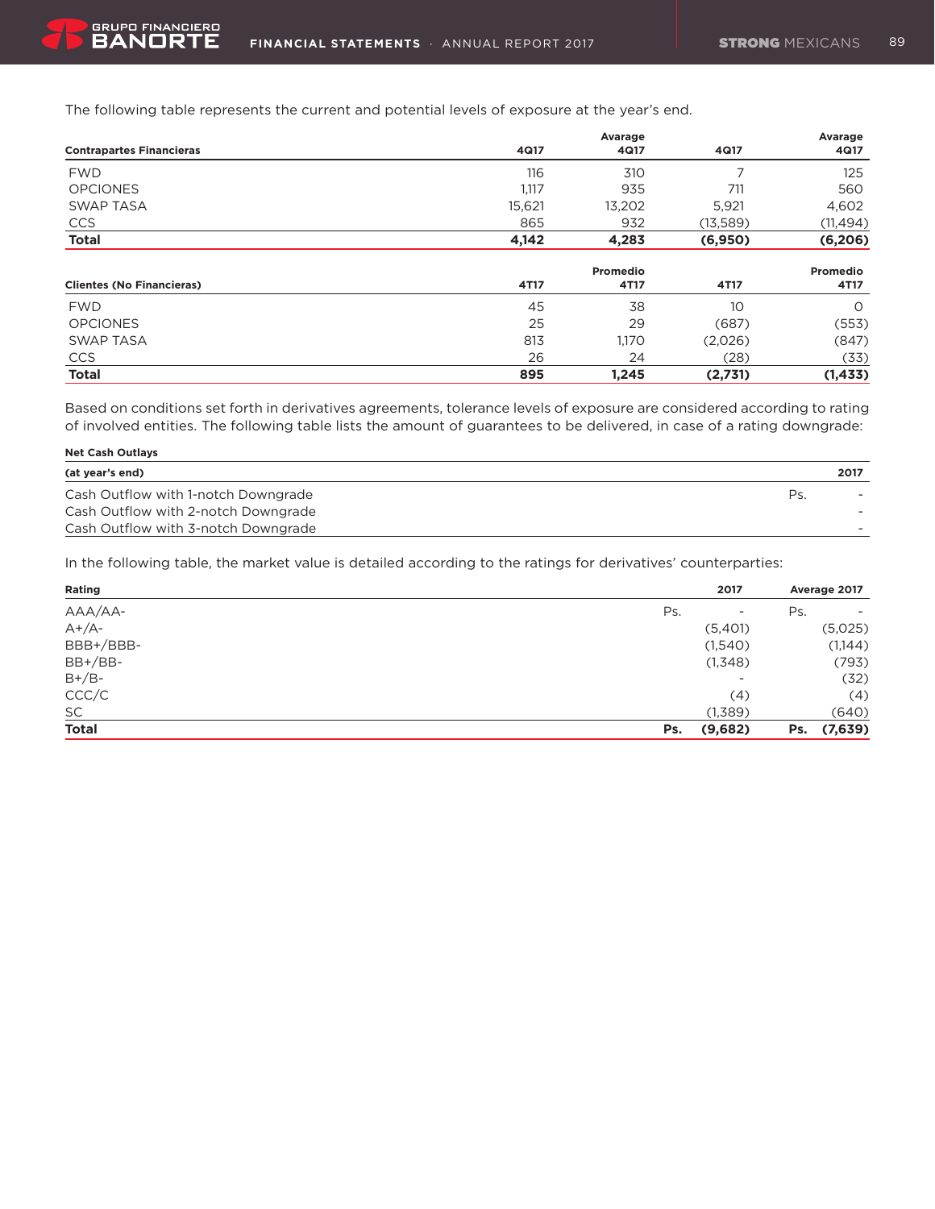The following table represents the current and potential levels of exposure at the year's end.

| Contrapartes Financieras | 4Q17 | Avarage 4Q17 | 4Q17 | Avarage 4Q17 |
|---|---|---|---|---|
| FWD | 116 | 310 | 7 | 125 |
| OPCIONES | 1,117 | 935 | 711 | 560 |
| SWAP TASA | 15,621 | 13,202 | 5,921 | 4,602 |
| CCS | 865 | 932 | (13,589) | (11,494) |
| **Total** | **4,142** | **4,283** | **(6,950)** | **(6,206)** |

| Clientes (No Financieras) | 4T17 | Promedio 4T17 | 4T17 | Promedio 4T17 |
|---|---|---|---|---|
| FWD | 45 | 38 | 10 | 0 |
| OPCIONES | 25 | 29 | (687) | (553) |
| SWAP TASA | 813 | 1,170 | (2,026) | (847) |
| CCS | 26 | 24 | (28) | (33) |
| **Total** | **895** | **1,245** | **(2,731)** | **(1,433)** |

Based on conditions set forth in derivatives agreements, tolerance levels of exposure are considered according to rating of involved entities. The following table lists the amount of guarantees to be delivered, in case of a rating downgrade:

| Net Cash Outlays (at year's end) | | 2017 |
|---|---|---|
| Cash Outflow with 1-notch Downgrade | Ps. | - |
| Cash Outflow with 2-notch Downgrade | | - |
| Cash Outflow with 3-notch Downgrade | | - |

In the following table, the market value is detailed according to the ratings for derivatives' counterparties:

| Rating | | 2017 | | Average 2017 |
|---|---|---|---|---|
| AAA/AA- | Ps. | - | Ps. | - |
| A+/A- | | (5,401) | | (5,025) |
| BBB+/BBB- | | (1,540) | | (1,144) |
| BB+/BB- | | (1,348) | | (793) |
| B+/B- | | - | | (32) |
| CCC/C | | (4) | | (4) |
| SC | | (1,389) | | (640) |
| **Total** | **Ps.** | **(9,682)** | **Ps.** | **(7,639)** |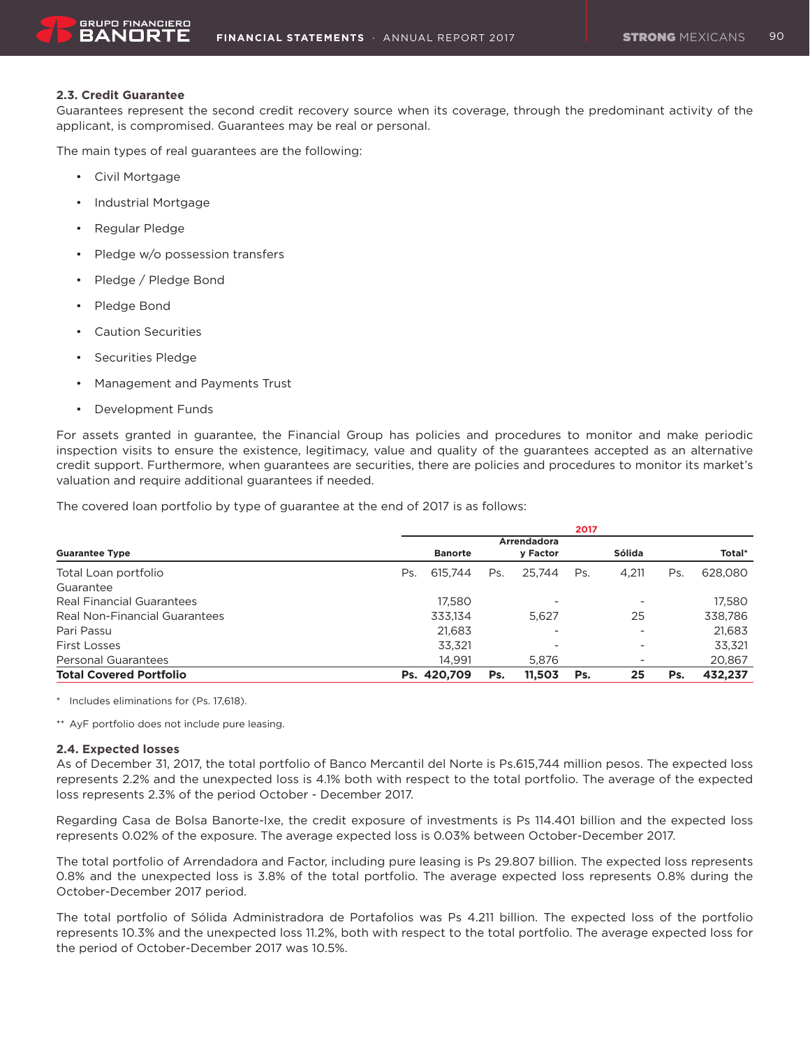### 2.3. Credit Guarantee

Guarantees represent the second credit recovery source when its coverage, through the predominant activity of the applicant, is compromised. Guarantees may be real or personal.

The main types of real guarantees are the following:

- Civil Mortgage
- Industrial Mortgage
- Regular Pledge
- Pledge w/o possession transfers
- Pledge / Pledge Bond
- Pledge Bond
- Caution Securities
- Securities Pledge
- Management and Payments Trust
- Development Funds

For assets granted in guarantee, the Financial Group has policies and procedures to monitor and make periodic inspection visits to ensure the existence, legitimacy, value and quality of the guarantees accepted as an alternative credit support. Furthermore, when guarantees are securities, there are policies and procedures to monitor its market's valuation and require additional guarantees if needed.

The covered loan portfolio by type of guarantee at the end of 2017 is as follows:

| | 2017 | | | |
|---|---|---|---|---|
| **Guarantee Type** | **Banorte** | **Arrendadora y Factor** | **Sólida** | **Total*** |
| Total Loan portfolio | Ps. 615,744 | Ps. 25,744 | Ps. 4,211 | Ps. 628,080 |
| Guarantee | | | | |
| Real Financial Guarantees | 17,580 | - | - | 17,580 |
| Real Non-Financial Guarantees | 333,134 | 5,627 | 25 | 338,786 |
| Pari Passu | 21,683 | - | - | 21,683 |
| First Losses | 33,321 | - | - | 33,321 |
| Personal Guarantees | 14,991 | 5,876 | - | 20,867 |
| **Total Covered Portfolio** | **Ps. 420,709** | **Ps. 11,503** | **Ps. 25** | **Ps. 432,237** |

\* Includes eliminations for (Ps. 17,618).

** AyF portfolio does not include pure leasing.

### 2.4. Expected losses

As of December 31, 2017, the total portfolio of Banco Mercantil del Norte is Ps.615,744 million pesos. The expected loss represents 2.2% and the unexpected loss is 4.1% both with respect to the total portfolio. The average of the expected loss represents 2.3% of the period October - December 2017.

Regarding Casa de Bolsa Banorte-Ixe, the credit exposure of investments is Ps 114.401 billion and the expected loss represents 0.02% of the exposure. The average expected loss is 0.03% between October-December 2017.

The total portfolio of Arrendadora and Factor, including pure leasing is Ps 29.807 billion. The expected loss represents 0.8% and the unexpected loss is 3.8% of the total portfolio. The average expected loss represents 0.8% during the October-December 2017 period.

The total portfolio of Sólida Administradora de Portafolios was Ps 4.211 billion. The expected loss of the portfolio represents 10.3% and the unexpected loss 11.2%, both with respect to the total portfolio. The average expected loss for the period of October-December 2017 was 10.5%.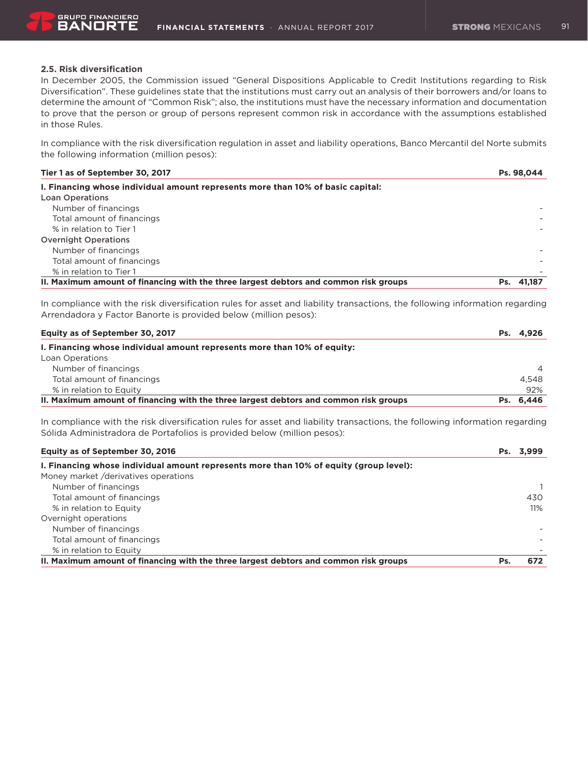### 2.5. Risk diversification

In December 2005, the Commission issued "General Dispositions Applicable to Credit Institutions regarding to Risk Diversification". These guidelines state that the institutions must carry out an analysis of their borrowers and/or loans to determine the amount of "Common Risk"; also, the institutions must have the necessary information and documentation to prove that the person or group of persons represent common risk in accordance with the assumptions established in those Rules.

In compliance with the risk diversification regulation in asset and liability operations, Banco Mercantil del Norte submits the following information (million pesos):

| **Tier 1 as of September 30, 2017** | **Ps. 98,044** |
|---|---|
| **I. Financing whose individual amount represents more than 10% of basic capital:** | |
| **Loan Operations** | |
| Number of financings | - |
| Total amount of financings | - |
| % in relation to Tier 1 | - |
| **Overnight Operations** | |
| Number of financings | - |
| Total amount of financings | - |
| % in relation to Tier 1 | - |
| **II. Maximum amount of financing with the three largest debtors and common risk groups** | **Ps. 41,187** |

In compliance with the risk diversification rules for asset and liability transactions, the following information regarding Arrendadora y Factor Banorte is provided below (million pesos):

| **Equity as of September 30, 2017** | **Ps. 4,926** |
|---|---|
| **I. Financing whose individual amount represents more than 10% of equity:** | |
| Loan Operations | |
| Number of financings | 4 |
| Total amount of financings | 4,548 |
| % in relation to Equity | 92% |
| **II. Maximum amount of financing with the three largest debtors and common risk groups** | **Ps. 6,446** |

In compliance with the risk diversification rules for asset and liability transactions, the following information regarding Sólida Administradora de Portafolios is provided below (million pesos):

| **Equity as of September 30, 2016** | **Ps. 3,999** |
|---|---|
| **I. Financing whose individual amount represents more than 10% of equity (group level):** | |
| Money market /derivatives operations | |
| Number of financings | 1 |
| Total amount of financings | 430 |
| % in relation to Equity | 11% |
| Overnight operations | |
| Number of financings | - |
| Total amount of financings | - |
| % in relation to Equity | - |
| **II. Maximum amount of financing with the three largest debtors and common risk groups** | **Ps. 672** |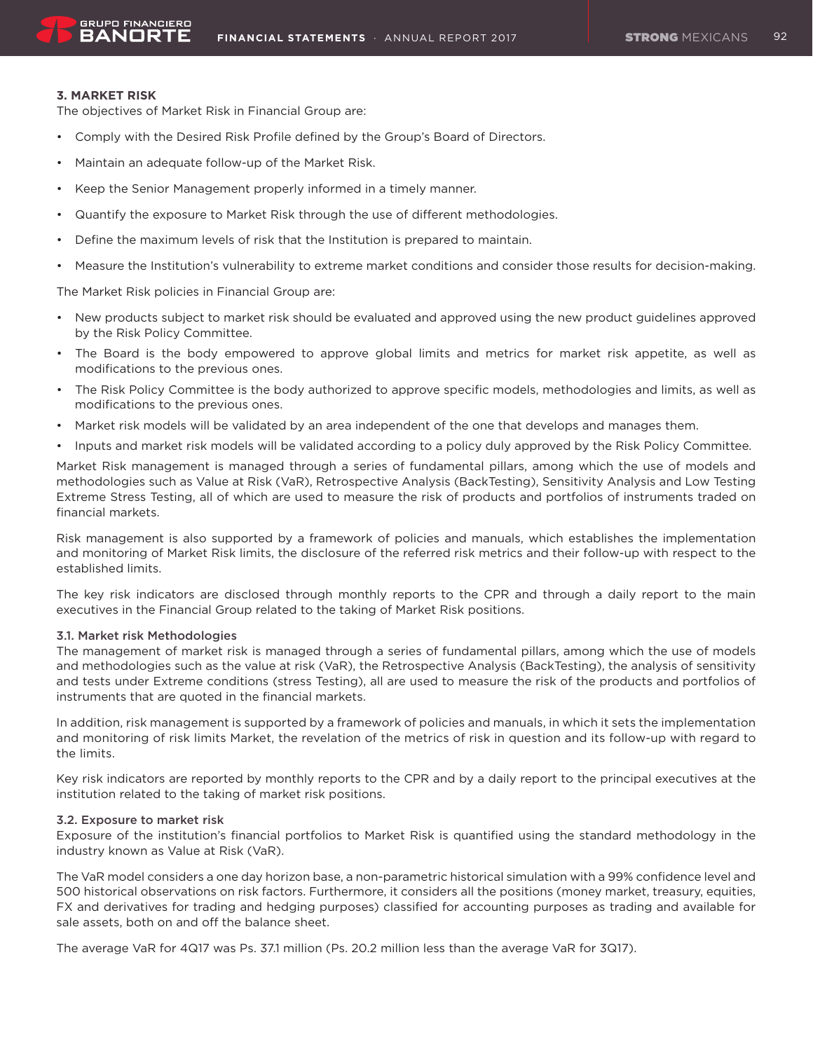## 3. MARKET RISK

The objectives of Market Risk in Financial Group are:

- Comply with the Desired Risk Profile defined by the Group's Board of Directors.
- Maintain an adequate follow-up of the Market Risk.
- Keep the Senior Management properly informed in a timely manner.
- Quantify the exposure to Market Risk through the use of different methodologies.
- Define the maximum levels of risk that the Institution is prepared to maintain.
- Measure the Institution's vulnerability to extreme market conditions and consider those results for decision-making.

The Market Risk policies in Financial Group are:

- New products subject to market risk should be evaluated and approved using the new product guidelines approved by the Risk Policy Committee.
- The Board is the body empowered to approve global limits and metrics for market risk appetite, as well as modifications to the previous ones.
- The Risk Policy Committee is the body authorized to approve specific models, methodologies and limits, as well as modifications to the previous ones.
- Market risk models will be validated by an area independent of the one that develops and manages them.
- Inputs and market risk models will be validated according to a policy duly approved by the Risk Policy Committee.

Market Risk management is managed through a series of fundamental pillars, among which the use of models and methodologies such as Value at Risk (VaR), Retrospective Analysis (BackTesting), Sensitivity Analysis and Low Testing Extreme Stress Testing, all of which are used to measure the risk of products and portfolios of instruments traded on financial markets.

Risk management is also supported by a framework of policies and manuals, which establishes the implementation and monitoring of Market Risk limits, the disclosure of the referred risk metrics and their follow-up with respect to the established limits.

The key risk indicators are disclosed through monthly reports to the CPR and through a daily report to the main executives in the Financial Group related to the taking of Market Risk positions.

### 3.1. Market risk Methodologies

The management of market risk is managed through a series of fundamental pillars, among which the use of models and methodologies such as the value at risk (VaR), the Retrospective Analysis (BackTesting), the analysis of sensitivity and tests under Extreme conditions (stress Testing), all are used to measure the risk of the products and portfolios of instruments that are quoted in the financial markets.

In addition, risk management is supported by a framework of policies and manuals, in which it sets the implementation and monitoring of risk limits Market, the revelation of the metrics of risk in question and its follow-up with regard to the limits.

Key risk indicators are reported by monthly reports to the CPR and by a daily report to the principal executives at the institution related to the taking of market risk positions.

### 3.2. Exposure to market risk

Exposure of the institution's financial portfolios to Market Risk is quantified using the standard methodology in the industry known as Value at Risk (VaR).

The VaR model considers a one day horizon base, a non-parametric historical simulation with a 99% confidence level and 500 historical observations on risk factors. Furthermore, it considers all the positions (money market, treasury, equities, FX and derivatives for trading and hedging purposes) classified for accounting purposes as trading and available for sale assets, both on and off the balance sheet.

The average VaR for 4Q17 was Ps. 37.1 million (Ps. 20.2 million less than the average VaR for 3Q17).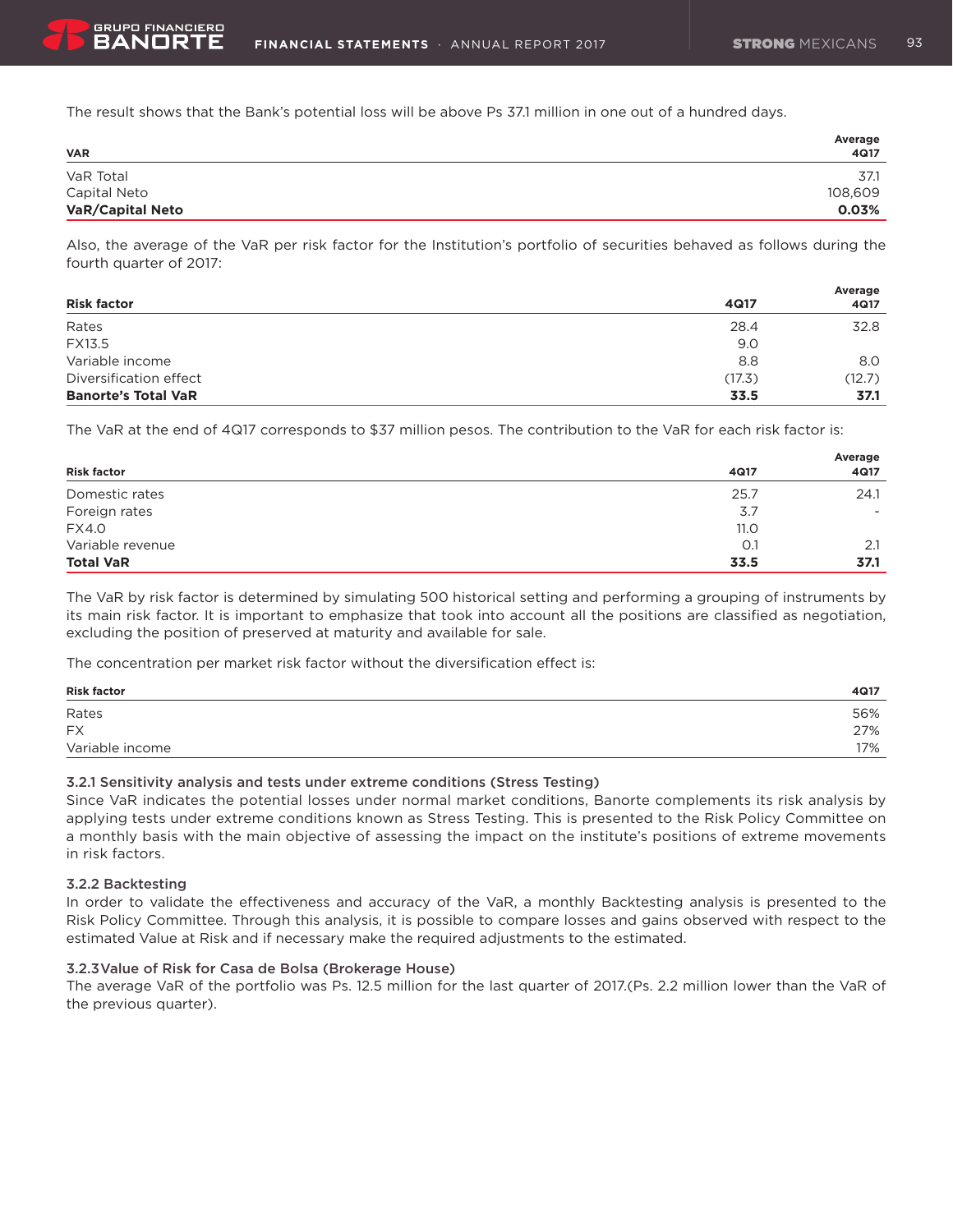The result shows that the Bank's potential loss will be above Ps 37.1 million in one out of a hundred days.

| VAR | Average 4Q17 |
|---|---|
| VaR Total | 37.1 |
| Capital Neto | 108,609 |
| **VaR/Capital Neto** | **0.03%** |

Also, the average of the VaR per risk factor for the Institution's portfolio of securities behaved as follows during the fourth quarter of 2017:

| Risk factor | 4Q17 | Average 4Q17 |
|---|---|---|
| Rates | 28.4 | 32.8 |
| FX13.5 | 9.0 | |
| Variable income | 8.8 | 8.0 |
| Diversification effect | (17.3) | (12.7) |
| **Banorte's Total VaR** | **33.5** | **37.1** |

The VaR at the end of 4Q17 corresponds to $37 million pesos. The contribution to the VaR for each risk factor is:

| Risk factor | 4Q17 | Average 4Q17 |
|---|---|---|
| Domestic rates | 25.7 | 24.1 |
| Foreign rates | 3.7 | - |
| FX4.0 | 11.0 | |
| Variable revenue | 0.1 | 2.1 |
| **Total VaR** | **33.5** | **37.1** |

The VaR by risk factor is determined by simulating 500 historical setting and performing a grouping of instruments by its main risk factor. It is important to emphasize that took into account all the positions are classified as negotiation, excluding the position of preserved at maturity and available for sale.

The concentration per market risk factor without the diversification effect is:

| Risk factor | 4Q17 |
|---|---|
| Rates | 56% |
| FX | 27% |
| Variable income | 17% |

### 3.2.1 Sensitivity analysis and tests under extreme conditions (Stress Testing)

Since VaR indicates the potential losses under normal market conditions, Banorte complements its risk analysis by applying tests under extreme conditions known as Stress Testing. This is presented to the Risk Policy Committee on a monthly basis with the main objective of assessing the impact on the institute's positions of extreme movements in risk factors.

### 3.2.2 Backtesting

In order to validate the effectiveness and accuracy of the VaR, a monthly Backtesting analysis is presented to the Risk Policy Committee. Through this analysis, it is possible to compare losses and gains observed with respect to the estimated Value at Risk and if necessary make the required adjustments to the estimated.

### 3.2.3Value of Risk for Casa de Bolsa (Brokerage House)

The average VaR of the portfolio was Ps. 12.5 million for the last quarter of 2017.(Ps. 2.2 million lower than the VaR of the previous quarter).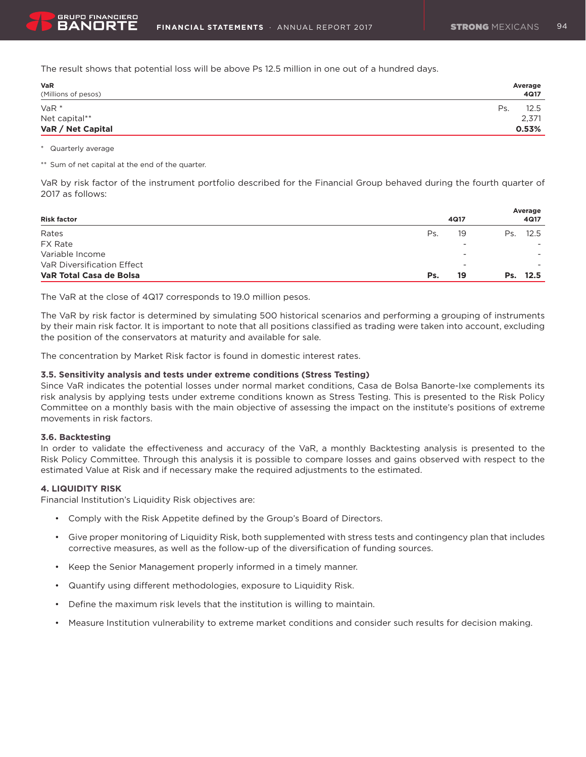The result shows that potential loss will be above Ps 12.5 million in one out of a hundred days.

| VaR<br>(Millions of pesos) | | Average<br>4Q17 |
|---|---|---|
| VaR * | Ps. | 12.5 |
| Net capital** | | 2,371 |
| **VaR / Net Capital** | | **0.53%** |

\* Quarterly average

\*\* Sum of net capital at the end of the quarter.

VaR by risk factor of the instrument portfolio described for the Financial Group behaved during the fourth quarter of 2017 as follows:

| Risk factor | | 4Q17 | | Average<br>4Q17 |
|---|---|---|---|---|
| Rates | Ps. | 19 | Ps. | 12.5 |
| FX Rate | | - | | - |
| Variable Income | | - | | - |
| VaR Diversification Effect | | - | | - |
| **VaR Total Casa de Bolsa** | **Ps.** | **19** | **Ps.** | **12.5** |

The VaR at the close of 4Q17 corresponds to 19.0 million pesos.

The VaR by risk factor is determined by simulating 500 historical scenarios and performing a grouping of instruments by their main risk factor. It is important to note that all positions classified as trading were taken into account, excluding the position of the conservators at maturity and available for sale.

The concentration by Market Risk factor is found in domestic interest rates.

**3.5. Sensitivity analysis and tests under extreme conditions (Stress Testing)**

Since VaR indicates the potential losses under normal market conditions, Casa de Bolsa Banorte-Ixe complements its risk analysis by applying tests under extreme conditions known as Stress Testing. This is presented to the Risk Policy Committee on a monthly basis with the main objective of assessing the impact on the institute's positions of extreme movements in risk factors.

**3.6. Backtesting**

In order to validate the effectiveness and accuracy of the VaR, a monthly Backtesting analysis is presented to the Risk Policy Committee. Through this analysis it is possible to compare losses and gains observed with respect to the estimated Value at Risk and if necessary make the required adjustments to the estimated.

**4. LIQUIDITY RISK**

Financial Institution's Liquidity Risk objectives are:

- Comply with the Risk Appetite defined by the Group's Board of Directors.
- Give proper monitoring of Liquidity Risk, both supplemented with stress tests and contingency plan that includes corrective measures, as well as the follow-up of the diversification of funding sources.
- Keep the Senior Management properly informed in a timely manner.
- Quantify using different methodologies, exposure to Liquidity Risk.
- Define the maximum risk levels that the institution is willing to maintain.
- Measure Institution vulnerability to extreme market conditions and consider such results for decision making.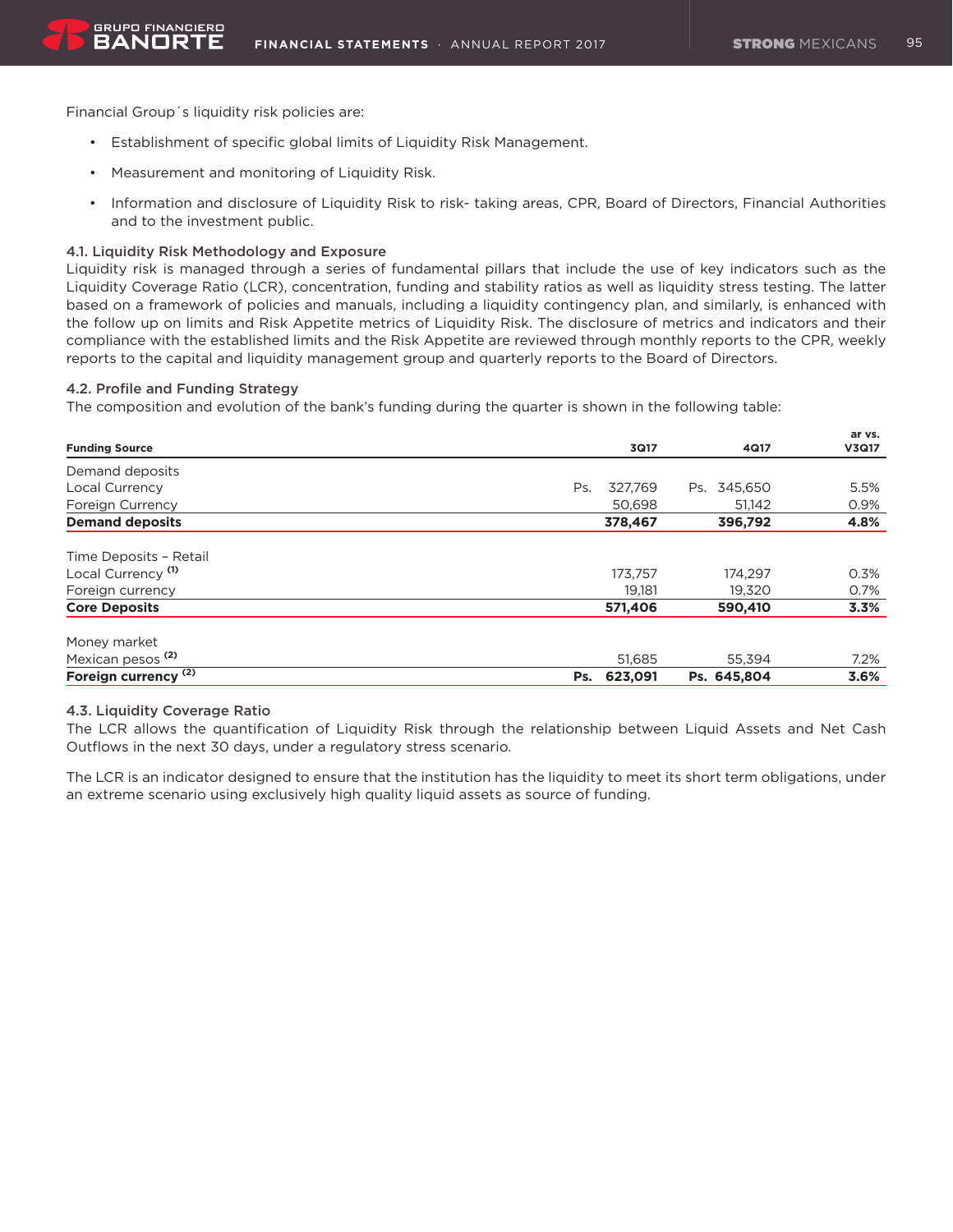Financial Group´s liquidity risk policies are:

- Establishment of specific global limits of Liquidity Risk Management.
- Measurement and monitoring of Liquidity Risk.
- Information and disclosure of Liquidity Risk to risk- taking areas, CPR, Board of Directors, Financial Authorities and to the investment public.

### 4.1. Liquidity Risk Methodology and Exposure

Liquidity risk is managed through a series of fundamental pillars that include the use of key indicators such as the Liquidity Coverage Ratio (LCR), concentration, funding and stability ratios as well as liquidity stress testing. The latter based on a framework of policies and manuals, including a liquidity contingency plan, and similarly, is enhanced with the follow up on limits and Risk Appetite metrics of Liquidity Risk. The disclosure of metrics and indicators and their compliance with the established limits and the Risk Appetite are reviewed through monthly reports to the CPR, weekly reports to the capital and liquidity management group and quarterly reports to the Board of Directors.

### 4.2. Profile and Funding Strategy

The composition and evolution of the bank's funding during the quarter is shown in the following table:

| Funding Source | 3Q17 | 4Q17 | ar vs. V3Q17 |
|---|---|---|---|
| Demand deposits | | | |
| Local Currency | Ps. 327,769 | Ps. 345,650 | 5.5% |
| Foreign Currency | 50,698 | 51,142 | 0.9% |
| **Demand deposits** | **378,467** | **396,792** | **4.8%** |
| Time Deposits – Retail | | | |
| Local Currency (1) | 173,757 | 174,297 | 0.3% |
| Foreign currency | 19,181 | 19,320 | 0.7% |
| **Core Deposits** | **571,406** | **590,410** | **3.3%** |
| Money market | | | |
| Mexican pesos (2) | 51,685 | 55,394 | 7.2% |
| **Foreign currency (2)** | **Ps. 623,091** | **Ps. 645,804** | **3.6%** |

### 4.3. Liquidity Coverage Ratio

The LCR allows the quantification of Liquidity Risk through the relationship between Liquid Assets and Net Cash Outflows in the next 30 days, under a regulatory stress scenario.

The LCR is an indicator designed to ensure that the institution has the liquidity to meet its short term obligations, under an extreme scenario using exclusively high quality liquid assets as source of funding.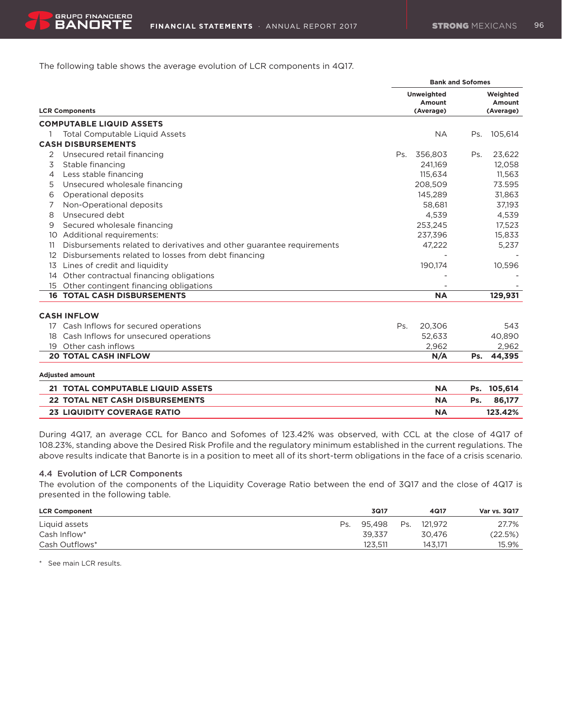The following table shows the average evolution of LCR components in 4Q17.

| LCR Components | Bank and Sofomes | |
|---|---|---|
| | Unweighted Amount (Average) | Weighted Amount (Average) |
| **COMPUTABLE LIQUID ASSETS** | | |
| 1 Total Computable Liquid Assets | NA | Ps. 105,614 |
| **CASH DISBURSEMENTS** | | |
| 2 Unsecured retail financing | Ps. 356,803 | Ps. 23,622 |
| 3 Stable financing | 241,169 | 12,058 |
| 4 Less stable financing | 115,634 | 11,563 |
| 5 Unsecured wholesale financing | 208,509 | 73.595 |
| 6 Operational deposits | 145,289 | 31,863 |
| 7 Non-Operational deposits | 58,681 | 37,193 |
| 8 Unsecured debt | 4,539 | 4,539 |
| 9 Secured wholesale financing | 253,245 | 17,523 |
| 10 Additional requirements: | 237,396 | 15,833 |
| 11 Disbursements related to derivatives and other guarantee requirements | 47,222 | 5,237 |
| 12 Disbursements related to losses from debt financing | - | - |
| 13 Lines of credit and liquidity | 190,174 | 10,596 |
| 14 Other contractual financing obligations | - | - |
| 15 Other contingent financing obligations | - | - |
| **16 TOTAL CASH DISBURSEMENTS** | **NA** | **129,931** |
| **CASH INFLOW** | | |
| 17 Cash Inflows for secured operations | Ps. 20,306 | 543 |
| 18 Cash Inflows for unsecured operations | 52,633 | 40,890 |
| 19 Other cash inflows | 2,962 | 2,962 |
| **20 TOTAL CASH INFLOW** | **N/A** | **Ps. 44,395** |
| **Adjusted amount** | | |
| **21 TOTAL COMPUTABLE LIQUID ASSETS** | **NA** | **Ps. 105,614** |
| **22 TOTAL NET CASH DISBURSEMENTS** | **NA** | **Ps. 86,177** |
| **23 LIQUIDITY COVERAGE RATIO** | **NA** | **123.42%** |

During 4Q17, an average CCL for Banco and Sofomes of 123.42% was observed, with CCL at the close of 4Q17 of 108.23%, standing above the Desired Risk Profile and the regulatory minimum established in the current regulations. The above results indicate that Banorte is in a position to meet all of its short-term obligations in the face of a crisis scenario.

### 4.4 Evolution of LCR Components

The evolution of the components of the Liquidity Coverage Ratio between the end of 3Q17 and the close of 4Q17 is presented in the following table.

| LCR Component | 3Q17 | 4Q17 | Var vs. 3Q17 |
|---|---|---|---|
| Liquid assets | Ps. 95,498 | Ps. 121,972 | 27.7% |
| Cash Inflow* | 39,337 | 30,476 | (22.5%) |
| Cash Outflows* | 123,511 | 143,171 | 15.9% |

* See main LCR results.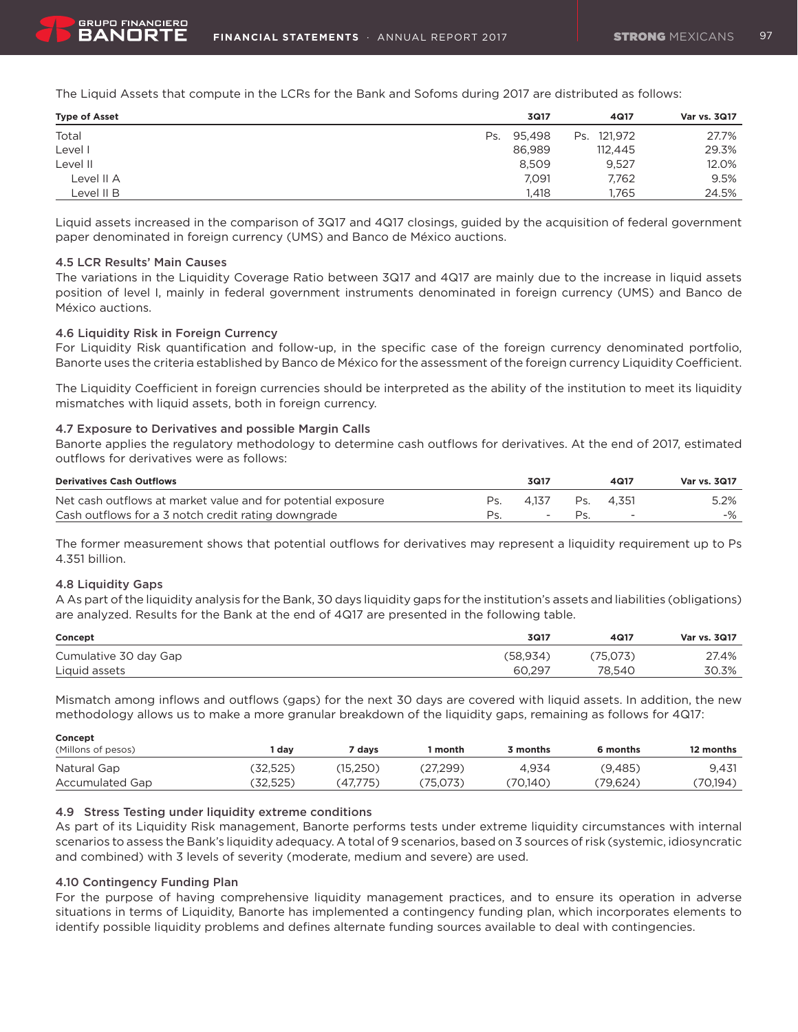The Liquid Assets that compute in the LCRs for the Bank and Sofoms during 2017 are distributed as follows:

| Type of Asset | 3Q17 | 4Q17 | Var vs. 3Q17 |
|---|---|---|---|
| Total | Ps. 95,498 | Ps. 121,972 | 27.7% |
| Level I | 86,989 | 112,445 | 29.3% |
| Level II | 8,509 | 9,527 | 12.0% |
| Level II A | 7,091 | 7,762 | 9.5% |
| Level II B | 1,418 | 1,765 | 24.5% |

Liquid assets increased in the comparison of 3Q17 and 4Q17 closings, guided by the acquisition of federal government paper denominated in foreign currency (UMS) and Banco de México auctions.

### 4.5 LCR Results' Main Causes

The variations in the Liquidity Coverage Ratio between 3Q17 and 4Q17 are mainly due to the increase in liquid assets position of level I, mainly in federal government instruments denominated in foreign currency (UMS) and Banco de México auctions.

### 4.6 Liquidity Risk in Foreign Currency

For Liquidity Risk quantification and follow-up, in the specific case of the foreign currency denominated portfolio, Banorte uses the criteria established by Banco de México for the assessment of the foreign currency Liquidity Coefficient.

The Liquidity Coefficient in foreign currencies should be interpreted as the ability of the institution to meet its liquidity mismatches with liquid assets, both in foreign currency.

### 4.7 Exposure to Derivatives and possible Margin Calls

Banorte applies the regulatory methodology to determine cash outflows for derivatives. At the end of 2017, estimated outflows for derivatives were as follows:

| Derivatives Cash Outflows | 3Q17 | 4Q17 | Var vs. 3Q17 |
|---|---|---|---|
| Net cash outflows at market value and for potential exposure | Ps. 4,137 | Ps. 4,351 | 5.2% |
| Cash outflows for a 3 notch credit rating downgrade | Ps. - | Ps. - | -% |

The former measurement shows that potential outflows for derivatives may represent a liquidity requirement up to Ps 4.351 billion.

### 4.8 Liquidity Gaps

A As part of the liquidity analysis for the Bank, 30 days liquidity gaps for the institution's assets and liabilities (obligations) are analyzed. Results for the Bank at the end of 4Q17 are presented in the following table.

| Concept | 3Q17 | 4Q17 | Var vs. 3Q17 |
|---|---|---|---|
| Cumulative 30 day Gap | (58,934) | (75,073) | 27.4% |
| Liquid assets | 60,297 | 78,540 | 30.3% |

Mismatch among inflows and outflows (gaps) for the next 30 days are covered with liquid assets. In addition, the new methodology allows us to make a more granular breakdown of the liquidity gaps, remaining as follows for 4Q17:

| Concept<br>(Millons of pesos) | 1 day | 7 days | 1 month | 3 months | 6 months | 12 months |
|---|---|---|---|---|---|---|
| Natural Gap | (32,525) | (15,250) | (27,299) | 4,934 | (9,485) | 9,431 |
| Accumulated Gap | (32,525) | (47,775) | (75,073) | (70,140) | (79,624) | (70,194) |

### 4.9 Stress Testing under liquidity extreme conditions

As part of its Liquidity Risk management, Banorte performs tests under extreme liquidity circumstances with internal scenarios to assess the Bank's liquidity adequacy. A total of 9 scenarios, based on 3 sources of risk (systemic, idiosyncratic and combined) with 3 levels of severity (moderate, medium and severe) are used.

### 4.10 Contingency Funding Plan

For the purpose of having comprehensive liquidity management practices, and to ensure its operation in adverse situations in terms of Liquidity, Banorte has implemented a contingency funding plan, which incorporates elements to identify possible liquidity problems and defines alternate funding sources available to deal with contingencies.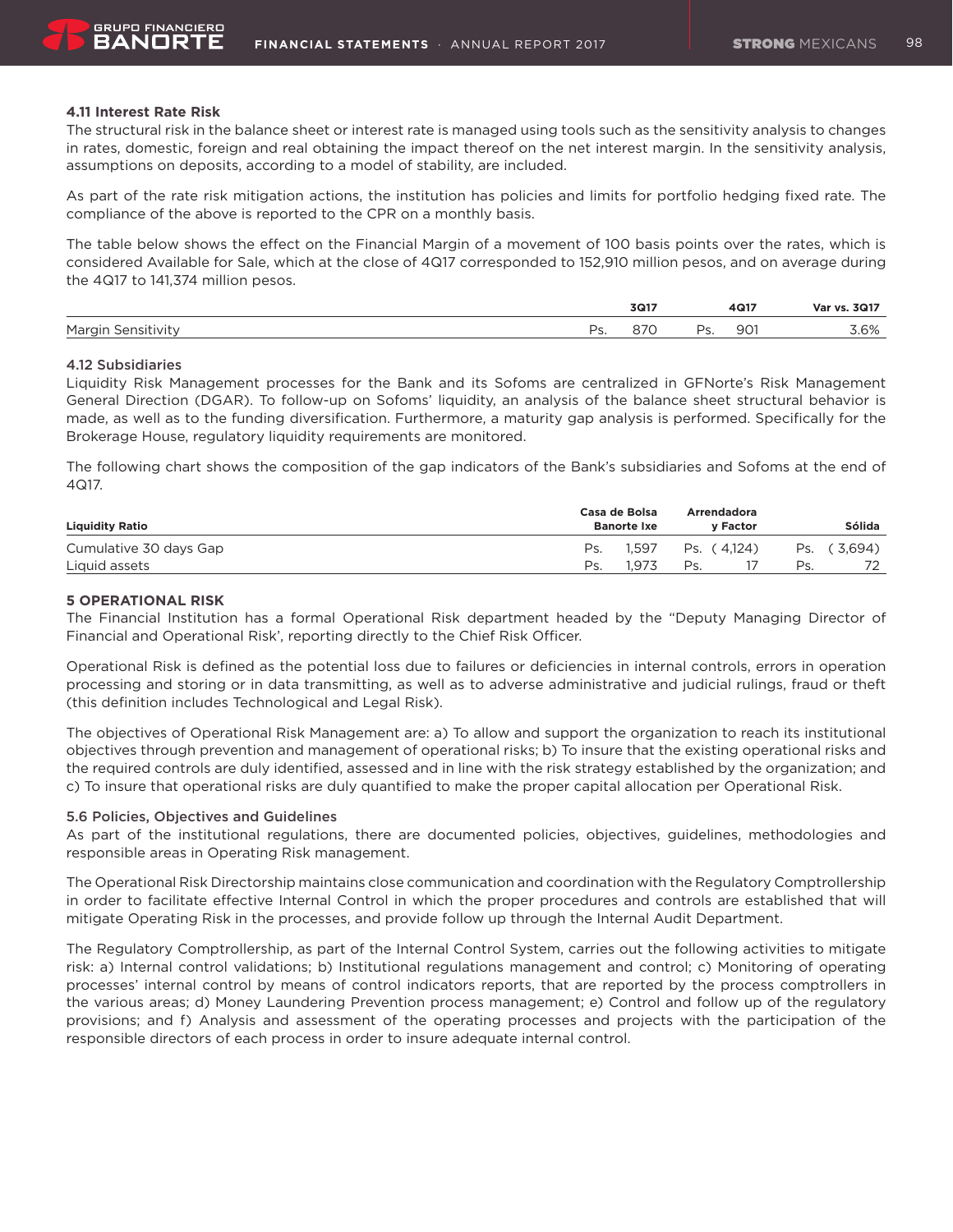### 4.11 Interest Rate Risk

The structural risk in the balance sheet or interest rate is managed using tools such as the sensitivity analysis to changes in rates, domestic, foreign and real obtaining the impact thereof on the net interest margin. In the sensitivity analysis, assumptions on deposits, according to a model of stability, are included.

As part of the rate risk mitigation actions, the institution has policies and limits for portfolio hedging fixed rate. The compliance of the above is reported to the CPR on a monthly basis.

The table below shows the effect on the Financial Margin of a movement of 100 basis points over the rates, which is considered Available for Sale, which at the close of 4Q17 corresponded to 152,910 million pesos, and on average during the 4Q17 to 141,374 million pesos.

| | 3Q17 | 4Q17 | Var vs. 3Q17 |
|---|---|---|---|
| Margin Sensitivity | Ps. 870 | Ps. 901 | 3.6% |

### 4.12 Subsidiaries

Liquidity Risk Management processes for the Bank and its Sofoms are centralized in GFNorte's Risk Management General Direction (DGAR). To follow-up on Sofoms' liquidity, an analysis of the balance sheet structural behavior is made, as well as to the funding diversification. Furthermore, a maturity gap analysis is performed. Specifically for the Brokerage House, regulatory liquidity requirements are monitored.

The following chart shows the composition of the gap indicators of the Bank's subsidiaries and Sofoms at the end of 4Q17.

| Liquidity Ratio | Casa de Bolsa Banorte Ixe | Arrendadora y Factor | Sólida |
|---|---|---|---|
| Cumulative 30 days Gap | Ps. 1,597 | Ps. ( 4,124) | Ps. ( 3,694) |
| Liquid assets | Ps. 1,973 | Ps. 17 | Ps. 72 |

## 5 OPERATIONAL RISK

The Financial Institution has a formal Operational Risk department headed by the "Deputy Managing Director of Financial and Operational Risk', reporting directly to the Chief Risk Officer.

Operational Risk is defined as the potential loss due to failures or deficiencies in internal controls, errors in operation processing and storing or in data transmitting, as well as to adverse administrative and judicial rulings, fraud or theft (this definition includes Technological and Legal Risk).

The objectives of Operational Risk Management are: a) To allow and support the organization to reach its institutional objectives through prevention and management of operational risks; b) To insure that the existing operational risks and the required controls are duly identified, assessed and in line with the risk strategy established by the organization; and c) To insure that operational risks are duly quantified to make the proper capital allocation per Operational Risk.

### 5.6 Policies, Objectives and Guidelines

As part of the institutional regulations, there are documented policies, objectives, guidelines, methodologies and responsible areas in Operating Risk management.

The Operational Risk Directorship maintains close communication and coordination with the Regulatory Comptrollership in order to facilitate effective Internal Control in which the proper procedures and controls are established that will mitigate Operating Risk in the processes, and provide follow up through the Internal Audit Department.

The Regulatory Comptrollership, as part of the Internal Control System, carries out the following activities to mitigate risk: a) Internal control validations; b) Institutional regulations management and control; c) Monitoring of operating processes' internal control by means of control indicators reports, that are reported by the process comptrollers in the various areas; d) Money Laundering Prevention process management; e) Control and follow up of the regulatory provisions; and f) Analysis and assessment of the operating processes and projects with the participation of the responsible directors of each process in order to insure adequate internal control.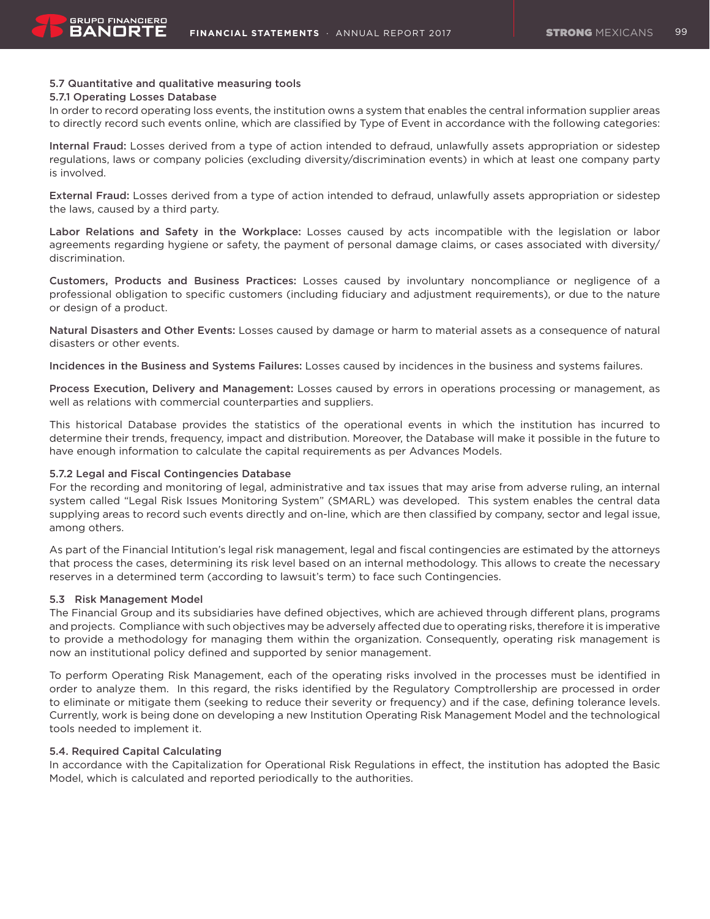### 5.7 Quantitative and qualitative measuring tools

#### 5.7.1 Operating Losses Database

In order to record operating loss events, the institution owns a system that enables the central information supplier areas to directly record such events online, which are classified by Type of Event in accordance with the following categories:

**Internal Fraud:** Losses derived from a type of action intended to defraud, unlawfully assets appropriation or sidestep regulations, laws or company policies (excluding diversity/discrimination events) in which at least one company party is involved.

**External Fraud:** Losses derived from a type of action intended to defraud, unlawfully assets appropriation or sidestep the laws, caused by a third party.

**Labor Relations and Safety in the Workplace:** Losses caused by acts incompatible with the legislation or labor agreements regarding hygiene or safety, the payment of personal damage claims, or cases associated with diversity/ discrimination.

**Customers, Products and Business Practices:** Losses caused by involuntary noncompliance or negligence of a professional obligation to specific customers (including fiduciary and adjustment requirements), or due to the nature or design of a product.

**Natural Disasters and Other Events:** Losses caused by damage or harm to material assets as a consequence of natural disasters or other events.

**Incidences in the Business and Systems Failures:** Losses caused by incidences in the business and systems failures.

**Process Execution, Delivery and Management:** Losses caused by errors in operations processing or management, as well as relations with commercial counterparties and suppliers.

This historical Database provides the statistics of the operational events in which the institution has incurred to determine their trends, frequency, impact and distribution. Moreover, the Database will make it possible in the future to have enough information to calculate the capital requirements as per Advances Models.

#### 5.7.2 Legal and Fiscal Contingencies Database

For the recording and monitoring of legal, administrative and tax issues that may arise from adverse ruling, an internal system called "Legal Risk Issues Monitoring System" (SMARL) was developed. This system enables the central data supplying areas to record such events directly and on-line, which are then classified by company, sector and legal issue, among others.

As part of the Financial Intitution's legal risk management, legal and fiscal contingencies are estimated by the attorneys that process the cases, determining its risk level based on an internal methodology. This allows to create the necessary reserves in a determined term (according to lawsuit's term) to face such Contingencies.

### 5.3 Risk Management Model

The Financial Group and its subsidiaries have defined objectives, which are achieved through different plans, programs and projects. Compliance with such objectives may be adversely affected due to operating risks, therefore it is imperative to provide a methodology for managing them within the organization. Consequently, operating risk management is now an institutional policy defined and supported by senior management.

To perform Operating Risk Management, each of the operating risks involved in the processes must be identified in order to analyze them. In this regard, the risks identified by the Regulatory Comptrollership are processed in order to eliminate or mitigate them (seeking to reduce their severity or frequency) and if the case, defining tolerance levels. Currently, work is being done on developing a new Institution Operating Risk Management Model and the technological tools needed to implement it.

### 5.4. Required Capital Calculating

In accordance with the Capitalization for Operational Risk Regulations in effect, the institution has adopted the Basic Model, which is calculated and reported periodically to the authorities.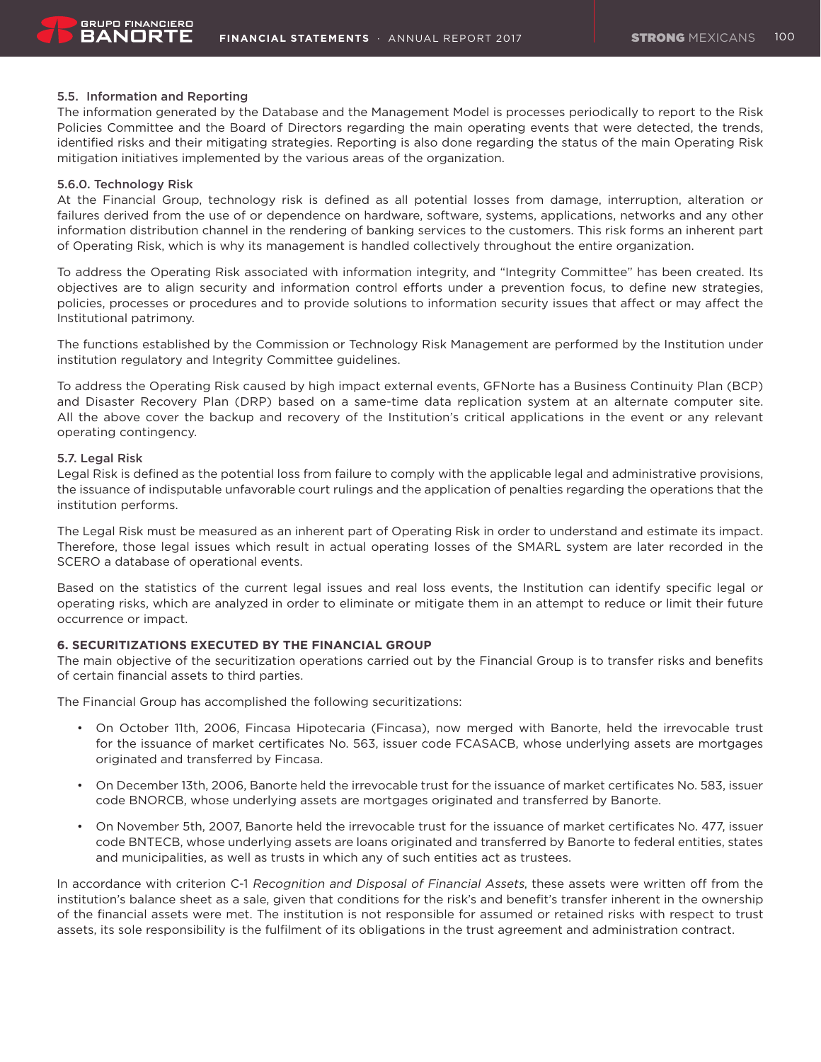### 5.5. Information and Reporting

The information generated by the Database and the Management Model is processes periodically to report to the Risk Policies Committee and the Board of Directors regarding the main operating events that were detected, the trends, identified risks and their mitigating strategies. Reporting is also done regarding the status of the main Operating Risk mitigation initiatives implemented by the various areas of the organization.

### 5.6.0. Technology Risk

At the Financial Group, technology risk is defined as all potential losses from damage, interruption, alteration or failures derived from the use of or dependence on hardware, software, systems, applications, networks and any other information distribution channel in the rendering of banking services to the customers. This risk forms an inherent part of Operating Risk, which is why its management is handled collectively throughout the entire organization.

To address the Operating Risk associated with information integrity, and "Integrity Committee" has been created. Its objectives are to align security and information control efforts under a prevention focus, to define new strategies, policies, processes or procedures and to provide solutions to information security issues that affect or may affect the Institutional patrimony.

The functions established by the Commission or Technology Risk Management are performed by the Institution under institution regulatory and Integrity Committee guidelines.

To address the Operating Risk caused by high impact external events, GFNorte has a Business Continuity Plan (BCP) and Disaster Recovery Plan (DRP) based on a same-time data replication system at an alternate computer site. All the above cover the backup and recovery of the Institution's critical applications in the event or any relevant operating contingency.

### 5.7. Legal Risk

Legal Risk is defined as the potential loss from failure to comply with the applicable legal and administrative provisions, the issuance of indisputable unfavorable court rulings and the application of penalties regarding the operations that the institution performs.

The Legal Risk must be measured as an inherent part of Operating Risk in order to understand and estimate its impact. Therefore, those legal issues which result in actual operating losses of the SMARL system are later recorded in the SCERO a database of operational events.

Based on the statistics of the current legal issues and real loss events, the Institution can identify specific legal or operating risks, which are analyzed in order to eliminate or mitigate them in an attempt to reduce or limit their future occurrence or impact.

## 6. SECURITIZATIONS EXECUTED BY THE FINANCIAL GROUP

The main objective of the securitization operations carried out by the Financial Group is to transfer risks and benefits of certain financial assets to third parties.

The Financial Group has accomplished the following securitizations:

- On October 11th, 2006, Fincasa Hipotecaria (Fincasa), now merged with Banorte, held the irrevocable trust for the issuance of market certificates No. 563, issuer code FCASACB, whose underlying assets are mortgages originated and transferred by Fincasa.
- On December 13th, 2006, Banorte held the irrevocable trust for the issuance of market certificates No. 583, issuer code BNORCB, whose underlying assets are mortgages originated and transferred by Banorte.
- On November 5th, 2007, Banorte held the irrevocable trust for the issuance of market certificates No. 477, issuer code BNTECB, whose underlying assets are loans originated and transferred by Banorte to federal entities, states and municipalities, as well as trusts in which any of such entities act as trustees.

In accordance with criterion C-1 *Recognition and Disposal of Financial Assets*, these assets were written off from the institution's balance sheet as a sale, given that conditions for the risk's and benefit's transfer inherent in the ownership of the financial assets were met. The institution is not responsible for assumed or retained risks with respect to trust assets, its sole responsibility is the fulfilment of its obligations in the trust agreement and administration contract.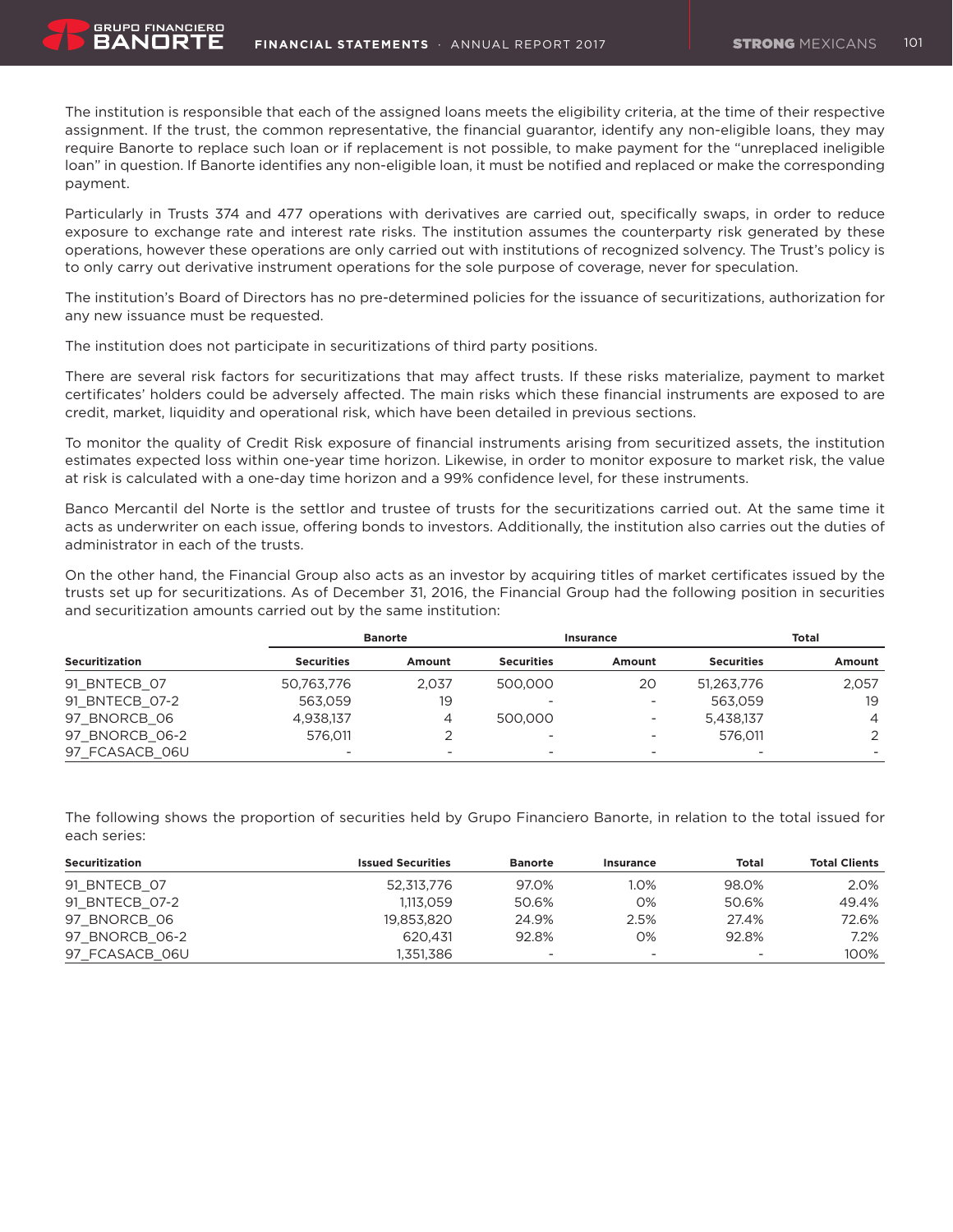The institution is responsible that each of the assigned loans meets the eligibility criteria, at the time of their respective assignment. If the trust, the common representative, the financial guarantor, identify any non-eligible loans, they may require Banorte to replace such loan or if replacement is not possible, to make payment for the "unreplaced ineligible loan" in question. If Banorte identifies any non-eligible loan, it must be notified and replaced or make the corresponding payment.

Particularly in Trusts 374 and 477 operations with derivatives are carried out, specifically swaps, in order to reduce exposure to exchange rate and interest rate risks. The institution assumes the counterparty risk generated by these operations, however these operations are only carried out with institutions of recognized solvency. The Trust's policy is to only carry out derivative instrument operations for the sole purpose of coverage, never for speculation.

The institution's Board of Directors has no pre-determined policies for the issuance of securitizations, authorization for any new issuance must be requested.

The institution does not participate in securitizations of third party positions.

There are several risk factors for securitizations that may affect trusts. If these risks materialize, payment to market certificates' holders could be adversely affected. The main risks which these financial instruments are exposed to are credit, market, liquidity and operational risk, which have been detailed in previous sections.

To monitor the quality of Credit Risk exposure of financial instruments arising from securitized assets, the institution estimates expected loss within one-year time horizon. Likewise, in order to monitor exposure to market risk, the value at risk is calculated with a one-day time horizon and a 99% confidence level, for these instruments.

Banco Mercantil del Norte is the settlor and trustee of trusts for the securitizations carried out. At the same time it acts as underwriter on each issue, offering bonds to investors. Additionally, the institution also carries out the duties of administrator in each of the trusts.

On the other hand, the Financial Group also acts as an investor by acquiring titles of market certificates issued by the trusts set up for securitizations. As of December 31, 2016, the Financial Group had the following position in securities and securitization amounts carried out by the same institution:

| | Banorte | | Insurance | | Total | |
|---|---|---|---|---|---|---|
| **Securitization** | **Securities** | **Amount** | **Securities** | **Amount** | **Securities** | **Amount** |
| 91_BNTECB_07 | 50,763,776 | 2,037 | 500,000 | 20 | 51,263,776 | 2,057 |
| 91_BNTECB_07-2 | 563,059 | 19 | - | - | 563,059 | 19 |
| 97_BNORCB_06 | 4,938,137 | 4 | 500,000 | - | 5,438,137 | 4 |
| 97_BNORCB_06-2 | 576,011 | 2 | - | - | 576,011 | 2 |
| 97_FCASACB_06U | - | - | - | - | - | - |

The following shows the proportion of securities held by Grupo Financiero Banorte, in relation to the total issued for each series:

| Securitization | Issued Securities | Banorte | Insurance | Total | Total Clients |
|---|---|---|---|---|---|
| 91_BNTECB_07 | 52,313,776 | 97.0% | 1.0% | 98.0% | 2.0% |
| 91_BNTECB_07-2 | 1,113,059 | 50.6% | 0% | 50.6% | 49.4% |
| 97_BNORCB_06 | 19,853,820 | 24.9% | 2.5% | 27.4% | 72.6% |
| 97_BNORCB_06-2 | 620,431 | 92.8% | 0% | 92.8% | 7.2% |
| 97_FCASACB_06U | 1,351,386 | - | - | - | 100% |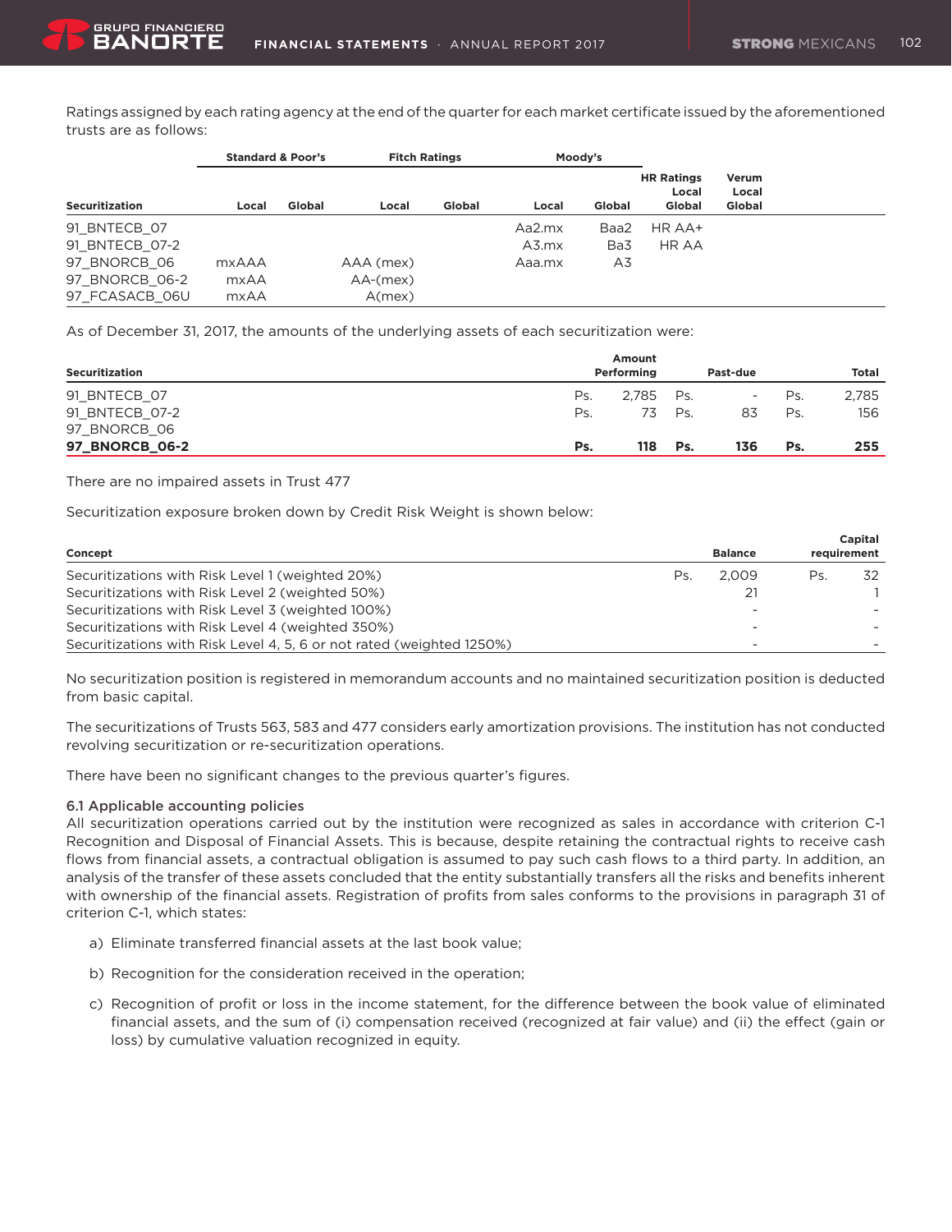Ratings assigned by each rating agency at the end of the quarter for each market certificate issued by the aforementioned trusts are as follows:

| | Standard & Poor's | | Fitch Ratings | | Moody's | | | |
|---|---|---|---|---|---|---|---|---|
| **Securitization** | **Local** | **Global** | **Local** | **Global** | **Local** | **Global** | **HR Ratings Local Global** | **Verum Local Global** |
| 91_BNTECB_07 | | | | | Aa2.mx | Baa2 | HR AA+ | |
| 91_BNTECB_07-2 | | | | | A3.mx | Ba3 | HR AA | |
| 97_BNORCB_06 | mxAAA | | AAA (mex) | | Aaa.mx | A3 | | |
| 97_BNORCB_06-2 | mxAA | | AA-(mex) | | | | | |
| 97_FCASACB_06U | mxAA | | A(mex) | | | | | |

As of December 31, 2017, the amounts of the underlying assets of each securitization were:

| **Securitization** | | **Amount Performing** | | **Past-due** | | **Total** |
|---|---|---|---|---|---|---|
| 91_BNTECB_07 | Ps. | 2,785 | Ps. | - | Ps. | 2,785 |
| 91_BNTECB_07-2 | Ps. | 73 | Ps. | 83 | Ps. | 156 |
| 97_BNORCB_06 | | | | | | |
| **97_BNORCB_06-2** | **Ps.** | **118** | **Ps.** | **136** | **Ps.** | **255** |

There are no impaired assets in Trust 477

Securitization exposure broken down by Credit Risk Weight is shown below:

| **Concept** | | **Balance** | | **Capital requirement** |
|---|---|---|---|---|
| Securitizations with Risk Level 1 (weighted 20%) | Ps. | 2,009 | Ps. | 32 |
| Securitizations with Risk Level 2 (weighted 50%) | | 21 | | 1 |
| Securitizations with Risk Level 3 (weighted 100%) | | - | | - |
| Securitizations with Risk Level 4 (weighted 350%) | | - | | - |
| Securitizations with Risk Level 4, 5, 6 or not rated (weighted 1250%) | | - | | - |

No securitization position is registered in memorandum accounts and no maintained securitization position is deducted from basic capital.

The securitizations of Trusts 563, 583 and 477 considers early amortization provisions. The institution has not conducted revolving securitization or re-securitization operations.

There have been no significant changes to the previous quarter's figures.

### 6.1 Applicable accounting policies

All securitization operations carried out by the institution were recognized as sales in accordance with criterion C-1 Recognition and Disposal of Financial Assets. This is because, despite retaining the contractual rights to receive cash flows from financial assets, a contractual obligation is assumed to pay such cash flows to a third party. In addition, an analysis of the transfer of these assets concluded that the entity substantially transfers all the risks and benefits inherent with ownership of the financial assets. Registration of profits from sales conforms to the provisions in paragraph 31 of criterion C-1, which states:

a) Eliminate transferred financial assets at the last book value;

b) Recognition for the consideration received in the operation;

c) Recognition of profit or loss in the income statement, for the difference between the book value of eliminated financial assets, and the sum of (i) compensation received (recognized at fair value) and (ii) the effect (gain or loss) by cumulative valuation recognized in equity.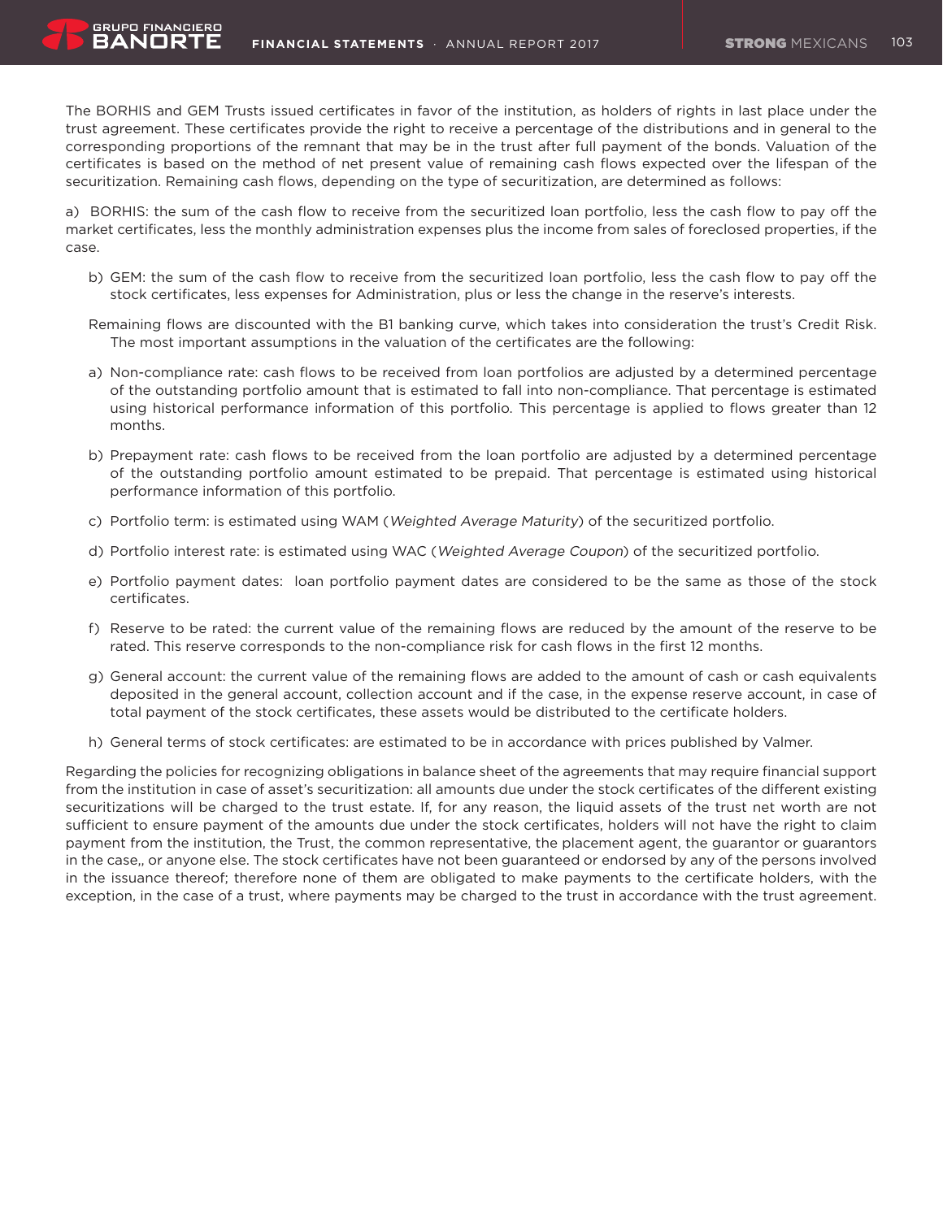The BORHIS and GEM Trusts issued certificates in favor of the institution, as holders of rights in last place under the trust agreement. These certificates provide the right to receive a percentage of the distributions and in general to the corresponding proportions of the remnant that may be in the trust after full payment of the bonds. Valuation of the certificates is based on the method of net present value of remaining cash flows expected over the lifespan of the securitization. Remaining cash flows, depending on the type of securitization, are determined as follows:

a) BORHIS: the sum of the cash flow to receive from the securitized loan portfolio, less the cash flow to pay off the market certificates, less the monthly administration expenses plus the income from sales of foreclosed properties, if the case.

b) GEM: the sum of the cash flow to receive from the securitized loan portfolio, less the cash flow to pay off the stock certificates, less expenses for Administration, plus or less the change in the reserve's interests.

Remaining flows are discounted with the B1 banking curve, which takes into consideration the trust's Credit Risk. The most important assumptions in the valuation of the certificates are the following:

a) Non-compliance rate: cash flows to be received from loan portfolios are adjusted by a determined percentage of the outstanding portfolio amount that is estimated to fall into non-compliance. That percentage is estimated using historical performance information of this portfolio. This percentage is applied to flows greater than 12 months.

b) Prepayment rate: cash flows to be received from the loan portfolio are adjusted by a determined percentage of the outstanding portfolio amount estimated to be prepaid. That percentage is estimated using historical performance information of this portfolio.

c) Portfolio term: is estimated using WAM (*Weighted Average Maturity*) of the securitized portfolio.

d) Portfolio interest rate: is estimated using WAC (*Weighted Average Coupon*) of the securitized portfolio.

e) Portfolio payment dates: loan portfolio payment dates are considered to be the same as those of the stock certificates.

f) Reserve to be rated: the current value of the remaining flows are reduced by the amount of the reserve to be rated. This reserve corresponds to the non-compliance risk for cash flows in the first 12 months.

g) General account: the current value of the remaining flows are added to the amount of cash or cash equivalents deposited in the general account, collection account and if the case, in the expense reserve account, in case of total payment of the stock certificates, these assets would be distributed to the certificate holders.

h) General terms of stock certificates: are estimated to be in accordance with prices published by Valmer.

Regarding the policies for recognizing obligations in balance sheet of the agreements that may require financial support from the institution in case of asset's securitization: all amounts due under the stock certificates of the different existing securitizations will be charged to the trust estate. If, for any reason, the liquid assets of the trust net worth are not sufficient to ensure payment of the amounts due under the stock certificates, holders will not have the right to claim payment from the institution, the Trust, the common representative, the placement agent, the guarantor or guarantors in the case,, or anyone else. The stock certificates have not been guaranteed or endorsed by any of the persons involved in the issuance thereof; therefore none of them are obligated to make payments to the certificate holders, with the exception, in the case of a trust, where payments may be charged to the trust in accordance with the trust agreement.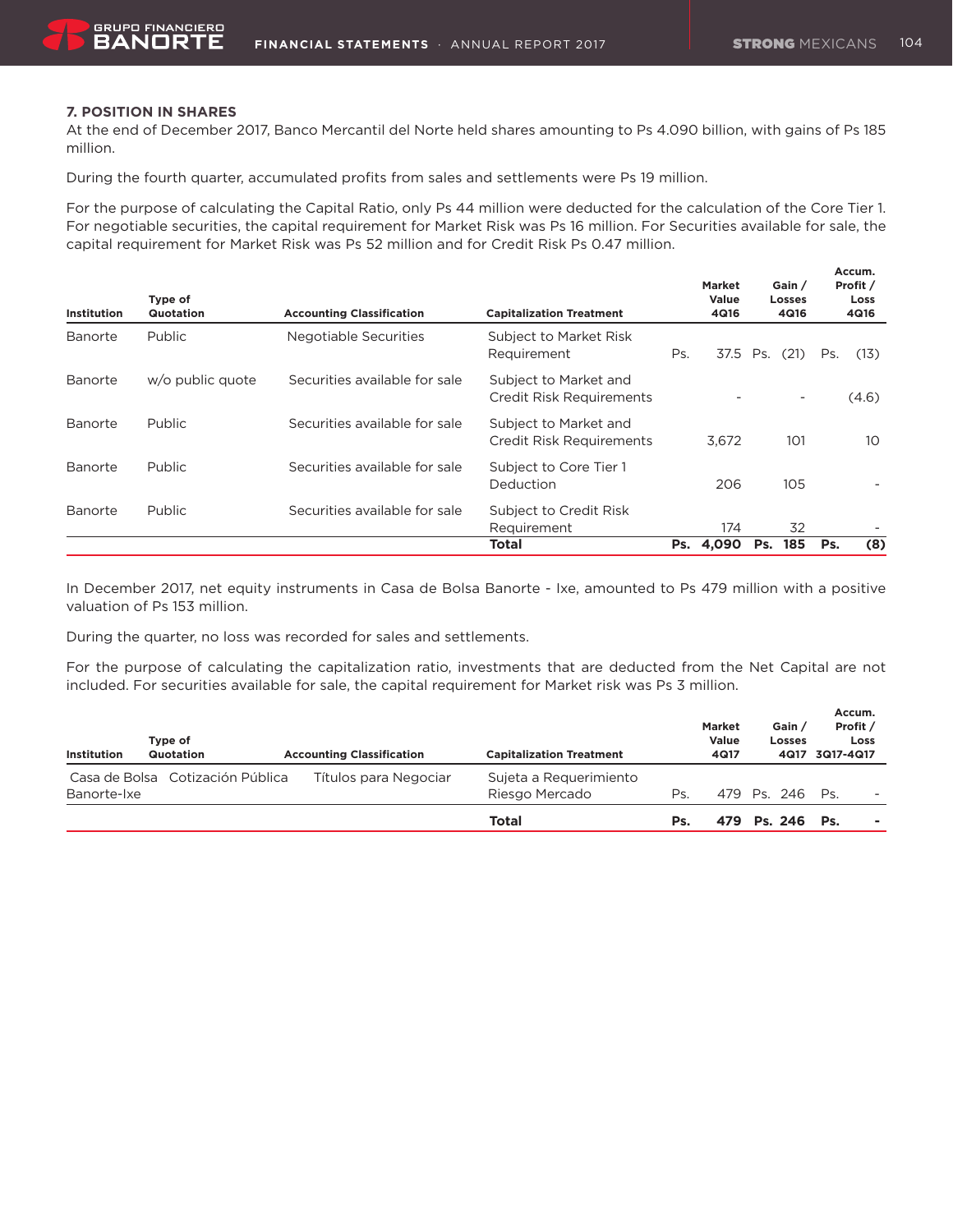## 7. POSITION IN SHARES

At the end of December 2017, Banco Mercantil del Norte held shares amounting to Ps 4.090 billion, with gains of Ps 185 million.

During the fourth quarter, accumulated profits from sales and settlements were Ps 19 million.

For the purpose of calculating the Capital Ratio, only Ps 44 million were deducted for the calculation of the Core Tier 1. For negotiable securities, the capital requirement for Market Risk was Ps 16 million. For Securities available for sale, the capital requirement for Market Risk was Ps 52 million and for Credit Risk Ps 0.47 million.

| Institution | Type of Quotation | Accounting Classification | Capitalization Treatment | Market Value 4Q16 | Gain / Losses 4Q16 | Accum. Profit / Loss 4Q16 |
|---|---|---|---|---|---|---|
| Banorte | Public | Negotiable Securities | Subject to Market Risk Requirement | Ps. 37.5 | Ps. (21) | Ps. (13) |
| Banorte | w/o public quote | Securities available for sale | Subject to Market and Credit Risk Requirements | - | - | (4.6) |
| Banorte | Public | Securities available for sale | Subject to Market and Credit Risk Requirements | 3,672 | 101 | 10 |
| Banorte | Public | Securities available for sale | Subject to Core Tier 1 Deduction | 206 | 105 | - |
| Banorte | Public | Securities available for sale | Subject to Credit Risk Requirement | 174 | 32 | - |
| | | | **Total** | **Ps. 4,090** | **Ps. 185** | **Ps. (8)** |

In December 2017, net equity instruments in Casa de Bolsa Banorte - Ixe, amounted to Ps 479 million with a positive valuation of Ps 153 million.

During the quarter, no loss was recorded for sales and settlements.

For the purpose of calculating the capitalization ratio, investments that are deducted from the Net Capital are not included. For securities available for sale, the capital requirement for Market risk was Ps 3 million.

| Institution | Type of Quotation | Accounting Classification | Capitalization Treatment | Market Value 4Q17 | Gain / Losses 4Q17 | Accum. Profit / Loss 3Q17-4Q17 |
|---|---|---|---|---|---|---|
| Casa de Bolsa Banorte-Ixe | Cotización Pública | Títulos para Negociar | Sujeta a Requerimiento Riesgo Mercado | Ps. 479 | Ps. 246 | Ps. - |
| | | | **Total** | **Ps. 479** | **Ps. 246** | **Ps. -** |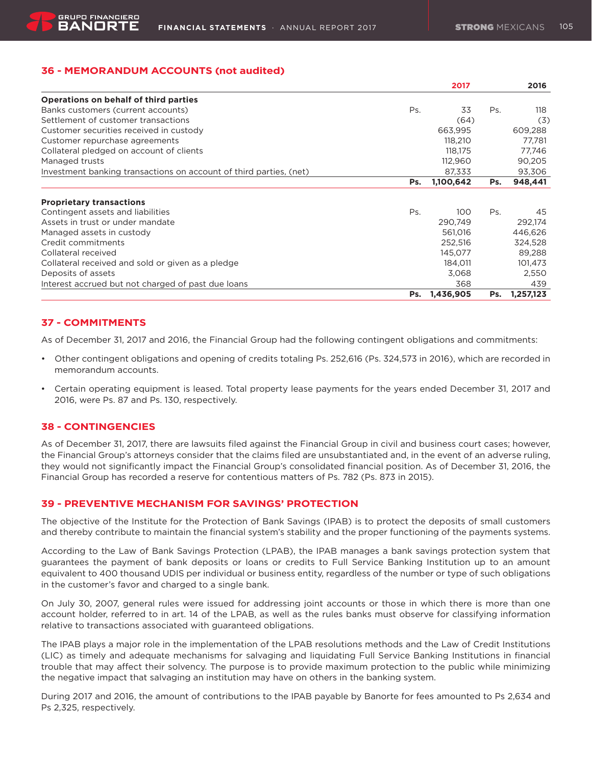## 36 - MEMORANDUM ACCOUNTS (not audited)

| | | 2017 | | 2016 |
|---|---|---|---|---|
| **Operations on behalf of third parties** | | | | |
| Banks customers (current accounts) | Ps. | 33 | Ps. | 118 |
| Settlement of customer transactions | | (64) | | (3) |
| Customer securities received in custody | | 663,995 | | 609,288 |
| Customer repurchase agreements | | 118,210 | | 77,781 |
| Collateral pledged on account of clients | | 118,175 | | 77,746 |
| Managed trusts | | 112,960 | | 90,205 |
| Investment banking transactions on account of third parties, (net) | | 87,333 | | 93,306 |
| | **Ps.** | **1,100,642** | **Ps.** | **948,441** |
| **Proprietary transactions** | | | | |
| Contingent assets and liabilities | Ps. | 100 | Ps. | 45 |
| Assets in trust or under mandate | | 290,749 | | 292,174 |
| Managed assets in custody | | 561,016 | | 446,626 |
| Credit commitments | | 252,516 | | 324,528 |
| Collateral received | | 145,077 | | 89,288 |
| Collateral received and sold or given as a pledge | | 184,011 | | 101,473 |
| Deposits of assets | | 3,068 | | 2,550 |
| Interest accrued but not charged of past due loans | | 368 | | 439 |
| | **Ps.** | **1,436,905** | **Ps.** | **1,257,123** |

## 37 - COMMITMENTS

As of December 31, 2017 and 2016, the Financial Group had the following contingent obligations and commitments:

- Other contingent obligations and opening of credits totaling Ps. 252,616 (Ps. 324,573 in 2016), which are recorded in memorandum accounts.
- Certain operating equipment is leased. Total property lease payments for the years ended December 31, 2017 and 2016, were Ps. 87 and Ps. 130, respectively.

## 38 - CONTINGENCIES

As of December 31, 2017, there are lawsuits filed against the Financial Group in civil and business court cases; however, the Financial Group's attorneys consider that the claims filed are unsubstantiated and, in the event of an adverse ruling, they would not significantly impact the Financial Group's consolidated financial position. As of December 31, 2016, the Financial Group has recorded a reserve for contentious matters of Ps. 782 (Ps. 873 in 2015).

## 39 - PREVENTIVE MECHANISM FOR SAVINGS' PROTECTION

The objective of the Institute for the Protection of Bank Savings (IPAB) is to protect the deposits of small customers and thereby contribute to maintain the financial system's stability and the proper functioning of the payments systems.

According to the Law of Bank Savings Protection (LPAB), the IPAB manages a bank savings protection system that guarantees the payment of bank deposits or loans or credits to Full Service Banking Institution up to an amount equivalent to 400 thousand UDIS per individual or business entity, regardless of the number or type of such obligations in the customer's favor and charged to a single bank.

On July 30, 2007, general rules were issued for addressing joint accounts or those in which there is more than one account holder, referred to in art. 14 of the LPAB, as well as the rules banks must observe for classifying information relative to transactions associated with guaranteed obligations.

The IPAB plays a major role in the implementation of the LPAB resolutions methods and the Law of Credit Institutions (LIC) as timely and adequate mechanisms for salvaging and liquidating Full Service Banking Institutions in financial trouble that may affect their solvency. The purpose is to provide maximum protection to the public while minimizing the negative impact that salvaging an institution may have on others in the banking system.

During 2017 and 2016, the amount of contributions to the IPAB payable by Banorte for fees amounted to Ps 2,634 and Ps 2,325, respectively.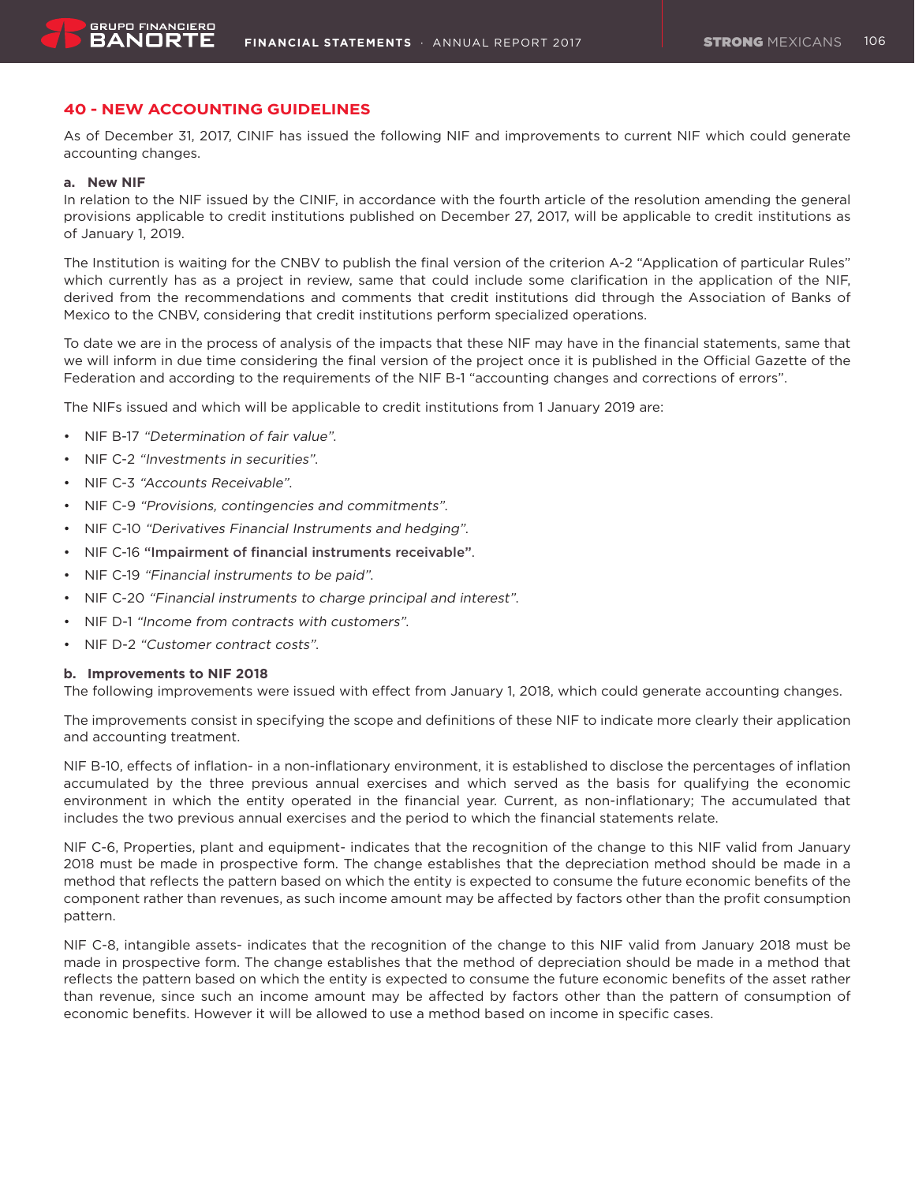## 40 - NEW ACCOUNTING GUIDELINES

As of December 31, 2017, CINIF has issued the following NIF and improvements to current NIF which could generate accounting changes.

**a. New NIF**

In relation to the NIF issued by the CINIF, in accordance with the fourth article of the resolution amending the general provisions applicable to credit institutions published on December 27, 2017, will be applicable to credit institutions as of January 1, 2019.

The Institution is waiting for the CNBV to publish the final version of the criterion A-2 "Application of particular Rules" which currently has as a project in review, same that could include some clarification in the application of the NIF, derived from the recommendations and comments that credit institutions did through the Association of Banks of Mexico to the CNBV, considering that credit institutions perform specialized operations.

To date we are in the process of analysis of the impacts that these NIF may have in the financial statements, same that we will inform in due time considering the final version of the project once it is published in the Official Gazette of the Federation and according to the requirements of the NIF B-1 "accounting changes and corrections of errors".

The NIFs issued and which will be applicable to credit institutions from 1 January 2019 are:

- NIF B-17 *"Determination of fair value"*.
- NIF C-2 *"Investments in securities"*.
- NIF C-3 *"Accounts Receivable"*.
- NIF C-9 *"Provisions, contingencies and commitments"*.
- NIF C-10 *"Derivatives Financial Instruments and hedging"*.
- NIF C-16 **"Impairment of financial instruments receivable"**.
- NIF C-19 *"Financial instruments to be paid"*.
- NIF C-20 *"Financial instruments to charge principal and interest"*.
- NIF D-1 *"Income from contracts with customers"*.
- NIF D-2 *"Customer contract costs"*.

**b. Improvements to NIF 2018**

The following improvements were issued with effect from January 1, 2018, which could generate accounting changes.

The improvements consist in specifying the scope and definitions of these NIF to indicate more clearly their application and accounting treatment.

NIF B-10, effects of inflation- in a non-inflationary environment, it is established to disclose the percentages of inflation accumulated by the three previous annual exercises and which served as the basis for qualifying the economic environment in which the entity operated in the financial year. Current, as non-inflationary; The accumulated that includes the two previous annual exercises and the period to which the financial statements relate.

NIF C-6, Properties, plant and equipment- indicates that the recognition of the change to this NIF valid from January 2018 must be made in prospective form. The change establishes that the depreciation method should be made in a method that reflects the pattern based on which the entity is expected to consume the future economic benefits of the component rather than revenues, as such income amount may be affected by factors other than the profit consumption pattern.

NIF C-8, intangible assets- indicates that the recognition of the change to this NIF valid from January 2018 must be made in prospective form. The change establishes that the method of depreciation should be made in a method that reflects the pattern based on which the entity is expected to consume the future economic benefits of the asset rather than revenue, since such an income amount may be affected by factors other than the pattern of consumption of economic benefits. However it will be allowed to use a method based on income in specific cases.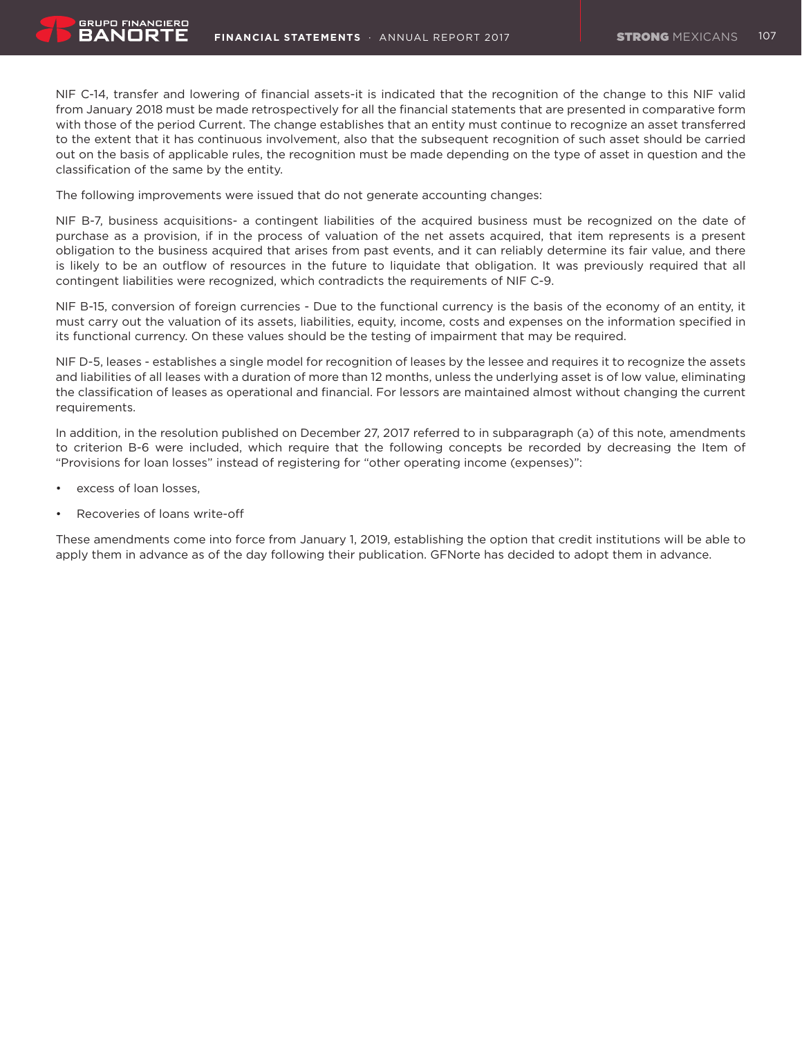NIF C-14, transfer and lowering of financial assets-it is indicated that the recognition of the change to this NIF valid from January 2018 must be made retrospectively for all the financial statements that are presented in comparative form with those of the period Current. The change establishes that an entity must continue to recognize an asset transferred to the extent that it has continuous involvement, also that the subsequent recognition of such asset should be carried out on the basis of applicable rules, the recognition must be made depending on the type of asset in question and the classification of the same by the entity.

The following improvements were issued that do not generate accounting changes:

NIF B-7, business acquisitions- a contingent liabilities of the acquired business must be recognized on the date of purchase as a provision, if in the process of valuation of the net assets acquired, that item represents is a present obligation to the business acquired that arises from past events, and it can reliably determine its fair value, and there is likely to be an outflow of resources in the future to liquidate that obligation. It was previously required that all contingent liabilities were recognized, which contradicts the requirements of NIF C-9.

NIF B-15, conversion of foreign currencies - Due to the functional currency is the basis of the economy of an entity, it must carry out the valuation of its assets, liabilities, equity, income, costs and expenses on the information specified in its functional currency. On these values should be the testing of impairment that may be required.

NIF D-5, leases - establishes a single model for recognition of leases by the lessee and requires it to recognize the assets and liabilities of all leases with a duration of more than 12 months, unless the underlying asset is of low value, eliminating the classification of leases as operational and financial. For lessors are maintained almost without changing the current requirements.

In addition, in the resolution published on December 27, 2017 referred to in subparagraph (a) of this note, amendments to criterion B-6 were included, which require that the following concepts be recorded by decreasing the Item of "Provisions for loan losses" instead of registering for "other operating income (expenses)":

- excess of loan losses,
- Recoveries of loans write-off

These amendments come into force from January 1, 2019, establishing the option that credit institutions will be able to apply them in advance as of the day following their publication. GFNorte has decided to adopt them in advance.